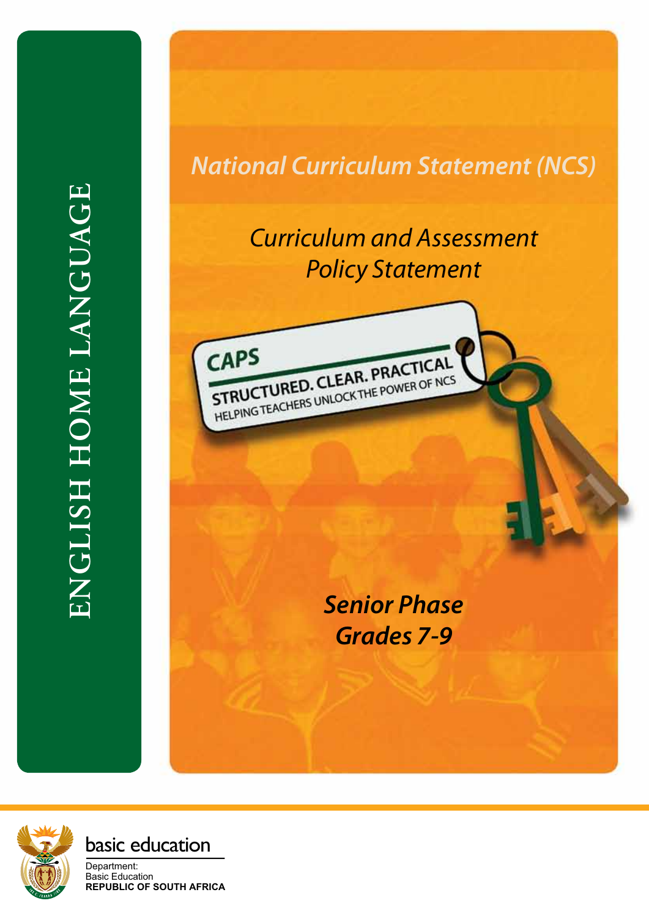# ENGLISH HOME LANGUAGE

*National Curriculum Statement (NCS)*

## *Curriculum and Assessment Policy Statement*

**CAPS**

**STRUCTURED. CLEAR. PRACTICAL**

HELPING TEACHERS UNLOCK THE POWER OF NCS

## *Senior Phase Grades 7-9*

basic education

Department:
Basic Education
**REPUBLIC OF SOUTH AFRICA**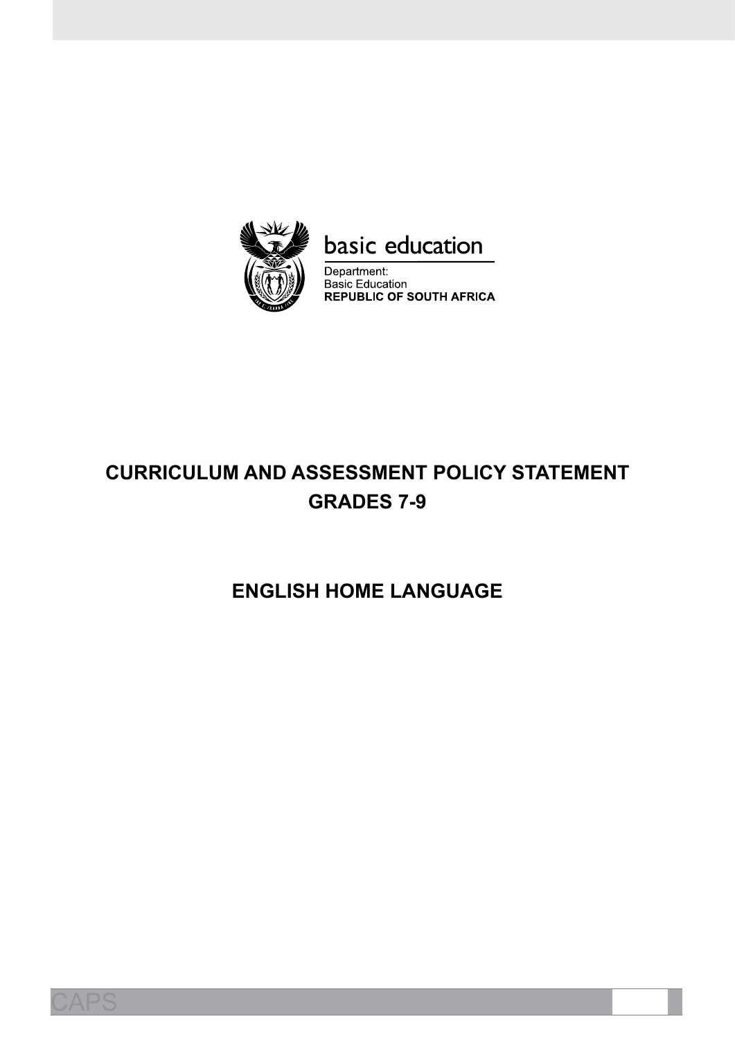basic education

Department:
Basic Education
**REPUBLIC OF SOUTH AFRICA**

# CURRICULUM AND ASSESSMENT POLICY STATEMENT
# GRADES 7-9

# ENGLISH HOME LANGUAGE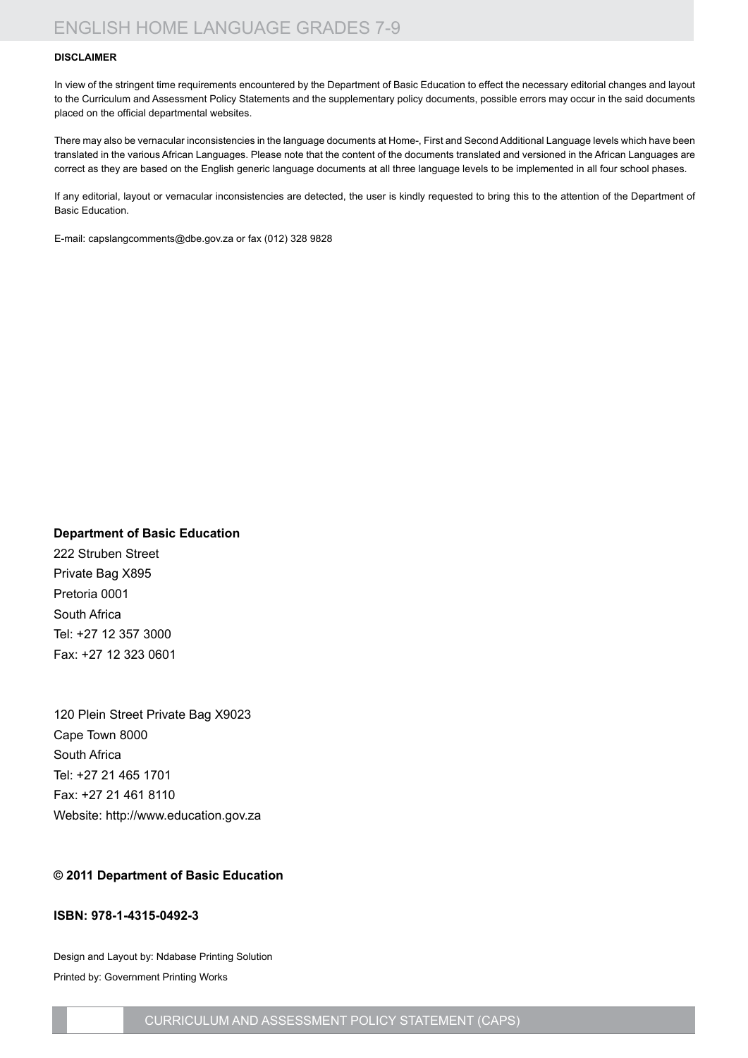**DISCLAIMER**

In view of the stringent time requirements encountered by the Department of Basic Education to effect the necessary editorial changes and layout to the Curriculum and Assessment Policy Statements and the supplementary policy documents, possible errors may occur in the said documents placed on the official departmental websites.

There may also be vernacular inconsistencies in the language documents at Home-, First and Second Additional Language levels which have been translated in the various African Languages. Please note that the content of the documents translated and versioned in the African Languages are correct as they are based on the English generic language documents at all three language levels to be implemented in all four school phases.

If any editorial, layout or vernacular inconsistencies are detected, the user is kindly requested to bring this to the attention of the Department of Basic Education.

E-mail: capslangcomments@dbe.gov.za or fax (012) 328 9828

**Department of Basic Education**

222 Struben Street
Private Bag X895
Pretoria 0001
South Africa
Tel: +27 12 357 3000
Fax: +27 12 323 0601

120 Plein Street Private Bag X9023
Cape Town 8000
South Africa
Tel: +27 21 465 1701
Fax: +27 21 461 8110
Website: http://www.education.gov.za

**© 2011 Department of Basic Education**

**ISBN: 978-1-4315-0492-3**

Design and Layout by: Ndabase Printing Solution

Printed by: Government Printing Works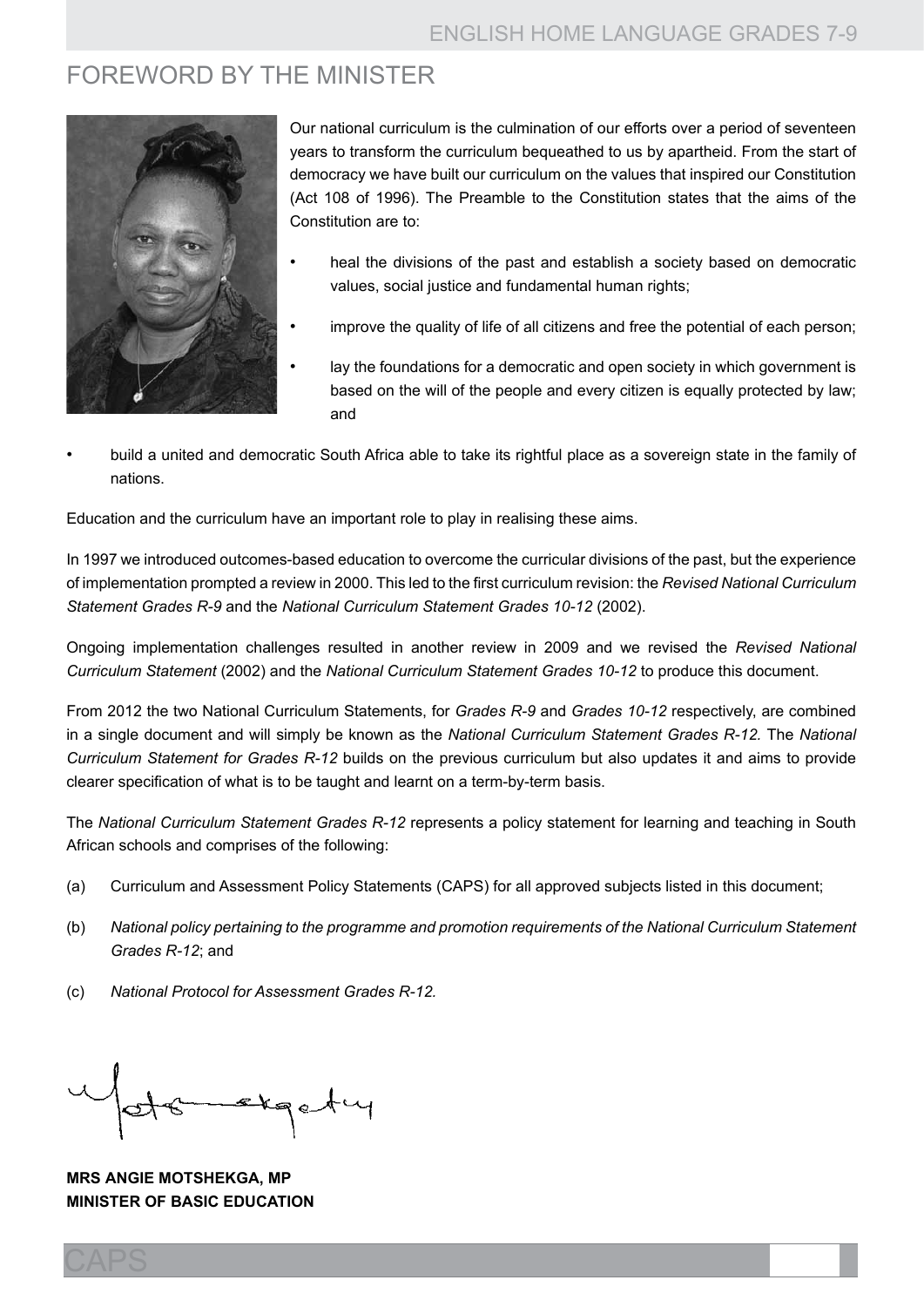# FOREWORD BY THE MINISTER

Our national curriculum is the culmination of our efforts over a period of seventeen years to transform the curriculum bequeathed to us by apartheid. From the start of democracy we have built our curriculum on the values that inspired our Constitution (Act 108 of 1996). The Preamble to the Constitution states that the aims of the Constitution are to:

- heal the divisions of the past and establish a society based on democratic values, social justice and fundamental human rights;
- improve the quality of life of all citizens and free the potential of each person;
- lay the foundations for a democratic and open society in which government is based on the will of the people and every citizen is equally protected by law; and
- build a united and democratic South Africa able to take its rightful place as a sovereign state in the family of nations.

Education and the curriculum have an important role to play in realising these aims.

In 1997 we introduced outcomes-based education to overcome the curricular divisions of the past, but the experience of implementation prompted a review in 2000. This led to the first curriculum revision: the *Revised National Curriculum Statement Grades R-9* and the *National Curriculum Statement Grades 10-12* (2002).

Ongoing implementation challenges resulted in another review in 2009 and we revised the *Revised National Curriculum Statement* (2002) and the *National Curriculum Statement Grades 10-12* to produce this document.

From 2012 the two National Curriculum Statements, for *Grades R-9* and *Grades 10-12* respectively, are combined in a single document and will simply be known as the *National Curriculum Statement Grades R-12.* The *National Curriculum Statement for Grades R-12* builds on the previous curriculum but also updates it and aims to provide clearer specification of what is to be taught and learnt on a term-by-term basis.

The *National Curriculum Statement Grades R-12* represents a policy statement for learning and teaching in South African schools and comprises of the following:

(a) Curriculum and Assessment Policy Statements (CAPS) for all approved subjects listed in this document;

(b) *National policy pertaining to the programme and promotion requirements of the National Curriculum Statement Grades R-12*; and

(c) *National Protocol for Assessment Grades R-12.*

**MRS ANGIE MOTSHEKGA, MP**
**MINISTER OF BASIC EDUCATION**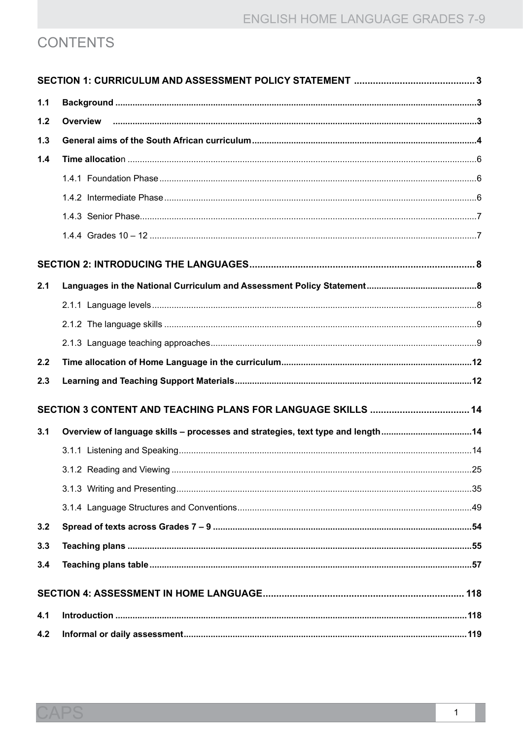# CONTENTS

**SECTION 1: CURRICULUM AND ASSESSMENT POLICY STATEMENT ............................................ 3**

**1.1 Background ................................................................................................................................3**

**1.2 Overview ..................................................................................................................................3**

**1.3 General aims of the South African curriculum..........................................................................................4**

**1.4 Time allocatio**n ............................................................................................................................6

1.4.1 Foundation Phase ...............................................................................................................6

1.4.2 Intermediate Phase .............................................................................................................6

1.4.3 Senior Phase.......................................................................................................................7

1.4.4 Grades 10 – 12 ...................................................................................................................7

**SECTION 2: INTRODUCING THE LANGUAGES.................................................................................. 8**

**2.1 Languages in the National Curriculum and Assessment Policy Statement............................................8**

2.1.1 Language levels...................................................................................................................8

2.1.2 The language skills .............................................................................................................9

2.1.3 Language teaching approaches...........................................................................................9

**2.2 Time allocation of Home Language in the curriculum............................................................................12**

**2.3 Learning and Teaching Support Materials...............................................................................................12**

**SECTION 3 CONTENT AND TEACHING PLANS FOR LANGUAGE SKILLS ..................................... 14**

**3.1 Overview of language skills – processes and strategies, text type and length....................................14**

3.1.1 Listening and Speaking......................................................................................................14

3.1.2 Reading and Viewing .........................................................................................................25

3.1.3 Writing and Presenting.......................................................................................................35

3.1.4 Language Structures and Conventions..............................................................................49

**3.2 Spread of texts across Grades 7 – 9 ........................................................................................................54**

**3.3 Teaching plans ..........................................................................................................................................55**

**3.4 Teaching plans table.................................................................................................................................57**

**SECTION 4: ASSESSMENT IN HOME LANGUAGE.......................................................................... 118**

**4.1 Introduction .............................................................................................................................................118**

**4.2 Informal or daily assessment..................................................................................................................119**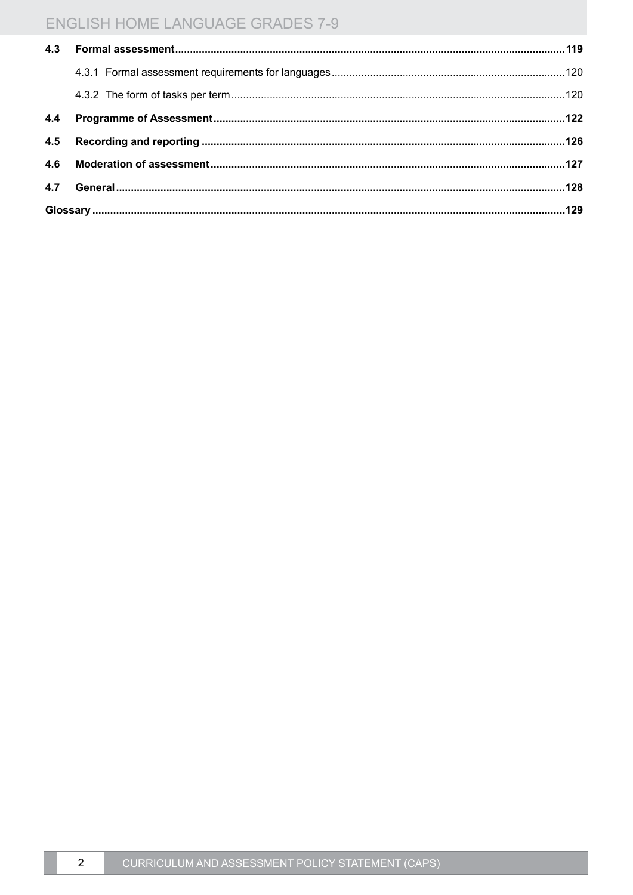**4.3 Formal assessment** .....119

4.3.1 Formal assessment requirements for languages .....120

4.3.2 The form of tasks per term .....120

**4.4 Programme of Assessment** .....122

**4.5 Recording and reporting** .....126

**4.6 Moderation of assessment** .....127

**4.7 General** .....128

**Glossary** .....129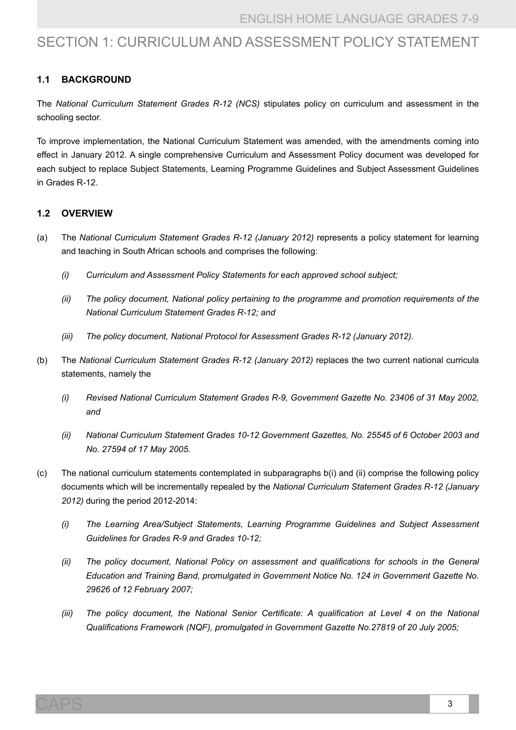# SECTION 1: CURRICULUM AND ASSESSMENT POLICY STATEMENT

## 1.1 BACKGROUND

The *National Curriculum Statement Grades R-12 (NCS)* stipulates policy on curriculum and assessment in the schooling sector.

To improve implementation, the National Curriculum Statement was amended, with the amendments coming into effect in January 2012. A single comprehensive Curriculum and Assessment Policy document was developed for each subject to replace Subject Statements, Learning Programme Guidelines and Subject Assessment Guidelines in Grades R-12.

## 1.2 OVERVIEW

(a) The *National Curriculum Statement Grades R-12 (January 2012)* represents a policy statement for learning and teaching in South African schools and comprises the following:

*(i) Curriculum and Assessment Policy Statements for each approved school subject;*

*(ii) The policy document, National policy pertaining to the programme and promotion requirements of the National Curriculum Statement Grades R-12; and*

*(iii) The policy document, National Protocol for Assessment Grades R-12 (January 2012).*

(b) The *National Curriculum Statement Grades R-12 (January 2012)* replaces the two current national curricula statements, namely the

*(i) Revised National Curriculum Statement Grades R-9, Government Gazette No. 23406 of 31 May 2002, and*

*(ii) National Curriculum Statement Grades 10-12 Government Gazettes, No. 25545 of 6 October 2003 and No. 27594 of 17 May 2005.*

(c) The national curriculum statements contemplated in subparagraphs b(i) and (ii) comprise the following policy documents which will be incrementally repealed by the *National Curriculum Statement Grades R-12 (January 2012)* during the period 2012-2014:

*(i) The Learning Area/Subject Statements, Learning Programme Guidelines and Subject Assessment Guidelines for Grades R-9 and Grades 10-12;*

*(ii) The policy document, National Policy on assessment and qualifications for schools in the General Education and Training Band, promulgated in Government Notice No. 124 in Government Gazette No. 29626 of 12 February 2007;*

*(iii) The policy document, the National Senior Certificate: A qualification at Level 4 on the National Qualifications Framework (NQF), promulgated in Government Gazette No.27819 of 20 July 2005;*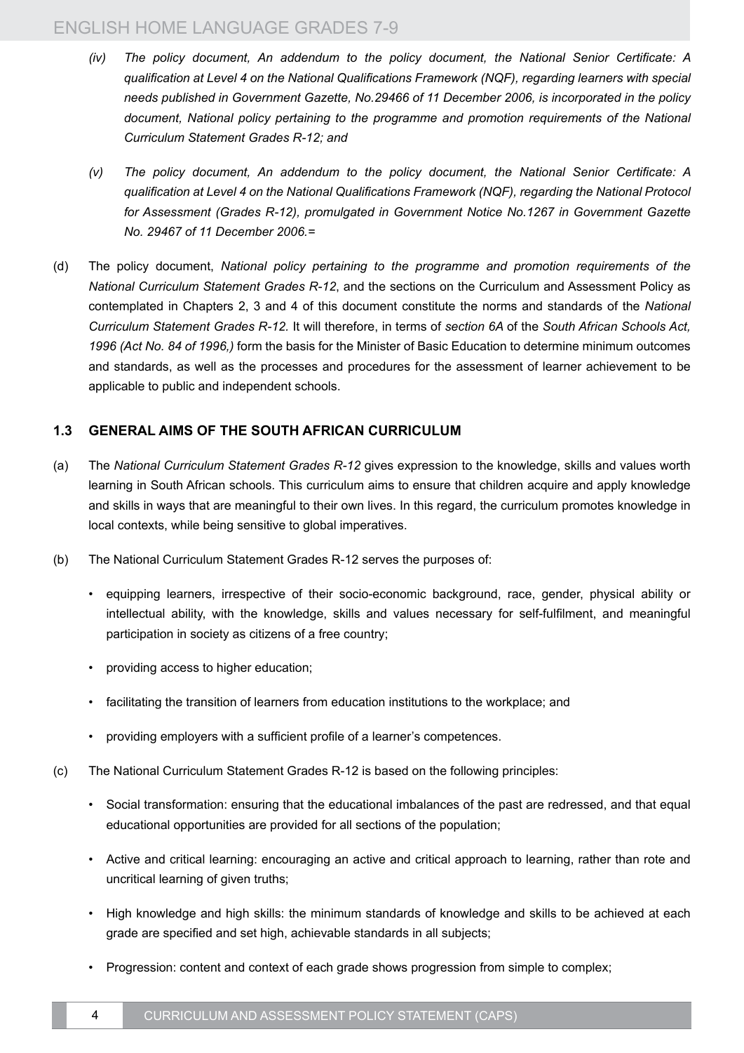*(iv) The policy document, An addendum to the policy document, the National Senior Certificate: A qualification at Level 4 on the National Qualifications Framework (NQF), regarding learners with special needs published in Government Gazette, No.29466 of 11 December 2006, is incorporated in the policy document, National policy pertaining to the programme and promotion requirements of the National Curriculum Statement Grades R-12; and*

*(v) The policy document, An addendum to the policy document, the National Senior Certificate: A qualification at Level 4 on the National Qualifications Framework (NQF), regarding the National Protocol for Assessment (Grades R-12), promulgated in Government Notice No.1267 in Government Gazette No. 29467 of 11 December 2006.=*

(d) The policy document, *National policy pertaining to the programme and promotion requirements of the National Curriculum Statement Grades R-12*, and the sections on the Curriculum and Assessment Policy as contemplated in Chapters 2, 3 and 4 of this document constitute the norms and standards of the *National Curriculum Statement Grades R-12.* It will therefore, in terms of *section 6A* of the *South African Schools Act, 1996 (Act No. 84 of 1996,)* form the basis for the Minister of Basic Education to determine minimum outcomes and standards, as well as the processes and procedures for the assessment of learner achievement to be applicable to public and independent schools.

### 1.3 GENERAL AIMS OF THE SOUTH AFRICAN CURRICULUM

(a) The *National Curriculum Statement Grades R-12* gives expression to the knowledge, skills and values worth learning in South African schools. This curriculum aims to ensure that children acquire and apply knowledge and skills in ways that are meaningful to their own lives. In this regard, the curriculum promotes knowledge in local contexts, while being sensitive to global imperatives.

(b) The National Curriculum Statement Grades R-12 serves the purposes of:

- equipping learners, irrespective of their socio-economic background, race, gender, physical ability or intellectual ability, with the knowledge, skills and values necessary for self-fulfilment, and meaningful participation in society as citizens of a free country;
- providing access to higher education;
- facilitating the transition of learners from education institutions to the workplace; and
- providing employers with a sufficient profile of a learner's competences.

(c) The National Curriculum Statement Grades R-12 is based on the following principles:

- Social transformation: ensuring that the educational imbalances of the past are redressed, and that equal educational opportunities are provided for all sections of the population;
- Active and critical learning: encouraging an active and critical approach to learning, rather than rote and uncritical learning of given truths;
- High knowledge and high skills: the minimum standards of knowledge and skills to be achieved at each grade are specified and set high, achievable standards in all subjects;
- Progression: content and context of each grade shows progression from simple to complex;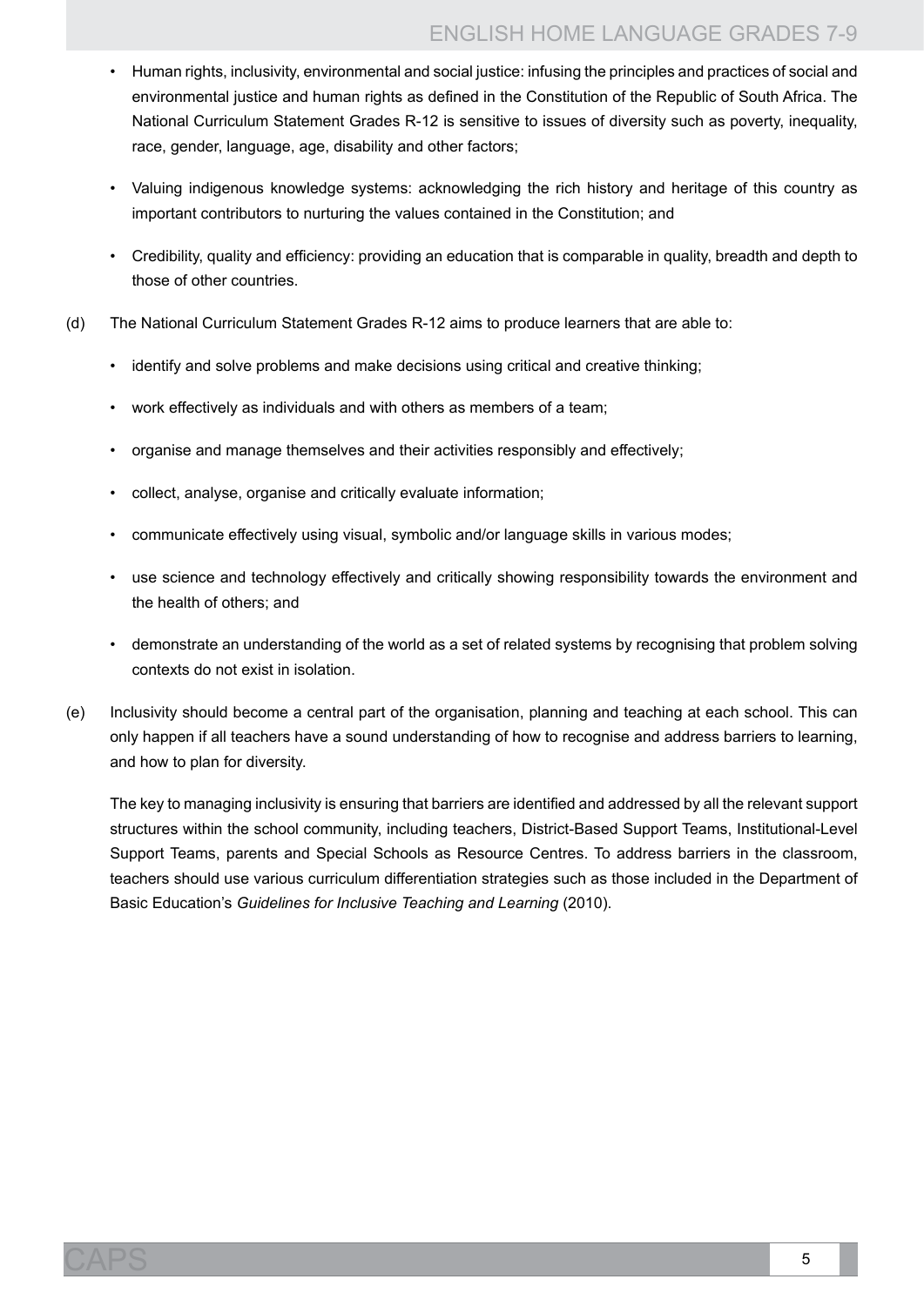- Human rights, inclusivity, environmental and social justice: infusing the principles and practices of social and environmental justice and human rights as defined in the Constitution of the Republic of South Africa. The National Curriculum Statement Grades R-12 is sensitive to issues of diversity such as poverty, inequality, race, gender, language, age, disability and other factors;
- Valuing indigenous knowledge systems: acknowledging the rich history and heritage of this country as important contributors to nurturing the values contained in the Constitution; and
- Credibility, quality and efficiency: providing an education that is comparable in quality, breadth and depth to those of other countries.

(d) The National Curriculum Statement Grades R-12 aims to produce learners that are able to:

- identify and solve problems and make decisions using critical and creative thinking;
- work effectively as individuals and with others as members of a team;
- organise and manage themselves and their activities responsibly and effectively;
- collect, analyse, organise and critically evaluate information;
- communicate effectively using visual, symbolic and/or language skills in various modes;
- use science and technology effectively and critically showing responsibility towards the environment and the health of others; and
- demonstrate an understanding of the world as a set of related systems by recognising that problem solving contexts do not exist in isolation.

(e) Inclusivity should become a central part of the organisation, planning and teaching at each school. This can only happen if all teachers have a sound understanding of how to recognise and address barriers to learning, and how to plan for diversity.

The key to managing inclusivity is ensuring that barriers are identified and addressed by all the relevant support structures within the school community, including teachers, District-Based Support Teams, Institutional-Level Support Teams, parents and Special Schools as Resource Centres. To address barriers in the classroom, teachers should use various curriculum differentiation strategies such as those included in the Department of Basic Education's *Guidelines for Inclusive Teaching and Learning* (2010).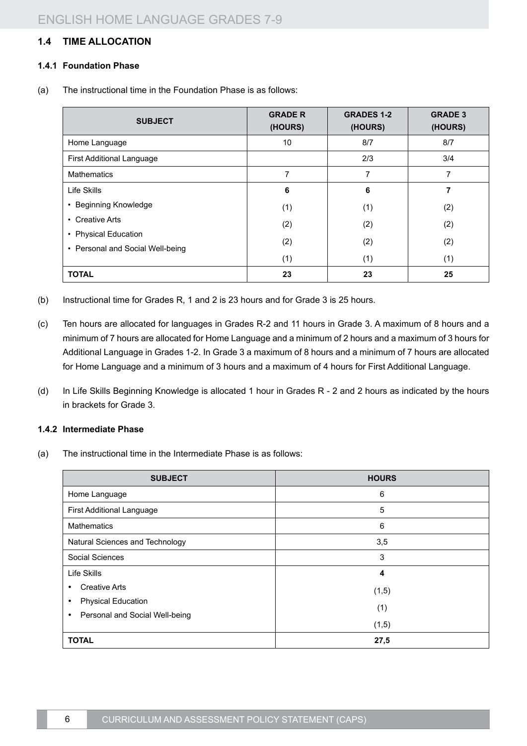## 1.4 TIME ALLOCATION

### 1.4.1 Foundation Phase

(a) The instructional time in the Foundation Phase is as follows:

| SUBJECT | GRADE R (HOURS) | GRADES 1-2 (HOURS) | GRADE 3 (HOURS) |
|---|---|---|---|
| Home Language | 10 | 8/7 | 8/7 |
| First Additional Language | | 2/3 | 3/4 |
| Mathematics | 7 | 7 | 7 |
| Life Skills | **6** | **6** | **7** |
| • Beginning Knowledge | (1) | (1) | (2) |
| • Creative Arts | (2) | (2) | (2) |
| • Physical Education | (2) | (2) | (2) |
| • Personal and Social Well-being | (1) | (1) | (1) |
| **TOTAL** | **23** | **23** | **25** |

(b) Instructional time for Grades R, 1 and 2 is 23 hours and for Grade 3 is 25 hours.

(c) Ten hours are allocated for languages in Grades R-2 and 11 hours in Grade 3. A maximum of 8 hours and a minimum of 7 hours are allocated for Home Language and a minimum of 2 hours and a maximum of 3 hours for Additional Language in Grades 1-2. In Grade 3 a maximum of 8 hours and a minimum of 7 hours are allocated for Home Language and a minimum of 3 hours and a maximum of 4 hours for First Additional Language.

(d) In Life Skills Beginning Knowledge is allocated 1 hour in Grades R - 2 and 2 hours as indicated by the hours in brackets for Grade 3.

### 1.4.2 Intermediate Phase

(a) The instructional time in the Intermediate Phase is as follows:

| SUBJECT | HOURS |
|---|---|
| Home Language | 6 |
| First Additional Language | 5 |
| Mathematics | 6 |
| Natural Sciences and Technology | 3,5 |
| Social Sciences | 3 |
| Life Skills | **4** |
| • Creative Arts | (1,5) |
| • Physical Education | (1) |
| • Personal and Social Well-being | (1,5) |
| **TOTAL** | **27,5** |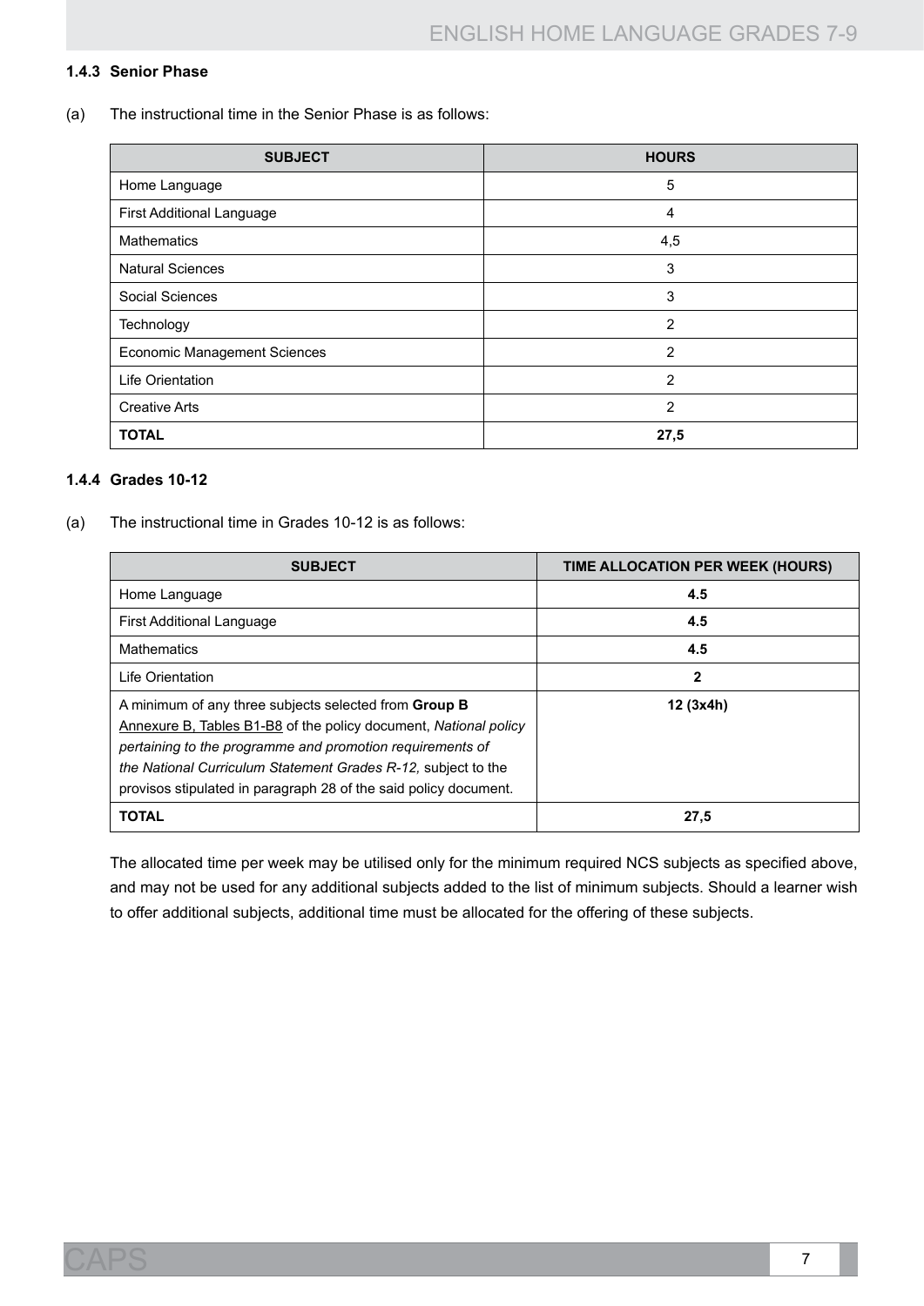#### 1.4.3 Senior Phase

(a) The instructional time in the Senior Phase is as follows:

| SUBJECT | HOURS |
|---|---|
| Home Language | 5 |
| First Additional Language | 4 |
| Mathematics | 4,5 |
| Natural Sciences | 3 |
| Social Sciences | 3 |
| Technology | 2 |
| Economic Management Sciences | 2 |
| Life Orientation | 2 |
| Creative Arts | 2 |
| **TOTAL** | **27,5** |

#### 1.4.4 Grades 10-12

(a) The instructional time in Grades 10-12 is as follows:

| SUBJECT | TIME ALLOCATION PER WEEK (HOURS) |
|---|---|
| Home Language | **4.5** |
| First Additional Language | **4.5** |
| Mathematics | **4.5** |
| Life Orientation | **2** |
| A minimum of any three subjects selected from **Group B** Annexure B, Tables B1-B8 of the policy document, *National policy pertaining to the programme and promotion requirements of the National Curriculum Statement Grades R-12,* subject to the provisos stipulated in paragraph 28 of the said policy document. | **12 (3x4h)** |
| **TOTAL** | **27,5** |

The allocated time per week may be utilised only for the minimum required NCS subjects as specified above, and may not be used for any additional subjects added to the list of minimum subjects. Should a learner wish to offer additional subjects, additional time must be allocated for the offering of these subjects.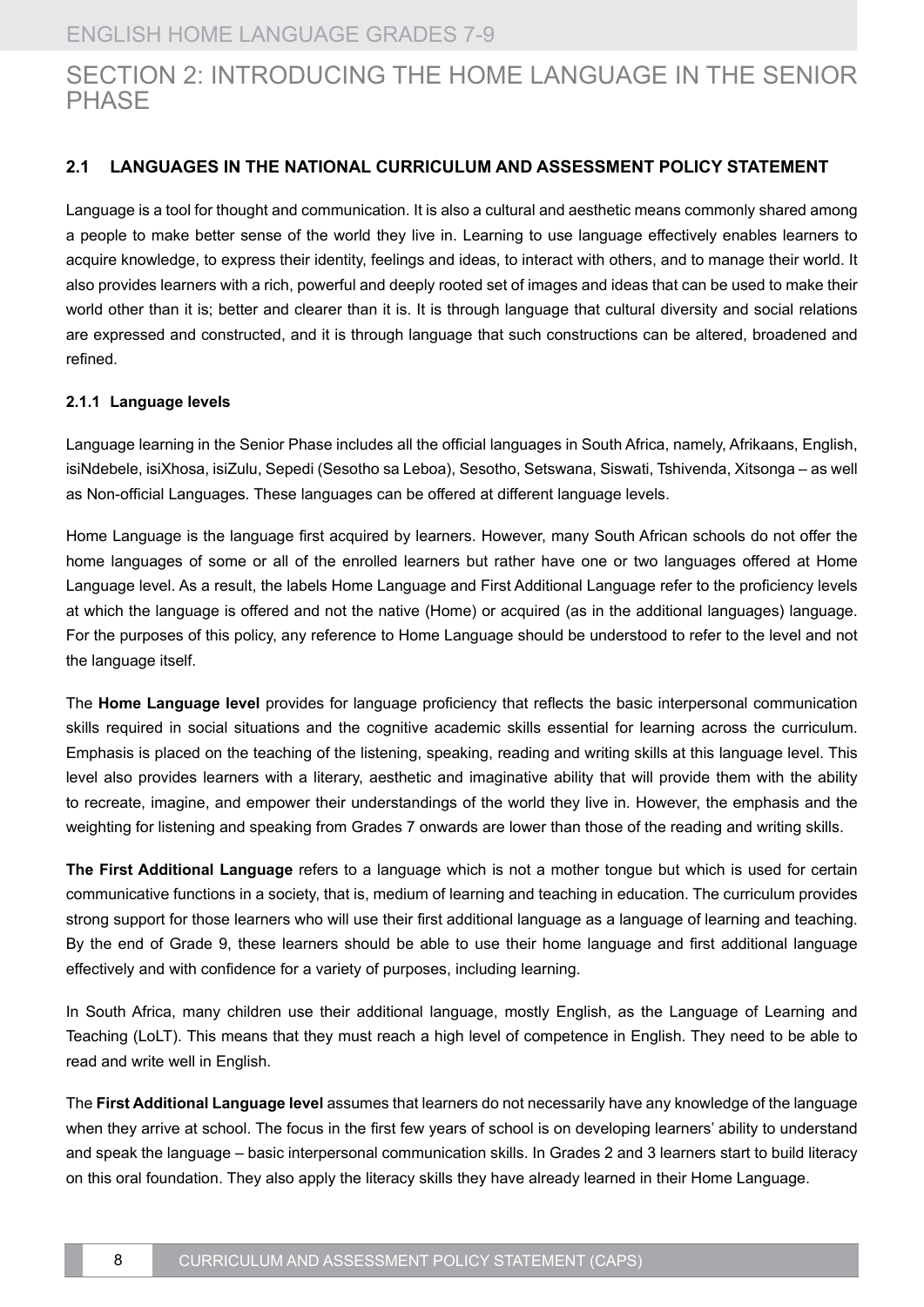# SECTION 2: INTRODUCING THE HOME LANGUAGE IN THE SENIOR PHASE

## 2.1 LANGUAGES IN THE NATIONAL CURRICULUM AND ASSESSMENT POLICY STATEMENT

Language is a tool for thought and communication. It is also a cultural and aesthetic means commonly shared among a people to make better sense of the world they live in. Learning to use language effectively enables learners to acquire knowledge, to express their identity, feelings and ideas, to interact with others, and to manage their world. It also provides learners with a rich, powerful and deeply rooted set of images and ideas that can be used to make their world other than it is; better and clearer than it is. It is through language that cultural diversity and social relations are expressed and constructed, and it is through language that such constructions can be altered, broadened and refined.

### 2.1.1 Language levels

Language learning in the Senior Phase includes all the official languages in South Africa, namely, Afrikaans, English, isiNdebele, isiXhosa, isiZulu, Sepedi (Sesotho sa Leboa), Sesotho, Setswana, Siswati, Tshivenda, Xitsonga – as well as Non-official Languages. These languages can be offered at different language levels.

Home Language is the language first acquired by learners. However, many South African schools do not offer the home languages of some or all of the enrolled learners but rather have one or two languages offered at Home Language level. As a result, the labels Home Language and First Additional Language refer to the proficiency levels at which the language is offered and not the native (Home) or acquired (as in the additional languages) language. For the purposes of this policy, any reference to Home Language should be understood to refer to the level and not the language itself.

The **Home Language level** provides for language proficiency that reflects the basic interpersonal communication skills required in social situations and the cognitive academic skills essential for learning across the curriculum. Emphasis is placed on the teaching of the listening, speaking, reading and writing skills at this language level. This level also provides learners with a literary, aesthetic and imaginative ability that will provide them with the ability to recreate, imagine, and empower their understandings of the world they live in. However, the emphasis and the weighting for listening and speaking from Grades 7 onwards are lower than those of the reading and writing skills.

**The First Additional Language** refers to a language which is not a mother tongue but which is used for certain communicative functions in a society, that is, medium of learning and teaching in education. The curriculum provides strong support for those learners who will use their first additional language as a language of learning and teaching. By the end of Grade 9, these learners should be able to use their home language and first additional language effectively and with confidence for a variety of purposes, including learning.

In South Africa, many children use their additional language, mostly English, as the Language of Learning and Teaching (LoLT). This means that they must reach a high level of competence in English. They need to be able to read and write well in English.

The **First Additional Language level** assumes that learners do not necessarily have any knowledge of the language when they arrive at school. The focus in the first few years of school is on developing learners' ability to understand and speak the language – basic interpersonal communication skills. In Grades 2 and 3 learners start to build literacy on this oral foundation. They also apply the literacy skills they have already learned in their Home Language.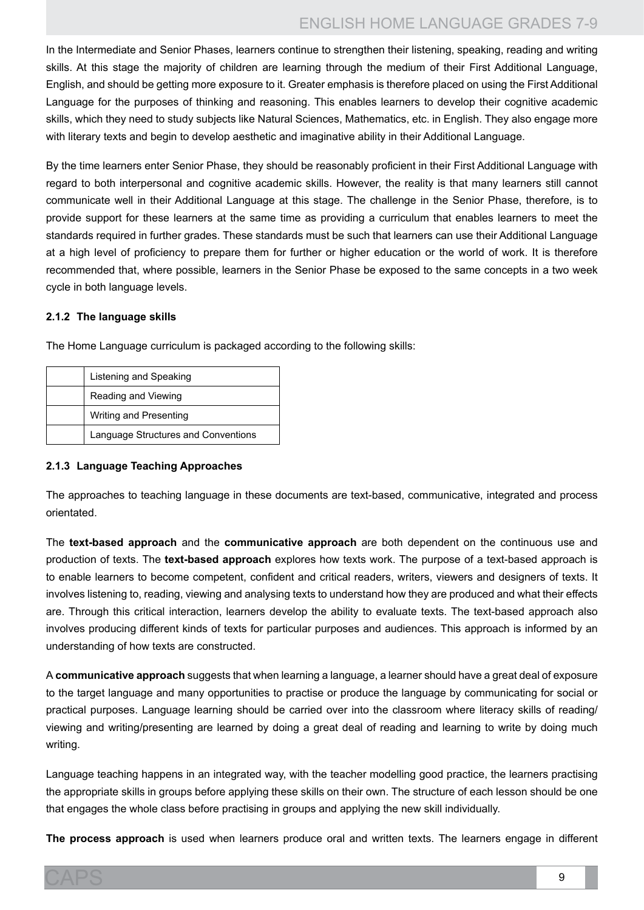In the Intermediate and Senior Phases, learners continue to strengthen their listening, speaking, reading and writing skills. At this stage the majority of children are learning through the medium of their First Additional Language, English, and should be getting more exposure to it. Greater emphasis is therefore placed on using the First Additional Language for the purposes of thinking and reasoning. This enables learners to develop their cognitive academic skills, which they need to study subjects like Natural Sciences, Mathematics, etc. in English. They also engage more with literary texts and begin to develop aesthetic and imaginative ability in their Additional Language.

By the time learners enter Senior Phase, they should be reasonably proficient in their First Additional Language with regard to both interpersonal and cognitive academic skills. However, the reality is that many learners still cannot communicate well in their Additional Language at this stage. The challenge in the Senior Phase, therefore, is to provide support for these learners at the same time as providing a curriculum that enables learners to meet the standards required in further grades. These standards must be such that learners can use their Additional Language at a high level of proficiency to prepare them for further or higher education or the world of work. It is therefore recommended that, where possible, learners in the Senior Phase be exposed to the same concepts in a two week cycle in both language levels.

#### 2.1.2 The language skills

The Home Language curriculum is packaged according to the following skills:

| | |
|---|---|
| | Listening and Speaking |
| | Reading and Viewing |
| | Writing and Presenting |
| | Language Structures and Conventions |

#### 2.1.3 Language Teaching Approaches

The approaches to teaching language in these documents are text-based, communicative, integrated and process orientated.

The **text-based approach** and the **communicative approach** are both dependent on the continuous use and production of texts. The **text-based approach** explores how texts work. The purpose of a text-based approach is to enable learners to become competent, confident and critical readers, writers, viewers and designers of texts. It involves listening to, reading, viewing and analysing texts to understand how they are produced and what their effects are. Through this critical interaction, learners develop the ability to evaluate texts. The text-based approach also involves producing different kinds of texts for particular purposes and audiences. This approach is informed by an understanding of how texts are constructed.

A **communicative approach** suggests that when learning a language, a learner should have a great deal of exposure to the target language and many opportunities to practise or produce the language by communicating for social or practical purposes. Language learning should be carried over into the classroom where literacy skills of reading/ viewing and writing/presenting are learned by doing a great deal of reading and learning to write by doing much writing.

Language teaching happens in an integrated way, with the teacher modelling good practice, the learners practising the appropriate skills in groups before applying these skills on their own. The structure of each lesson should be one that engages the whole class before practising in groups and applying the new skill individually.

**The process approach** is used when learners produce oral and written texts. The learners engage in different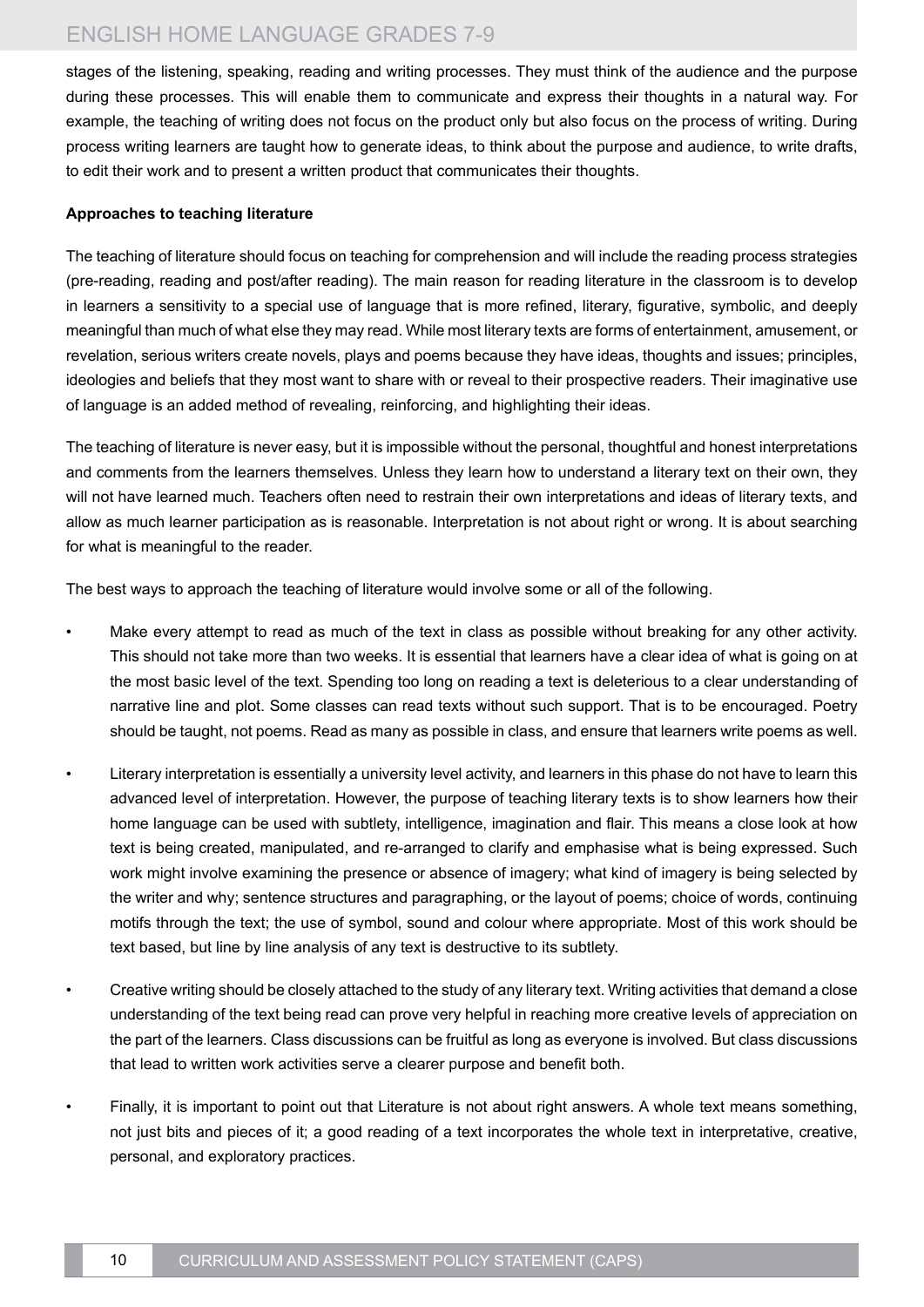stages of the listening, speaking, reading and writing processes. They must think of the audience and the purpose during these processes. This will enable them to communicate and express their thoughts in a natural way. For example, the teaching of writing does not focus on the product only but also focus on the process of writing. During process writing learners are taught how to generate ideas, to think about the purpose and audience, to write drafts, to edit their work and to present a written product that communicates their thoughts.

**Approaches to teaching literature**

The teaching of literature should focus on teaching for comprehension and will include the reading process strategies (pre-reading, reading and post/after reading). The main reason for reading literature in the classroom is to develop in learners a sensitivity to a special use of language that is more refined, literary, figurative, symbolic, and deeply meaningful than much of what else they may read. While most literary texts are forms of entertainment, amusement, or revelation, serious writers create novels, plays and poems because they have ideas, thoughts and issues; principles, ideologies and beliefs that they most want to share with or reveal to their prospective readers. Their imaginative use of language is an added method of revealing, reinforcing, and highlighting their ideas.

The teaching of literature is never easy, but it is impossible without the personal, thoughtful and honest interpretations and comments from the learners themselves. Unless they learn how to understand a literary text on their own, they will not have learned much. Teachers often need to restrain their own interpretations and ideas of literary texts, and allow as much learner participation as is reasonable. Interpretation is not about right or wrong. It is about searching for what is meaningful to the reader.

The best ways to approach the teaching of literature would involve some or all of the following.

- Make every attempt to read as much of the text in class as possible without breaking for any other activity. This should not take more than two weeks. It is essential that learners have a clear idea of what is going on at the most basic level of the text. Spending too long on reading a text is deleterious to a clear understanding of narrative line and plot. Some classes can read texts without such support. That is to be encouraged. Poetry should be taught, not poems. Read as many as possible in class, and ensure that learners write poems as well.
- Literary interpretation is essentially a university level activity, and learners in this phase do not have to learn this advanced level of interpretation. However, the purpose of teaching literary texts is to show learners how their home language can be used with subtlety, intelligence, imagination and flair. This means a close look at how text is being created, manipulated, and re-arranged to clarify and emphasise what is being expressed. Such work might involve examining the presence or absence of imagery; what kind of imagery is being selected by the writer and why; sentence structures and paragraphing, or the layout of poems; choice of words, continuing motifs through the text; the use of symbol, sound and colour where appropriate. Most of this work should be text based, but line by line analysis of any text is destructive to its subtlety.
- Creative writing should be closely attached to the study of any literary text. Writing activities that demand a close understanding of the text being read can prove very helpful in reaching more creative levels of appreciation on the part of the learners. Class discussions can be fruitful as long as everyone is involved. But class discussions that lead to written work activities serve a clearer purpose and benefit both.
- Finally, it is important to point out that Literature is not about right answers. A whole text means something, not just bits and pieces of it; a good reading of a text incorporates the whole text in interpretative, creative, personal, and exploratory practices.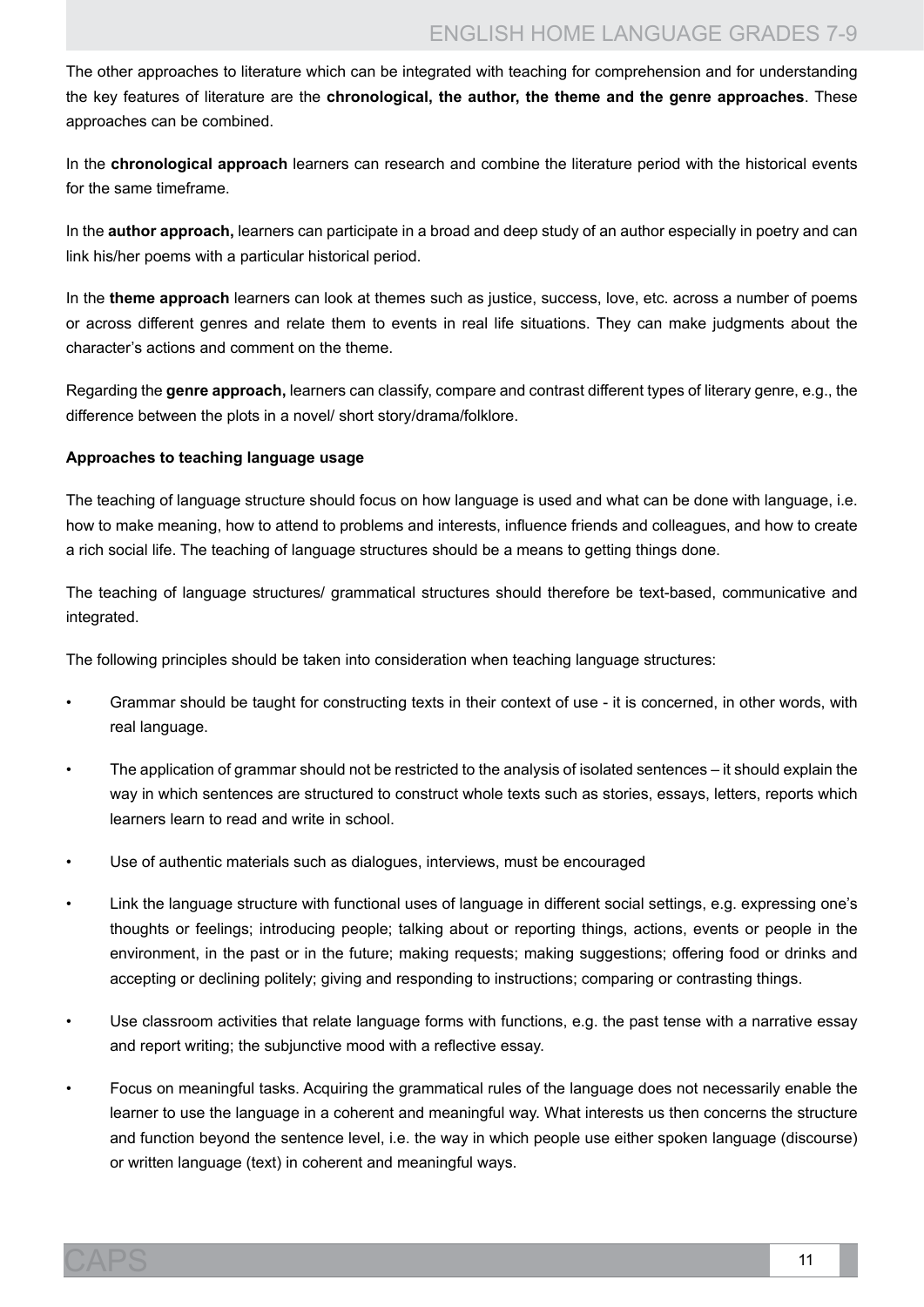The other approaches to literature which can be integrated with teaching for comprehension and for understanding the key features of literature are the **chronological, the author, the theme and the genre approaches**. These approaches can be combined.

In the **chronological approach** learners can research and combine the literature period with the historical events for the same timeframe.

In the **author approach,** learners can participate in a broad and deep study of an author especially in poetry and can link his/her poems with a particular historical period.

In the **theme approach** learners can look at themes such as justice, success, love, etc. across a number of poems or across different genres and relate them to events in real life situations. They can make judgments about the character's actions and comment on the theme.

Regarding the **genre approach,** learners can classify, compare and contrast different types of literary genre, e.g., the difference between the plots in a novel/ short story/drama/folklore.

**Approaches to teaching language usage**

The teaching of language structure should focus on how language is used and what can be done with language, i.e. how to make meaning, how to attend to problems and interests, influence friends and colleagues, and how to create a rich social life. The teaching of language structures should be a means to getting things done.

The teaching of language structures/ grammatical structures should therefore be text-based, communicative and integrated.

The following principles should be taken into consideration when teaching language structures:

- Grammar should be taught for constructing texts in their context of use - it is concerned, in other words, with real language.
- The application of grammar should not be restricted to the analysis of isolated sentences – it should explain the way in which sentences are structured to construct whole texts such as stories, essays, letters, reports which learners learn to read and write in school.
- Use of authentic materials such as dialogues, interviews, must be encouraged
- Link the language structure with functional uses of language in different social settings, e.g. expressing one's thoughts or feelings; introducing people; talking about or reporting things, actions, events or people in the environment, in the past or in the future; making requests; making suggestions; offering food or drinks and accepting or declining politely; giving and responding to instructions; comparing or contrasting things.
- Use classroom activities that relate language forms with functions, e.g. the past tense with a narrative essay and report writing; the subjunctive mood with a reflective essay.
- Focus on meaningful tasks. Acquiring the grammatical rules of the language does not necessarily enable the learner to use the language in a coherent and meaningful way. What interests us then concerns the structure and function beyond the sentence level, i.e. the way in which people use either spoken language (discourse) or written language (text) in coherent and meaningful ways.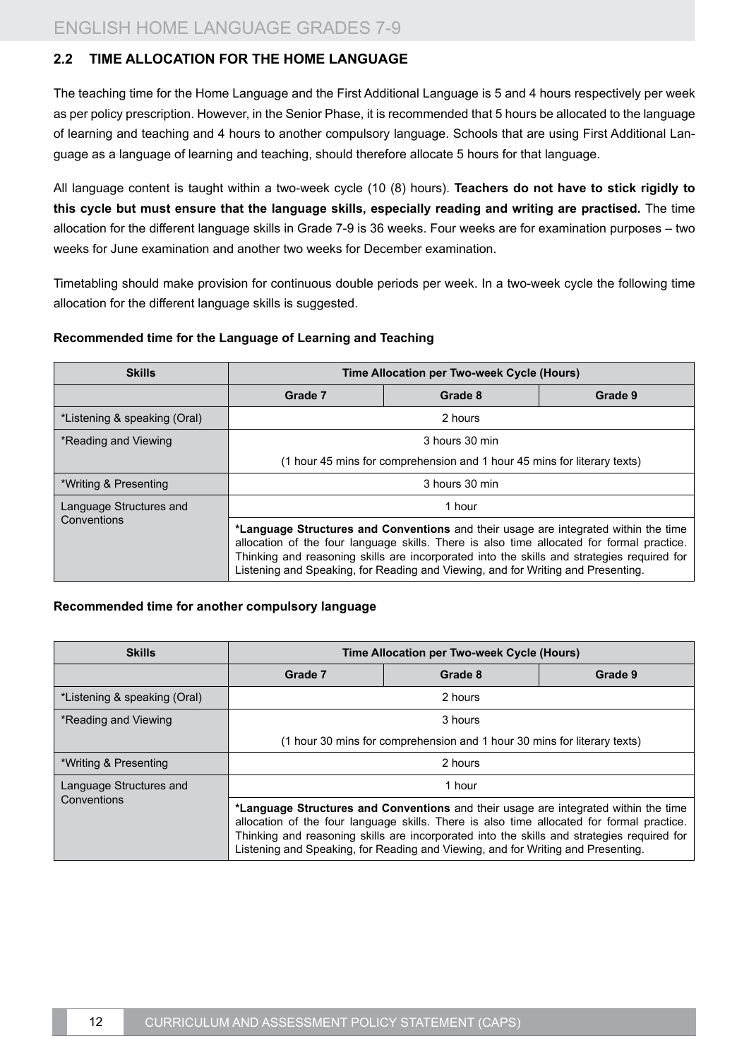## 2.2 TIME ALLOCATION FOR THE HOME LANGUAGE

The teaching time for the Home Language and the First Additional Language is 5 and 4 hours respectively per week as per policy prescription. However, in the Senior Phase, it is recommended that 5 hours be allocated to the language of learning and teaching and 4 hours to another compulsory language. Schools that are using First Additional Language as a language of learning and teaching, should therefore allocate 5 hours for that language.

All language content is taught within a two-week cycle (10 (8) hours). **Teachers do not have to stick rigidly to this cycle but must ensure that the language skills, especially reading and writing are practised.** The time allocation for the different language skills in Grade 7-9 is 36 weeks. Four weeks are for examination purposes – two weeks for June examination and another two weeks for December examination.

Timetabling should make provision for continuous double periods per week. In a two-week cycle the following time allocation for the different language skills is suggested.

**Recommended time for the Language of Learning and Teaching**

| Skills | Time Allocation per Two-week Cycle (Hours) | | |
|---|---|---|---|
| | Grade 7 | Grade 8 | Grade 9 |
| *Listening & speaking (Oral) | 2 hours | | |
| *Reading and Viewing | 3 hours 30 min<br>(1 hour 45 mins for comprehension and 1 hour 45 mins for literary texts) | | |
| *Writing & Presenting | 3 hours 30 min | | |
| Language Structures and Conventions | 1 hour<br>**\*Language Structures and Conventions** and their usage are integrated within the time allocation of the four language skills. There is also time allocated for formal practice. Thinking and reasoning skills are incorporated into the skills and strategies required for Listening and Speaking, for Reading and Viewing, and for Writing and Presenting. | | |

**Recommended time for another compulsory language**

| Skills | Time Allocation per Two-week Cycle (Hours) | | |
|---|---|---|---|
| | Grade 7 | Grade 8 | Grade 9 |
| *Listening & speaking (Oral) | 2 hours | | |
| *Reading and Viewing | 3 hours<br>(1 hour 30 mins for comprehension and 1 hour 30 mins for literary texts) | | |
| *Writing & Presenting | 2 hours | | |
| Language Structures and Conventions | 1 hour<br>**\*Language Structures and Conventions** and their usage are integrated within the time allocation of the four language skills. There is also time allocated for formal practice. Thinking and reasoning skills are incorporated into the skills and strategies required for Listening and Speaking, for Reading and Viewing, and for Writing and Presenting. | | |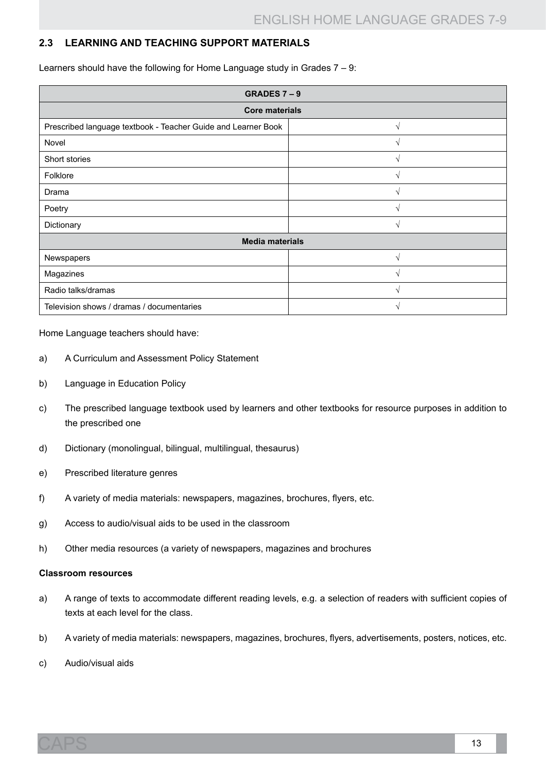## 2.3 LEARNING AND TEACHING SUPPORT MATERIALS

Learners should have the following for Home Language study in Grades 7 – 9:

| GRADES 7 – 9 | |
|---|---|
| **Core materials** | |
| Prescribed language textbook - Teacher Guide and Learner Book | √ |
| Novel | √ |
| Short stories | √ |
| Folklore | √ |
| Drama | √ |
| Poetry | √ |
| Dictionary | √ |
| **Media materials** | |
| Newspapers | √ |
| Magazines | √ |
| Radio talks/dramas | √ |
| Television shows / dramas / documentaries | √ |

Home Language teachers should have:

a) A Curriculum and Assessment Policy Statement

b) Language in Education Policy

c) The prescribed language textbook used by learners and other textbooks for resource purposes in addition to the prescribed one

d) Dictionary (monolingual, bilingual, multilingual, thesaurus)

e) Prescribed literature genres

f) A variety of media materials: newspapers, magazines, brochures, flyers, etc.

g) Access to audio/visual aids to be used in the classroom

h) Other media resources (a variety of newspapers, magazines and brochures

**Classroom resources**

a) A range of texts to accommodate different reading levels, e.g. a selection of readers with sufficient copies of texts at each level for the class.

b) A variety of media materials: newspapers, magazines, brochures, flyers, advertisements, posters, notices, etc.

c) Audio/visual aids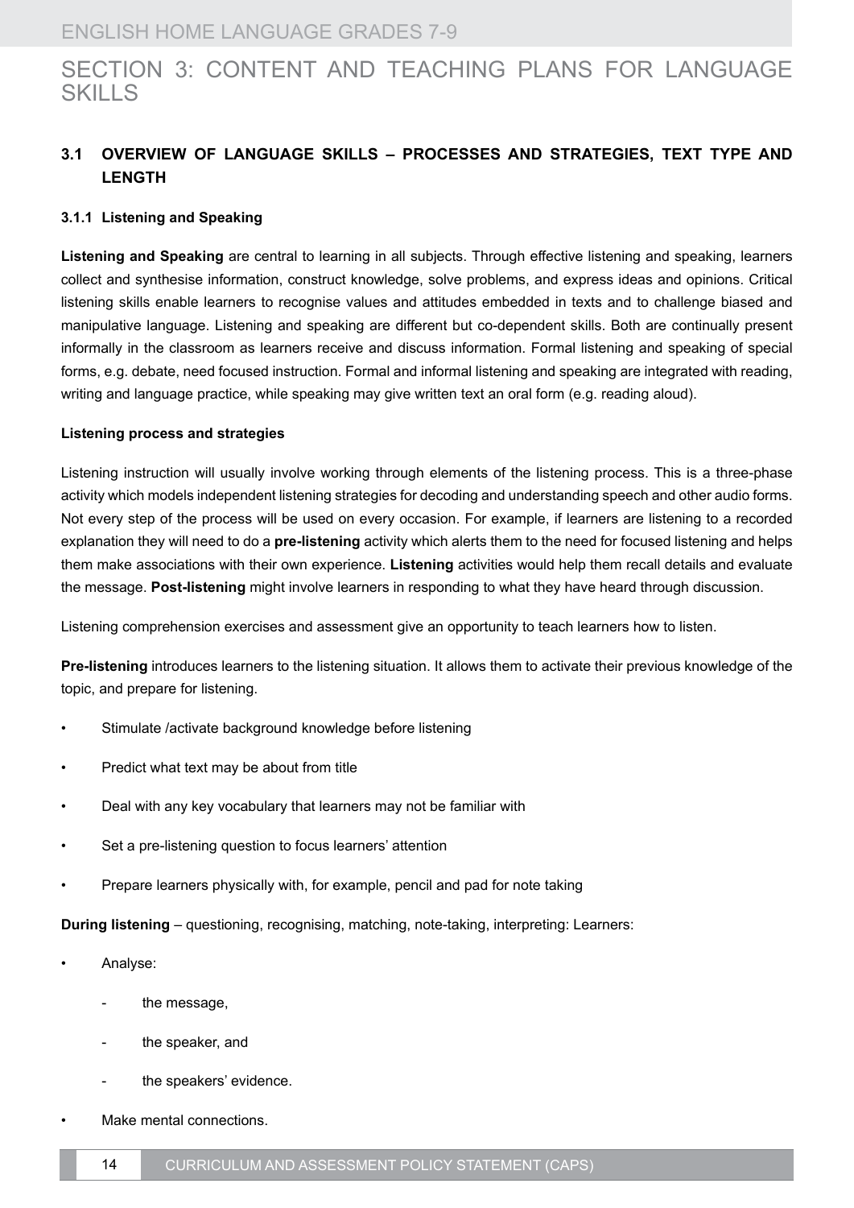# SECTION 3: CONTENT AND TEACHING PLANS FOR LANGUAGE SKILLS

## 3.1 OVERVIEW OF LANGUAGE SKILLS – PROCESSES AND STRATEGIES, TEXT TYPE AND LENGTH

### 3.1.1 Listening and Speaking

**Listening and Speaking** are central to learning in all subjects. Through effective listening and speaking, learners collect and synthesise information, construct knowledge, solve problems, and express ideas and opinions. Critical listening skills enable learners to recognise values and attitudes embedded in texts and to challenge biased and manipulative language. Listening and speaking are different but co-dependent skills. Both are continually present informally in the classroom as learners receive and discuss information. Formal listening and speaking of special forms, e.g. debate, need focused instruction. Formal and informal listening and speaking are integrated with reading, writing and language practice, while speaking may give written text an oral form (e.g. reading aloud).

**Listening process and strategies**

Listening instruction will usually involve working through elements of the listening process. This is a three-phase activity which models independent listening strategies for decoding and understanding speech and other audio forms. Not every step of the process will be used on every occasion. For example, if learners are listening to a recorded explanation they will need to do a **pre-listening** activity which alerts them to the need for focused listening and helps them make associations with their own experience. **Listening** activities would help them recall details and evaluate the message. **Post-listening** might involve learners in responding to what they have heard through discussion.

Listening comprehension exercises and assessment give an opportunity to teach learners how to listen.

**Pre-listening** introduces learners to the listening situation. It allows them to activate their previous knowledge of the topic, and prepare for listening.

- Stimulate /activate background knowledge before listening
- Predict what text may be about from title
- Deal with any key vocabulary that learners may not be familiar with
- Set a pre-listening question to focus learners' attention
- Prepare learners physically with, for example, pencil and pad for note taking

**During listening** – questioning, recognising, matching, note-taking, interpreting: Learners:

- Analyse:
  - the message,
  - the speaker, and
  - the speakers' evidence.
- Make mental connections.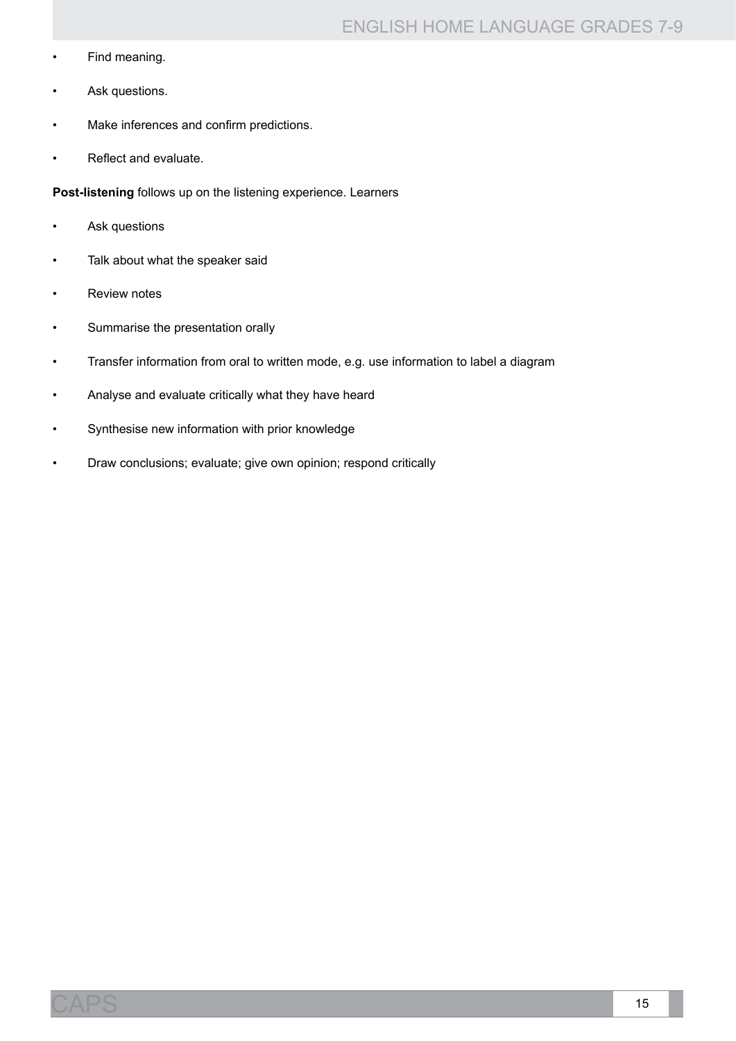- Find meaning.
- Ask questions.
- Make inferences and confirm predictions.
- Reflect and evaluate.

**Post-listening** follows up on the listening experience. Learners

- Ask questions
- Talk about what the speaker said
- Review notes
- Summarise the presentation orally
- Transfer information from oral to written mode, e.g. use information to label a diagram
- Analyse and evaluate critically what they have heard
- Synthesise new information with prior knowledge
- Draw conclusions; evaluate; give own opinion; respond critically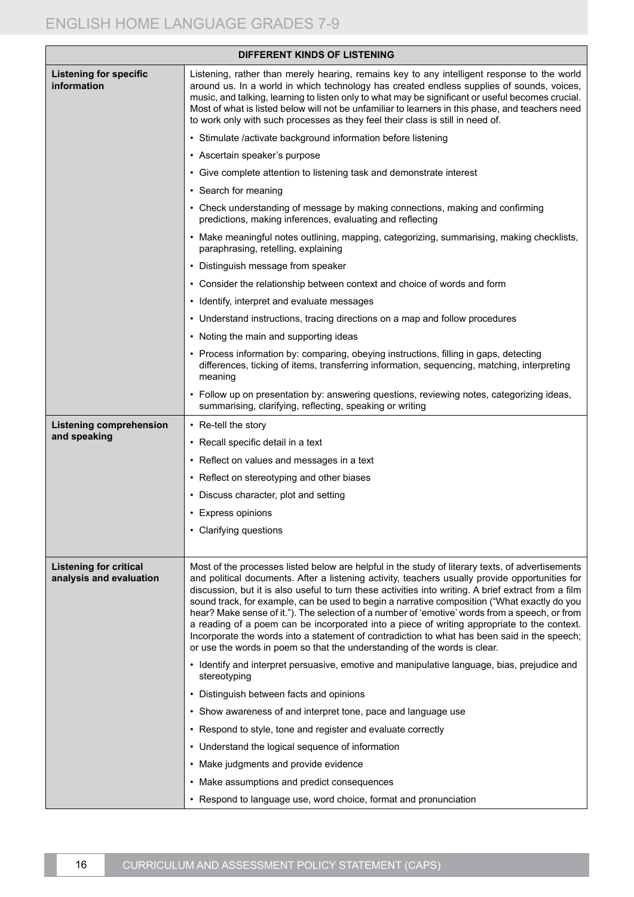| DIFFERENT KINDS OF LISTENING | |
|---|---|
| **Listening for specific information** | Listening, rather than merely hearing, remains key to any intelligent response to the world around us. In a world in which technology has created endless supplies of sounds, voices, music, and talking, learning to listen only to what may be significant or useful becomes crucial. Most of what is listed below will not be unfamiliar to learners in this phase, and teachers need to work only with such processes as they feel their class is still in need of. |
| | • Stimulate /activate background information before listening |
| | • Ascertain speaker's purpose |
| | • Give complete attention to listening task and demonstrate interest |
| | • Search for meaning |
| | • Check understanding of message by making connections, making and confirming predictions, making inferences, evaluating and reflecting |
| | • Make meaningful notes outlining, mapping, categorizing, summarising, making checklists, paraphrasing, retelling, explaining |
| | • Distinguish message from speaker |
| | • Consider the relationship between context and choice of words and form |
| | • Identify, interpret and evaluate messages |
| | • Understand instructions, tracing directions on a map and follow procedures |
| | • Noting the main and supporting ideas |
| | • Process information by: comparing, obeying instructions, filling in gaps, detecting differences, ticking of items, transferring information, sequencing, matching, interpreting meaning |
| | • Follow up on presentation by: answering questions, reviewing notes, categorizing ideas, summarising, clarifying, reflecting, speaking or writing |
| **Listening comprehension and speaking** | • Re-tell the story |
| | • Recall specific detail in a text |
| | • Reflect on values and messages in a text |
| | • Reflect on stereotyping and other biases |
| | • Discuss character, plot and setting |
| | • Express opinions |
| | • Clarifying questions |
| **Listening for critical analysis and evaluation** | Most of the processes listed below are helpful in the study of literary texts, of advertisements and political documents. After a listening activity, teachers usually provide opportunities for discussion, but it is also useful to turn these activities into writing. A brief extract from a film sound track, for example, can be used to begin a narrative composition ("What exactly do you hear? Make sense of it."). The selection of a number of 'emotive' words from a speech, or from a reading of a poem can be incorporated into a piece of writing appropriate to the context. Incorporate the words into a statement of contradiction to what has been said in the speech; or use the words in poem so that the understanding of the words is clear. |
| | • Identify and interpret persuasive, emotive and manipulative language, bias, prejudice and stereotyping |
| | • Distinguish between facts and opinions |
| | • Show awareness of and interpret tone, pace and language use |
| | • Respond to style, tone and register and evaluate correctly |
| | • Understand the logical sequence of information |
| | • Make judgments and provide evidence |
| | • Make assumptions and predict consequences |
| | • Respond to language use, word choice, format and pronunciation |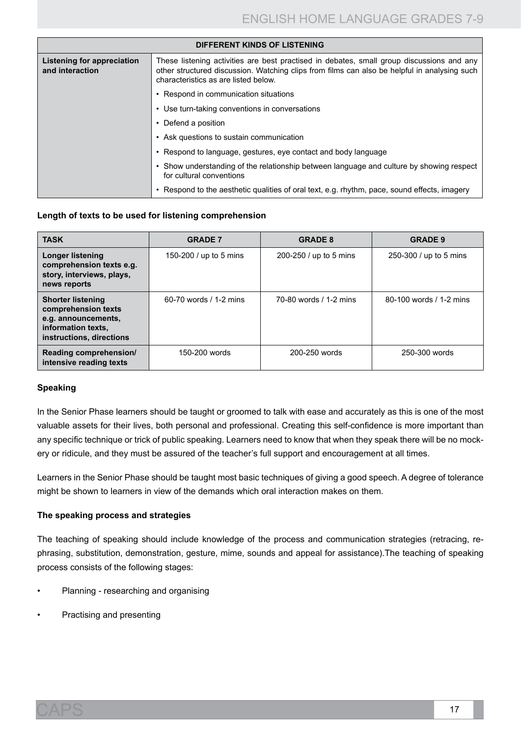| DIFFERENT KINDS OF LISTENING | |
|---|---|
| **Listening for appreciation and interaction** | These listening activities are best practised in debates, small group discussions and any other structured discussion. Watching clips from films can also be helpful in analysing such characteristics as are listed below. |
| | • Respond in communication situations |
| | • Use turn-taking conventions in conversations |
| | • Defend a position |
| | • Ask questions to sustain communication |
| | • Respond to language, gestures, eye contact and body language |
| | • Show understanding of the relationship between language and culture by showing respect for cultural conventions |
| | • Respond to the aesthetic qualities of oral text, e.g. rhythm, pace, sound effects, imagery |

**Length of texts to be used for listening comprehension**

| TASK | GRADE 7 | GRADE 8 | GRADE 9 |
|---|---|---|---|
| **Longer listening comprehension texts e.g. story, interviews, plays, news reports** | 150-200 / up to 5 mins | 200-250 / up to 5 mins | 250-300 / up to 5 mins |
| **Shorter listening comprehension texts e.g. announcements, information texts, instructions, directions** | 60-70 words / 1-2 mins | 70-80 words / 1-2 mins | 80-100 words / 1-2 mins |
| **Reading comprehension/ intensive reading texts** | 150-200 words | 200-250 words | 250-300 words |

**Speaking**

In the Senior Phase learners should be taught or groomed to talk with ease and accurately as this is one of the most valuable assets for their lives, both personal and professional. Creating this self-confidence is more important than any specific technique or trick of public speaking. Learners need to know that when they speak there will be no mockery or ridicule, and they must be assured of the teacher's full support and encouragement at all times.

Learners in the Senior Phase should be taught most basic techniques of giving a good speech. A degree of tolerance might be shown to learners in view of the demands which oral interaction makes on them.

**The speaking process and strategies**

The teaching of speaking should include knowledge of the process and communication strategies (retracing, rephrasing, substitution, demonstration, gesture, mime, sounds and appeal for assistance).The teaching of speaking process consists of the following stages:

- Planning - researching and organising
- Practising and presenting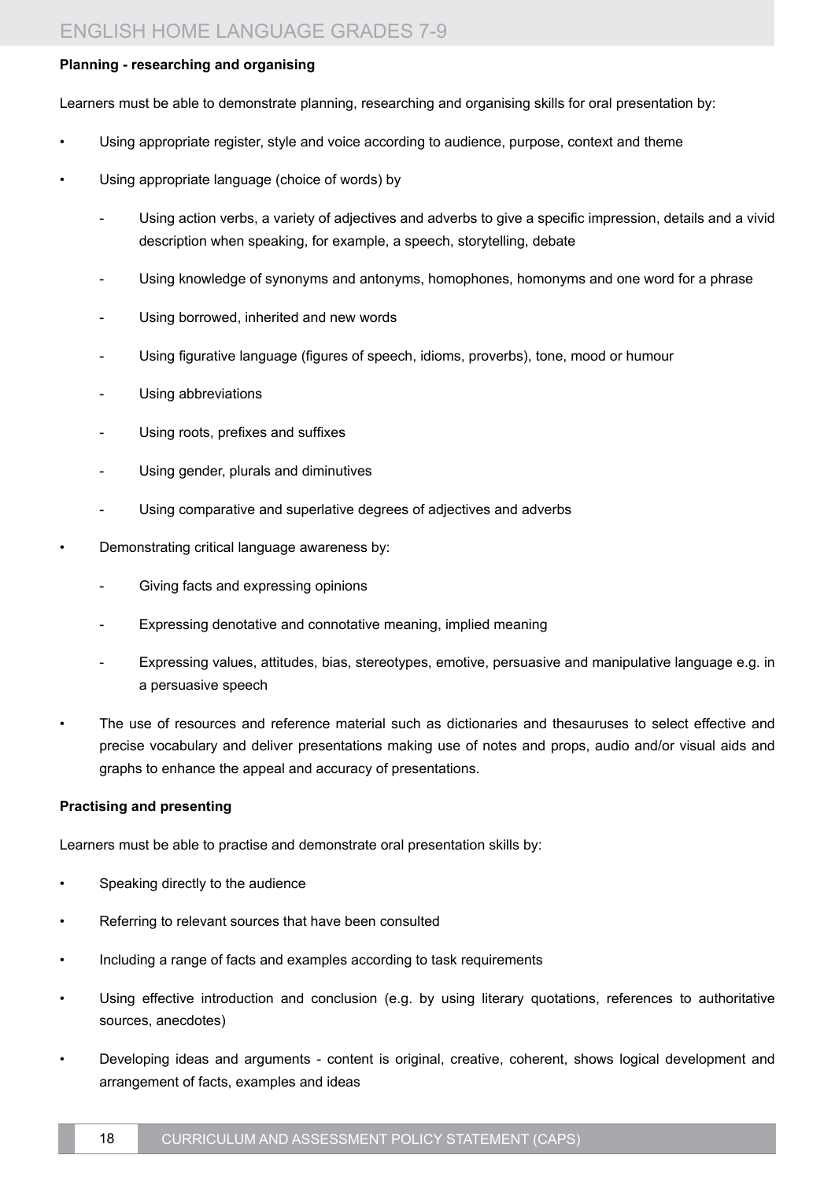**Planning - researching and organising**

Learners must be able to demonstrate planning, researching and organising skills for oral presentation by:

- Using appropriate register, style and voice according to audience, purpose, context and theme
- Using appropriate language (choice of words) by
  - Using action verbs, a variety of adjectives and adverbs to give a specific impression, details and a vivid description when speaking, for example, a speech, storytelling, debate
  - Using knowledge of synonyms and antonyms, homophones, homonyms and one word for a phrase
  - Using borrowed, inherited and new words
  - Using figurative language (figures of speech, idioms, proverbs), tone, mood or humour
  - Using abbreviations
  - Using roots, prefixes and suffixes
  - Using gender, plurals and diminutives
  - Using comparative and superlative degrees of adjectives and adverbs
- Demonstrating critical language awareness by:
  - Giving facts and expressing opinions
  - Expressing denotative and connotative meaning, implied meaning
  - Expressing values, attitudes, bias, stereotypes, emotive, persuasive and manipulative language e.g. in a persuasive speech
- The use of resources and reference material such as dictionaries and thesauruses to select effective and precise vocabulary and deliver presentations making use of notes and props, audio and/or visual aids and graphs to enhance the appeal and accuracy of presentations.

**Practising and presenting**

Learners must be able to practise and demonstrate oral presentation skills by:

- Speaking directly to the audience
- Referring to relevant sources that have been consulted
- Including a range of facts and examples according to task requirements
- Using effective introduction and conclusion (e.g. by using literary quotations, references to authoritative sources, anecdotes)
- Developing ideas and arguments - content is original, creative, coherent, shows logical development and arrangement of facts, examples and ideas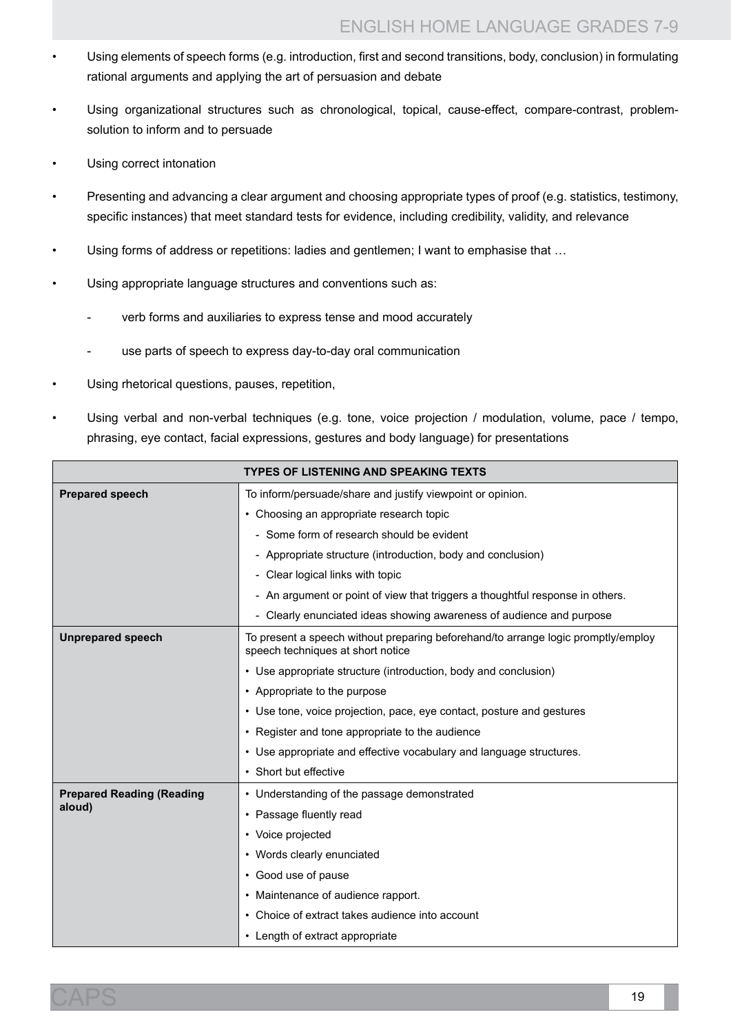- Using elements of speech forms (e.g. introduction, first and second transitions, body, conclusion) in formulating rational arguments and applying the art of persuasion and debate
- Using organizational structures such as chronological, topical, cause-effect, compare-contrast, problem-solution to inform and to persuade
- Using correct intonation
- Presenting and advancing a clear argument and choosing appropriate types of proof (e.g. statistics, testimony, specific instances) that meet standard tests for evidence, including credibility, validity, and relevance
- Using forms of address or repetitions: ladies and gentlemen; I want to emphasise that …
- Using appropriate language structures and conventions such as:
  - verb forms and auxiliaries to express tense and mood accurately
  - use parts of speech to express day-to-day oral communication
- Using rhetorical questions, pauses, repetition,
- Using verbal and non-verbal techniques (e.g. tone, voice projection / modulation, volume, pace / tempo, phrasing, eye contact, facial expressions, gestures and body language) for presentations

| TYPES OF LISTENING AND SPEAKING TEXTS | |
|---|---|
| **Prepared speech** | To inform/persuade/share and justify viewpoint or opinion.<br>• Choosing an appropriate research topic<br>- Some form of research should be evident<br>- Appropriate structure (introduction, body and conclusion)<br>- Clear logical links with topic<br>- An argument or point of view that triggers a thoughtful response in others.<br>- Clearly enunciated ideas showing awareness of audience and purpose |
| **Unprepared speech** | To present a speech without preparing beforehand/to arrange logic promptly/employ speech techniques at short notice<br>• Use appropriate structure (introduction, body and conclusion)<br>• Appropriate to the purpose<br>• Use tone, voice projection, pace, eye contact, posture and gestures<br>• Register and tone appropriate to the audience<br>• Use appropriate and effective vocabulary and language structures.<br>• Short but effective |
| **Prepared Reading (Reading aloud)** | • Understanding of the passage demonstrated<br>• Passage fluently read<br>• Voice projected<br>• Words clearly enunciated<br>• Good use of pause<br>• Maintenance of audience rapport.<br>• Choice of extract takes audience into account<br>• Length of extract appropriate |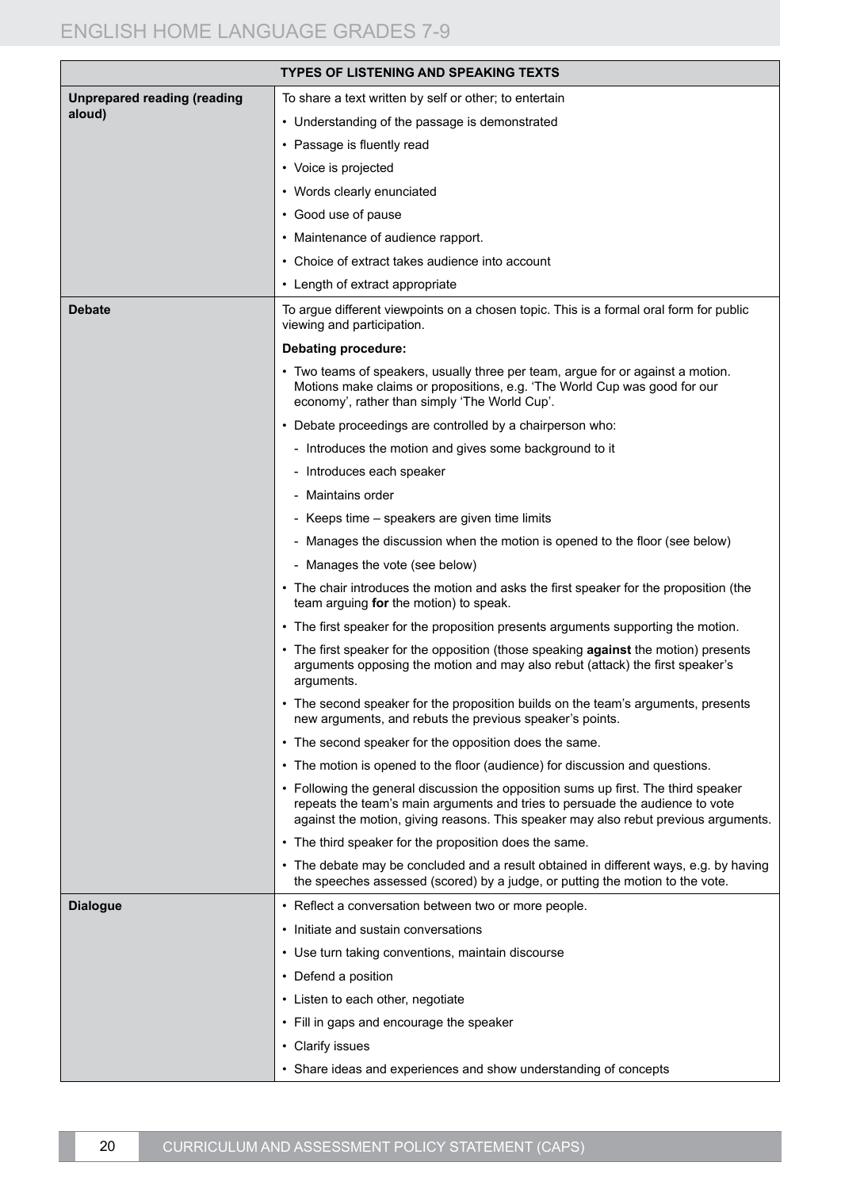| TYPES OF LISTENING AND SPEAKING TEXTS | |
|---|---|
| **Unprepared reading (reading aloud)** | To share a text written by self or other; to entertain<br>• Understanding of the passage is demonstrated<br>• Passage is fluently read<br>• Voice is projected<br>• Words clearly enunciated<br>• Good use of pause<br>• Maintenance of audience rapport.<br>• Choice of extract takes audience into account<br>• Length of extract appropriate |
| **Debate** | To argue different viewpoints on a chosen topic. This is a formal oral form for public viewing and participation.<br>**Debating procedure:**<br>• Two teams of speakers, usually three per team, argue for or against a motion. Motions make claims or propositions, e.g. 'The World Cup was good for our economy', rather than simply 'The World Cup'.<br>• Debate proceedings are controlled by a chairperson who:<br>- Introduces the motion and gives some background to it<br>- Introduces each speaker<br>- Maintains order<br>- Keeps time – speakers are given time limits<br>- Manages the discussion when the motion is opened to the floor (see below)<br>- Manages the vote (see below)<br>• The chair introduces the motion and asks the first speaker for the proposition (the team arguing **for** the motion) to speak.<br>• The first speaker for the proposition presents arguments supporting the motion.<br>• The first speaker for the opposition (those speaking **against** the motion) presents arguments opposing the motion and may also rebut (attack) the first speaker's arguments.<br>• The second speaker for the proposition builds on the team's arguments, presents new arguments, and rebuts the previous speaker's points.<br>• The second speaker for the opposition does the same.<br>• The motion is opened to the floor (audience) for discussion and questions.<br>• Following the general discussion the opposition sums up first. The third speaker repeats the team's main arguments and tries to persuade the audience to vote against the motion, giving reasons. This speaker may also rebut previous arguments.<br>• The third speaker for the proposition does the same.<br>• The debate may be concluded and a result obtained in different ways, e.g. by having the speeches assessed (scored) by a judge, or putting the motion to the vote. |
| **Dialogue** | • Reflect a conversation between two or more people.<br>• Initiate and sustain conversations<br>• Use turn taking conventions, maintain discourse<br>• Defend a position<br>• Listen to each other, negotiate<br>• Fill in gaps and encourage the speaker<br>• Clarify issues<br>• Share ideas and experiences and show understanding of concepts |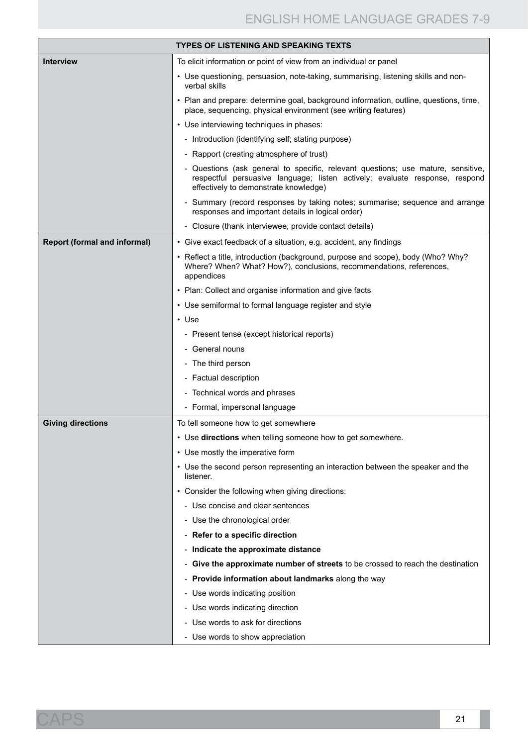| TYPES OF LISTENING AND SPEAKING TEXTS | |
|---|---|
| **Interview** | To elicit information or point of view from an individual or panel<br>• Use questioning, persuasion, note-taking, summarising, listening skills and non-verbal skills<br>• Plan and prepare: determine goal, background information, outline, questions, time, place, sequencing, physical environment (see writing features)<br>• Use interviewing techniques in phases:<br>- Introduction (identifying self; stating purpose)<br>- Rapport (creating atmosphere of trust)<br>- Questions (ask general to specific, relevant questions; use mature, sensitive, respectful persuasive language; listen actively; evaluate response, respond effectively to demonstrate knowledge)<br>- Summary (record responses by taking notes; summarise; sequence and arrange responses and important details in logical order)<br>- Closure (thank interviewee; provide contact details) |
| **Report (formal and informal)** | • Give exact feedback of a situation, e.g. accident, any findings<br>• Reflect a title, introduction (background, purpose and scope), body (Who? Why? Where? When? What? How?), conclusions, recommendations, references, appendices<br>• Plan: Collect and organise information and give facts<br>• Use semiformal to formal language register and style<br>• Use<br>- Present tense (except historical reports)<br>- General nouns<br>- The third person<br>- Factual description<br>- Technical words and phrases<br>- Formal, impersonal language |
| **Giving directions** | To tell someone how to get somewhere<br>• Use **directions** when telling someone how to get somewhere.<br>• Use mostly the imperative form<br>• Use the second person representing an interaction between the speaker and the listener.<br>• Consider the following when giving directions:<br>- Use concise and clear sentences<br>- Use the chronological order<br>- **Refer to a specific direction**<br>- **Indicate the approximate distance**<br>- **Give the approximate number of streets** to be crossed to reach the destination<br>- **Provide information about landmarks** along the way<br>- Use words indicating position<br>- Use words indicating direction<br>- Use words to ask for directions<br>- Use words to show appreciation |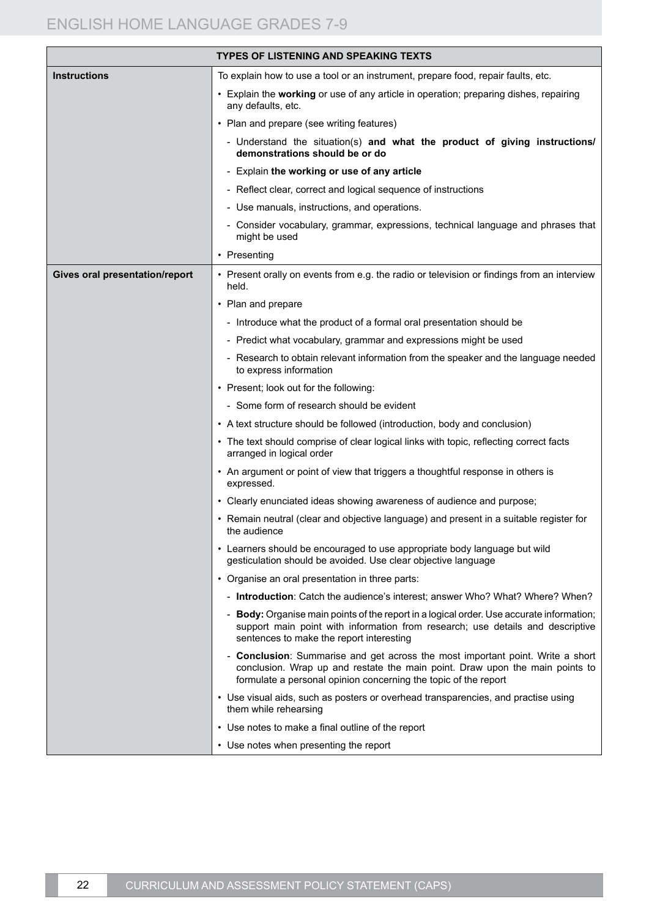| TYPES OF LISTENING AND SPEAKING TEXTS | |
|---|---|
| **Instructions** | To explain how to use a tool or an instrument, prepare food, repair faults, etc.<br>• Explain the **working** or use of any article in operation; preparing dishes, repairing any defaults, etc.<br>• Plan and prepare (see writing features)<br>- Understand the situation(s) **and what the product of giving instructions/ demonstrations should be or do**<br>- Explain **the working or use of any article**<br>- Reflect clear, correct and logical sequence of instructions<br>- Use manuals, instructions, and operations.<br>- Consider vocabulary, grammar, expressions, technical language and phrases that might be used<br>• Presenting |
| **Gives oral presentation/report** | • Present orally on events from e.g. the radio or television or findings from an interview held.<br>• Plan and prepare<br>- Introduce what the product of a formal oral presentation should be<br>- Predict what vocabulary, grammar and expressions might be used<br>- Research to obtain relevant information from the speaker and the language needed to express information<br>• Present; look out for the following:<br>- Some form of research should be evident<br>• A text structure should be followed (introduction, body and conclusion)<br>• The text should comprise of clear logical links with topic, reflecting correct facts arranged in logical order<br>• An argument or point of view that triggers a thoughtful response in others is expressed.<br>• Clearly enunciated ideas showing awareness of audience and purpose;<br>• Remain neutral (clear and objective language) and present in a suitable register for the audience<br>• Learners should be encouraged to use appropriate body language but wild gesticulation should be avoided. Use clear objective language<br>• Organise an oral presentation in three parts:<br>- **Introduction**: Catch the audience's interest; answer Who? What? Where? When?<br>- **Body:** Organise main points of the report in a logical order. Use accurate information; support main point with information from research; use details and descriptive sentences to make the report interesting<br>- **Conclusion**: Summarise and get across the most important point. Write a short conclusion. Wrap up and restate the main point. Draw upon the main points to formulate a personal opinion concerning the topic of the report<br>• Use visual aids, such as posters or overhead transparencies, and practise using them while rehearsing<br>• Use notes to make a final outline of the report<br>• Use notes when presenting the report |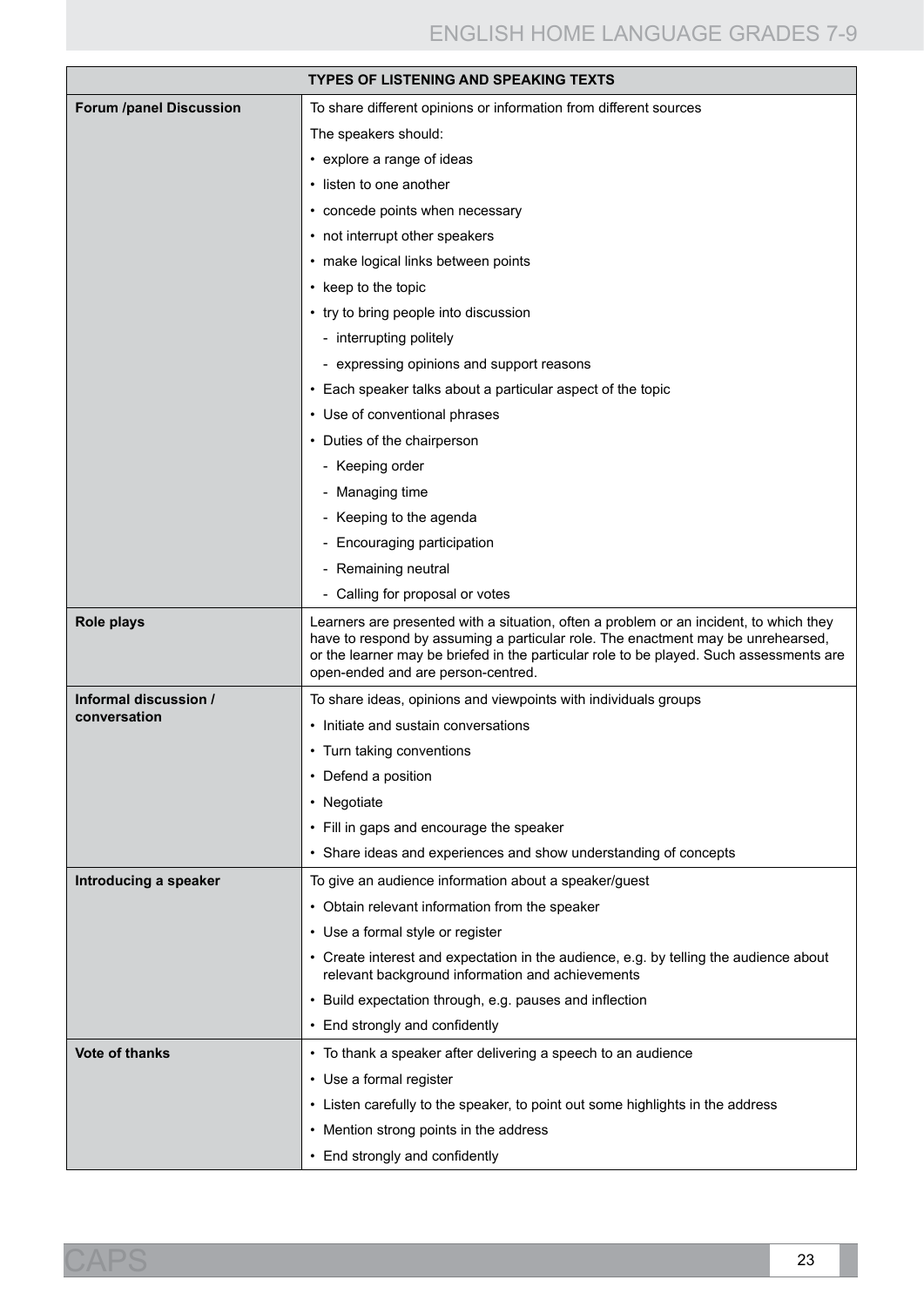| TYPES OF LISTENING AND SPEAKING TEXTS | |
|---|---|
| **Forum /panel Discussion** | To share different opinions or information from different sources<br>The speakers should:<br>• explore a range of ideas<br>• listen to one another<br>• concede points when necessary<br>• not interrupt other speakers<br>• make logical links between points<br>• keep to the topic<br>• try to bring people into discussion<br>- interrupting politely<br>- expressing opinions and support reasons<br>• Each speaker talks about a particular aspect of the topic<br>• Use of conventional phrases<br>• Duties of the chairperson<br>- Keeping order<br>- Managing time<br>- Keeping to the agenda<br>- Encouraging participation<br>- Remaining neutral<br>- Calling for proposal or votes |
| **Role plays** | Learners are presented with a situation, often a problem or an incident, to which they have to respond by assuming a particular role. The enactment may be unrehearsed, or the learner may be briefed in the particular role to be played. Such assessments are open-ended and are person-centred. |
| **Informal discussion / conversation** | To share ideas, opinions and viewpoints with individuals groups<br>• Initiate and sustain conversations<br>• Turn taking conventions<br>• Defend a position<br>• Negotiate<br>• Fill in gaps and encourage the speaker<br>• Share ideas and experiences and show understanding of concepts |
| **Introducing a speaker** | To give an audience information about a speaker/guest<br>• Obtain relevant information from the speaker<br>• Use a formal style or register<br>• Create interest and expectation in the audience, e.g. by telling the audience about relevant background information and achievements<br>• Build expectation through, e.g. pauses and inflection<br>• End strongly and confidently |
| **Vote of thanks** | • To thank a speaker after delivering a speech to an audience<br>• Use a formal register<br>• Listen carefully to the speaker, to point out some highlights in the address<br>• Mention strong points in the address<br>• End strongly and confidently |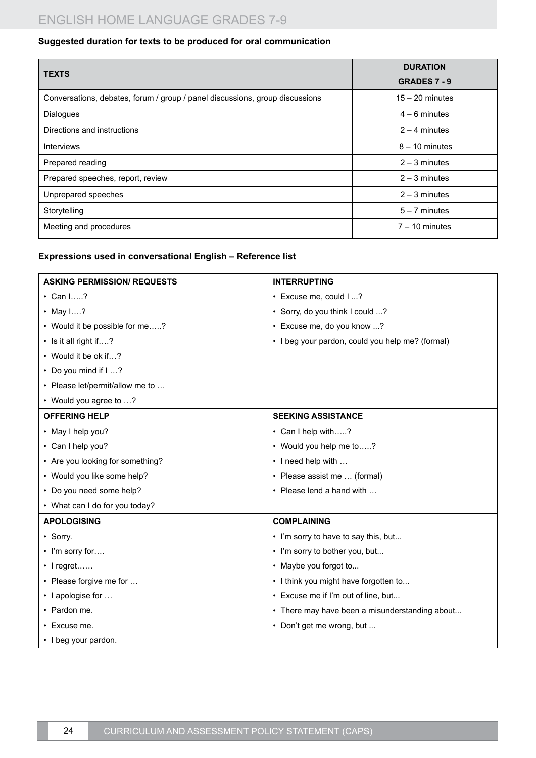**Suggested duration for texts to be produced for oral communication**

| TEXTS | DURATION GRADES 7 - 9 |
|---|---|
| Conversations, debates, forum / group / panel discussions, group discussions | 15 – 20 minutes |
| Dialogues | 4 – 6 minutes |
| Directions and instructions | 2 – 4 minutes |
| Interviews | 8 – 10 minutes |
| Prepared reading | 2 – 3 minutes |
| Prepared speeches, report, review | 2 – 3 minutes |
| Unprepared speeches | 2 – 3 minutes |
| Storytelling | 5 – 7 minutes |
| Meeting and procedures | 7 – 10 minutes |

**Expressions used in conversational English – Reference list**

| ASKING PERMISSION/ REQUESTS | INTERRUPTING |
|---|---|
| • Can I…..?<br>• May I….?<br>• Would it be possible for me…..?<br>• Is it all right if….?<br>• Would it be ok if…?<br>• Do you mind if I …?<br>• Please let/permit/allow me to …<br>• Would you agree to …? | • Excuse me, could I ...?<br>• Sorry, do you think I could ...?<br>• Excuse me, do you know ...?<br>• I beg your pardon, could you help me? (formal) |
| **OFFERING HELP** | **SEEKING ASSISTANCE** |
| • May I help you?<br>• Can I help you?<br>• Are you looking for something?<br>• Would you like some help?<br>• Do you need some help?<br>• What can I do for you today? | • Can I help with…..?<br>• Would you help me to…..?<br>• I need help with …<br>• Please assist me … (formal)<br>• Please lend a hand with … |
| **APOLOGISING** | **COMPLAINING** |
| • Sorry.<br>• I'm sorry for….<br>• I regret……<br>• Please forgive me for …<br>• I apologise for …<br>• Pardon me.<br>• Excuse me.<br>• I beg your pardon. | • I'm sorry to have to say this, but...<br>• I'm sorry to bother you, but...<br>• Maybe you forgot to...<br>• I think you might have forgotten to...<br>• Excuse me if I'm out of line, but...<br>• There may have been a misunderstanding about...<br>• Don't get me wrong, but ... |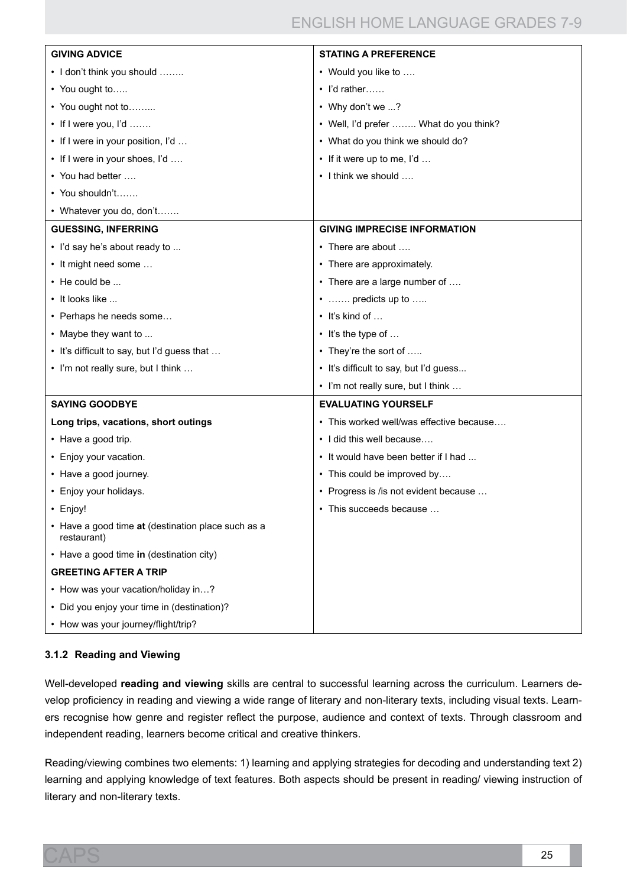| GIVING ADVICE | STATING A PREFERENCE |
| --- | --- |
| • I don't think you should …….. | • Would you like to …. |
| • You ought to….. | • I'd rather…… |
| • You ought not to……... | • Why don't we ...? |
| • If I were you, I'd ……. | • Well, I'd prefer …….. What do you think? |
| • If I were in your position, I'd … | • What do you think we should do? |
| • If I were in your shoes, I'd …. | • If it were up to me, I'd … |
| • You had better …. | • I think we should …. |
| • You shouldn't……. | |
| • Whatever you do, don't……. | |
| **GUESSING, INFERRING** | **GIVING IMPRECISE INFORMATION** |
| • I'd say he's about ready to ... | • There are about …. |
| • It might need some … | • There are approximately. |
| • He could be ... | • There are a large number of …. |
| • It looks like ... | • ……. predicts up to ….. |
| • Perhaps he needs some… | • It's kind of … |
| • Maybe they want to ... | • It's the type of … |
| • It's difficult to say, but I'd guess that … | • They're the sort of ….. |
| • I'm not really sure, but I think … | • It's difficult to say, but I'd guess... |
| | • I'm not really sure, but I think … |
| **SAYING GOODBYE** | **EVALUATING YOURSELF** |
| **Long trips, vacations, short outings** | • This worked well/was effective because…. |
| • Have a good trip. | • I did this well because…. |
| • Enjoy your vacation. | • It would have been better if I had ... |
| • Have a good journey. | • This could be improved by…. |
| • Enjoy your holidays. | • Progress is /is not evident because … |
| • Enjoy! | • This succeeds because … |
| • Have a good time **at** (destination place such as a restaurant) | |
| • Have a good time **in** (destination city) | |
| **GREETING AFTER A TRIP** | |
| • How was your vacation/holiday in…? | |
| • Did you enjoy your time in (destination)? | |
| • How was your journey/flight/trip? | |

### 3.1.2 Reading and Viewing

Well-developed **reading and viewing** skills are central to successful learning across the curriculum. Learners develop proficiency in reading and viewing a wide range of literary and non-literary texts, including visual texts. Learners recognise how genre and register reflect the purpose, audience and context of texts. Through classroom and independent reading, learners become critical and creative thinkers.

Reading/viewing combines two elements: 1) learning and applying strategies for decoding and understanding text 2) learning and applying knowledge of text features. Both aspects should be present in reading/ viewing instruction of literary and non-literary texts.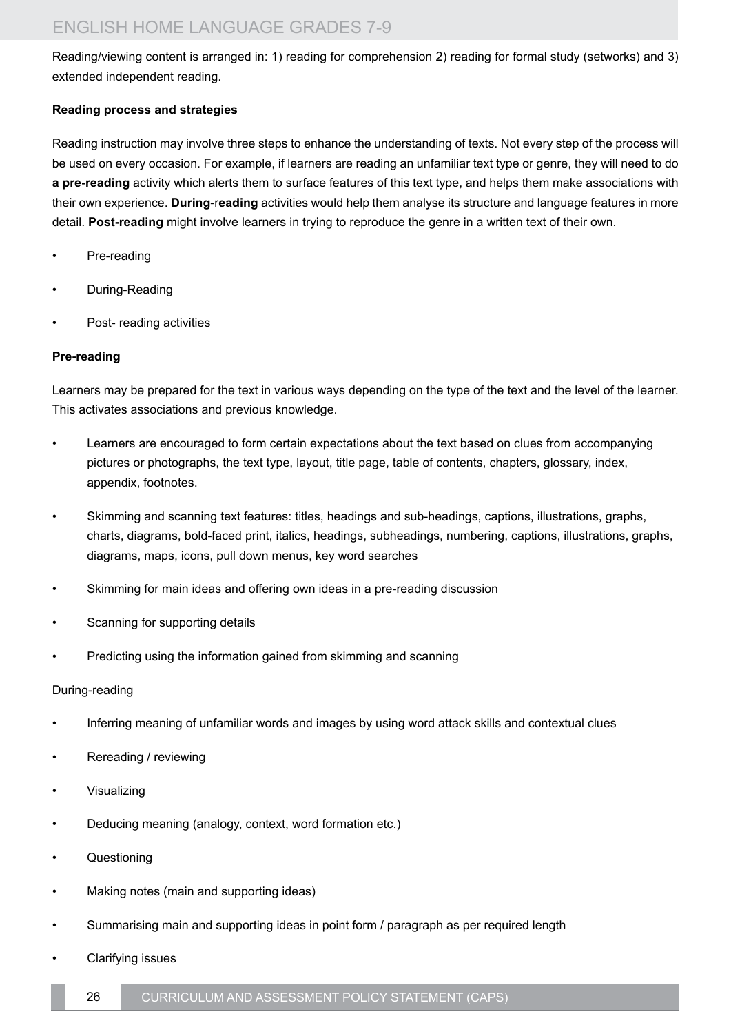Reading/viewing content is arranged in: 1) reading for comprehension 2) reading for formal study (setworks) and 3) extended independent reading.

**Reading process and strategies**

Reading instruction may involve three steps to enhance the understanding of texts. Not every step of the process will be used on every occasion. For example, if learners are reading an unfamiliar text type or genre, they will need to do **a pre-reading** activity which alerts them to surface features of this text type, and helps them make associations with their own experience. **During**-r**eading** activities would help them analyse its structure and language features in more detail. **Post-reading** might involve learners in trying to reproduce the genre in a written text of their own.

- Pre-reading
- During-Reading
- Post- reading activities

**Pre-reading**

Learners may be prepared for the text in various ways depending on the type of the text and the level of the learner. This activates associations and previous knowledge.

- Learners are encouraged to form certain expectations about the text based on clues from accompanying pictures or photographs, the text type, layout, title page, table of contents, chapters, glossary, index, appendix, footnotes.
- Skimming and scanning text features: titles, headings and sub-headings, captions, illustrations, graphs, charts, diagrams, bold-faced print, italics, headings, subheadings, numbering, captions, illustrations, graphs, diagrams, maps, icons, pull down menus, key word searches
- Skimming for main ideas and offering own ideas in a pre-reading discussion
- Scanning for supporting details
- Predicting using the information gained from skimming and scanning

During-reading

- Inferring meaning of unfamiliar words and images by using word attack skills and contextual clues
- Rereading / reviewing
- Visualizing
- Deducing meaning (analogy, context, word formation etc.)
- Questioning
- Making notes (main and supporting ideas)
- Summarising main and supporting ideas in point form / paragraph as per required length
- Clarifying issues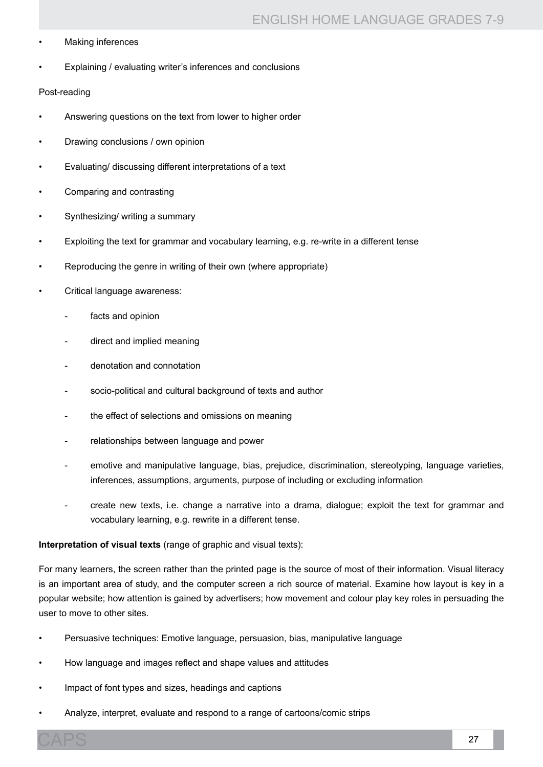- Making inferences
- Explaining / evaluating writer's inferences and conclusions

Post-reading

- Answering questions on the text from lower to higher order
- Drawing conclusions / own opinion
- Evaluating/ discussing different interpretations of a text
- Comparing and contrasting
- Synthesizing/ writing a summary
- Exploiting the text for grammar and vocabulary learning, e.g. re-write in a different tense
- Reproducing the genre in writing of their own (where appropriate)
- Critical language awareness:
  - facts and opinion
  - direct and implied meaning
  - denotation and connotation
  - socio-political and cultural background of texts and author
  - the effect of selections and omissions on meaning
  - relationships between language and power
  - emotive and manipulative language, bias, prejudice, discrimination, stereotyping, language varieties, inferences, assumptions, arguments, purpose of including or excluding information
  - create new texts, i.e. change a narrative into a drama, dialogue; exploit the text for grammar and vocabulary learning, e.g. rewrite in a different tense.

**Interpretation of visual texts** (range of graphic and visual texts):

For many learners, the screen rather than the printed page is the source of most of their information. Visual literacy is an important area of study, and the computer screen a rich source of material. Examine how layout is key in a popular website; how attention is gained by advertisers; how movement and colour play key roles in persuading the user to move to other sites.

- Persuasive techniques: Emotive language, persuasion, bias, manipulative language
- How language and images reflect and shape values and attitudes
- Impact of font types and sizes, headings and captions
- Analyze, interpret, evaluate and respond to a range of cartoons/comic strips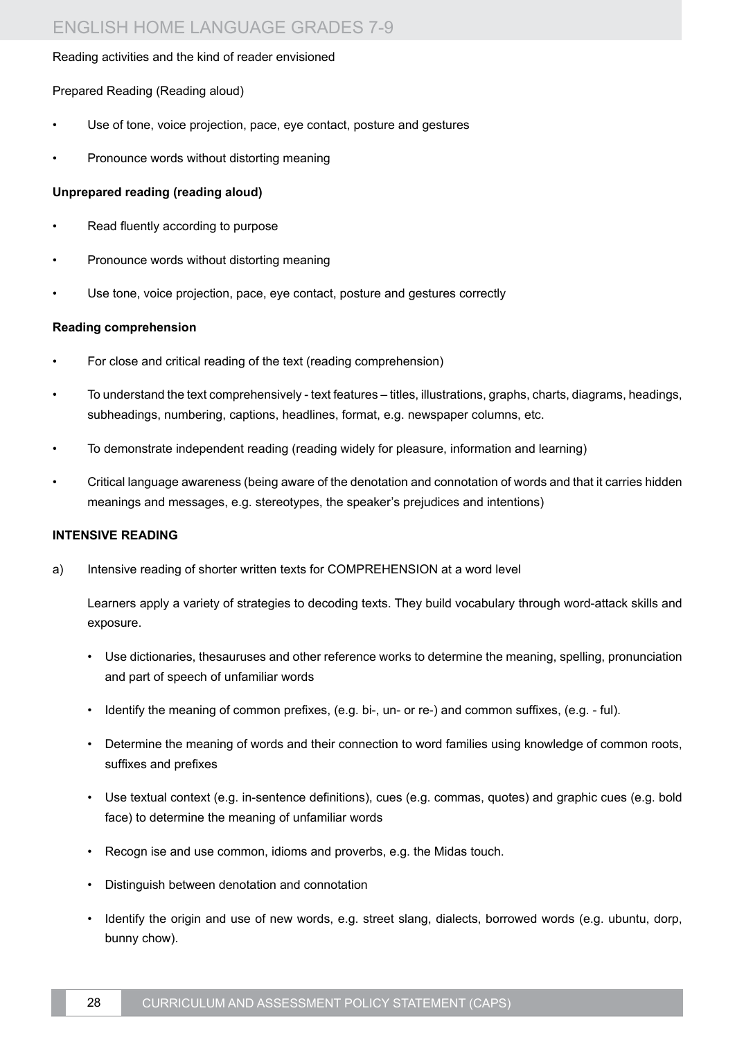Reading activities and the kind of reader envisioned

Prepared Reading (Reading aloud)

- Use of tone, voice projection, pace, eye contact, posture and gestures
- Pronounce words without distorting meaning

**Unprepared reading (reading aloud)**

- Read fluently according to purpose
- Pronounce words without distorting meaning
- Use tone, voice projection, pace, eye contact, posture and gestures correctly

**Reading comprehension**

- For close and critical reading of the text (reading comprehension)
- To understand the text comprehensively - text features – titles, illustrations, graphs, charts, diagrams, headings, subheadings, numbering, captions, headlines, format, e.g. newspaper columns, etc.
- To demonstrate independent reading (reading widely for pleasure, information and learning)
- Critical language awareness (being aware of the denotation and connotation of words and that it carries hidden meanings and messages, e.g. stereotypes, the speaker's prejudices and intentions)

**INTENSIVE READING**

a) Intensive reading of shorter written texts for COMPREHENSION at a word level

Learners apply a variety of strategies to decoding texts. They build vocabulary through word-attack skills and exposure.

- Use dictionaries, thesauruses and other reference works to determine the meaning, spelling, pronunciation and part of speech of unfamiliar words
- Identify the meaning of common prefixes, (e.g. bi-, un- or re-) and common suffixes, (e.g. - ful).
- Determine the meaning of words and their connection to word families using knowledge of common roots, suffixes and prefixes
- Use textual context (e.g. in-sentence definitions), cues (e.g. commas, quotes) and graphic cues (e.g. bold face) to determine the meaning of unfamiliar words
- Recogn ise and use common, idioms and proverbs, e.g. the Midas touch.
- Distinguish between denotation and connotation
- Identify the origin and use of new words, e.g. street slang, dialects, borrowed words (e.g. ubuntu, dorp, bunny chow).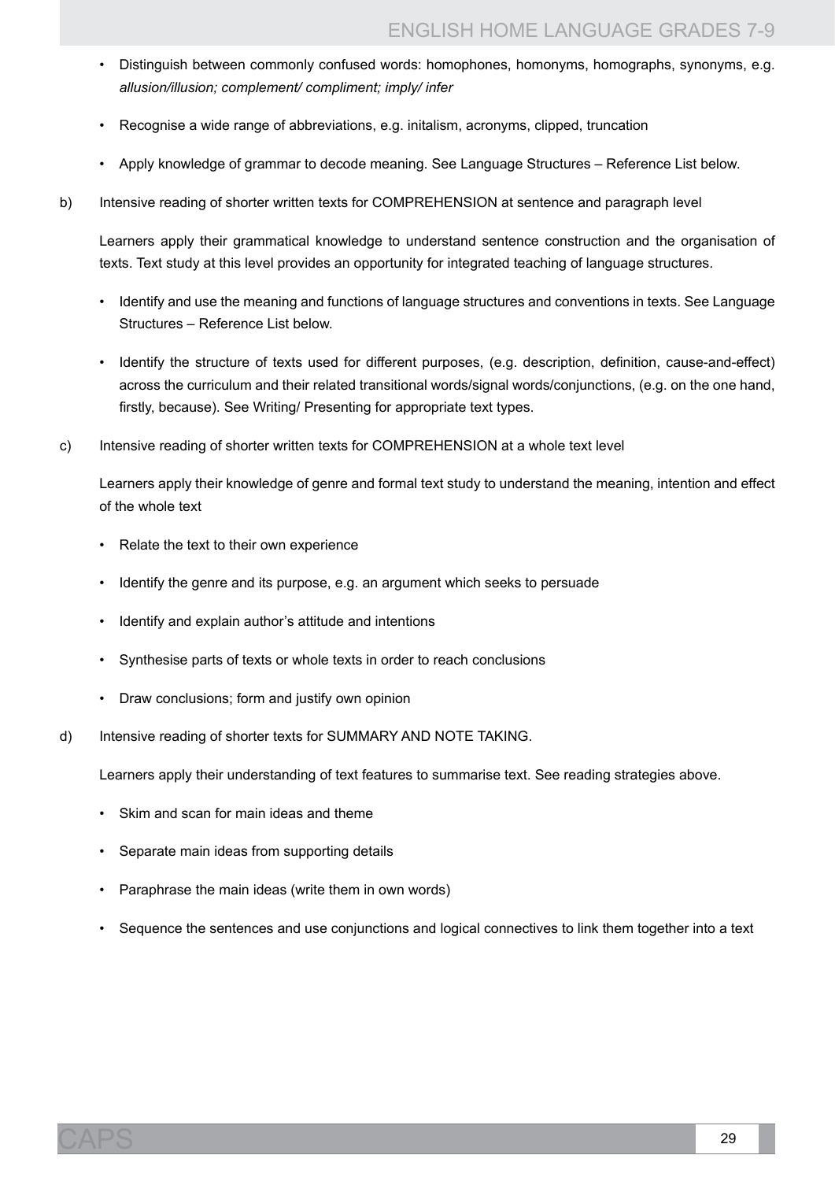- Distinguish between commonly confused words: homophones, homonyms, homographs, synonyms, e.g. *allusion/illusion; complement/ compliment; imply/ infer*
- Recognise a wide range of abbreviations, e.g. initalism, acronyms, clipped, truncation
- Apply knowledge of grammar to decode meaning. See Language Structures – Reference List below.

b) Intensive reading of shorter written texts for COMPREHENSION at sentence and paragraph level

Learners apply their grammatical knowledge to understand sentence construction and the organisation of texts. Text study at this level provides an opportunity for integrated teaching of language structures.

- Identify and use the meaning and functions of language structures and conventions in texts. See Language Structures – Reference List below.
- Identify the structure of texts used for different purposes, (e.g. description, definition, cause-and-effect) across the curriculum and their related transitional words/signal words/conjunctions, (e.g. on the one hand, firstly, because). See Writing/ Presenting for appropriate text types.

c) Intensive reading of shorter written texts for COMPREHENSION at a whole text level

Learners apply their knowledge of genre and formal text study to understand the meaning, intention and effect of the whole text

- Relate the text to their own experience
- Identify the genre and its purpose, e.g. an argument which seeks to persuade
- Identify and explain author's attitude and intentions
- Synthesise parts of texts or whole texts in order to reach conclusions
- Draw conclusions; form and justify own opinion

d) Intensive reading of shorter texts for SUMMARY AND NOTE TAKING.

Learners apply their understanding of text features to summarise text. See reading strategies above.

- Skim and scan for main ideas and theme
- Separate main ideas from supporting details
- Paraphrase the main ideas (write them in own words)
- Sequence the sentences and use conjunctions and logical connectives to link them together into a text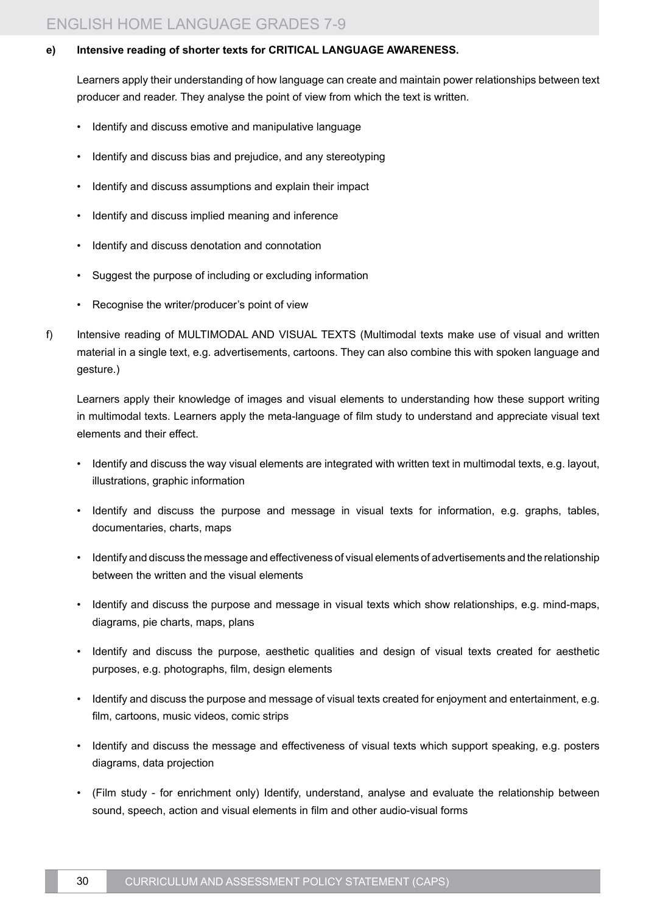**e) Intensive reading of shorter texts for CRITICAL LANGUAGE AWARENESS.**

Learners apply their understanding of how language can create and maintain power relationships between text producer and reader. They analyse the point of view from which the text is written.

- Identify and discuss emotive and manipulative language
- Identify and discuss bias and prejudice, and any stereotyping
- Identify and discuss assumptions and explain their impact
- Identify and discuss implied meaning and inference
- Identify and discuss denotation and connotation
- Suggest the purpose of including or excluding information
- Recognise the writer/producer's point of view

f) Intensive reading of MULTIMODAL AND VISUAL TEXTS (Multimodal texts make use of visual and written material in a single text, e.g. advertisements, cartoons. They can also combine this with spoken language and gesture.)

Learners apply their knowledge of images and visual elements to understanding how these support writing in multimodal texts. Learners apply the meta-language of film study to understand and appreciate visual text elements and their effect.

- Identify and discuss the way visual elements are integrated with written text in multimodal texts, e.g. layout, illustrations, graphic information
- Identify and discuss the purpose and message in visual texts for information, e.g. graphs, tables, documentaries, charts, maps
- Identify and discuss the message and effectiveness of visual elements of advertisements and the relationship between the written and the visual elements
- Identify and discuss the purpose and message in visual texts which show relationships, e.g. mind-maps, diagrams, pie charts, maps, plans
- Identify and discuss the purpose, aesthetic qualities and design of visual texts created for aesthetic purposes, e.g. photographs, film, design elements
- Identify and discuss the purpose and message of visual texts created for enjoyment and entertainment, e.g. film, cartoons, music videos, comic strips
- Identify and discuss the message and effectiveness of visual texts which support speaking, e.g. posters diagrams, data projection
- (Film study - for enrichment only) Identify, understand, analyse and evaluate the relationship between sound, speech, action and visual elements in film and other audio-visual forms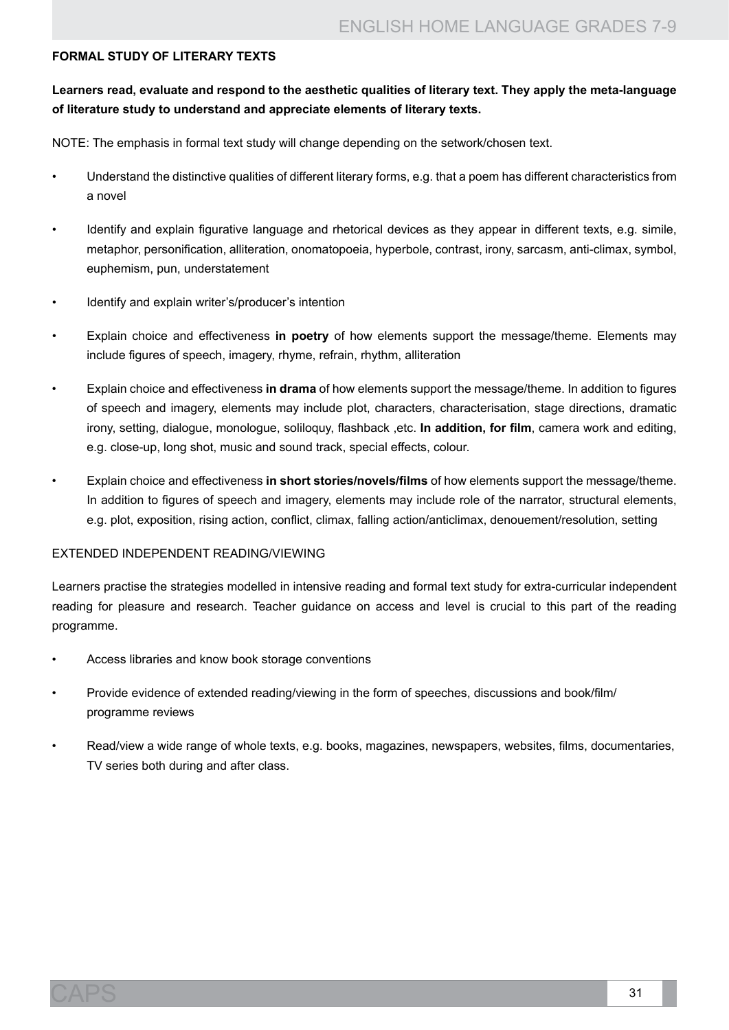#### FORMAL STUDY OF LITERARY TEXTS

**Learners read, evaluate and respond to the aesthetic qualities of literary text. They apply the meta-language of literature study to understand and appreciate elements of literary texts.**

NOTE: The emphasis in formal text study will change depending on the setwork/chosen text.

- Understand the distinctive qualities of different literary forms, e.g. that a poem has different characteristics from a novel
- Identify and explain figurative language and rhetorical devices as they appear in different texts, e.g. simile, metaphor, personification, alliteration, onomatopoeia, hyperbole, contrast, irony, sarcasm, anti-climax, symbol, euphemism, pun, understatement
- Identify and explain writer's/producer's intention
- Explain choice and effectiveness **in poetry** of how elements support the message/theme. Elements may include figures of speech, imagery, rhyme, refrain, rhythm, alliteration
- Explain choice and effectiveness **in drama** of how elements support the message/theme. In addition to figures of speech and imagery, elements may include plot, characters, characterisation, stage directions, dramatic irony, setting, dialogue, monologue, soliloquy, flashback ,etc. **In addition, for film**, camera work and editing, e.g. close-up, long shot, music and sound track, special effects, colour.
- Explain choice and effectiveness **in short stories/novels/films** of how elements support the message/theme. In addition to figures of speech and imagery, elements may include role of the narrator, structural elements, e.g. plot, exposition, rising action, conflict, climax, falling action/anticlimax, denouement/resolution, setting

#### EXTENDED INDEPENDENT READING/VIEWING

Learners practise the strategies modelled in intensive reading and formal text study for extra-curricular independent reading for pleasure and research. Teacher guidance on access and level is crucial to this part of the reading programme.

- Access libraries and know book storage conventions
- Provide evidence of extended reading/viewing in the form of speeches, discussions and book/film/ programme reviews
- Read/view a wide range of whole texts, e.g. books, magazines, newspapers, websites, films, documentaries, TV series both during and after class.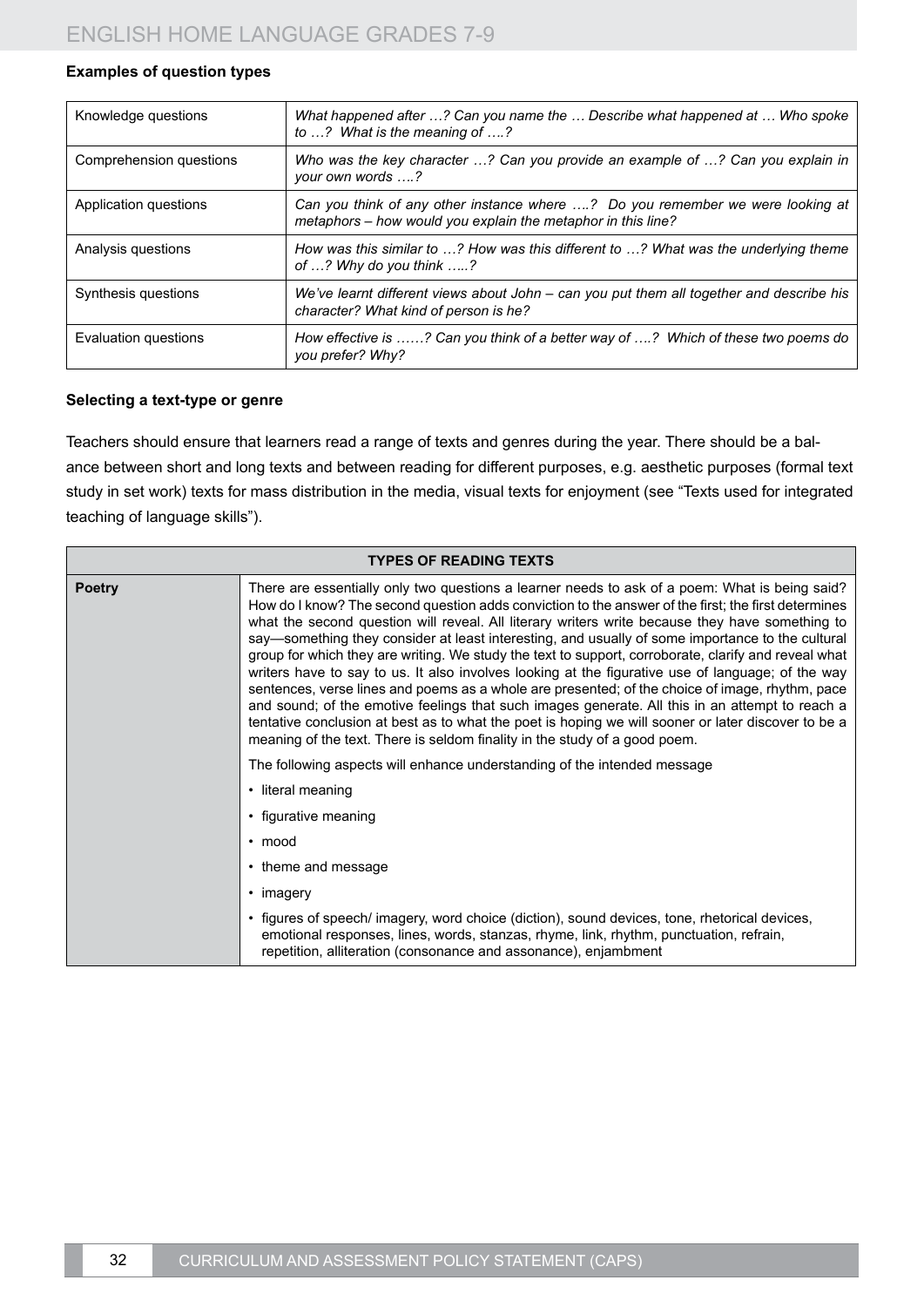**Examples of question types**

| | |
|---|---|
| Knowledge questions | *What happened after …? Can you name the … Describe what happened at … Who spoke to …? What is the meaning of ….?* |
| Comprehension questions | *Who was the key character …? Can you provide an example of …? Can you explain in your own words ….?* |
| Application questions | *Can you think of any other instance where ….? Do you remember we were looking at metaphors – how would you explain the metaphor in this line?* |
| Analysis questions | *How was this similar to …? How was this different to …? What was the underlying theme of …? Why do you think …..?* |
| Synthesis questions | *We've learnt different views about John – can you put them all together and describe his character? What kind of person is he?* |
| Evaluation questions | *How effective is ……? Can you think of a better way of ….? Which of these two poems do you prefer? Why?* |

**Selecting a text-type or genre**

Teachers should ensure that learners read a range of texts and genres during the year. There should be a balance between short and long texts and between reading for different purposes, e.g. aesthetic purposes (formal text study in set work) texts for mass distribution in the media, visual texts for enjoyment (see "Texts used for integrated teaching of language skills").

| TYPES OF READING TEXTS | |
|---|---|
| **Poetry** | There are essentially only two questions a learner needs to ask of a poem: What is being said? How do I know? The second question adds conviction to the answer of the first; the first determines what the second question will reveal. All literary writers write because they have something to say—something they consider at least interesting, and usually of some importance to the cultural group for which they are writing. We study the text to support, corroborate, clarify and reveal what writers have to say to us. It also involves looking at the figurative use of language; of the way sentences, verse lines and poems as a whole are presented; of the choice of image, rhythm, pace and sound; of the emotive feelings that such images generate. All this in an attempt to reach a tentative conclusion at best as to what the poet is hoping we will sooner or later discover to be a meaning of the text. There is seldom finality in the study of a good poem.<br><br>The following aspects will enhance understanding of the intended message<br>• literal meaning<br>• figurative meaning<br>• mood<br>• theme and message<br>• imagery<br>• figures of speech/ imagery, word choice (diction), sound devices, tone, rhetorical devices, emotional responses, lines, words, stanzas, rhyme, link, rhythm, punctuation, refrain, repetition, alliteration (consonance and assonance), enjambment |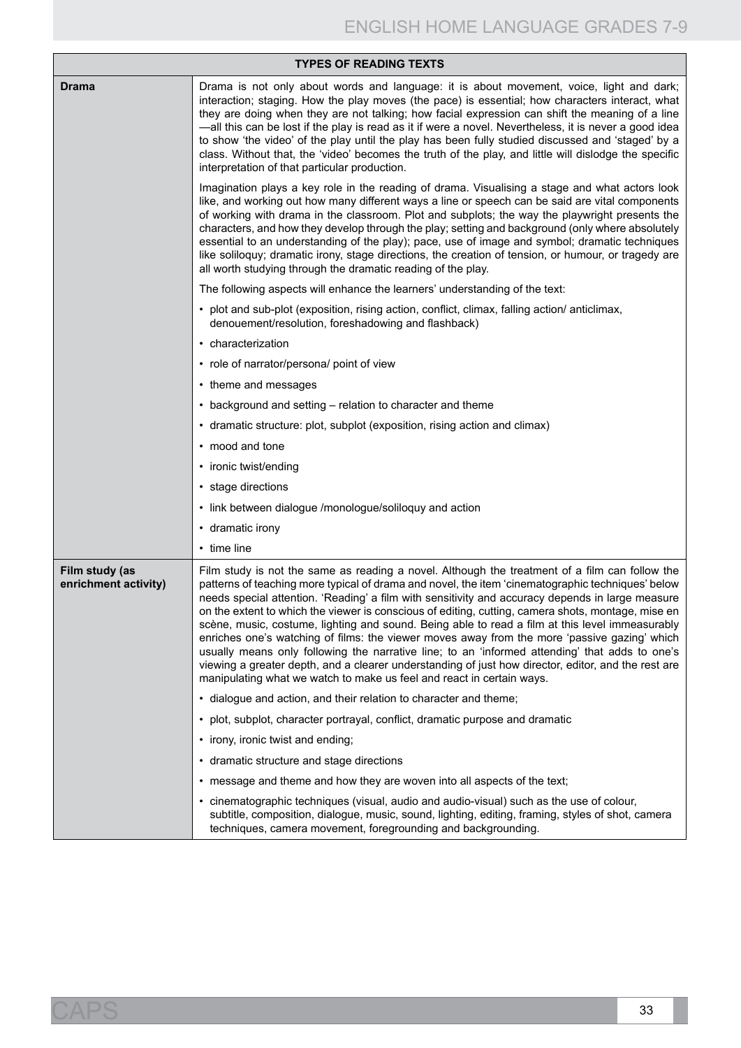| TYPES OF READING TEXTS | |
|---|---|
| **Drama** | Drama is not only about words and language: it is about movement, voice, light and dark; interaction; staging. How the play moves (the pace) is essential; how characters interact, what they are doing when they are not talking; how facial expression can shift the meaning of a line —all this can be lost if the play is read as it if were a novel. Nevertheless, it is never a good idea to show 'the video' of the play until the play has been fully studied discussed and 'staged' by a class. Without that, the 'video' becomes the truth of the play, and little will dislodge the specific interpretation of that particular production.<br><br>Imagination plays a key role in the reading of drama. Visualising a stage and what actors look like, and working out how many different ways a line or speech can be said are vital components of working with drama in the classroom. Plot and subplots; the way the playwright presents the characters, and how they develop through the play; setting and background (only where absolutely essential to an understanding of the play); pace, use of image and symbol; dramatic techniques like soliloquy; dramatic irony, stage directions, the creation of tension, or humour, or tragedy are all worth studying through the dramatic reading of the play.<br><br>The following aspects will enhance the learners' understanding of the text:<br><br>• plot and sub-plot (exposition, rising action, conflict, climax, falling action/ anticlimax, denouement/resolution, foreshadowing and flashback)<br>• characterization<br>• role of narrator/persona/ point of view<br>• theme and messages<br>• background and setting – relation to character and theme<br>• dramatic structure: plot, subplot (exposition, rising action and climax)<br>• mood and tone<br>• ironic twist/ending<br>• stage directions<br>• link between dialogue /monologue/soliloquy and action<br>• dramatic irony<br>• time line |
| **Film study (as enrichment activity)** | Film study is not the same as reading a novel. Although the treatment of a film can follow the patterns of teaching more typical of drama and novel, the item 'cinematographic techniques' below needs special attention. 'Reading' a film with sensitivity and accuracy depends in large measure on the extent to which the viewer is conscious of editing, cutting, camera shots, montage, mise en scène, music, costume, lighting and sound. Being able to read a film at this level immeasurably enriches one's watching of films: the viewer moves away from the more 'passive gazing' which usually means only following the narrative line; to an 'informed attending' that adds to one's viewing a greater depth, and a clearer understanding of just how director, editor, and the rest are manipulating what we watch to make us feel and react in certain ways.<br><br>• dialogue and action, and their relation to character and theme;<br>• plot, subplot, character portrayal, conflict, dramatic purpose and dramatic<br>• irony, ironic twist and ending;<br>• dramatic structure and stage directions<br>• message and theme and how they are woven into all aspects of the text;<br>• cinematographic techniques (visual, audio and audio-visual) such as the use of colour, subtitle, composition, dialogue, music, sound, lighting, editing, framing, styles of shot, camera techniques, camera movement, foregrounding and backgrounding. |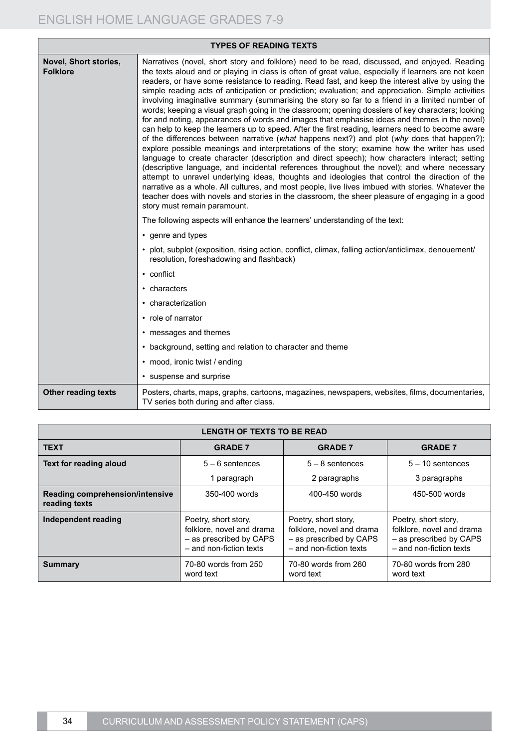| TYPES OF READING TEXTS | |
|---|---|
| **Novel, Short stories, Folklore** | Narratives (novel, short story and folklore) need to be read, discussed, and enjoyed. Reading the texts aloud and or playing in class is often of great value, especially if learners are not keen readers, or have some resistance to reading. Read fast, and keep the interest alive by using the simple reading acts of anticipation or prediction; evaluation; and appreciation. Simple activities involving imaginative summary (summarising the story so far to a friend in a limited number of words; keeping a visual graph going in the classroom; opening dossiers of key characters; looking for and noting, appearances of words and images that emphasise ideas and themes in the novel) can help to keep the learners up to speed. After the first reading, learners need to become aware of the differences between narrative (*what* happens next?) and plot (*why* does that happen?); explore possible meanings and interpretations of the story; examine how the writer has used language to create character (description and direct speech); how characters interact; setting (descriptive language, and incidental references throughout the novel); and where necessary attempt to unravel underlying ideas, thoughts and ideologies that control the direction of the narrative as a whole. All cultures, and most people, live lives imbued with stories. Whatever the teacher does with novels and stories in the classroom, the sheer pleasure of engaging in a good story must remain paramount.<br><br>The following aspects will enhance the learners' understanding of the text:<br>• genre and types<br>• plot, subplot (exposition, rising action, conflict, climax, falling action/anticlimax, denouement/ resolution, foreshadowing and flashback)<br>• conflict<br>• characters<br>• characterization<br>• role of narrator<br>• messages and themes<br>• background, setting and relation to character and theme<br>• mood, ironic twist / ending<br>• suspense and surprise |
| **Other reading texts** | Posters, charts, maps, graphs, cartoons, magazines, newspapers, websites, films, documentaries, TV series both during and after class. |

| LENGTH OF TEXTS TO BE READ | | | |
|---|---|---|---|
| **TEXT** | **GRADE 7** | **GRADE 7** | **GRADE 7** |
| **Text for reading aloud** | 5 – 6 sentences<br>1 paragraph | 5 – 8 sentences<br>2 paragraphs | 5 – 10 sentences<br>3 paragraphs |
| **Reading comprehension/intensive reading texts** | 350-400 words | 400-450 words | 450-500 words |
| **Independent reading** | Poetry, short story, folklore, novel and drama – as prescribed by CAPS – and non-fiction texts | Poetry, short story, folklore, novel and drama – as prescribed by CAPS – and non-fiction texts | Poetry, short story, folklore, novel and drama – as prescribed by CAPS – and non-fiction texts |
| **Summary** | 70-80 words from 250 word text | 70-80 words from 260 word text | 70-80 words from 280 word text |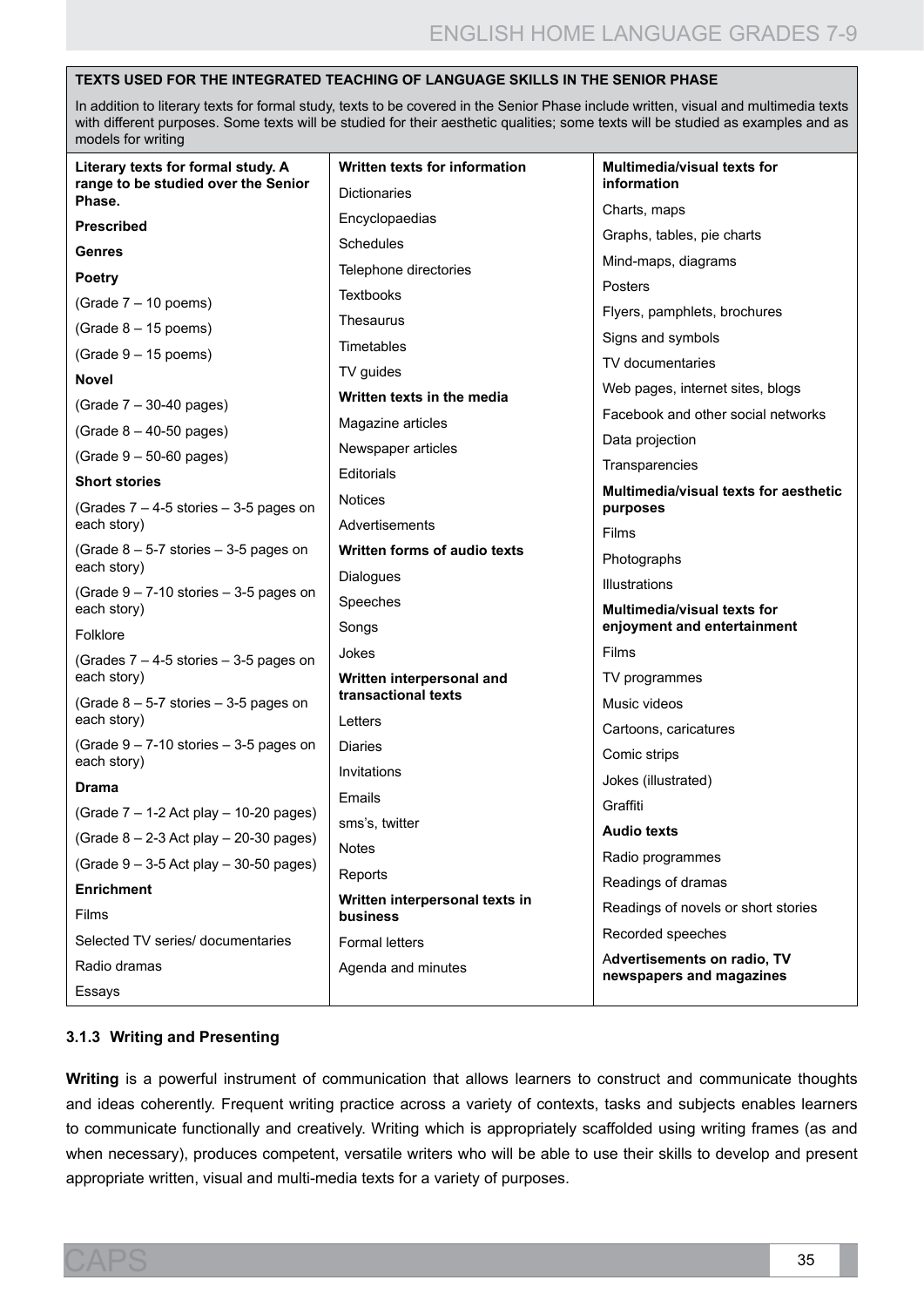**TEXTS USED FOR THE INTEGRATED TEACHING OF LANGUAGE SKILLS IN THE SENIOR PHASE**

In addition to literary texts for formal study, texts to be covered in the Senior Phase include written, visual and multimedia texts with different purposes. Some texts will be studied for their aesthetic qualities; some texts will be studied as examples and as models for writing

| Literary texts for formal study. A range to be studied over the Senior Phase. | Written texts for information | Multimedia/visual texts for information |
|---|---|---|
| **Prescribed** | Dictionaries | Charts, maps |
| **Genres** | Encyclopaedias | Graphs, tables, pie charts |
| **Poetry** | Schedules | Mind-maps, diagrams |
| (Grade 7 – 10 poems) | Telephone directories | Posters |
| (Grade 8 – 15 poems) | Textbooks | Flyers, pamphlets, brochures |
| (Grade 9 – 15 poems) | Thesaurus | Signs and symbols |
| **Novel** | Timetables | TV documentaries |
| (Grade 7 – 30-40 pages) | TV guides | Web pages, internet sites, blogs |
| (Grade 8 – 40-50 pages) | **Written texts in the media** | Facebook and other social networks |
| (Grade 9 – 50-60 pages) | Magazine articles | Data projection |
| **Short stories** | Newspaper articles | Transparencies |
| (Grades 7 – 4-5 stories – 3-5 pages on each story) | Editorials | **Multimedia/visual texts for aesthetic purposes** |
| (Grade 8 – 5-7 stories – 3-5 pages on each story) | Notices | Films |
| (Grade 9 – 7-10 stories – 3-5 pages on each story) | Advertisements | Photographs |
| Folklore | **Written forms of audio texts** | Illustrations |
| (Grades 7 – 4-5 stories – 3-5 pages on each story) | Dialogues | **Multimedia/visual texts for enjoyment and entertainment** |
| (Grade 8 – 5-7 stories – 3-5 pages on each story) | Speeches | Films |
| (Grade 9 – 7-10 stories – 3-5 pages on each story) | Songs | TV programmes |
| **Drama** | Jokes | Music videos |
| (Grade 7 – 1-2 Act play – 10-20 pages) | **Written interpersonal and transactional texts** | Cartoons, caricatures |
| (Grade 8 – 2-3 Act play – 20-30 pages) | Letters | Comic strips |
| (Grade 9 – 3-5 Act play – 30-50 pages) | Diaries | Jokes (illustrated) |
| **Enrichment** | Invitations | Graffiti |
| Films | Emails | **Audio texts** |
| Selected TV series/ documentaries | sms's, twitter | Radio programmes |
| Radio dramas | Notes | Readings of dramas |
| Essays | Reports | Readings of novels or short stories |
| | **Written interpersonal texts in business** | Recorded speeches |
| | Formal letters | **Advertisements on radio, TV newspapers and magazines** |
| | Agenda and minutes | |

### 3.1.3 Writing and Presenting

**Writing** is a powerful instrument of communication that allows learners to construct and communicate thoughts and ideas coherently. Frequent writing practice across a variety of contexts, tasks and subjects enables learners to communicate functionally and creatively. Writing which is appropriately scaffolded using writing frames (as and when necessary), produces competent, versatile writers who will be able to use their skills to develop and present appropriate written, visual and multi-media texts for a variety of purposes.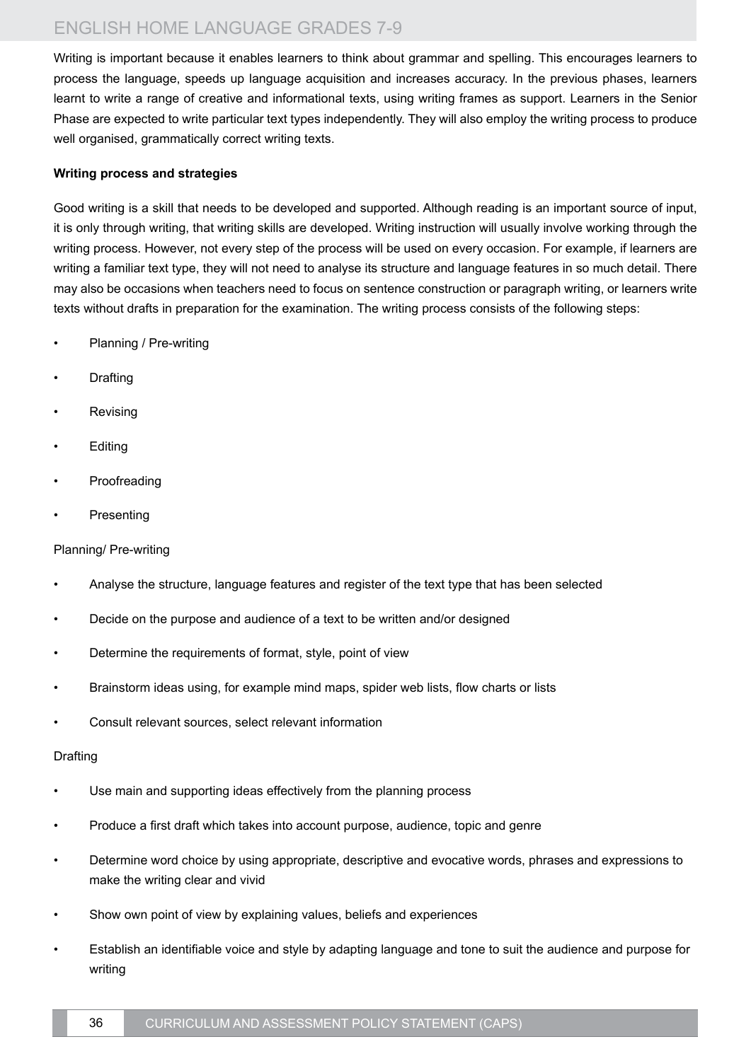Writing is important because it enables learners to think about grammar and spelling. This encourages learners to process the language, speeds up language acquisition and increases accuracy. In the previous phases, learners learnt to write a range of creative and informational texts, using writing frames as support. Learners in the Senior Phase are expected to write particular text types independently. They will also employ the writing process to produce well organised, grammatically correct writing texts.

**Writing process and strategies**

Good writing is a skill that needs to be developed and supported. Although reading is an important source of input, it is only through writing, that writing skills are developed. Writing instruction will usually involve working through the writing process. However, not every step of the process will be used on every occasion. For example, if learners are writing a familiar text type, they will not need to analyse its structure and language features in so much detail. There may also be occasions when teachers need to focus on sentence construction or paragraph writing, or learners write texts without drafts in preparation for the examination. The writing process consists of the following steps:

- Planning / Pre-writing
- Drafting
- Revising
- Editing
- Proofreading
- Presenting

Planning/ Pre-writing

- Analyse the structure, language features and register of the text type that has been selected
- Decide on the purpose and audience of a text to be written and/or designed
- Determine the requirements of format, style, point of view
- Brainstorm ideas using, for example mind maps, spider web lists, flow charts or lists
- Consult relevant sources, select relevant information

Drafting

- Use main and supporting ideas effectively from the planning process
- Produce a first draft which takes into account purpose, audience, topic and genre
- Determine word choice by using appropriate, descriptive and evocative words, phrases and expressions to make the writing clear and vivid
- Show own point of view by explaining values, beliefs and experiences
- Establish an identifiable voice and style by adapting language and tone to suit the audience and purpose for writing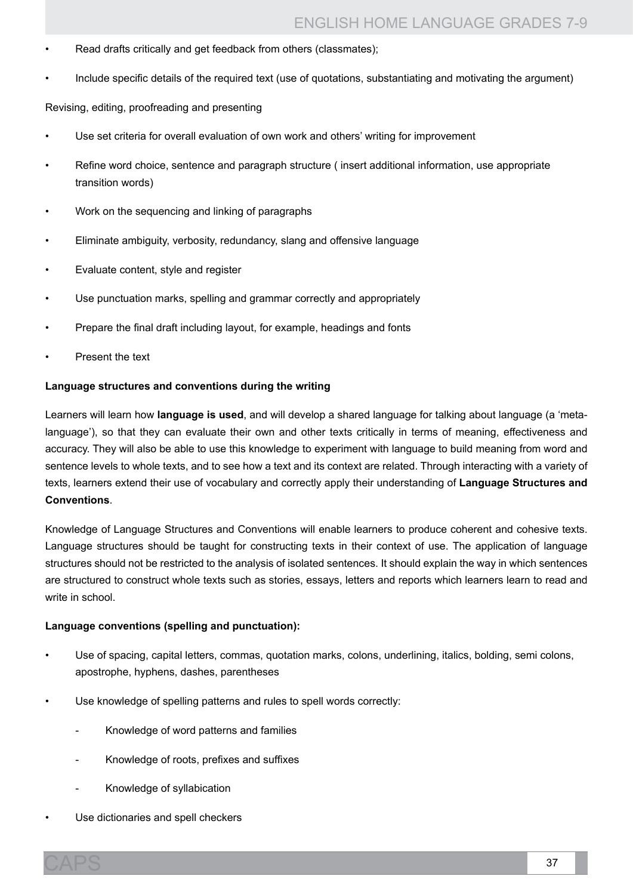- Read drafts critically and get feedback from others (classmates);
- Include specific details of the required text (use of quotations, substantiating and motivating the argument)

Revising, editing, proofreading and presenting

- Use set criteria for overall evaluation of own work and others' writing for improvement
- Refine word choice, sentence and paragraph structure ( insert additional information, use appropriate transition words)
- Work on the sequencing and linking of paragraphs
- Eliminate ambiguity, verbosity, redundancy, slang and offensive language
- Evaluate content, style and register
- Use punctuation marks, spelling and grammar correctly and appropriately
- Prepare the final draft including layout, for example, headings and fonts
- Present the text

**Language structures and conventions during the writing**

Learners will learn how **language is used**, and will develop a shared language for talking about language (a 'meta-language'), so that they can evaluate their own and other texts critically in terms of meaning, effectiveness and accuracy. They will also be able to use this knowledge to experiment with language to build meaning from word and sentence levels to whole texts, and to see how a text and its context are related. Through interacting with a variety of texts, learners extend their use of vocabulary and correctly apply their understanding of **Language Structures and Conventions**.

Knowledge of Language Structures and Conventions will enable learners to produce coherent and cohesive texts. Language structures should be taught for constructing texts in their context of use. The application of language structures should not be restricted to the analysis of isolated sentences. It should explain the way in which sentences are structured to construct whole texts such as stories, essays, letters and reports which learners learn to read and write in school.

**Language conventions (spelling and punctuation):**

- Use of spacing, capital letters, commas, quotation marks, colons, underlining, italics, bolding, semi colons, apostrophe, hyphens, dashes, parentheses
- Use knowledge of spelling patterns and rules to spell words correctly:
  - Knowledge of word patterns and families
  - Knowledge of roots, prefixes and suffixes
  - Knowledge of syllabication
- Use dictionaries and spell checkers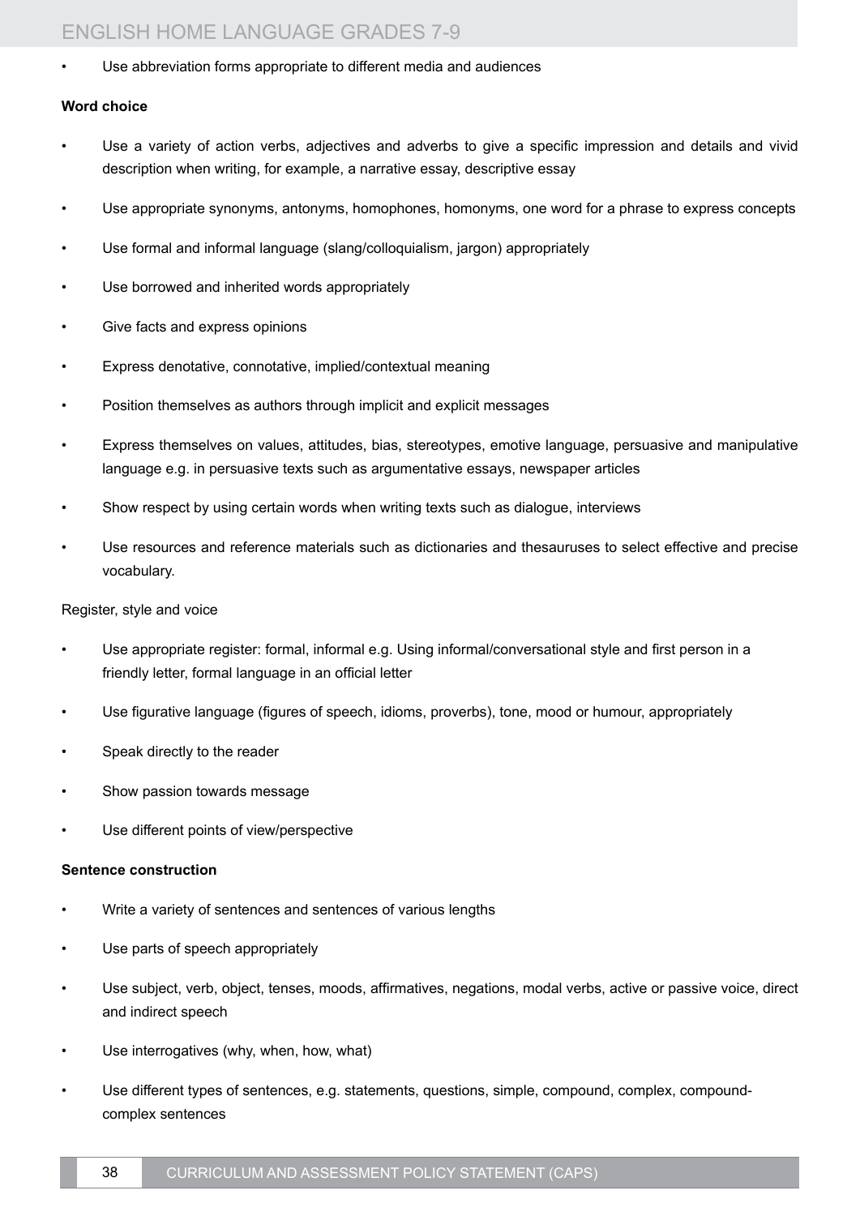- Use abbreviation forms appropriate to different media and audiences

**Word choice**

- Use a variety of action verbs, adjectives and adverbs to give a specific impression and details and vivid description when writing, for example, a narrative essay, descriptive essay
- Use appropriate synonyms, antonyms, homophones, homonyms, one word for a phrase to express concepts
- Use formal and informal language (slang/colloquialism, jargon) appropriately
- Use borrowed and inherited words appropriately
- Give facts and express opinions
- Express denotative, connotative, implied/contextual meaning
- Position themselves as authors through implicit and explicit messages
- Express themselves on values, attitudes, bias, stereotypes, emotive language, persuasive and manipulative language e.g. in persuasive texts such as argumentative essays, newspaper articles
- Show respect by using certain words when writing texts such as dialogue, interviews
- Use resources and reference materials such as dictionaries and thesauruses to select effective and precise vocabulary.

Register, style and voice

- Use appropriate register: formal, informal e.g. Using informal/conversational style and first person in a friendly letter, formal language in an official letter
- Use figurative language (figures of speech, idioms, proverbs), tone, mood or humour, appropriately
- Speak directly to the reader
- Show passion towards message
- Use different points of view/perspective

**Sentence construction**

- Write a variety of sentences and sentences of various lengths
- Use parts of speech appropriately
- Use subject, verb, object, tenses, moods, affirmatives, negations, modal verbs, active or passive voice, direct and indirect speech
- Use interrogatives (why, when, how, what)
- Use different types of sentences, e.g. statements, questions, simple, compound, complex, compound-complex sentences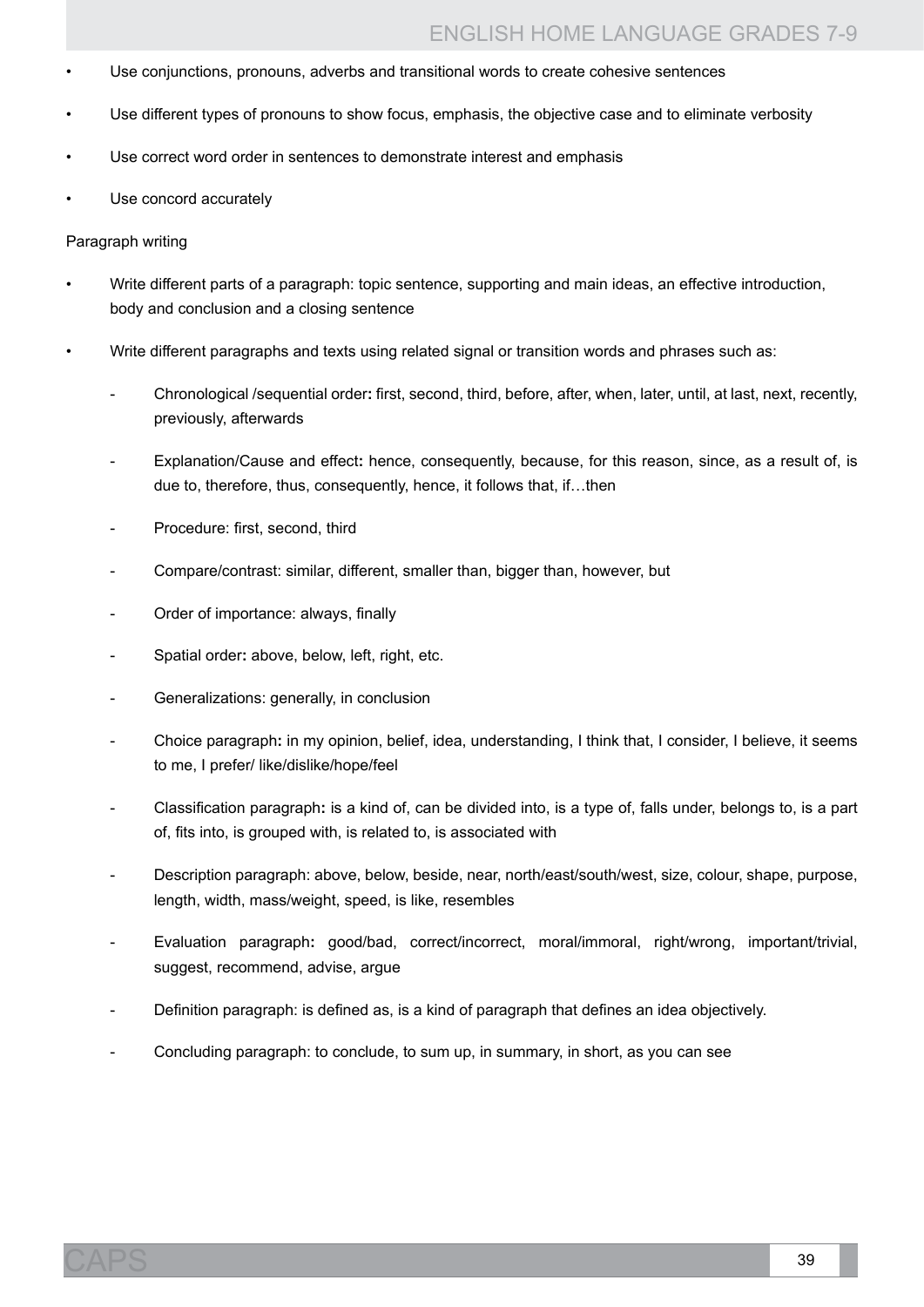- Use conjunctions, pronouns, adverbs and transitional words to create cohesive sentences
- Use different types of pronouns to show focus, emphasis, the objective case and to eliminate verbosity
- Use correct word order in sentences to demonstrate interest and emphasis
- Use concord accurately

Paragraph writing

- Write different parts of a paragraph: topic sentence, supporting and main ideas, an effective introduction, body and conclusion and a closing sentence
- Write different paragraphs and texts using related signal or transition words and phrases such as:
  - Chronological /sequential order**:** first, second, third, before, after, when, later, until, at last, next, recently, previously, afterwards
  - Explanation/Cause and effect**:** hence, consequently, because, for this reason, since, as a result of, is due to, therefore, thus, consequently, hence, it follows that, if…then
  - Procedure: first, second, third
  - Compare/contrast: similar, different, smaller than, bigger than, however, but
  - Order of importance: always, finally
  - Spatial order**:** above, below, left, right, etc.
  - Generalizations: generally, in conclusion
  - Choice paragraph**:** in my opinion, belief, idea, understanding, I think that, I consider, I believe, it seems to me, I prefer/ like/dislike/hope/feel
  - Classification paragraph**:** is a kind of, can be divided into, is a type of, falls under, belongs to, is a part of, fits into, is grouped with, is related to, is associated with
  - Description paragraph: above, below, beside, near, north/east/south/west, size, colour, shape, purpose, length, width, mass/weight, speed, is like, resembles
  - Evaluation paragraph**:** good/bad, correct/incorrect, moral/immoral, right/wrong, important/trivial, suggest, recommend, advise, argue
  - Definition paragraph: is defined as, is a kind of paragraph that defines an idea objectively.
  - Concluding paragraph: to conclude, to sum up, in summary, in short, as you can see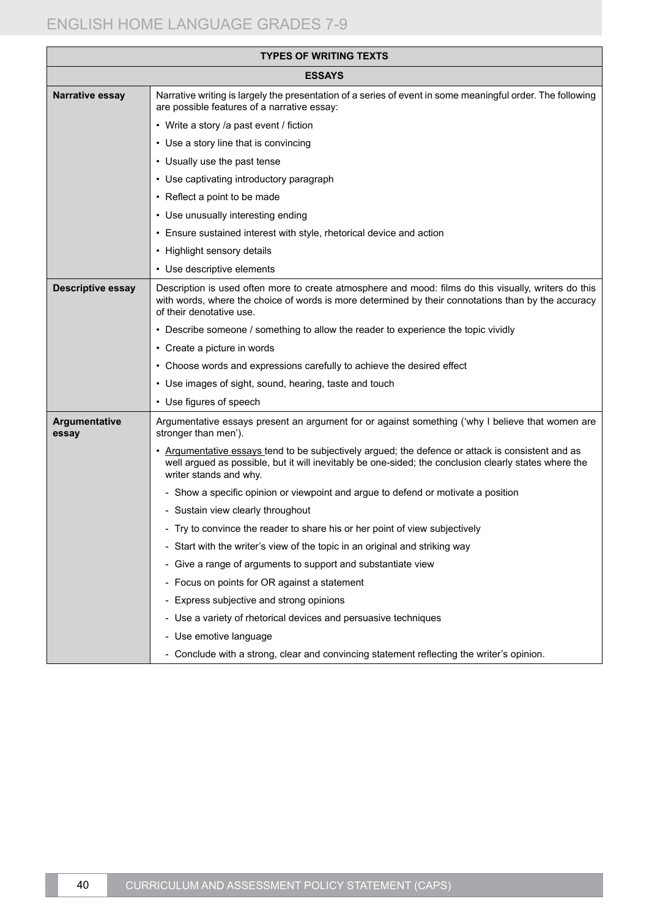| TYPES OF WRITING TEXTS | |
|---|---|
| **ESSAYS** | |
| **Narrative essay** | Narrative writing is largely the presentation of a series of event in some meaningful order. The following are possible features of a narrative essay:<br>• Write a story /a past event / fiction<br>• Use a story line that is convincing<br>• Usually use the past tense<br>• Use captivating introductory paragraph<br>• Reflect a point to be made<br>• Use unusually interesting ending<br>• Ensure sustained interest with style, rhetorical device and action<br>• Highlight sensory details<br>• Use descriptive elements |
| **Descriptive essay** | Description is used often more to create atmosphere and mood: films do this visually, writers do this with words, where the choice of words is more determined by their connotations than by the accuracy of their denotative use.<br>• Describe someone / something to allow the reader to experience the topic vividly<br>• Create a picture in words<br>• Choose words and expressions carefully to achieve the desired effect<br>• Use images of sight, sound, hearing, taste and touch<br>• Use figures of speech |
| **Argumentative essay** | Argumentative essays present an argument for or against something ('why I believe that women are stronger than men').<br>• Argumentative essays tend to be subjectively argued; the defence or attack is consistent and as well argued as possible, but it will inevitably be one-sided; the conclusion clearly states where the writer stands and why.<br>- Show a specific opinion or viewpoint and argue to defend or motivate a position<br>- Sustain view clearly throughout<br>- Try to convince the reader to share his or her point of view subjectively<br>- Start with the writer's view of the topic in an original and striking way<br>- Give a range of arguments to support and substantiate view<br>- Focus on points for OR against a statement<br>- Express subjective and strong opinions<br>- Use a variety of rhetorical devices and persuasive techniques<br>- Use emotive language<br>- Conclude with a strong, clear and convincing statement reflecting the writer's opinion. |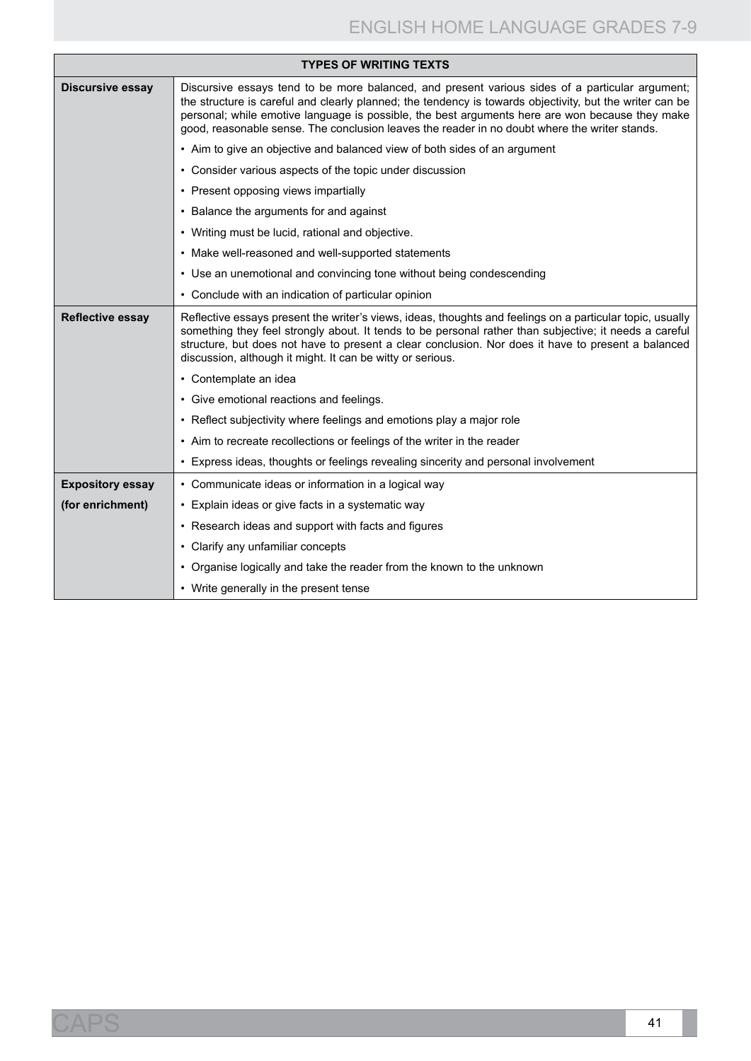| TYPES OF WRITING TEXTS | |
|---|---|
| **Discursive essay** | Discursive essays tend to be more balanced, and present various sides of a particular argument; the structure is careful and clearly planned; the tendency is towards objectivity, but the writer can be personal; while emotive language is possible, the best arguments here are won because they make good, reasonable sense. The conclusion leaves the reader in no doubt where the writer stands. |
| | • Aim to give an objective and balanced view of both sides of an argument |
| | • Consider various aspects of the topic under discussion |
| | • Present opposing views impartially |
| | • Balance the arguments for and against |
| | • Writing must be lucid, rational and objective. |
| | • Make well-reasoned and well-supported statements |
| | • Use an unemotional and convincing tone without being condescending |
| | • Conclude with an indication of particular opinion |
| **Reflective essay** | Reflective essays present the writer's views, ideas, thoughts and feelings on a particular topic, usually something they feel strongly about. It tends to be personal rather than subjective; it needs a careful structure, but does not have to present a clear conclusion. Nor does it have to present a balanced discussion, although it might. It can be witty or serious. |
| | • Contemplate an idea |
| | • Give emotional reactions and feelings. |
| | • Reflect subjectivity where feelings and emotions play a major role |
| | • Aim to recreate recollections or feelings of the writer in the reader |
| | • Express ideas, thoughts or feelings revealing sincerity and personal involvement |
| **Expository essay** | • Communicate ideas or information in a logical way |
| **(for enrichment)** | • Explain ideas or give facts in a systematic way |
| | • Research ideas and support with facts and figures |
| | • Clarify any unfamiliar concepts |
| | • Organise logically and take the reader from the known to the unknown |
| | • Write generally in the present tense |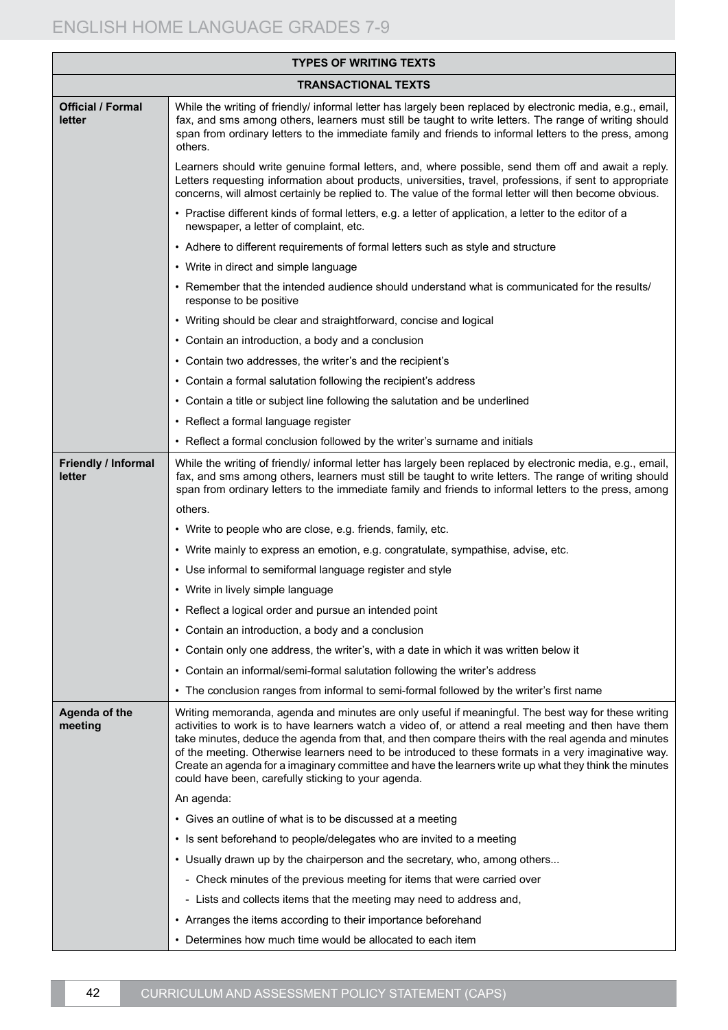| TYPES OF WRITING TEXTS | |
|---|---|
| **TRANSACTIONAL TEXTS** | |
| **Official / Formal letter** | While the writing of friendly/ informal letter has largely been replaced by electronic media, e.g., email, fax, and sms among others, learners must still be taught to write letters. The range of writing should span from ordinary letters to the immediate family and friends to informal letters to the press, among others. |
| | Learners should write genuine formal letters, and, where possible, send them off and await a reply. Letters requesting information about products, universities, travel, professions, if sent to appropriate concerns, will almost certainly be replied to. The value of the formal letter will then become obvious. |
| | • Practise different kinds of formal letters, e.g. a letter of application, a letter to the editor of a newspaper, a letter of complaint, etc. |
| | • Adhere to different requirements of formal letters such as style and structure |
| | • Write in direct and simple language |
| | • Remember that the intended audience should understand what is communicated for the results/ response to be positive |
| | • Writing should be clear and straightforward, concise and logical |
| | • Contain an introduction, a body and a conclusion |
| | • Contain two addresses, the writer's and the recipient's |
| | • Contain a formal salutation following the recipient's address |
| | • Contain a title or subject line following the salutation and be underlined |
| | • Reflect a formal language register |
| | • Reflect a formal conclusion followed by the writer's surname and initials |
| **Friendly / Informal letter** | While the writing of friendly/ informal letter has largely been replaced by electronic media, e.g., email, fax, and sms among others, learners must still be taught to write letters. The range of writing should span from ordinary letters to the immediate family and friends to informal letters to the press, among others. |
| | • Write to people who are close, e.g. friends, family, etc. |
| | • Write mainly to express an emotion, e.g. congratulate, sympathise, advise, etc. |
| | • Use informal to semiformal language register and style |
| | • Write in lively simple language |
| | • Reflect a logical order and pursue an intended point |
| | • Contain an introduction, a body and a conclusion |
| | • Contain only one address, the writer's, with a date in which it was written below it |
| | • Contain an informal/semi-formal salutation following the writer's address |
| | • The conclusion ranges from informal to semi-formal followed by the writer's first name |
| **Agenda of the meeting** | Writing memoranda, agenda and minutes are only useful if meaningful. The best way for these writing activities to work is to have learners watch a video of, or attend a real meeting and then have them take minutes, deduce the agenda from that, and then compare theirs with the real agenda and minutes of the meeting. Otherwise learners need to be introduced to these formats in a very imaginative way. Create an agenda for a imaginary committee and have the learners write up what they think the minutes could have been, carefully sticking to your agenda. |
| | An agenda: |
| | • Gives an outline of what is to be discussed at a meeting |
| | • Is sent beforehand to people/delegates who are invited to a meeting |
| | • Usually drawn up by the chairperson and the secretary, who, among others... |
| | - Check minutes of the previous meeting for items that were carried over |
| | - Lists and collects items that the meeting may need to address and, |
| | • Arranges the items according to their importance beforehand |
| | • Determines how much time would be allocated to each item |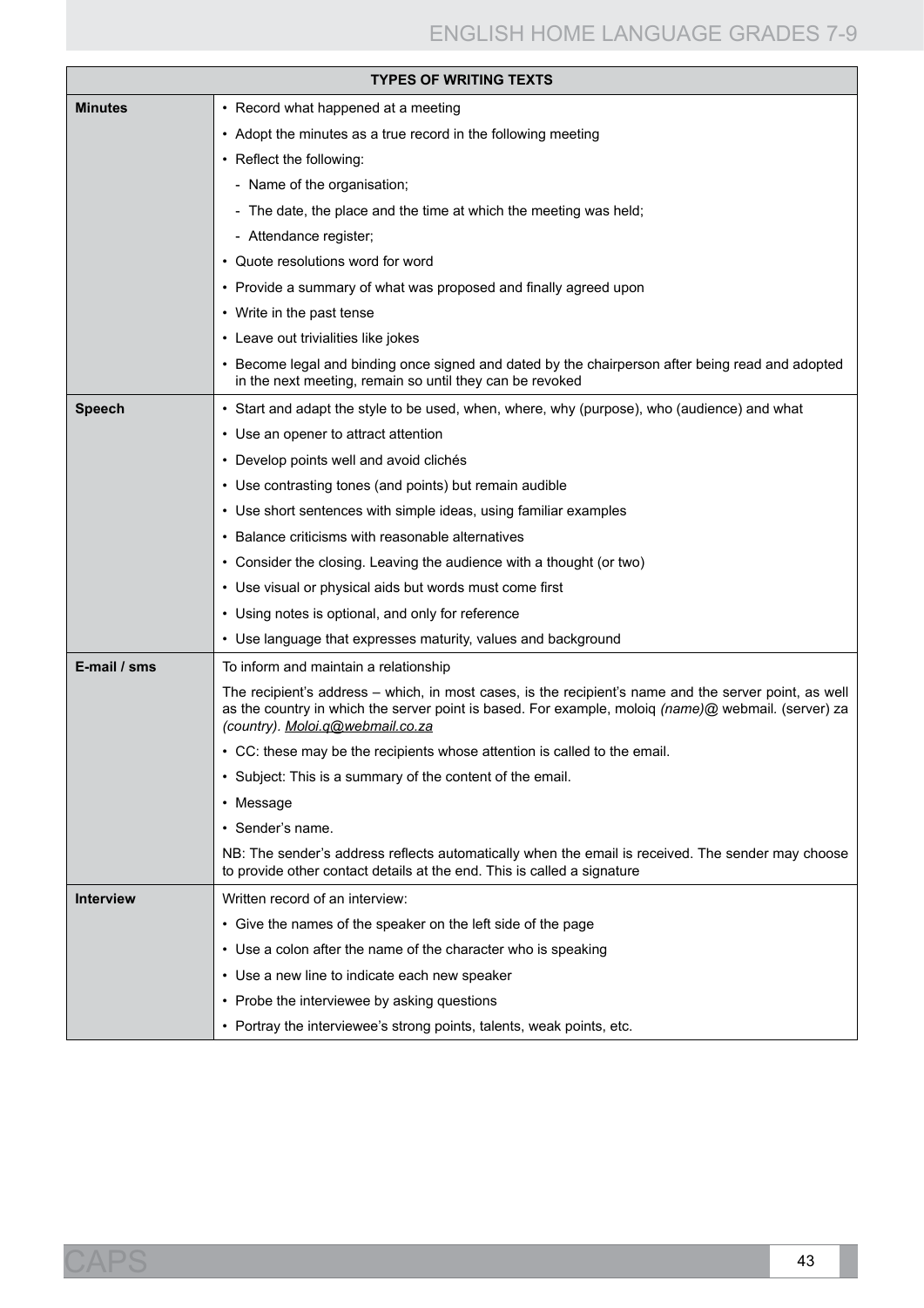| TYPES OF WRITING TEXTS | |
|---|---|
| **Minutes** | • Record what happened at a meeting |
| | • Adopt the minutes as a true record in the following meeting |
| | • Reflect the following: |
| | - Name of the organisation; |
| | - The date, the place and the time at which the meeting was held; |
| | - Attendance register; |
| | • Quote resolutions word for word |
| | • Provide a summary of what was proposed and finally agreed upon |
| | • Write in the past tense |
| | • Leave out trivialities like jokes |
| | • Become legal and binding once signed and dated by the chairperson after being read and adopted in the next meeting, remain so until they can be revoked |
| **Speech** | • Start and adapt the style to be used, when, where, why (purpose), who (audience) and what |
| | • Use an opener to attract attention |
| | • Develop points well and avoid clichés |
| | • Use contrasting tones (and points) but remain audible |
| | • Use short sentences with simple ideas, using familiar examples |
| | • Balance criticisms with reasonable alternatives |
| | • Consider the closing. Leaving the audience with a thought (or two) |
| | • Use visual or physical aids but words must come first |
| | • Using notes is optional, and only for reference |
| | • Use language that expresses maturity, values and background |
| **E-mail / sms** | To inform and maintain a relationship |
| | The recipient's address – which, in most cases, is the recipient's name and the server point, as well as the country in which the server point is based. For example, moloiq *(name)*@ webmail. (server) za *(country)*. *Moloi.q@webmail.co.za* |
| | • CC: these may be the recipients whose attention is called to the email. |
| | • Subject: This is a summary of the content of the email. |
| | • Message |
| | • Sender's name. |
| | NB: The sender's address reflects automatically when the email is received. The sender may choose to provide other contact details at the end. This is called a signature |
| **Interview** | Written record of an interview: |
| | • Give the names of the speaker on the left side of the page |
| | • Use a colon after the name of the character who is speaking |
| | • Use a new line to indicate each new speaker |
| | • Probe the interviewee by asking questions |
| | • Portray the interviewee's strong points, talents, weak points, etc. |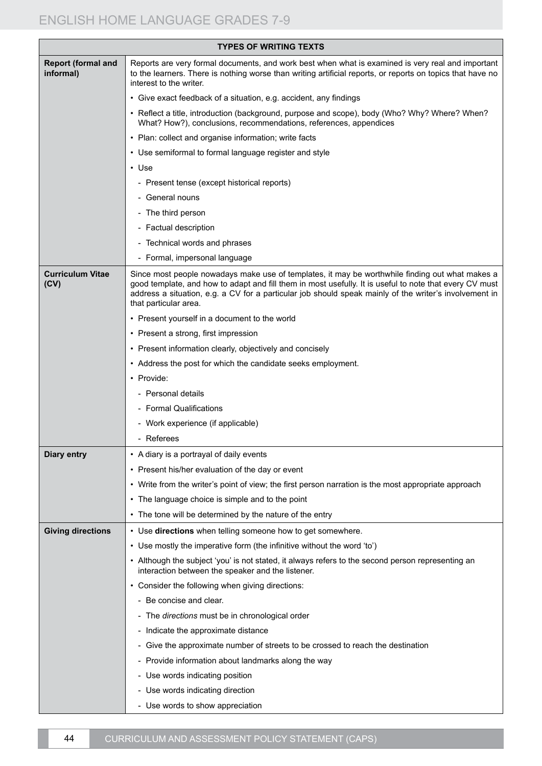| TYPES OF WRITING TEXTS | |
|---|---|
| **Report (formal and informal)** | Reports are very formal documents, and work best when what is examined is very real and important to the learners. There is nothing worse than writing artificial reports, or reports on topics that have no interest to the writer. |
| | • Give exact feedback of a situation, e.g. accident, any findings |
| | • Reflect a title, introduction (background, purpose and scope), body (Who? Why? Where? When? What? How?), conclusions, recommendations, references, appendices |
| | • Plan: collect and organise information; write facts |
| | • Use semiformal to formal language register and style |
| | • Use |
| | - Present tense (except historical reports) |
| | - General nouns |
| | - The third person |
| | - Factual description |
| | - Technical words and phrases |
| | - Formal, impersonal language |
| **Curriculum Vitae (CV)** | Since most people nowadays make use of templates, it may be worthwhile finding out what makes a good template, and how to adapt and fill them in most usefully. It is useful to note that every CV must address a situation, e.g. a CV for a particular job should speak mainly of the writer's involvement in that particular area. |
| | • Present yourself in a document to the world |
| | • Present a strong, first impression |
| | • Present information clearly, objectively and concisely |
| | • Address the post for which the candidate seeks employment. |
| | • Provide: |
| | - Personal details |
| | - Formal Qualifications |
| | - Work experience (if applicable) |
| | - Referees |
| **Diary entry** | • A diary is a portrayal of daily events |
| | • Present his/her evaluation of the day or event |
| | • Write from the writer's point of view; the first person narration is the most appropriate approach |
| | • The language choice is simple and to the point |
| | • The tone will be determined by the nature of the entry |
| **Giving directions** | • Use **directions** when telling someone how to get somewhere. |
| | • Use mostly the imperative form (the infinitive without the word 'to') |
| | • Although the subject 'you' is not stated, it always refers to the second person representing an interaction between the speaker and the listener. |
| | • Consider the following when giving directions: |
| | - Be concise and clear. |
| | - The *directions* must be in chronological order |
| | - Indicate the approximate distance |
| | - Give the approximate number of streets to be crossed to reach the destination |
| | - Provide information about landmarks along the way |
| | - Use words indicating position |
| | - Use words indicating direction |
| | - Use words to show appreciation |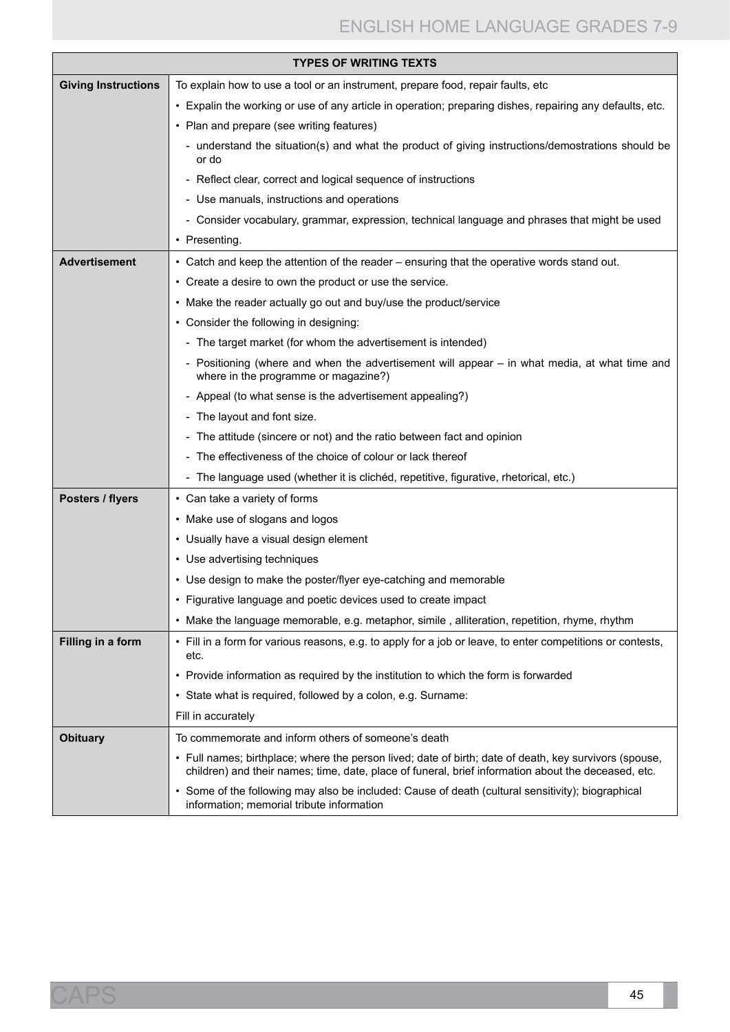| TYPES OF WRITING TEXTS | |
|---|---|
| **Giving Instructions** | To explain how to use a tool or an instrument, prepare food, repair faults, etc |
| | • Expalin the working or use of any article in operation; preparing dishes, repairing any defaults, etc. |
| | • Plan and prepare (see writing features) |
| | - understand the situation(s) and what the product of giving instructions/demostrations should be or do |
| | - Reflect clear, correct and logical sequence of instructions |
| | - Use manuals, instructions and operations |
| | - Consider vocabulary, grammar, expression, technical language and phrases that might be used |
| | • Presenting. |
| **Advertisement** | • Catch and keep the attention of the reader – ensuring that the operative words stand out. |
| | • Create a desire to own the product or use the service. |
| | • Make the reader actually go out and buy/use the product/service |
| | • Consider the following in designing: |
| | - The target market (for whom the advertisement is intended) |
| | - Positioning (where and when the advertisement will appear – in what media, at what time and where in the programme or magazine?) |
| | - Appeal (to what sense is the advertisement appealing?) |
| | - The layout and font size. |
| | - The attitude (sincere or not) and the ratio between fact and opinion |
| | - The effectiveness of the choice of colour or lack thereof |
| | - The language used (whether it is clichéd, repetitive, figurative, rhetorical, etc.) |
| **Posters / flyers** | • Can take a variety of forms |
| | • Make use of slogans and logos |
| | • Usually have a visual design element |
| | • Use advertising techniques |
| | • Use design to make the poster/flyer eye-catching and memorable |
| | • Figurative language and poetic devices used to create impact |
| | • Make the language memorable, e.g. metaphor, simile , alliteration, repetition, rhyme, rhythm |
| **Filling in a form** | • Fill in a form for various reasons, e.g. to apply for a job or leave, to enter competitions or contests, etc. |
| | • Provide information as required by the institution to which the form is forwarded |
| | • State what is required, followed by a colon, e.g. Surname: |
| | Fill in accurately |
| **Obituary** | To commemorate and inform others of someone's death |
| | • Full names; birthplace; where the person lived; date of birth; date of death, key survivors (spouse, children) and their names; time, date, place of funeral, brief information about the deceased, etc. |
| | • Some of the following may also be included: Cause of death (cultural sensitivity); biographical information; memorial tribute information |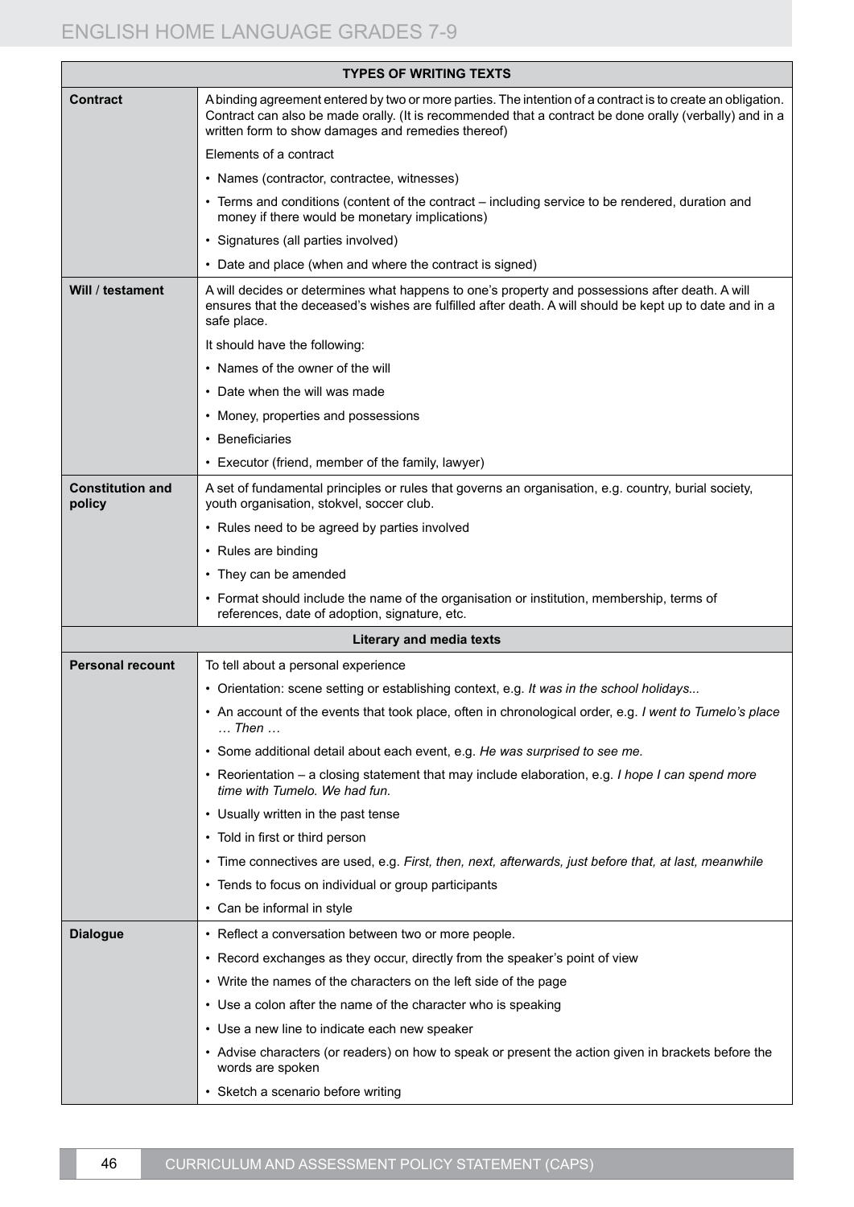| TYPES OF WRITING TEXTS | |
|---|---|
| **Contract** | A binding agreement entered by two or more parties. The intention of a contract is to create an obligation. Contract can also be made orally. (It is recommended that a contract be done orally (verbally) and in a written form to show damages and remedies thereof)<br>Elements of a contract<br>• Names (contractor, contractee, witnesses)<br>• Terms and conditions (content of the contract – including service to be rendered, duration and money if there would be monetary implications)<br>• Signatures (all parties involved)<br>• Date and place (when and where the contract is signed) |
| **Will / testament** | A will decides or determines what happens to one's property and possessions after death. A will ensures that the deceased's wishes are fulfilled after death. A will should be kept up to date and in a safe place.<br>It should have the following:<br>• Names of the owner of the will<br>• Date when the will was made<br>• Money, properties and possessions<br>• Beneficiaries<br>• Executor (friend, member of the family, lawyer) |
| **Constitution and policy** | A set of fundamental principles or rules that governs an organisation, e.g. country, burial society, youth organisation, stokvel, soccer club.<br>• Rules need to be agreed by parties involved<br>• Rules are binding<br>• They can be amended<br>• Format should include the name of the organisation or institution, membership, terms of references, date of adoption, signature, etc. |
| **Literary and media texts** | |
| **Personal recount** | To tell about a personal experience<br>• Orientation: scene setting or establishing context, e.g. *It was in the school holidays...*<br>• An account of the events that took place, often in chronological order, e.g. *I went to Tumelo's place … Then …*<br>• Some additional detail about each event, e.g. *He was surprised to see me.*<br>• Reorientation – a closing statement that may include elaboration, e.g. *I hope I can spend more time with Tumelo. We had fun.*<br>• Usually written in the past tense<br>• Told in first or third person<br>• Time connectives are used, e.g. *First, then, next, afterwards, just before that, at last, meanwhile*<br>• Tends to focus on individual or group participants<br>• Can be informal in style |
| **Dialogue** | • Reflect a conversation between two or more people.<br>• Record exchanges as they occur, directly from the speaker's point of view<br>• Write the names of the characters on the left side of the page<br>• Use a colon after the name of the character who is speaking<br>• Use a new line to indicate each new speaker<br>• Advise characters (or readers) on how to speak or present the action given in brackets before the words are spoken<br>• Sketch a scenario before writing |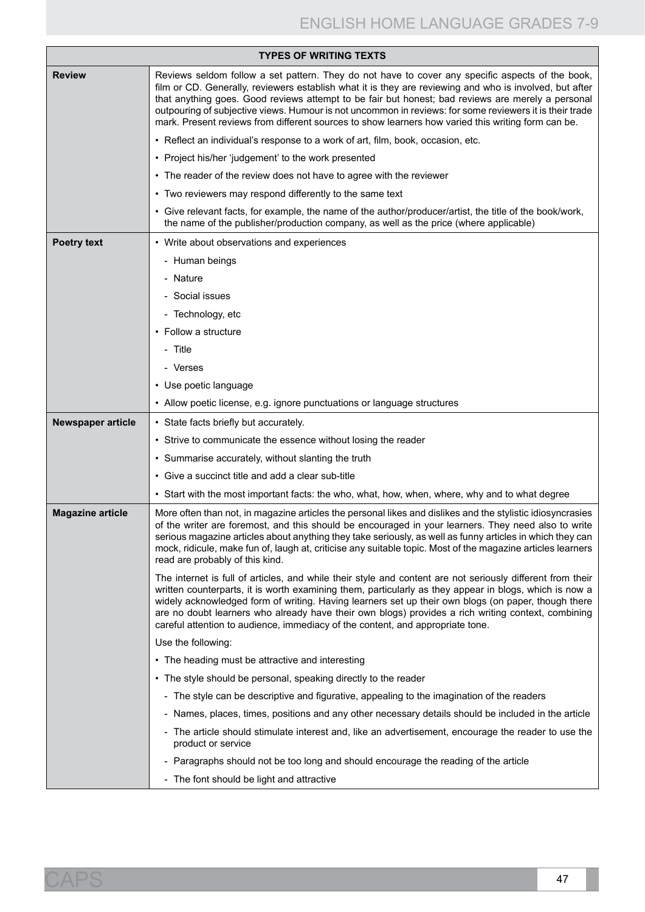| TYPES OF WRITING TEXTS | |
|---|---|
| **Review** | Reviews seldom follow a set pattern. They do not have to cover any specific aspects of the book, film or CD. Generally, reviewers establish what it is they are reviewing and who is involved, but after that anything goes. Good reviews attempt to be fair but honest; bad reviews are merely a personal outpouring of subjective views. Humour is not uncommon in reviews: for some reviewers it is their trade mark. Present reviews from different sources to show learners how varied this writing form can be. |
| | • Reflect an individual's response to a work of art, film, book, occasion, etc. |
| | • Project his/her 'judgement' to the work presented |
| | • The reader of the review does not have to agree with the reviewer |
| | • Two reviewers may respond differently to the same text |
| | • Give relevant facts, for example, the name of the author/producer/artist, the title of the book/work, the name of the publisher/production company, as well as the price (where applicable) |
| **Poetry text** | • Write about observations and experiences |
| | - Human beings |
| | - Nature |
| | - Social issues |
| | - Technology, etc |
| | • Follow a structure |
| | - Title |
| | - Verses |
| | • Use poetic language |
| | • Allow poetic license, e.g. ignore punctuations or language structures |
| **Newspaper article** | • State facts briefly but accurately. |
| | • Strive to communicate the essence without losing the reader |
| | • Summarise accurately, without slanting the truth |
| | • Give a succinct title and add a clear sub-title |
| | • Start with the most important facts: the who, what, how, when, where, why and to what degree |
| **Magazine article** | More often than not, in magazine articles the personal likes and dislikes and the stylistic idiosyncrasies of the writer are foremost, and this should be encouraged in your learners. They need also to write serious magazine articles about anything they take seriously, as well as funny articles in which they can mock, ridicule, make fun of, laugh at, criticise any suitable topic. Most of the magazine articles learners read are probably of this kind. |
| | The internet is full of articles, and while their style and content are not seriously different from their written counterparts, it is worth examining them, particularly as they appear in blogs, which is now a widely acknowledged form of writing. Having learners set up their own blogs (on paper, though there are no doubt learners who already have their own blogs) provides a rich writing context, combining careful attention to audience, immediacy of the content, and appropriate tone. |
| | Use the following: |
| | • The heading must be attractive and interesting |
| | • The style should be personal, speaking directly to the reader |
| | - The style can be descriptive and figurative, appealing to the imagination of the readers |
| | - Names, places, times, positions and any other necessary details should be included in the article |
| | - The article should stimulate interest and, like an advertisement, encourage the reader to use the product or service |
| | - Paragraphs should not be too long and should encourage the reading of the article |
| | - The font should be light and attractive |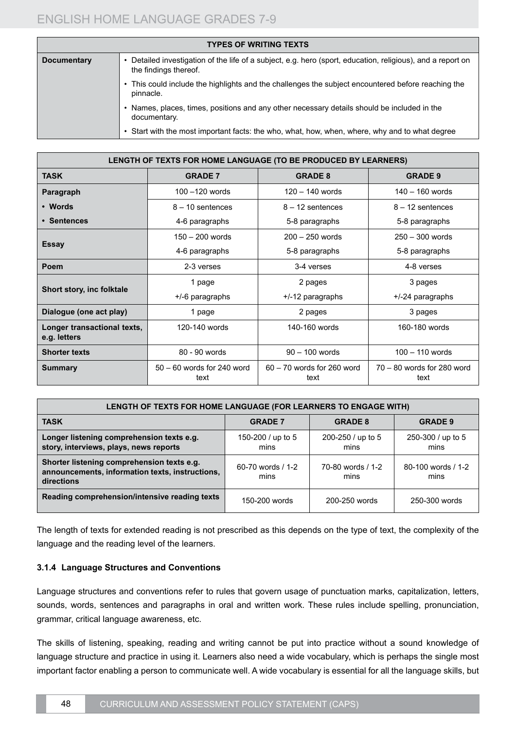| TYPES OF WRITING TEXTS | |
|---|---|
| **Documentary** | • Detailed investigation of the life of a subject, e.g. hero (sport, education, religious), and a report on the findings thereof.<br>• This could include the highlights and the challenges the subject encountered before reaching the pinnacle.<br>• Names, places, times, positions and any other necessary details should be included in the documentary.<br>• Start with the most important facts: the who, what, how, when, where, why and to what degree |

| LENGTH OF TEXTS FOR HOME LANGUAGE (TO BE PRODUCED BY LEARNERS) | | | |
|---|---|---|---|
| **TASK** | **GRADE 7** | **GRADE 8** | **GRADE 9** |
| **Paragraph** | 100 –120 words | 120 – 140 words | 140 – 160 words |
| **• Words** | 8 – 10 sentences | 8 – 12 sentences | 8 – 12 sentences |
| **• Sentences** | 4-6 paragraphs | 5-8 paragraphs | 5-8 paragraphs |
| **Essay** | 150 – 200 words<br>4-6 paragraphs | 200 – 250 words<br>5-8 paragraphs | 250 – 300 words<br>5-8 paragraphs |
| **Poem** | 2-3 verses | 3-4 verses | 4-8 verses |
| **Short story, inc folktale** | 1 page<br>+/-6 paragraphs | 2 pages<br>+/-12 paragraphs | 3 pages<br>+/-24 paragraphs |
| **Dialogue (one act play)** | 1 page | 2 pages | 3 pages |
| **Longer transactional texts, e.g. letters** | 120-140 words | 140-160 words | 160-180 words |
| **Shorter texts** | 80 - 90 words | 90 – 100 words | 100 – 110 words |
| **Summary** | 50 – 60 words for 240 word text | 60 – 70 words for 260 word text | 70 – 80 words for 280 word text |

| LENGTH OF TEXTS FOR HOME LANGUAGE (FOR LEARNERS TO ENGAGE WITH) | | | |
|---|---|---|---|
| **TASK** | **GRADE 7** | **GRADE 8** | **GRADE 9** |
| **Longer listening comprehension texts e.g. story, interviews, plays, news reports** | 150-200 / up to 5 mins | 200-250 / up to 5 mins | 250-300 / up to 5 mins |
| **Shorter listening comprehension texts e.g. announcements, information texts, instructions, directions** | 60-70 words / 1-2 mins | 70-80 words / 1-2 mins | 80-100 words / 1-2 mins |
| **Reading comprehension/intensive reading texts** | 150-200 words | 200-250 words | 250-300 words |

The length of texts for extended reading is not prescribed as this depends on the type of text, the complexity of the language and the reading level of the learners.

### 3.1.4 Language Structures and Conventions

Language structures and conventions refer to rules that govern usage of punctuation marks, capitalization, letters, sounds, words, sentences and paragraphs in oral and written work. These rules include spelling, pronunciation, grammar, critical language awareness, etc.

The skills of listening, speaking, reading and writing cannot be put into practice without a sound knowledge of language structure and practice in using it. Learners also need a wide vocabulary, which is perhaps the single most important factor enabling a person to communicate well. A wide vocabulary is essential for all the language skills, but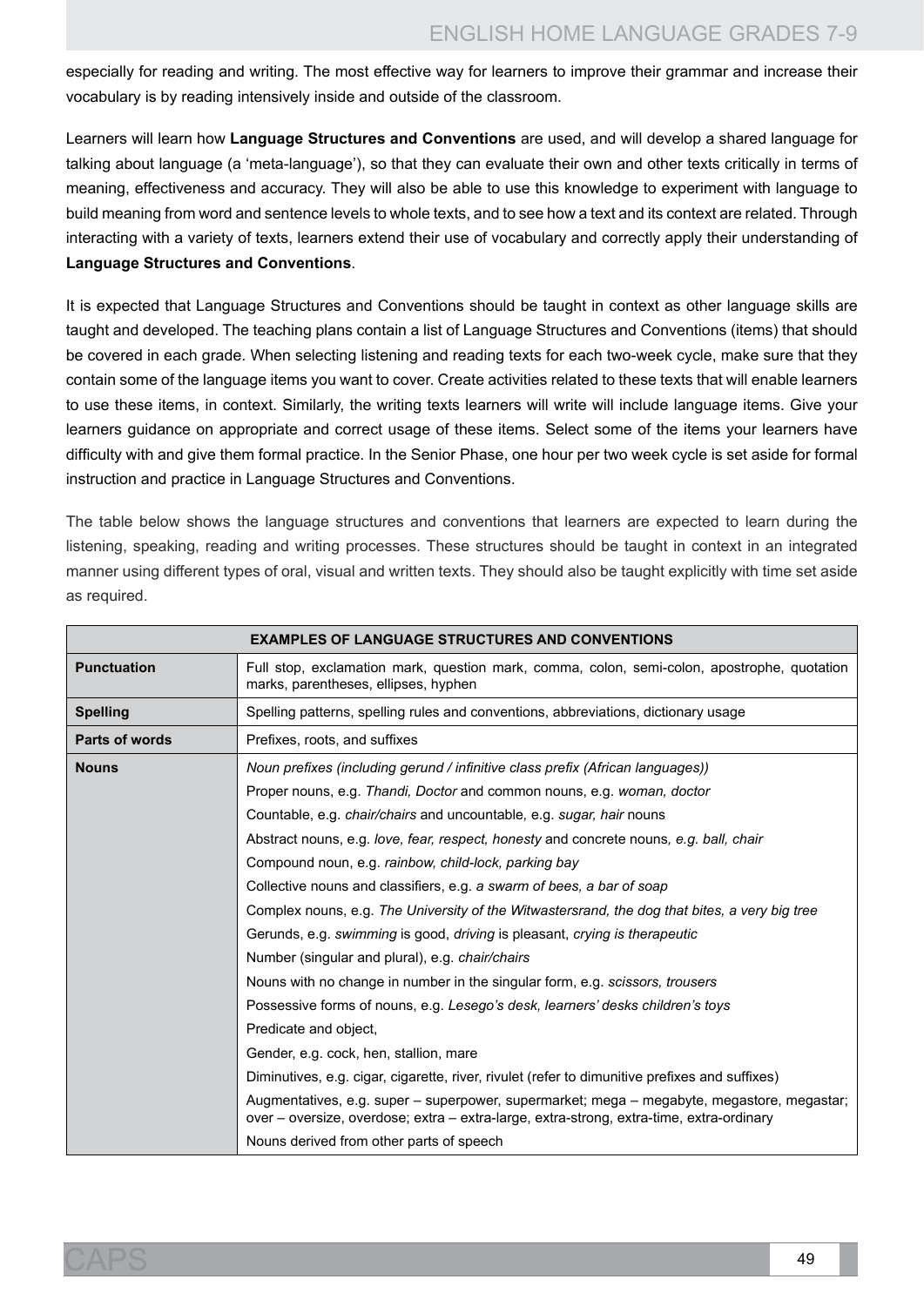especially for reading and writing. The most effective way for learners to improve their grammar and increase their vocabulary is by reading intensively inside and outside of the classroom.

Learners will learn how **Language Structures and Conventions** are used, and will develop a shared language for talking about language (a 'meta-language'), so that they can evaluate their own and other texts critically in terms of meaning, effectiveness and accuracy. They will also be able to use this knowledge to experiment with language to build meaning from word and sentence levels to whole texts, and to see how a text and its context are related. Through interacting with a variety of texts, learners extend their use of vocabulary and correctly apply their understanding of **Language Structures and Conventions**.

It is expected that Language Structures and Conventions should be taught in context as other language skills are taught and developed. The teaching plans contain a list of Language Structures and Conventions (items) that should be covered in each grade. When selecting listening and reading texts for each two-week cycle, make sure that they contain some of the language items you want to cover. Create activities related to these texts that will enable learners to use these items, in context. Similarly, the writing texts learners will write will include language items. Give your learners guidance on appropriate and correct usage of these items. Select some of the items your learners have difficulty with and give them formal practice. In the Senior Phase, one hour per two week cycle is set aside for formal instruction and practice in Language Structures and Conventions.

The table below shows the language structures and conventions that learners are expected to learn during the listening, speaking, reading and writing processes. These structures should be taught in context in an integrated manner using different types of oral, visual and written texts. They should also be taught explicitly with time set aside as required.

| **EXAMPLES OF LANGUAGE STRUCTURES AND CONVENTIONS** | |
|---|---|
| **Punctuation** | Full stop, exclamation mark, question mark, comma, colon, semi-colon, apostrophe, quotation marks, parentheses, ellipses, hyphen |
| **Spelling** | Spelling patterns, spelling rules and conventions, abbreviations, dictionary usage |
| **Parts of words** | Prefixes, roots, and suffixes |
| **Nouns** | *Noun prefixes (including gerund / infinitive class prefix (African languages))*<br>Proper nouns, e.g. *Thandi, Doctor* and common nouns, e.g. *woman, doctor*<br>Countable, e.g. *chair/chairs* and uncountable, e.g. *sugar, hair* nouns<br>Abstract nouns, e.g. *love, fear, respect, honesty* and concrete nouns, *e.g. ball, chair*<br>Compound noun, e.g. *rainbow, child-lock, parking bay*<br>Collective nouns and classifiers, e.g. *a swarm of bees, a bar of soap*<br>Complex nouns, e.g. *The University of the Witwatersrand, the dog that bites, a very big tree*<br>Gerunds, e.g. *swimming* is good, *driving* is pleasant, *crying is therapeutic*<br>Number (singular and plural), e.g. *chair/chairs*<br>Nouns with no change in number in the singular form, e.g. *scissors, trousers*<br>Possessive forms of nouns, e.g. *Lesego's desk, learners' desks children's toys*<br>Predicate and object,<br>Gender, e.g. cock, hen, stallion, mare<br>Diminutives, e.g. cigar, cigarette, river, rivulet (refer to dimunitive prefixes and suffixes)<br>Augmentatives, e.g. super – superpower, supermarket; mega – megabyte, megastore, megastar; over – oversize, overdose; extra – extra-large, extra-strong, extra-time, extra-ordinary<br>Nouns derived from other parts of speech |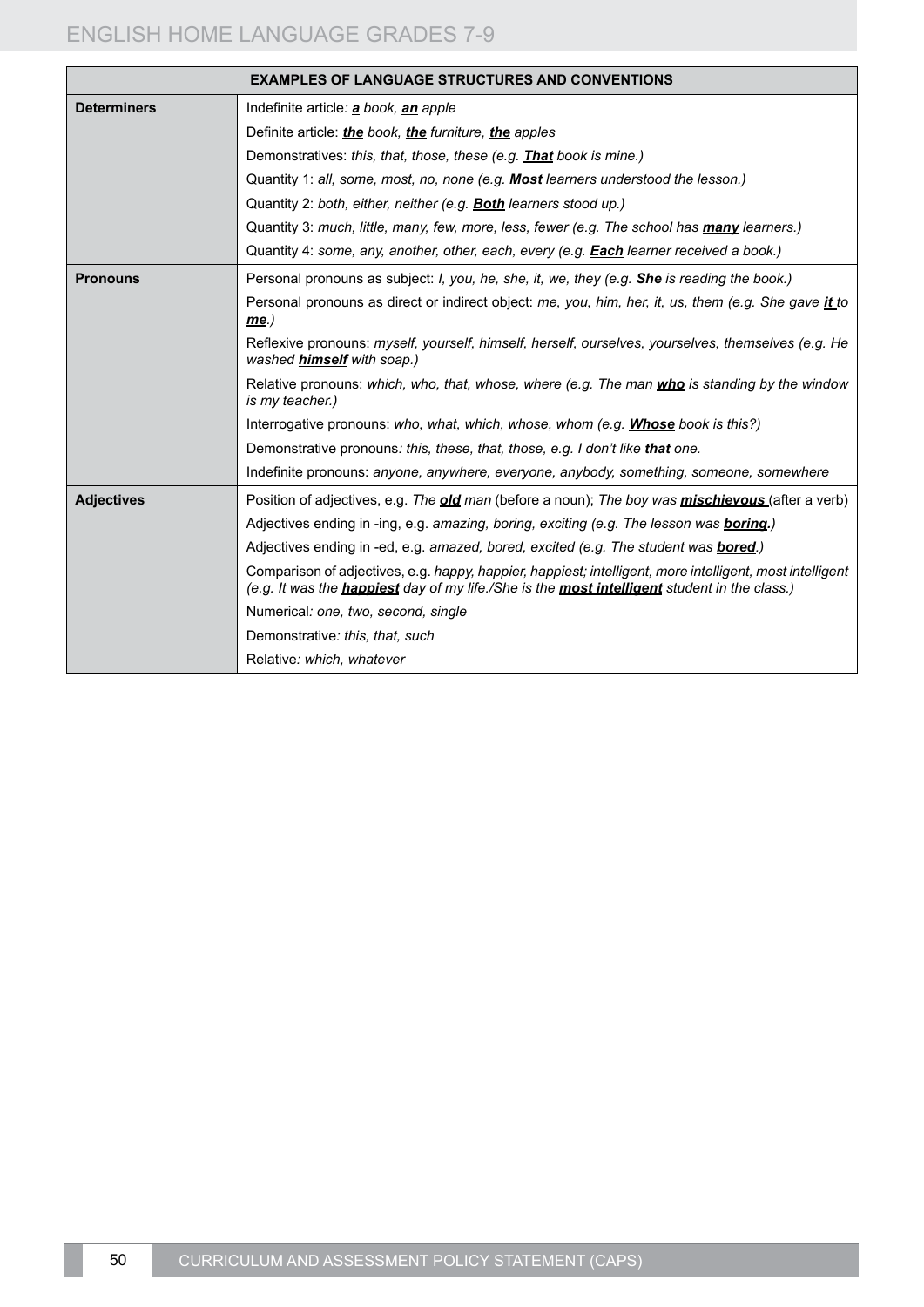| EXAMPLES OF LANGUAGE STRUCTURES AND CONVENTIONS | |
|---|---|
| **Determiners** | Indefinite article*: **a** book, **an** apple* |
| | Definite article: ***the** book, **the** furniture, **the** apples* |
| | Demonstratives: *this, that, those, these (e.g. **That** book is mine.)* |
| | Quantity 1: *all, some, most, no, none (e.g. **Most** learners understood the lesson.)* |
| | Quantity 2: *both, either, neither (e.g. **Both** learners stood up.)* |
| | Quantity 3: *much, little, many, few, more, less, fewer (e.g. The school has **many** learners.)* |
| | Quantity 4: *some, any, another, other, each, every (e.g. **Each** learner received a book.)* |
| **Pronouns** | Personal pronouns as subject: *I, you, he, she, it, we, they (e.g. **She** is reading the book.)* |
| | Personal pronouns as direct or indirect object: *me, you, him, her, it, us, them (e.g. She gave **it** to **me**.)* |
| | Reflexive pronouns: *myself, yourself, himself, herself, ourselves, yourselves, themselves (e.g. He washed **himself** with soap.)* |
| | Relative pronouns: *which, who, that, whose, where (e.g. The man **who** is standing by the window is my teacher.)* |
| | Interrogative pronouns: *who, what, which, whose, whom (e.g. **Whose** book is this?)* |
| | Demonstrative pronouns*: this, these, that, those, e.g. I don't like **that** one.* |
| | Indefinite pronouns: *anyone, anywhere, everyone, anybody, something, someone, somewhere* |
| **Adjectives** | Position of adjectives, e.g. *The **old** man* (before a noun); *The boy was **mischievous*** (after a verb) |
| | Adjectives ending in -ing, e.g. *amazing, boring, exciting (e.g. The lesson was **boring**.)* |
| | Adjectives ending in -ed, e.g. *amazed, bored, excited (e.g. The student was **bored**.)* |
| | Comparison of adjectives, e.g. *happy, happier, happiest; intelligent, more intelligent, most intelligent (e.g. It was the **happiest** day of my life./She is the **most intelligent** student in the class.)* |
| | Numerical*: one, two, second, single* |
| | Demonstrative*: this, that, such* |
| | Relative*: which, whatever* |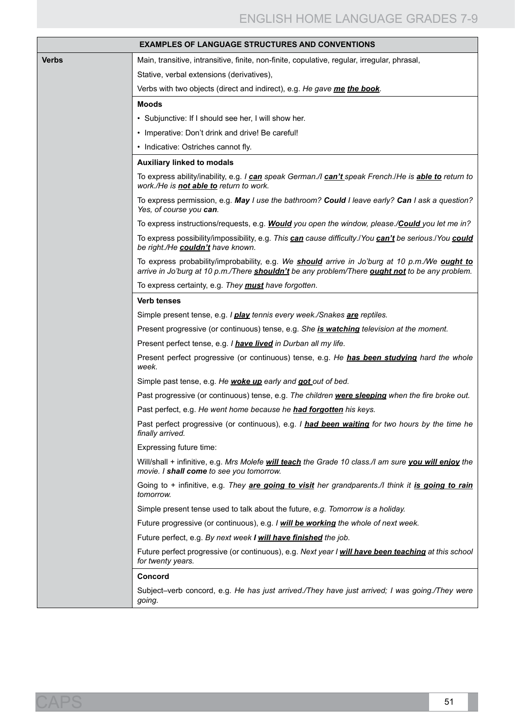| EXAMPLES OF LANGUAGE STRUCTURES AND CONVENTIONS | |
|---|---|
| **Verbs** | Main, transitive, intransitive, finite, non-finite, copulative, regular, irregular, phrasal, |
| | Stative, verbal extensions (derivatives), |
| | Verbs with two objects (direct and indirect), e.g. *He gave **me** **the book**.* |
| | **Moods** |
| | • Subjunctive: If I should see her, I will show her. |
| | • Imperative: Don't drink and drive! Be careful! |
| | • Indicative: Ostriches cannot fly. |
| | **Auxiliary linked to modals** |
| | To express ability/inability, e.g. *I **can** speak German./I **can't** speak French./He is **able to** return to work./He is **not able to** return to work.* |
| | To express permission, e.g. ***May** I use the bathroom? **Could** I leave early? **Can** I ask a question? Yes, of course you **can**.* |
| | To express instructions/requests, e.g. ***Would** you open the window, please./**Could** you let me in?* |
| | To express possibility/impossibility, e.g. *This **can** cause difficulty./You **can't** be serious./You **could** be right./He **couldn't** have known.* |
| | To express probability/improbability, e.g. *We **should** arrive in Jo'burg at 10 p.m./We **ought to** arrive in Jo'burg at 10 p.m./There **shouldn't** be any problem/There **ought not** to be any problem.* |
| | To express certainty, e.g. *They **must** have forgotten.* |
| | **Verb tenses** |
| | Simple present tense, e.g. *I **play** tennis every week./Snakes **are** reptiles.* |
| | Present progressive (or continuous) tense, e.g. *She **is watching** television at the moment.* |
| | Present perfect tense, e.g. *I **have lived** in Durban all my life.* |
| | Present perfect progressive (or continuous) tense, e.g. *He **has been studying** hard the whole week.* |
| | Simple past tense, e.g. *He **woke up** early and **got** out of bed.* |
| | Past progressive (or continuous) tense, e.g. *The children **were sleeping** when the fire broke out.* |
| | Past perfect, e.g. *He went home because he **had forgotten** his keys.* |
| | Past perfect progressive (or continuous), e.g. *I **had been waiting** for two hours by the time he finally arrived.* |
| | Expressing future time: |
| | Will/shall + infinitive, e.g. *Mrs Molefe **will teach** the Grade 10 class./I am sure **you will enjoy** the movie. I **shall come** to see you tomorrow.* |
| | Going to + infinitive, e.g. *They **are going to visit** her grandparents./I think it **is going to rain** tomorrow.* |
| | Simple present tense used to talk about the future, *e.g. Tomorrow is a holiday.* |
| | Future progressive (or continuous), e.g. *I **will be working** the whole of next week.* |
| | Future perfect, e.g. *By next week **I will have finished** the job.* |
| | Future perfect progressive (or continuous), e.g. *Next year I **will have been teaching** at this school for twenty years.* |
| | **Concord** |
| | Subject–verb concord, e.g. *He has just arrived./They have just arrived; I was going./They were going.* |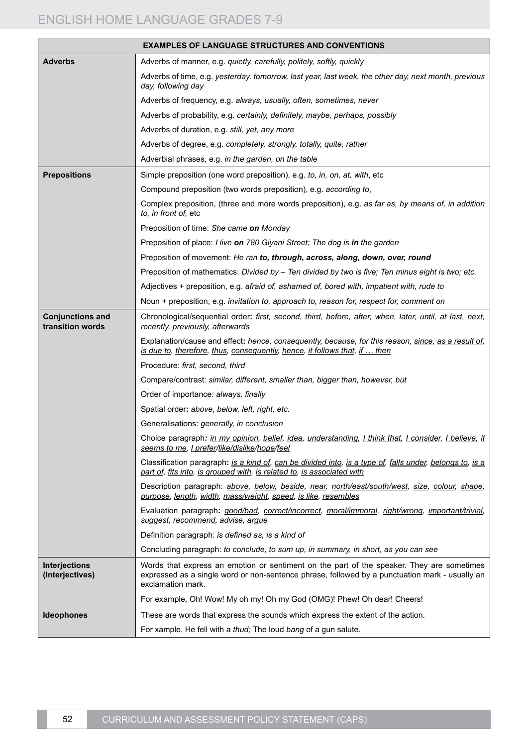| EXAMPLES OF LANGUAGE STRUCTURES AND CONVENTIONS | |
|---|---|
| **Adverbs** | Adverbs of manner, e.g. *quietly, carefully, politely, softly, quickly* |
| | Adverbs of time, e.g. *yesterday, tomorrow, last year, last week, the other day, next month, previous day, following day* |
| | Adverbs of frequency, e.g. *always, usually, often, sometimes, never* |
| | Adverbs of probability, e.g. *certainly, definitely, maybe, perhaps, possibly* |
| | Adverbs of duration, e.g. *still, yet, any more* |
| | Adverbs of degree, e.g. *completely, strongly, totally, quite, rather* |
| | Adverbial phrases, e.g. *in the garden, on the table* |
| **Prepositions** | Simple preposition (one word preposition), e.g. *to, in, on, at, with*, etc |
| | Compound preposition (two words preposition), e.g. *according to*, |
| | Complex preposition, (three and more words preposition), e.g. *as far as, by means of, in addition to, in front of,* etc |
| | Preposition of time: *She came **on** Monday* |
| | Preposition of place: *I live **on** 780 Giyani Street; The dog is **in** the garden* |
| | Preposition of movement: *He ran **to, through, across, along, down, over, round*** |
| | Preposition of mathematics: *Divided by – Ten divided by two is five; Ten minus eight is two; etc.* |
| | Adjectives + preposition, e.g. *afraid of, ashamed of, bored with, impatient with, rude to* |
| | Noun + preposition, e.g. *invitation to, approach to, reason for, respect for, comment on* |
| **Conjunctions and transition words** | Chronological/sequential order**:** *first, second, third, before, after, when, later, until, at last, next, <u>recently</u>, <u>previously</u>, <u>afterwards</u>* |
| | Explanation/cause and effect**:** *hence, consequently, because, for this reason, <u>since</u>, <u>as a result of</u>, <u>is due to</u>, <u>therefore</u>, <u>thus</u>, <u>consequently</u>, <u>hence</u>, <u>it follows that</u>, <u>if … then</u>* |
| | Procedure: *first, second, third* |
| | Compare/contrast: *similar, different, smaller than, bigger than, however, but* |
| | Order of importance: *always, finally* |
| | Spatial order**:** *above, below, left, right, etc.* |
| | Generalisations: *generally, in conclusion* |
| | Choice paragraph***:*** *<u>in my opinion</u>, <u>belief</u>, <u>idea</u>, <u>understanding</u>, <u>I think that</u>, <u>I consider</u>, <u>I believe</u>, <u>it seems to me</u>, <u>I prefer/like/dislike/hope/feel</u>* |
| | Classification paragraph**:** *<u>is a kind of</u>, <u>can be divided into</u>, <u>is a type of</u>, <u>falls under</u>, <u>belongs to</u>, <u>is a part of</u>, <u>fits into</u>, <u>is grouped with</u>, <u>is related to</u>, <u>is associated with</u>* |
| | Description paragraph: *<u>above</u>, <u>below</u>, <u>beside</u>, <u>near</u>, <u>north/east/south/west</u>, <u>size</u>, <u>colour</u>, <u>shape</u>, <u>purpose</u>, <u>length</u>, <u>width</u>, <u>mass/weight</u>, <u>speed</u>, <u>is like</u>, <u>resembles</u>* |
| | Evaluation paragraph**:** *<u>good/bad</u>, <u>correct/incorrect</u>, <u>moral/immoral</u>, <u>right/wrong</u>, <u>important/trivial</u>, <u>suggest</u>, <u>recommend</u>, <u>advise</u>, <u>argue</u>* |
| | Definition paragraph: *is defined as, is a kind of* |
| | Concluding paragraph: *to conclude, to sum up, in summary, in short, as you can see* |
| **Interjections (Interjectives)** | Words that express an emotion or sentiment on the part of the speaker. They are sometimes expressed as a single word or non-sentence phrase, followed by a punctuation mark - usually an exclamation mark. |
| | For example, Oh! Wow! My oh my! Oh my God (OMG)! Phew! Oh dear! Cheers! |
| **Ideophones** | These are words that express the sounds which express the extent of the action. |
| | For xample, He fell with a *thud;* The loud *bang* of a gun salute. |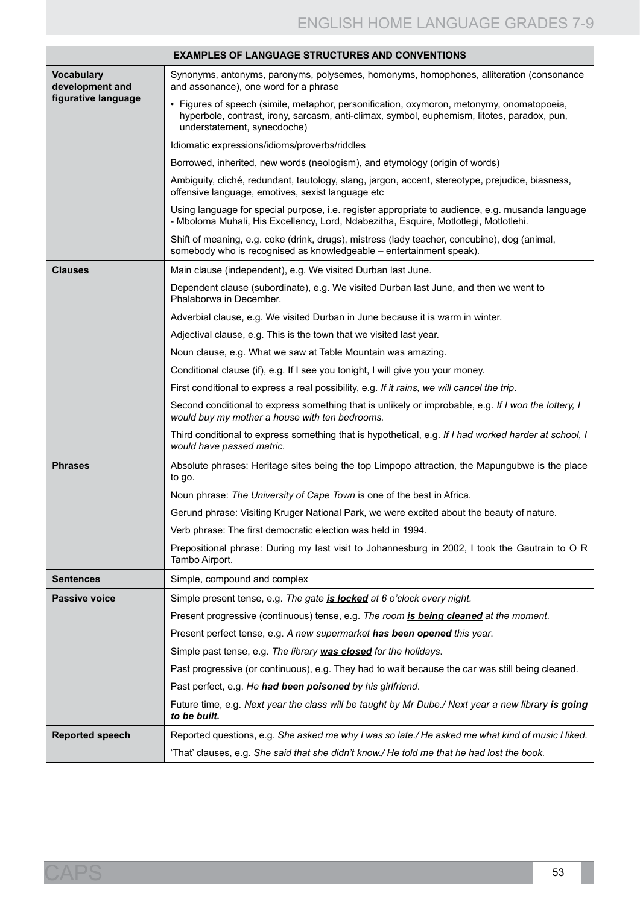| EXAMPLES OF LANGUAGE STRUCTURES AND CONVENTIONS | |
|---|---|
| **Vocabulary development and figurative language** | Synonyms, antonyms, paronyms, polysemes, homonyms, homophones, alliteration (consonance and assonance), one word for a phrase |
| | • Figures of speech (simile, metaphor, personification, oxymoron, metonymy, onomatopoeia, hyperbole, contrast, irony, sarcasm, anti-climax, symbol, euphemism, litotes, paradox, pun, understatement, synecdoche) |
| | Idiomatic expressions/idioms/proverbs/riddles |
| | Borrowed, inherited, new words (neologism), and etymology (origin of words) |
| | Ambiguity, cliché, redundant, tautology, slang, jargon, accent, stereotype, prejudice, biasness, offensive language, emotives, sexist language etc |
| | Using language for special purpose, i.e. register appropriate to audience, e.g. musanda language - Mboloma Muhali, His Excellency, Lord, Ndabezitha, Esquire, Motlotlegi, Motlotlehi. |
| | Shift of meaning, e.g. coke (drink, drugs), mistress (lady teacher, concubine), dog (animal, somebody who is recognised as knowledgeable – entertainment speak). |
| **Clauses** | Main clause (independent), e.g. We visited Durban last June. |
| | Dependent clause (subordinate), e.g. We visited Durban last June, and then we went to Phalaborwa in December. |
| | Adverbial clause, e.g. We visited Durban in June because it is warm in winter. |
| | Adjectival clause, e.g. This is the town that we visited last year. |
| | Noun clause, e.g. What we saw at Table Mountain was amazing. |
| | Conditional clause (if), e.g. If I see you tonight, I will give you your money. |
| | First conditional to express a real possibility, e.g. *If it rains, we will cancel the trip*. |
| | Second conditional to express something that is unlikely or improbable, e.g. *If I won the lottery, I would buy my mother a house with ten bedrooms.* |
| | Third conditional to express something that is hypothetical, e.g. *If I had worked harder at school, I would have passed matric.* |
| **Phrases** | Absolute phrases: Heritage sites being the top Limpopo attraction, the Mapungubwe is the place to go. |
| | Noun phrase: *The University of Cape Town* is one of the best in Africa. |
| | Gerund phrase: Visiting Kruger National Park, we were excited about the beauty of nature. |
| | Verb phrase: The first democratic election was held in 1994. |
| | Prepositional phrase: During my last visit to Johannesburg in 2002, I took the Gautrain to O R Tambo Airport. |
| **Sentences** | Simple, compound and complex |
| **Passive voice** | Simple present tense, e.g. *The gate **<u>is locked</u>** at 6 o'clock every night.* |
| | Present progressive (continuous) tense, e.g. *The room **<u>is being cleaned</u>** at the moment*. |
| | Present perfect tense, e.g. *A new supermarket **<u>has been opened</u>** this year*. |
| | Simple past tense, e.g. *The library **<u>was closed</u>** for the holidays*. |
| | Past progressive (or continuous), e.g. They had to wait because the car was still being cleaned. |
| | Past perfect, e.g. *He **<u>had been poisoned</u>** by his girlfriend*. |
| | Future time, e.g. *Next year the class will be taught by Mr Dube./ Next year a new library **is going to be built.*** |
| **Reported speech** | Reported questions, e.g. *She asked me why I was so late./ He asked me what kind of music I liked.* |
| | 'That' clauses, e.g. *She said that she didn't know./ He told me that he had lost the book.* |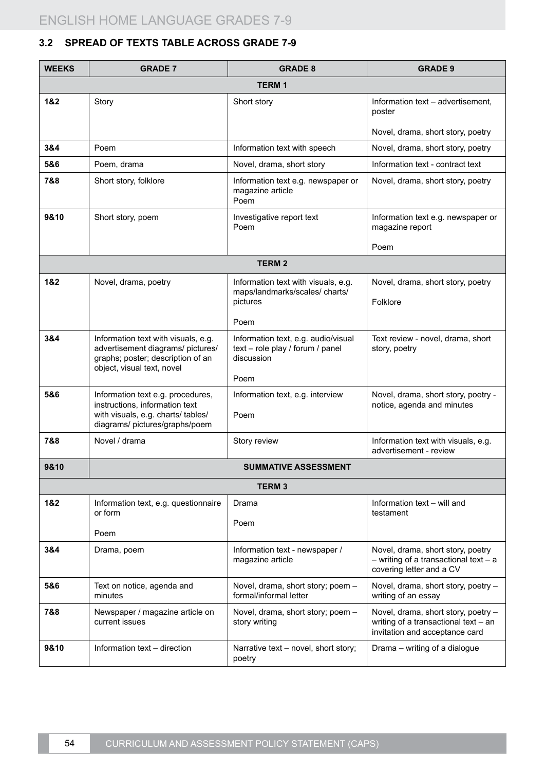### 3.2 SPREAD OF TEXTS TABLE ACROSS GRADE 7-9

| WEEKS | GRADE 7 | GRADE 8 | GRADE 9 |
|---|---|---|---|
| **TERM 1** | | | |
| **1&2** | Story | Short story | Information text – advertisement, poster<br><br>Novel, drama, short story, poetry |
| **3&4** | Poem | Information text with speech | Novel, drama, short story, poetry |
| **5&6** | Poem, drama | Novel, drama, short story | Information text - contract text |
| **7&8** | Short story, folklore | Information text e.g. newspaper or magazine article<br>Poem | Novel, drama, short story, poetry |
| **9&10** | Short story, poem | Investigative report text<br>Poem | Information text e.g. newspaper or magazine report<br><br>Poem |
| **TERM 2** | | | |
| **1&2** | Novel, drama, poetry | Information text with visuals, e.g. maps/landmarks/scales/ charts/ pictures<br><br>Poem | Novel, drama, short story, poetry<br><br>Folklore |
| **3&4** | Information text with visuals, e.g. advertisement diagrams/ pictures/ graphs; poster; description of an object, visual text, novel | Information text, e.g. audio/visual text – role play / forum / panel discussion<br><br>Poem | Text review - novel, drama, short story, poetry |
| **5&6** | Information text e.g. procedures, instructions, information text with visuals, e.g. charts/ tables/ diagrams/ pictures/graphs/poem | Information text, e.g. interview<br><br>Poem | Novel, drama, short story, poetry - notice, agenda and minutes |
| **7&8** | Novel / drama | Story review | Information text with visuals, e.g. advertisement - review |
| **9&10** | **SUMMATIVE ASSESSMENT** | | |
| **TERM 3** | | | |
| **1&2** | Information text, e.g. questionnaire or form<br><br>Poem | Drama<br><br>Poem | Information text – will and testament |
| **3&4** | Drama, poem | Information text - newspaper / magazine article | Novel, drama, short story, poetry – writing of a transactional text – a covering letter and a CV |
| **5&6** | Text on notice, agenda and minutes | Novel, drama, short story; poem – formal/informal letter | Novel, drama, short story, poetry – writing of an essay |
| **7&8** | Newspaper / magazine article on current issues | Novel, drama, short story; poem – story writing | Novel, drama, short story, poetry – writing of a transactional text – an invitation and acceptance card |
| **9&10** | Information text – direction | Narrative text – novel, short story; poetry | Drama – writing of a dialogue |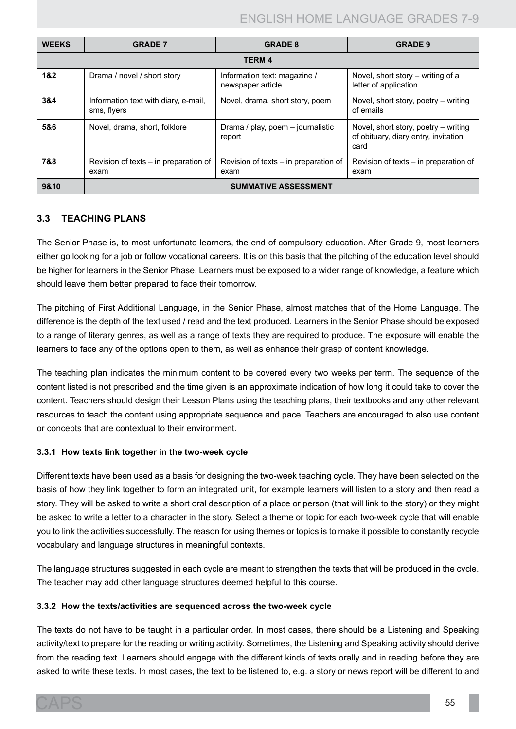| WEEKS | GRADE 7 | GRADE 8 | GRADE 9 |
|---|---|---|---|
| | | **TERM 4** | |
| **1&2** | Drama / novel / short story | Information text: magazine / newspaper article | Novel, short story – writing of a letter of application |
| **3&4** | Information text with diary, e-mail, sms, flyers | Novel, drama, short story, poem | Novel, short story, poetry – writing of emails |
| **5&6** | Novel, drama, short, folklore | Drama / play, poem – journalistic report | Novel, short story, poetry – writing of obituary, diary entry, invitation card |
| **7&8** | Revision of texts – in preparation of exam | Revision of texts – in preparation of exam | Revision of texts – in preparation of exam |
| **9&10** | | **SUMMATIVE ASSESSMENT** | |

## 3.3 TEACHING PLANS

The Senior Phase is, to most unfortunate learners, the end of compulsory education. After Grade 9, most learners either go looking for a job or follow vocational careers. It is on this basis that the pitching of the education level should be higher for learners in the Senior Phase. Learners must be exposed to a wider range of knowledge, a feature which should leave them better prepared to face their tomorrow.

The pitching of First Additional Language, in the Senior Phase, almost matches that of the Home Language. The difference is the depth of the text used / read and the text produced. Learners in the Senior Phase should be exposed to a range of literary genres, as well as a range of texts they are required to produce. The exposure will enable the learners to face any of the options open to them, as well as enhance their grasp of content knowledge.

The teaching plan indicates the minimum content to be covered every two weeks per term. The sequence of the content listed is not prescribed and the time given is an approximate indication of how long it could take to cover the content. Teachers should design their Lesson Plans using the teaching plans, their textbooks and any other relevant resources to teach the content using appropriate sequence and pace. Teachers are encouraged to also use content or concepts that are contextual to their environment.

### 3.3.1 How texts link together in the two-week cycle

Different texts have been used as a basis for designing the two-week teaching cycle. They have been selected on the basis of how they link together to form an integrated unit, for example learners will listen to a story and then read a story. They will be asked to write a short oral description of a place or person (that will link to the story) or they might be asked to write a letter to a character in the story. Select a theme or topic for each two-week cycle that will enable you to link the activities successfully. The reason for using themes or topics is to make it possible to constantly recycle vocabulary and language structures in meaningful contexts.

The language structures suggested in each cycle are meant to strengthen the texts that will be produced in the cycle. The teacher may add other language structures deemed helpful to this course.

### 3.3.2 How the texts/activities are sequenced across the two-week cycle

The texts do not have to be taught in a particular order. In most cases, there should be a Listening and Speaking activity/text to prepare for the reading or writing activity. Sometimes, the Listening and Speaking activity should derive from the reading text. Learners should engage with the different kinds of texts orally and in reading before they are asked to write these texts. In most cases, the text to be listened to, e.g. a story or news report will be different to and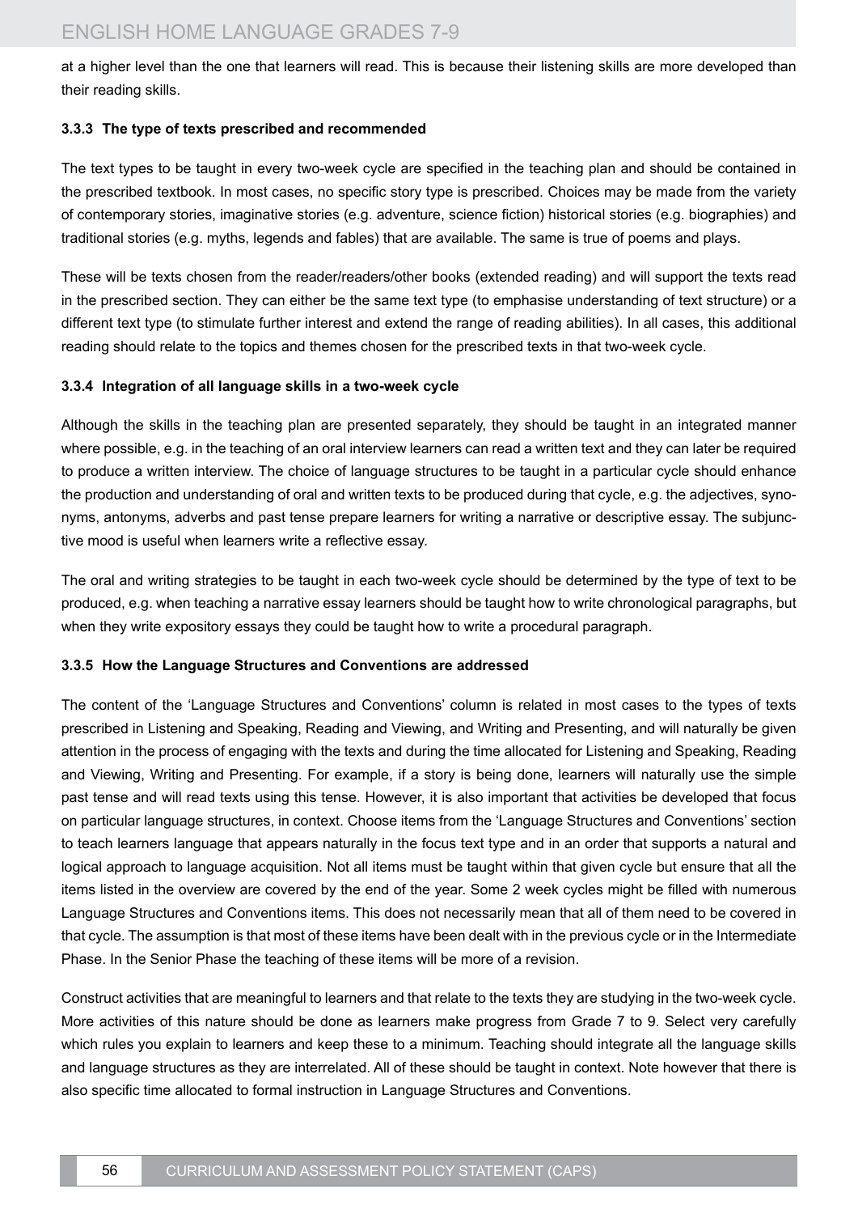at a higher level than the one that learners will read. This is because their listening skills are more developed than their reading skills.

### 3.3.3 The type of texts prescribed and recommended

The text types to be taught in every two-week cycle are specified in the teaching plan and should be contained in the prescribed textbook. In most cases, no specific story type is prescribed. Choices may be made from the variety of contemporary stories, imaginative stories (e.g. adventure, science fiction) historical stories (e.g. biographies) and traditional stories (e.g. myths, legends and fables) that are available. The same is true of poems and plays.

These will be texts chosen from the reader/readers/other books (extended reading) and will support the texts read in the prescribed section. They can either be the same text type (to emphasise understanding of text structure) or a different text type (to stimulate further interest and extend the range of reading abilities). In all cases, this additional reading should relate to the topics and themes chosen for the prescribed texts in that two-week cycle.

### 3.3.4 Integration of all language skills in a two-week cycle

Although the skills in the teaching plan are presented separately, they should be taught in an integrated manner where possible, e.g. in the teaching of an oral interview learners can read a written text and they can later be required to produce a written interview. The choice of language structures to be taught in a particular cycle should enhance the production and understanding of oral and written texts to be produced during that cycle, e.g. the adjectives, synonyms, antonyms, adverbs and past tense prepare learners for writing a narrative or descriptive essay. The subjunctive mood is useful when learners write a reflective essay.

The oral and writing strategies to be taught in each two-week cycle should be determined by the type of text to be produced, e.g. when teaching a narrative essay learners should be taught how to write chronological paragraphs, but when they write expository essays they could be taught how to write a procedural paragraph.

### 3.3.5 How the Language Structures and Conventions are addressed

The content of the 'Language Structures and Conventions' column is related in most cases to the types of texts prescribed in Listening and Speaking, Reading and Viewing, and Writing and Presenting, and will naturally be given attention in the process of engaging with the texts and during the time allocated for Listening and Speaking, Reading and Viewing, Writing and Presenting. For example, if a story is being done, learners will naturally use the simple past tense and will read texts using this tense. However, it is also important that activities be developed that focus on particular language structures, in context. Choose items from the 'Language Structures and Conventions' section to teach learners language that appears naturally in the focus text type and in an order that supports a natural and logical approach to language acquisition. Not all items must be taught within that given cycle but ensure that all the items listed in the overview are covered by the end of the year. Some 2 week cycles might be filled with numerous Language Structures and Conventions items. This does not necessarily mean that all of them need to be covered in that cycle. The assumption is that most of these items have been dealt with in the previous cycle or in the Intermediate Phase. In the Senior Phase the teaching of these items will be more of a revision.

Construct activities that are meaningful to learners and that relate to the texts they are studying in the two-week cycle. More activities of this nature should be done as learners make progress from Grade 7 to 9. Select very carefully which rules you explain to learners and keep these to a minimum. Teaching should integrate all the language skills and language structures as they are interrelated. All of these should be taught in context. Note however that there is also specific time allocated to formal instruction in Language Structures and Conventions.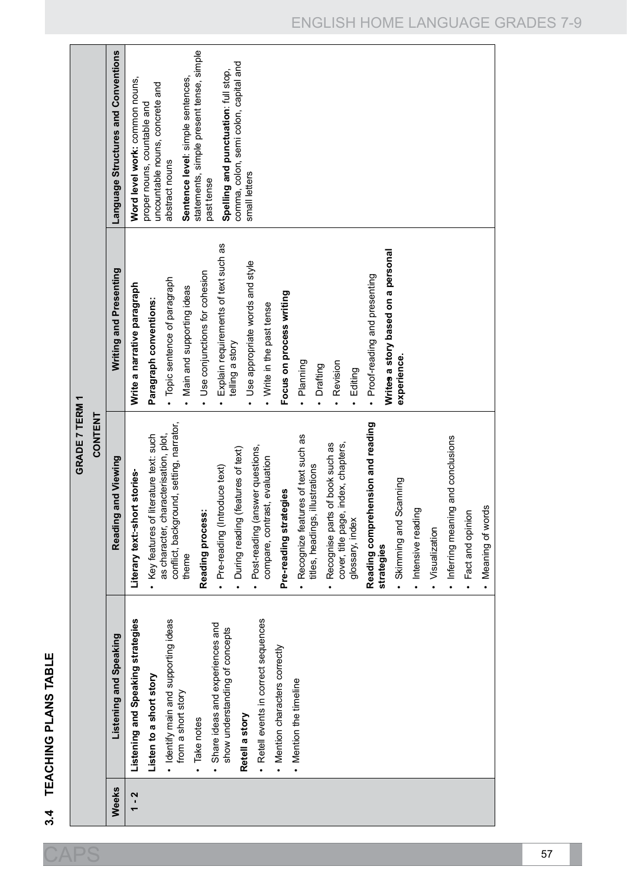## 3.4 TEACHING PLANS TABLE

| Weeks | GRADE 7 TERM 1 | | | |
|---|---|---|---|---|
| | CONTENT | | | |
| | Listening and Speaking | Reading and Viewing | Writing and Presenting | Language Structures and Conventions |
| 1 - 2 | **Listening and Speaking strategies**<br>**Listen to a short story**<br>• Identify main and supporting ideas from a short story<br>• Take notes<br>• Share ideas and experiences and show understanding of concepts<br>**Retell a story**<br>• Retell events in correct sequences<br>• Mention characters correctly<br>• Mention the timeline | **Literary text:-short stories-**<br>• Key features of literature text: such as character, characterisation, plot, conflict, background, setting, narrator, theme<br>**Reading process:**<br>• Pre-reading (Introduce text)<br>• During reading (features of text)<br>• Post-reading (answer questions, compare, contrast, evaluation<br>**Pre-reading strategies**<br>• Recognize features of text such as titles, headings, illustrations<br>• Recognise parts of book such as cover, title page, index, chapters, glossary, index<br>**Reading comprehension and reading strategies**<br>• Skimming and Scanning<br>• Intensive reading<br>• Visualization<br>• Inferring meaning and conclusions<br>• Fact and opinion<br>• Meaning of words | **Write a narrative paragraph**<br>**Paragraph conventions:**<br>• Topic sentence of paragraph<br>• Main and supporting ideas<br>• Use conjunctions for cohesion<br>• Explain requirements of text such as telling a story<br>• Use appropriate words and style<br>• Write in the past tense<br>**Focus on process writing**<br>• Planning<br>• Drafting<br>• Revision<br>• Editing<br>• Proof-reading and presenting<br>**Writes a story based on a personal experience.** | **Word level work:** common nouns, proper nouns, countable and uncountable nouns, concrete and abstract nouns<br>**Sentence level**: simple sentences, statements, simple present tense, simple past tense<br>**Spelling and punctuation**: full stop, comma, colon, semi colon, capital and small letters |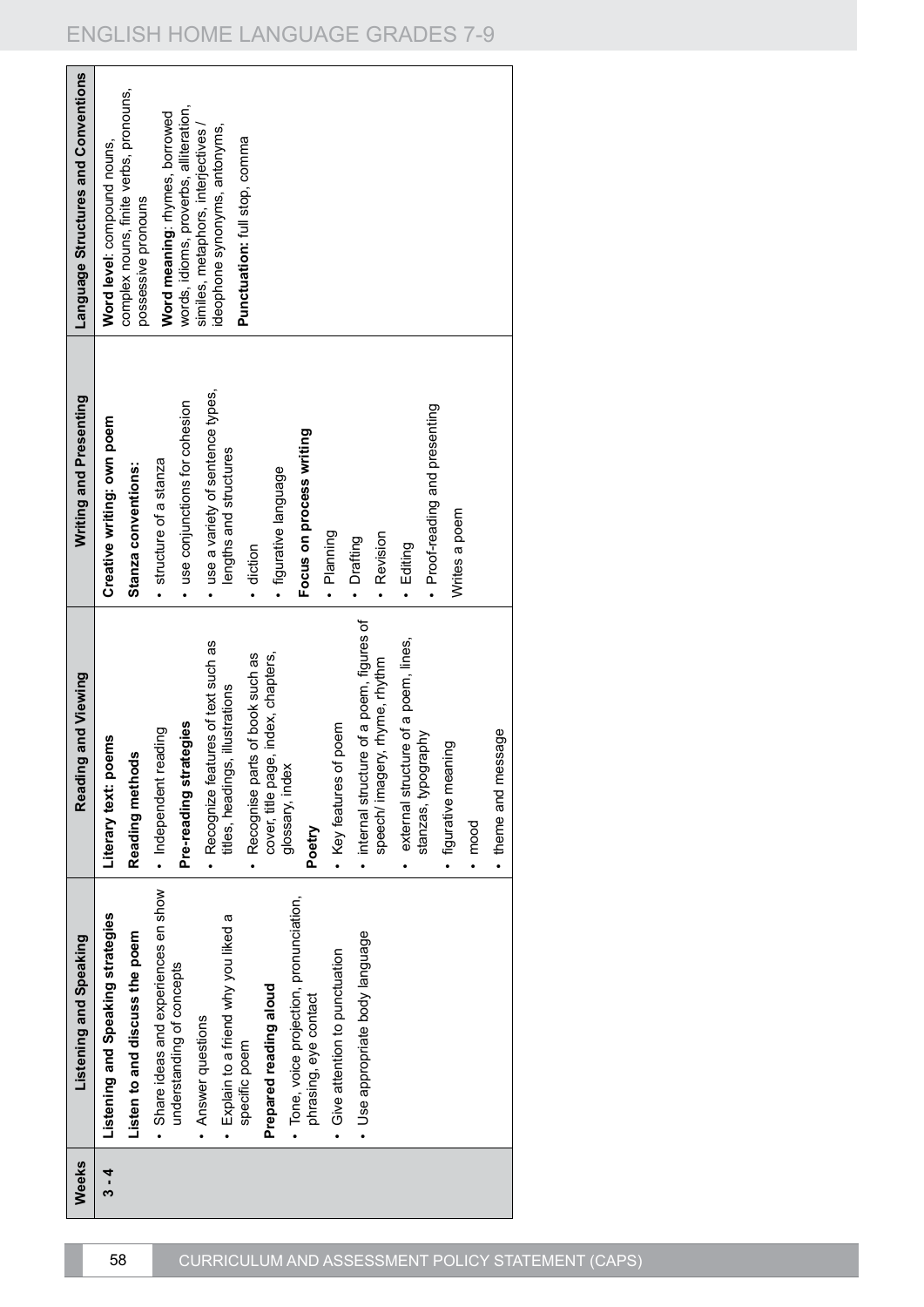| Weeks | Listening and Speaking | Reading and Viewing | Writing and Presenting | Language Structures and Conventions |
|---|---|---|---|---|
| 3 - 4 | **Listening and Speaking strategies**<br>**Listen to and discuss the poem**<br>• Share ideas and experiences en show understanding of concepts<br>• Answer questions<br>• Explain to a friend why you liked a specific poem<br>**Prepared reading aloud**<br>• Tone, voice projection, pronunciation, phrasing, eye contact<br>• Give attention to punctuation<br>• Use appropriate body language | **Literary text: poems**<br>**Reading methods**<br>• Independent reading<br>**Pre-reading strategies**<br>• Recognize features of text such as titles, headings, illustrations<br>• Recognise parts of book such as cover, title page, index, chapters, glossary, index<br>**Poetry**<br>• Key features of poem<br>• internal structure of a poem, figures of speech/ imagery, rhyme, rhythm<br>• external structure of a poem, lines, stanzas, typography<br>• figurative meaning<br>• mood<br>• theme and message | **Creative writing: own poem**<br>**Stanza conventions:**<br>• structure of a stanza<br>• use conjunctions for cohesion<br>• use a variety of sentence types, lengths and structures<br>• diction<br>• figurative language<br>**Focus on process writing**<br>• Planning<br>• Drafting<br>• Revision<br>• Editing<br>• Proof-reading and presenting<br>Writes a poem | **Word level**: compound nouns, complex nouns, finite verbs, pronouns, possessive pronouns<br>**Word meaning**: rhymes, borrowed words, idioms, proverbs, alliteration, similes, metaphors, interjectives / ideophone synonyms, antonyms,<br>**Punctuation:** full stop, comma |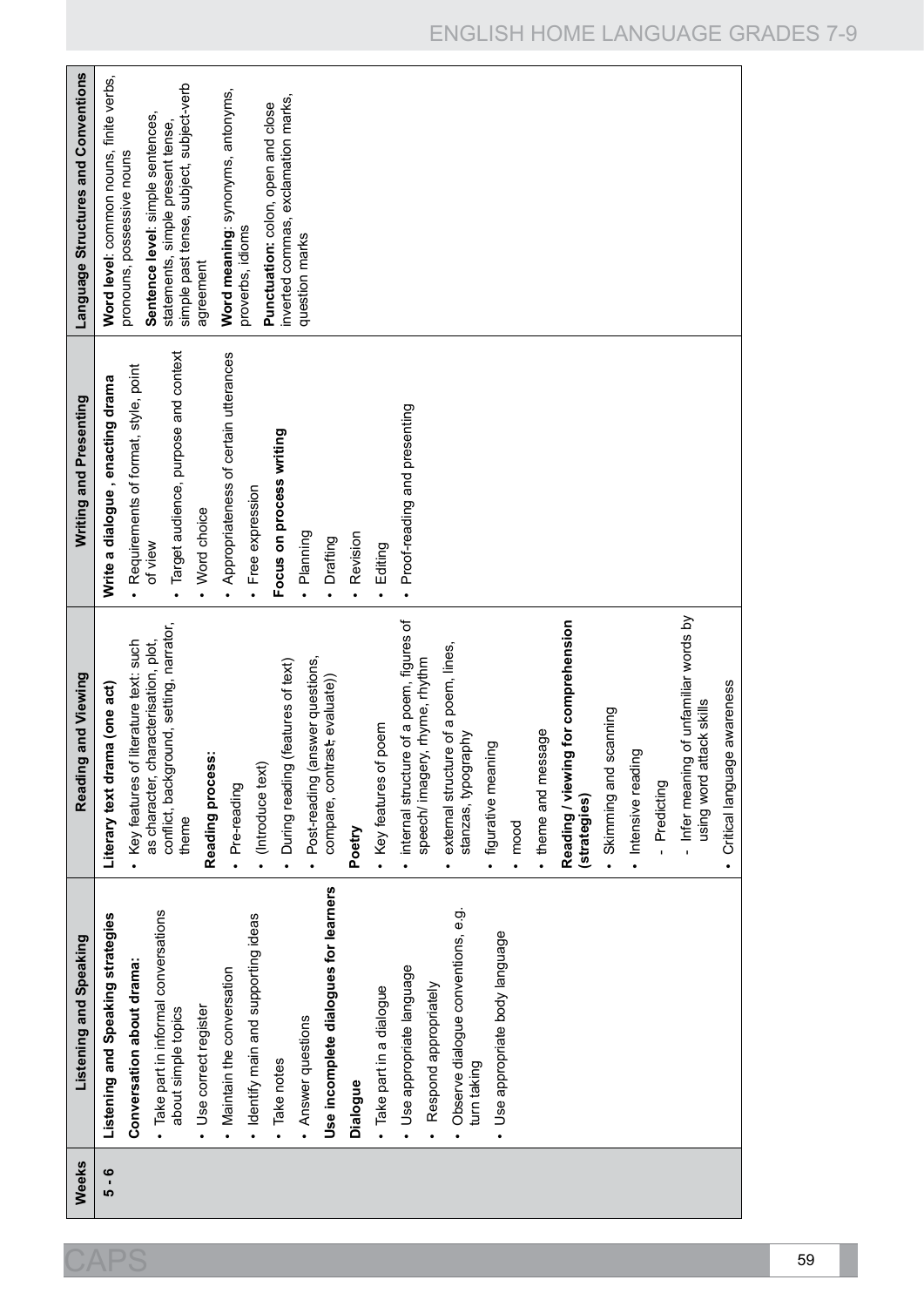| Weeks | Listening and Speaking | Reading and Viewing | Writing and Presenting | Language Structures and Conventions |
| --- | --- | --- | --- | --- |
| 5 - 6 | **Listening and Speaking strategies**<br>**Conversation about drama:**<br>• Take part in informal conversations about simple topics<br>• Use correct register<br>• Maintain the conversation<br>• Identify main and supporting ideas<br>• Take notes<br>• Answer questions<br>**Use incomplete dialogues for learners**<br>**Dialogue**<br>• Take part in a dialogue<br>• Use appropriate language<br>• Respond appropriately<br>• Observe dialogue conventions, e.g. turn taking<br>• Use appropriate body language | **Literary text drama (one act)**<br>• Key features of literature text: such as character, characterisation, plot, conflict, background, setting, narrator, theme<br>**Reading process:**<br>• Pre-reading<br>• (Introduce text)<br>• During reading (features of text)<br>• Post-reading (answer questions, compare, contrast, evaluate))<br>**Poetry**<br>• Key features of poem<br>• internal structure of a poem, figures of speech/ imagery, rhyme, rhythm<br>• external structure of a poem, lines, stanzas, typography<br>• figurative meaning<br>• mood<br>• theme and message<br>**Reading / viewing for comprehension (strategies)**<br>• Skimming and scanning<br>• Intensive reading<br>- Predicting<br>- Infer meaning of unfamiliar words by using word attack skills<br>• Critical language awareness | **Write a dialogue , enacting drama**<br>• Requirements of format, style, point of view<br>• Target audience, purpose and context<br>• Word choice<br>• Appropriateness of certain utterances<br>• Free expression<br>**Focus on process writing**<br>• Planning<br>• Drafting<br>• Revision<br>• Editing<br>• Proof-reading and presenting | **Word level**: common nouns, finite verbs, pronouns, possessive nouns<br>**Sentence level**: simple sentences, statements, simple present tense, simple past tense, subject, subject-verb agreement<br>**Word meaning**: synonyms, antonyms, proverbs, idioms<br>**Punctuation:** colon, open and close inverted commas, exclamation marks, question marks |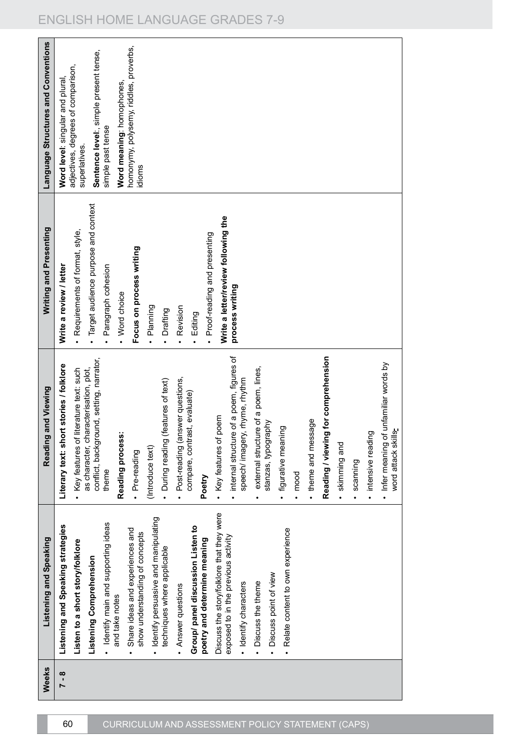| Weeks | Listening and Speaking | Reading and Viewing | Writing and Presenting | Language Structures and Conventions |
|---|---|---|---|---|
| 7 - 8 | **Listening and Speaking strategies**<br>**Listen to a short story/folklore**<br>**Listening Comprehension**<br>• Identify main and supporting ideas and take notes<br>• Share ideas and experiences and show understanding of concepts<br>• Identify persuasive and manipulating techniques where applicable<br>• Answer questions<br>**Group/ panel discussion Listen to poetry and determine meaning**<br>Discuss the story/folklore that they were exposed to in the previous activity<br>• Identify characters<br>• Discuss the theme<br>• Discuss point of view<br>• Relate content to own experience | **Literary text: short stories / folklore**<br>• Key features of literature text: such as character, characterisation, plot, conflict, background, setting, narrator, theme<br>**Reading process:**<br>• Pre-reading<br>(Introduce text)<br>• During reading (features of text)<br>• Post-reading (answer questions, compare, contrast, evaluate)<br>**Poetry**<br>• Key features of poem<br>• internal structure of a poem, figures of speech/ imagery, rhyme, rhythm<br>• external structure of a poem, lines, stanzas, typography<br>• figurative meaning<br>• mood<br>• theme and message<br>**Reading / viewing for comprehension**<br>• skimming and<br>• scanning<br>• intensive reading<br>• Infer meaning of unfamiliar words by word attack skills | **Write a review / letter**<br>• Requirements of format, style,<br>• Target audience purpose and context<br>• Paragraph cohesion<br>• Word choice<br>**Focus on process writing**<br>• Planning<br>• Drafting<br>• Revision<br>• Editing<br>• Proof-reading and presenting<br>**Write a letter/review following the process writing** | **Word level**: singular and plural, adjectives, degrees of comparison, superlatives.<br>**Sentence level**:, simple present tense, simple past tense<br>**Word meaning**: homophones, homonymy, polysemy, riddles, proverbs, idioms |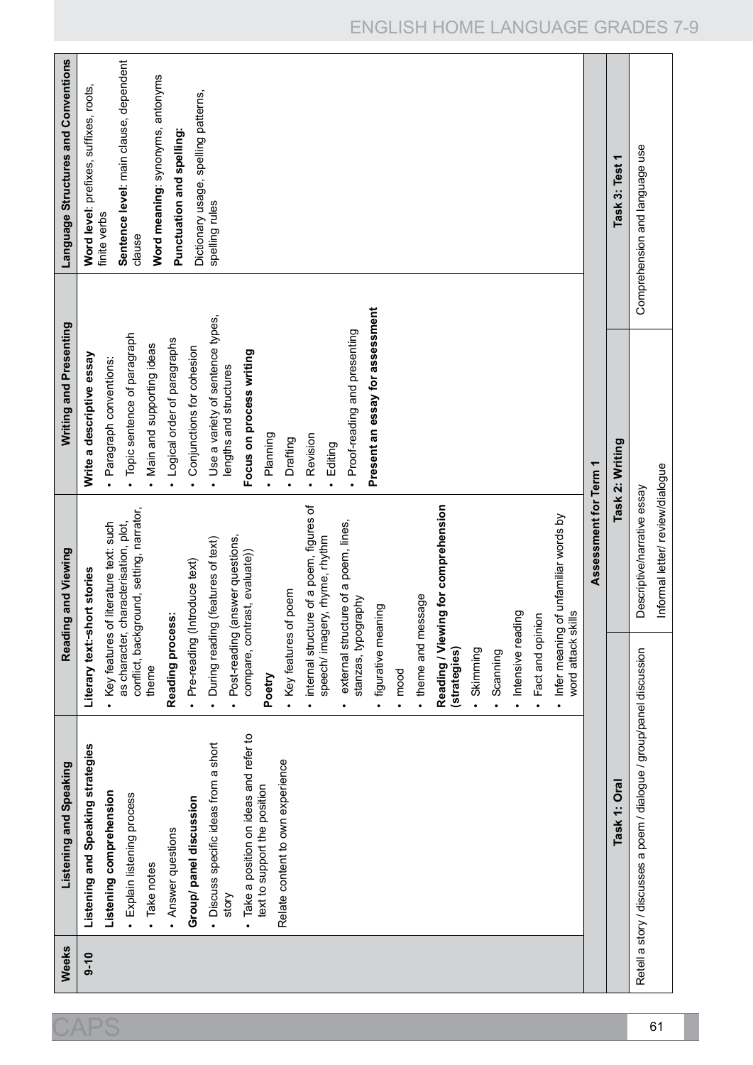| Weeks | Listening and Speaking | Reading and Viewing | Writing and Presenting | Language Structures and Conventions |
|---|---|---|---|---|
| 9-10 | **Listening and Speaking strategies**<br>**Listening comprehension**<br>• Explain listening process<br>• Take notes<br>• Answer questions<br>**Group/ panel discussion**<br>• Discuss specific ideas from a short story<br>• Take a position on ideas and refer to text to support the position<br>Relate content to own experience | **Literary text:-short stories**<br>• Key features of literature text: such as character, characterisation, plot, conflict, background, setting, narrator, theme<br>**Reading process:**<br>• Pre-reading (Introduce text)<br>• During reading (features of text)<br>• Post-reading (answer questions, compare, contrast, evaluate))<br>**Poetry**<br>• Key features of poem<br>• internal structure of a poem, figures of speech/ imagery, rhyme, rhythm<br>• external structure of a poem, lines, stanzas, typography<br>• figurative meaning<br>• mood<br>• theme and message<br>**Reading / Viewing for comprehension (strategies)**<br>• Skimming<br>• Scanning<br>• Intensive reading<br>• Fact and opinion<br>• Infer meaning of unfamiliar words by word attack skills | **Write a descriptive essay**<br>• Paragraph conventions:<br>• Topic sentence of paragraph<br>• Main and supporting ideas<br>• Logical order of paragraphs<br>• Conjunctions for cohesion<br>• Use a variety of sentence types, lengths and structures<br>**Focus on process writing**<br>• Planning<br>• Drafting<br>• Revision<br>• Editing<br>• Proof-reading and presenting<br>**Present an essay for assessment** | **Word level**: prefixes, suffixes, roots, finite verbs<br>**Sentence level**: main clause, dependent clause<br>**Word meaning**: synonyms, antonyms<br>**Punctuation and spelling:**<br>Dictionary usage, spelling patterns, spelling rules |

| Assessment for Term 1 | | |
|---|---|---|
| **Task 1: Oral** | **Task 2: Writing** | **Task 3: Test 1** |
| Retell a story / discusses a poem / dialogue / group/panel discussion | Descriptive/narrative essay<br>Informal letter/ review/dialogue | Comprehension and language use |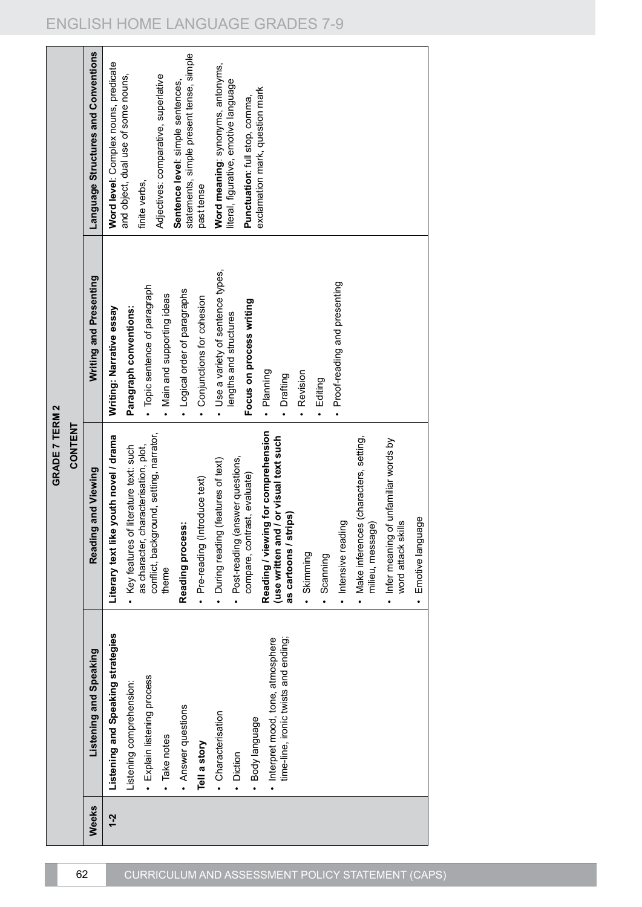## GRADE 7 TERM 2

| Weeks | CONTENT | | | |
|---|---|---|---|---|
| | **Listening and Speaking** | **Reading and Viewing** | **Writing and Presenting** | **Language Structures and Conventions** |
| 1-2 | **Listening and Speaking strategies**<br>Listening comprehension:<br>• Explain listening process<br>• Take notes<br>• Answer questions<br>**Tell a story**<br>• Characterisation<br>• Diction<br>• Body language<br>• Interpret mood, tone, atmosphere time-line, ironic twists and ending; | **Literary text like youth novel / drama**<br>• Key features of literature text: such as character, characterisation, plot, conflict, background, setting, narrator, theme<br>**Reading process:**<br>• Pre-reading (Introduce text)<br>• During reading (features of text)<br>• Post-reading (answer questions, compare, contrast, evaluate)<br>**Reading / viewing for comprehension (use written and / or visual text such as cartoons / strips)**<br>• Skimming<br>• Scanning<br>• Intensive reading<br>• Make inferences (characters, setting, milieu, message)<br>• Infer meaning of unfamiliar words by word attack skills<br>• Emotive language | **Writing: Narrative essay**<br>**Paragraph conventions:**<br>• Topic sentence of paragraph<br>• Main and supporting ideas<br>• Logical order of paragraphs<br>• Conjunctions for cohesion<br>• Use a variety of sentence types, lengths and structures<br>**Focus on process writing**<br>• Planning<br>• Drafting<br>• Revision<br>• Editing<br>• Proof-reading and presenting | **Word level**: Complex nouns, predicate and object, dual use of some nouns, finite verbs,<br>Adjectives: comparative, superlative<br>**Sentence level**: simple sentences, statements, simple present tense, simple past tense<br>**Word meaning**: synonyms, antonyms, literal, figurative, emotive language<br>**Punctuation**: full stop, comma, exclamation mark, question mark |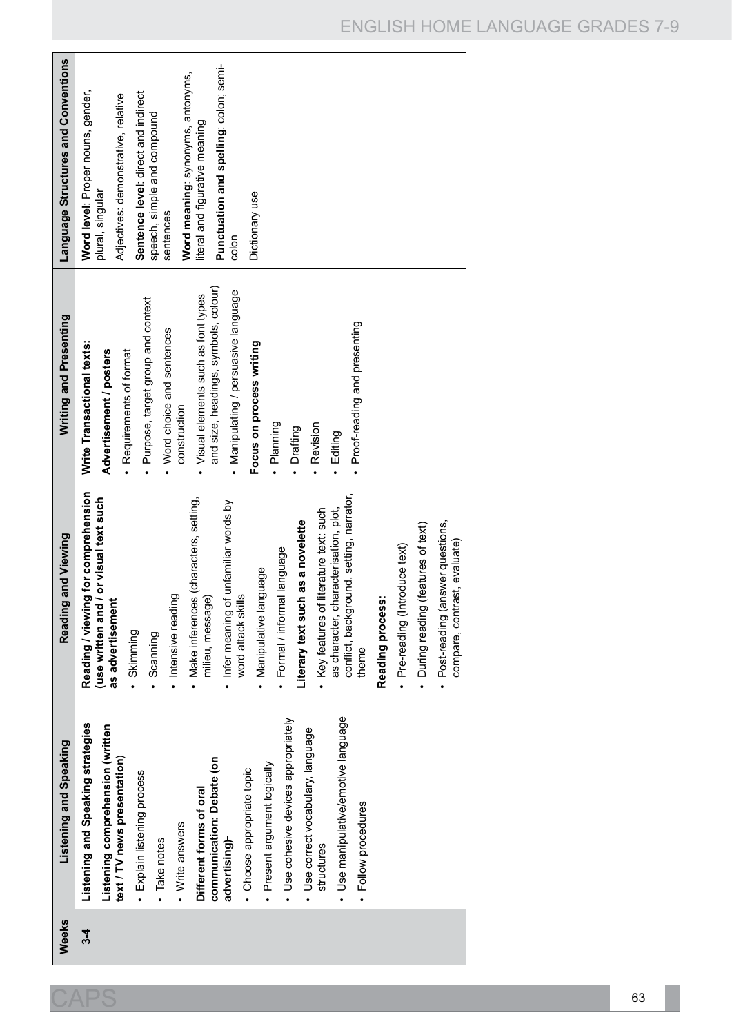| Weeks | Listening and Speaking | Reading and Viewing | Writing and Presenting | Language Structures and Conventions |
|---|---|---|---|---|
| 3-4 | **Listening and Speaking strategies**<br>**Listening comprehension (written text / TV news presentation)**<br>• Explain listening process<br>• Take notes<br>• Write answers<br>**Different forms of oral communication: Debate (on advertising)**<br>• Choose appropriate topic<br>• Present argument logically<br>• Use cohesive devices appropriately<br>• Use correct vocabulary, language structures<br>• Use manipulative/emotive language<br>• Follow procedures | **Reading / viewing for comprehension (use written and / or visual text such as advertisement**<br>• Skimming<br>• Scanning<br>• Intensive reading<br>• Make inferences (characters, setting, milieu, message)<br>• Infer meaning of unfamiliar words by word attack skills<br>• Manipulative language<br>• Formal / informal language<br>**Literary text such as a novelette**<br>• Key features of literature text: such as character, characterisation, plot, conflict, background, setting, narrator, theme<br>**Reading process:**<br>• Pre-reading (Introduce text)<br>• During reading (features of text)<br>• Post-reading (answer questions, compare, contrast, evaluate) | **Write Transactional texts:**<br>**Advertisement / posters**<br>• Requirements of format<br>• Purpose, target group and context<br>• Word choice and sentences construction<br>• Visual elements such as font types and size, headings, symbols, colour)<br>• Manipulating / persuasive language<br>**Focus on process writing**<br>• Planning<br>• Drafting<br>• Revision<br>• Editing<br>• Proof-reading and presenting | **Word level**: Proper nouns, gender, plural, singular<br>Adjectives: demonstrative, relative<br>**Sentence level**: direct and indirect speech, simple and compound sentences<br>**Word meaning**: synonyms, antonyms, literal and figurative meaning<br>**Punctuation and spelling**: colon; semi-colon<br>Dictionary use |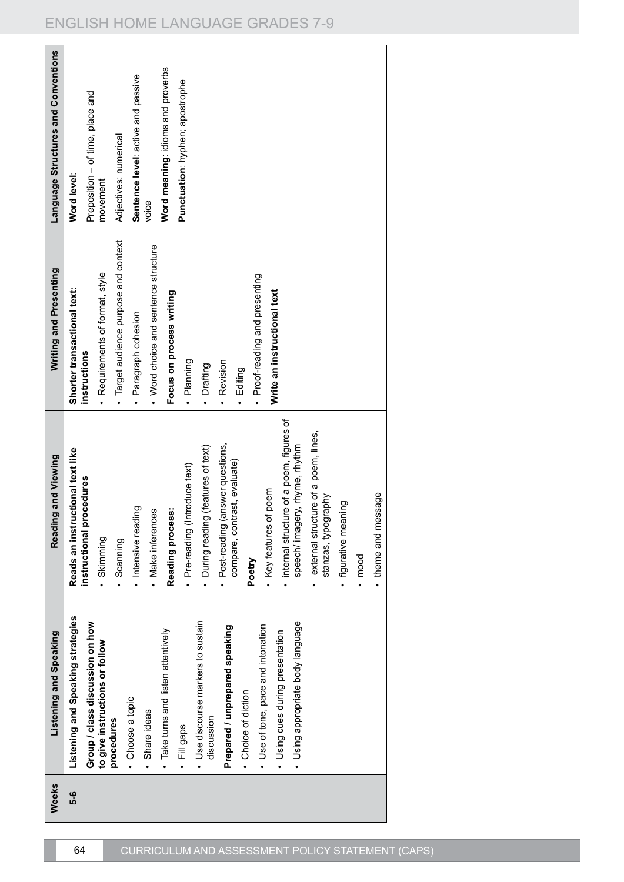| Weeks | Listening and Speaking | Reading and Viewing | Writing and Presenting | Language Structures and Conventions |
|---|---|---|---|---|
| 5-6 | **Listening and Speaking strategies**<br>**Group / class discussion on how to give instructions or follow procedures**<br>• Choose a topic<br>• Share ideas<br>• Take turns and listen attentively<br>• Fill gaps<br>• Use discourse markers to sustain discussion<br>**Prepared / unprepared speaking**<br>• Choice of diction<br>• Use of tone, pace and intonation<br>• Using cues during presentation<br>• Using appropriate body language | **Reads an instructional text like instructional procedures**<br>• Skimming<br>• Scanning<br>• Intensive reading<br>• Make inferences<br>**Reading process:**<br>• Pre-reading (Introduce text)<br>• During reading (features of text)<br>• Post-reading (answer questions, compare, contrast, evaluate)<br>**Poetry**<br>• Key features of poem<br>• internal structure of a poem, figures of speech/ imagery, rhyme, rhythm<br>• external structure of a poem, lines, stanzas, typography<br>• figurative meaning<br>• mood<br>• theme and message | **Shorter transactional text: instructions**<br>• Requirements of format, style<br>• Target audience purpose and context<br>• Paragraph cohesion<br>• Word choice and sentence structure<br>**Focus on process writing**<br>• Planning<br>• Drafting<br>• Revision<br>• Editing<br>• Proof-reading and presenting<br>**Write an instructional text** | **Word level**:<br>Preposition – of time, place and movement<br>Adjectives: numerical<br>**Sentence level**: active and passive voice<br>**Word meaning**: idioms and proverbs<br>**Punctuation**: hyphen; apostrophe |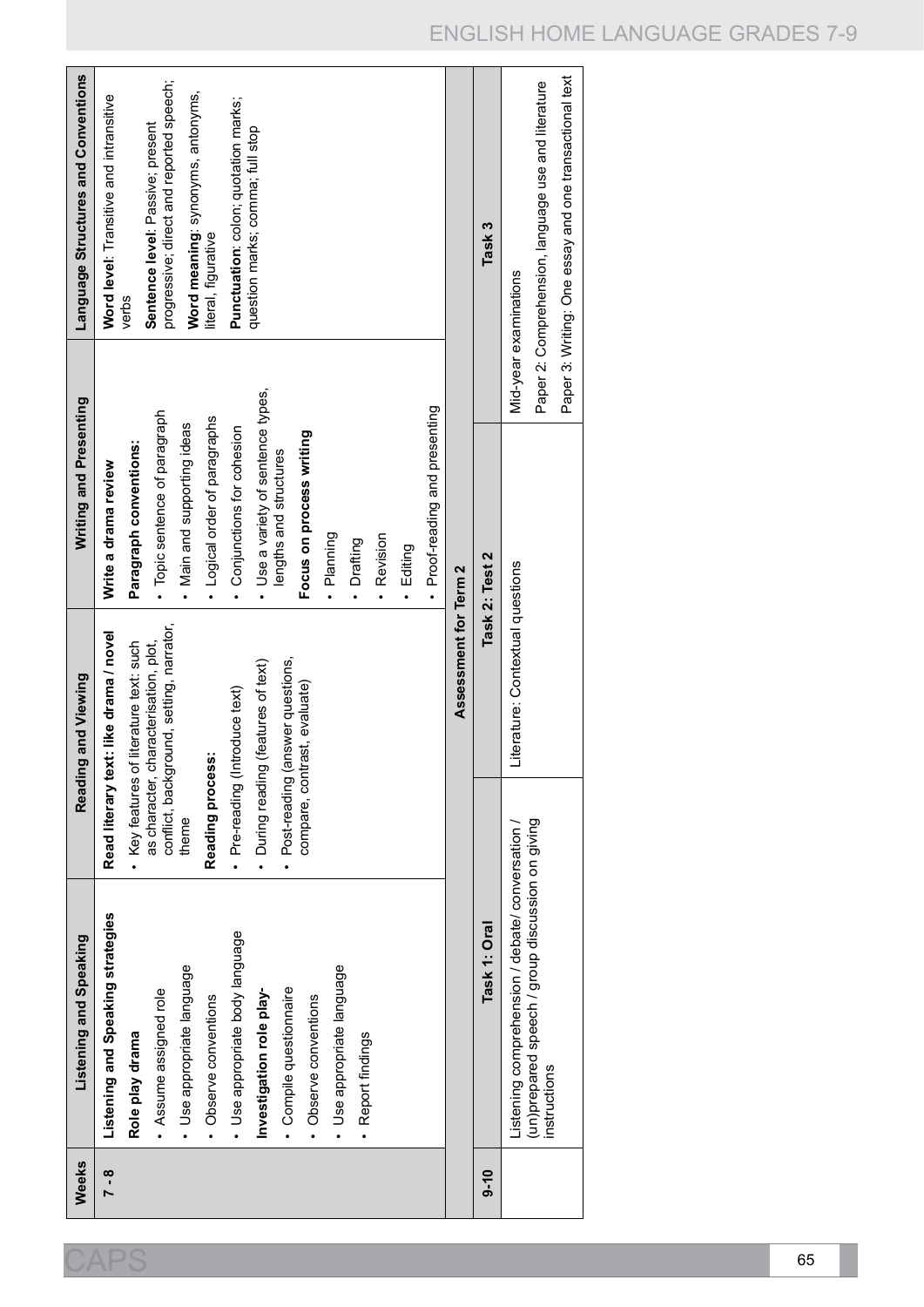| Weeks | Listening and Speaking | Reading and Viewing | Writing and Presenting | Language Structures and Conventions |
|---|---|---|---|---|
| 7 - 8 | **Listening and Speaking strategies**<br>**Role play drama**<br>• Assume assigned role<br>• Use appropriate language<br>• Observe conventions<br>• Use appropriate body language<br>**Investigation role play-**<br>• Compile questionnaire<br>• Observe conventions<br>• Use appropriate language<br>• Report findings | **Read literary text: like drama / novel**<br>• Key features of literature text: such as character, characterisation, plot, conflict, background, setting, narrator, theme<br>**Reading process:**<br>• Pre-reading (Introduce text)<br>• During reading (features of text)<br>• Post-reading (answer questions, compare, contrast, evaluate) | **Write a drama review**<br>**Paragraph conventions:**<br>• Topic sentence of paragraph<br>• Main and supporting ideas<br>• Logical order of paragraphs<br>• Conjunctions for cohesion<br>• Use a variety of sentence types, lengths and structures<br>**Focus on process writing**<br>• Planning<br>• Drafting<br>• Revision<br>• Editing<br>• Proof-reading and presenting | **Word level**: Transitive and intransitive verbs<br>**Sentence level**: Passive; present progressive; direct and reported speech;<br>**Word meaning**: synonyms, antonyms, literal, figurative<br>**Punctuation**: colon; quotation marks; question marks; comma; full stop |
| | **Assessment for Term 2** | | | |
| 9-10 | **Task 1: Oral** | **Task 2: Test 2** | | **Task 3** |
| | Listening comprehension / debate/ conversation / (un)prepared speech / group discussion on giving instructions | Literature: Contextual questions | | Mid-year examinations<br>Paper 2: Comprehension, language use and literature<br>Paper 3: Writing: One essay and one transactional text |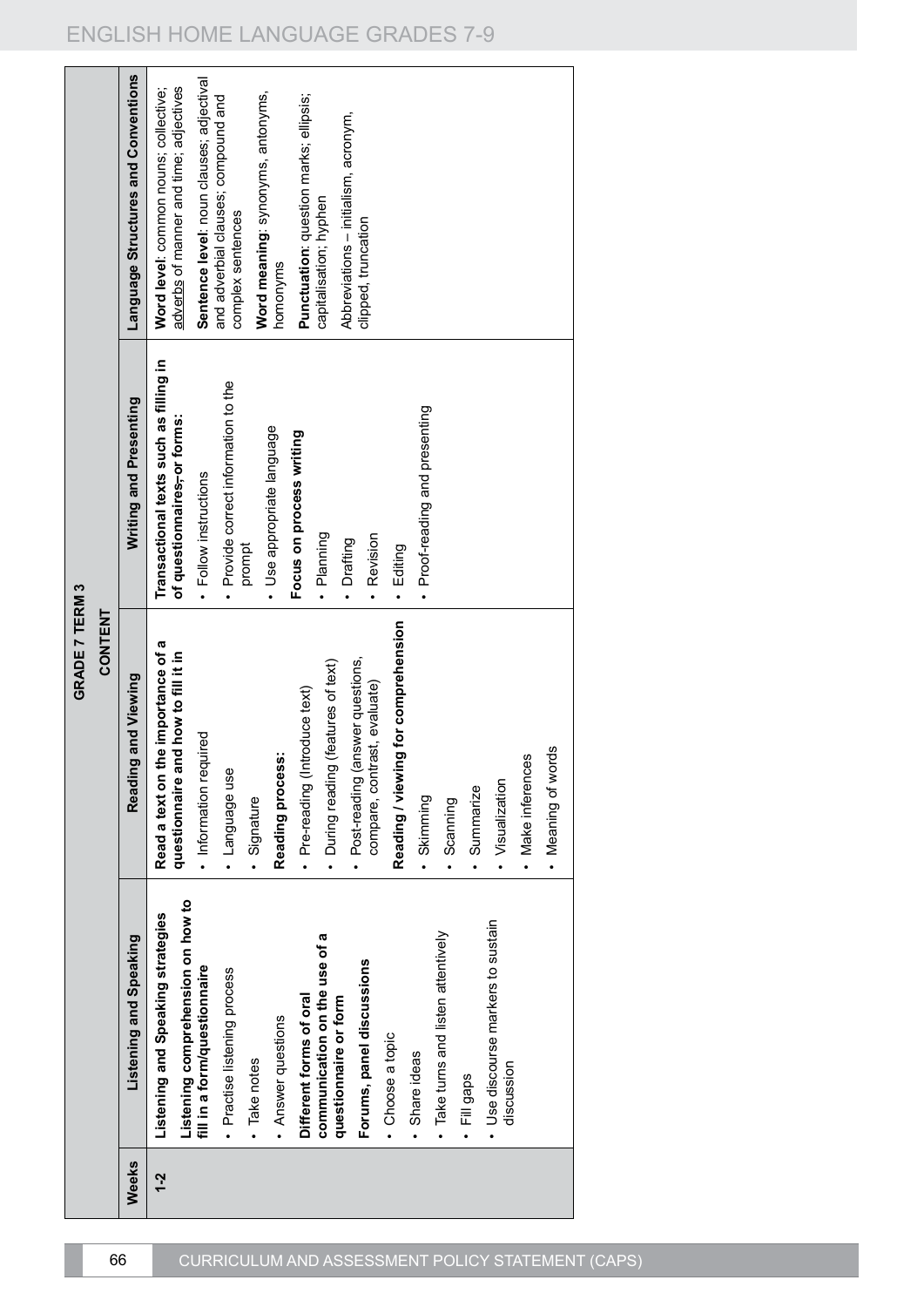| | GRADE 7 TERM 3 | | | |
|---|---|---|---|---|
| | CONTENT | | | |
| Weeks | Listening and Speaking | Reading and Viewing | Writing and Presenting | Language Structures and Conventions |
| 1-2 | **Listening and Speaking strategies**<br>**Listening comprehension on how to fill in a form/questionnaire**<br>• Practise listening process<br>• Take notes<br>• Answer questions<br>**Different forms of oral communication on the use of a questionnaire or form**<br>**Forums, panel discussions**<br>• Choose a topic<br>• Share ideas<br>• Take turns and listen attentively<br>• Fill gaps<br>• Use discourse markers to sustain discussion | **Read a text on the importance of a questionnaire and how to fill it in**<br>• Information required<br>• Language use<br>• Signature<br>**Reading process:**<br>• Pre-reading (Introduce text)<br>• During reading (features of text)<br>• Post-reading (answer questions, compare, contrast, evaluate)<br>**Reading / viewing for comprehension**<br>• Skimming<br>• Scanning<br>• Summarize<br>• Visualization<br>• Make inferences<br>• Meaning of words | **Transactional texts such as filling in of questionnaires, or forms:**<br>• Follow instructions<br>• Provide correct information to the prompt<br>• Use appropriate language<br>**Focus on process writing**<br>• Planning<br>• Drafting<br>• Revision<br>• Editing<br>• Proof-reading and presenting | **Word level**: common nouns; collective; adverbs of manner and time; adjectives<br>**Sentence level**: noun clauses; adjectival and adverbial clauses; compound and complex sentences<br>**Word meaning**: synonyms, antonyms, homonyms<br>**Punctuation**: question marks; ellipsis; capitalisation; hyphen<br>Abbreviations – initialism, acronym, clipped, truncation |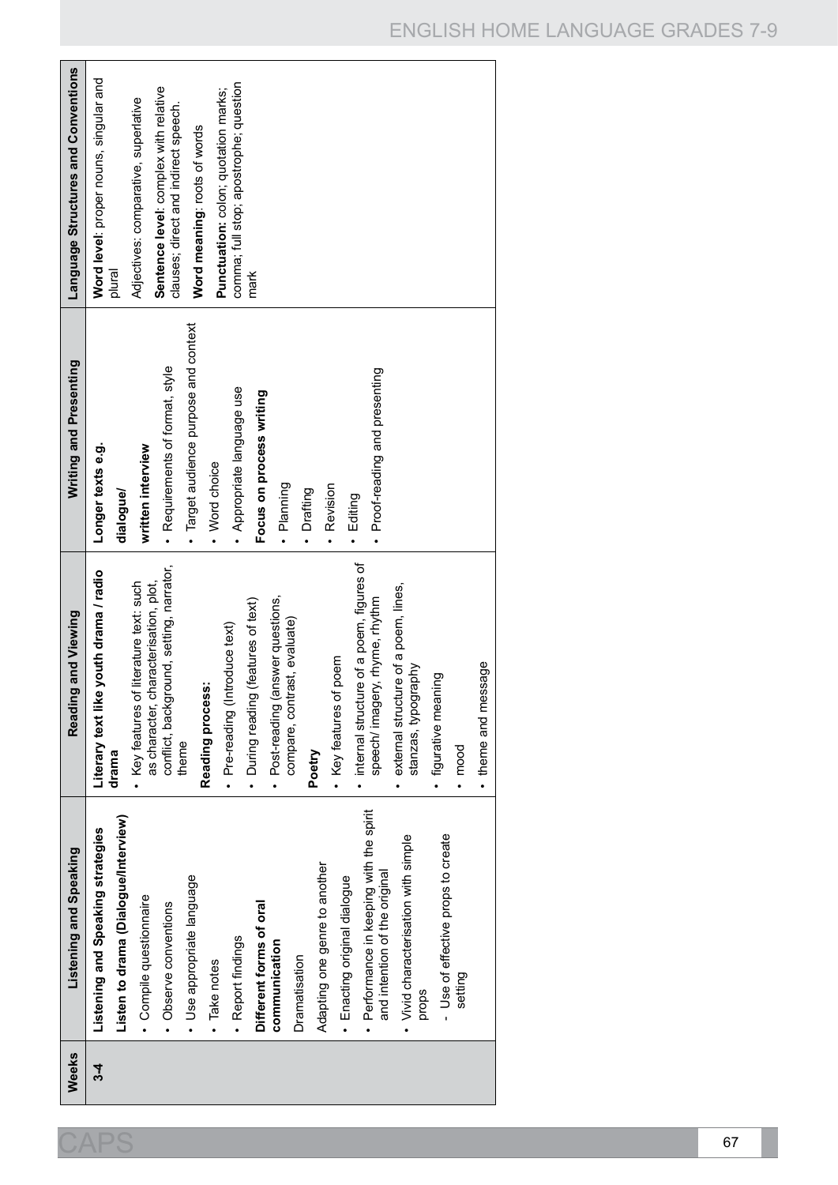| Weeks | Listening and Speaking | Reading and Viewing | Writing and Presenting | Language Structures and Conventions |
|---|---|---|---|---|
| 3-4 | **Listening and Speaking strategies**<br>**Listen to drama (Dialogue/Interview)**<br>• Compile questionnaire<br>• Observe conventions<br>• Use appropriate language<br>• Take notes<br>• Report findings<br>**Different forms of oral communication**<br>Dramatisation<br>Adapting one genre to another<br>• Enacting original dialogue<br>• Performance in keeping with the spirit and intention of the original<br>• Vivid characterisation with simple props<br>- Use of effective props to create setting | **Literary text like youth drama / radio drama**<br>• Key features of literature text: such as character, characterisation, plot, conflict, background, setting, narrator, theme<br>**Reading process:**<br>• Pre-reading (Introduce text)<br>• During reading (features of text)<br>• Post-reading (answer questions, compare, contrast, evaluate)<br>**Poetry**<br>• Key features of poem<br>• internal structure of a poem, figures of speech/ imagery, rhyme, rhythm<br>• external structure of a poem, lines, stanzas, typography<br>• figurative meaning<br>• mood<br>• theme and message | **Longer texts e.g.**<br>**dialogue/**<br>**written interview**<br>• Requirements of format, style<br>• Target audience purpose and context<br>• Word choice<br>• Appropriate language use<br>**Focus on process writing**<br>• Planning<br>• Drafting<br>• Revision<br>• Editing<br>• Proof-reading and presenting | **Word level**: proper nouns, singular and plural<br>Adjectives: comparative, superlative<br>**Sentence level**: complex with relative clauses; direct and indirect speech.<br>**Word meaning**: roots of words<br>**Punctuation**: colon; quotation marks; comma; full stop; apostrophe; question mark |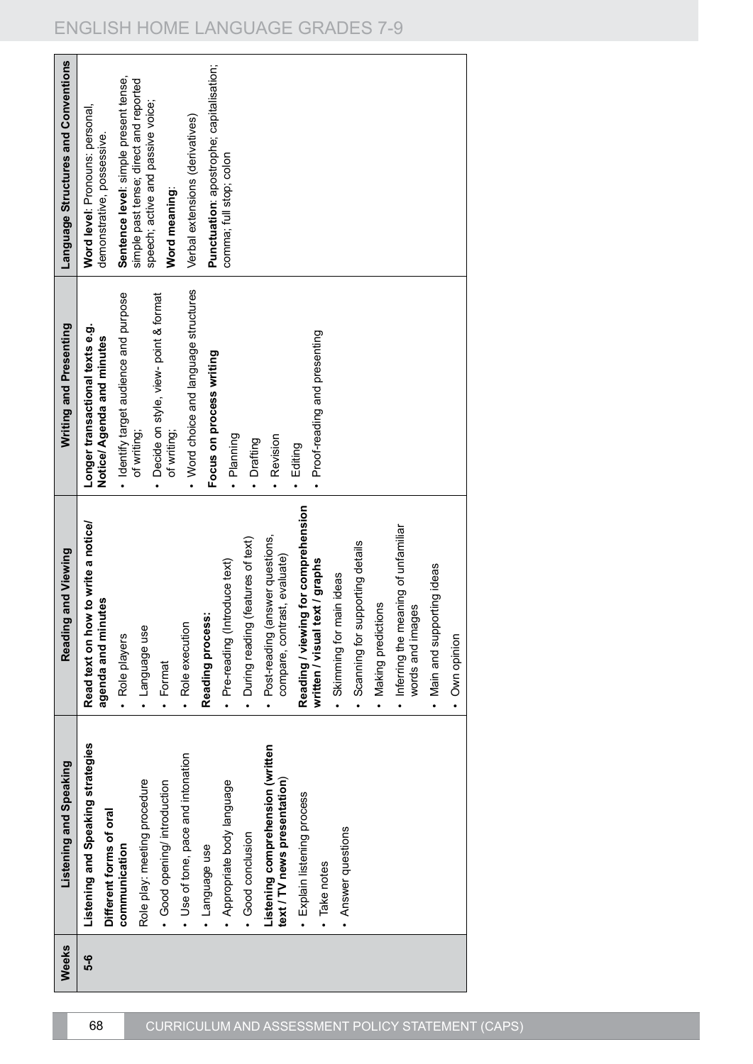| Weeks | Listening and Speaking | Reading and Viewing | Writing and Presenting | Language Structures and Conventions |
|---|---|---|---|---|
| 5-6 | **Listening and Speaking strategies**<br>**Different forms of oral communication**<br>Role play: meeting procedure<br>• Good opening/ introduction<br>• Use of tone, pace and intonation<br>• Language use<br>• Appropriate body language<br>• Good conclusion<br>**Listening comprehension (written text / TV news presentation)**<br>• Explain listening process<br>• Take notes<br>• Answer questions | **Read text on how to write a notice/ agenda and minutes**<br>• Role players<br>• Language use<br>• Format<br>• Role execution<br>**Reading process:**<br>• Pre-reading (Introduce text)<br>• During reading (features of text)<br>• Post-reading (answer questions, compare, contrast, evaluate)<br>**Reading / viewing for comprehension written / visual text / graphs**<br>• Skimming for main ideas<br>• Scanning for supporting details<br>• Making predictions<br>• Inferring the meaning of unfamiliar words and images<br>• Main and supporting ideas<br>• Own opinion | **Longer transactional texts e.g. Notice/ Agenda and minutes**<br>• Identify target audience and purpose of writing;<br>• Decide on style, view- point & format of writing;<br>• Word choice and language structures<br>**Focus on process writing**<br>• Planning<br>• Drafting<br>• Revision<br>• Editing<br>• Proof-reading and presenting | **Word level**: Pronouns: personal, demonstrative, possessive.<br>**Sentence level**: simple present tense, simple past tense; direct and reported speech; active and passive voice;<br>**Word meaning**:<br>Verbal extensions (derivatives)<br>**Punctuation**: apostrophe; capitalisation; comma; full stop; colon |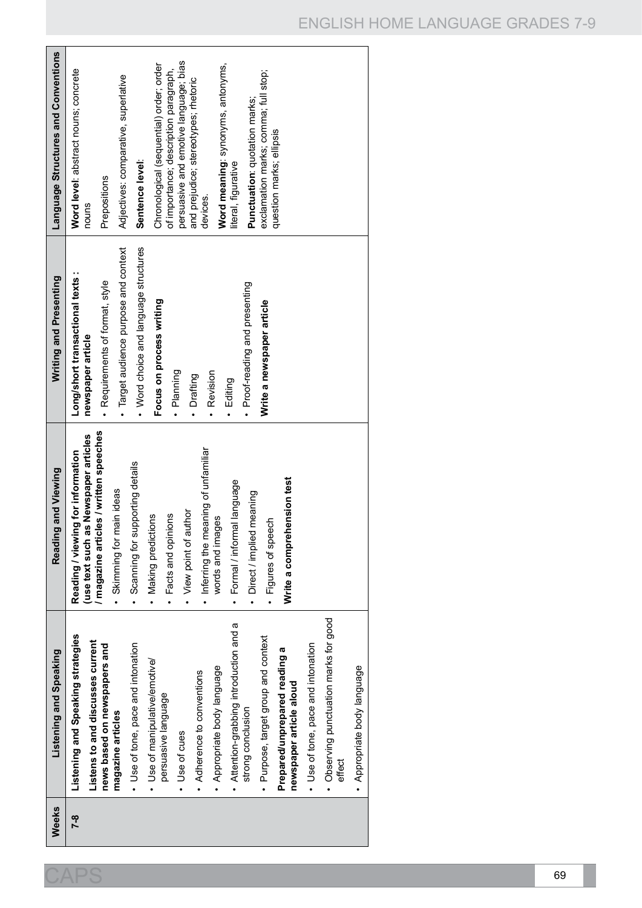| Weeks | Listening and Speaking | Reading and Viewing | Writing and Presenting | Language Structures and Conventions |
|---|---|---|---|---|
| 7-8 | **Listening and Speaking strategies** **Listens to and discusses current news based on newspapers and magazine articles** • Use of tone, pace and intonation • Use of manipulative/emotive/ persuasive language • Use of cues • Adherence to conventions • Appropriate body language • Attention-grabbing introduction and a strong conclusion • Purpose, target group and context **Prepared/unprepared reading a newspaper article aloud** • Use of tone, pace and intonation • Observing punctuation marks for good effect • Appropriate body language | **Reading / viewing for information (use text such as Newspaper articles / magazine articles / written speeches** • Skimming for main ideas • Scanning for supporting details • Making predictions • Facts and opinions • View point of author • Inferring the meaning of unfamiliar words and images • Formal / informal language • Direct / implied meaning • Figures of speech **Write a comprehension test** | **Long/short transactional texts : newspaper article** • Requirements of format, style • Target audience purpose and context • Word choice and language structures **Focus on process writing** • Planning • Drafting • Revision • Editing • Proof-reading and presenting **Write a newspaper article** | **Word level**: abstract nouns; concrete nouns Prepositions Adjectives: comparative, superlative **Sentence level**: Chronological (sequential) order; order of importance; description paragraph, persuasive and emotive language; bias and prejudice; stereotypes; rhetoric devices. **Word meaning**: synonyms, antonyms, literal, figurative **Punctuation**: quotation marks; exclamation marks; comma; full stop; question marks; ellipsis |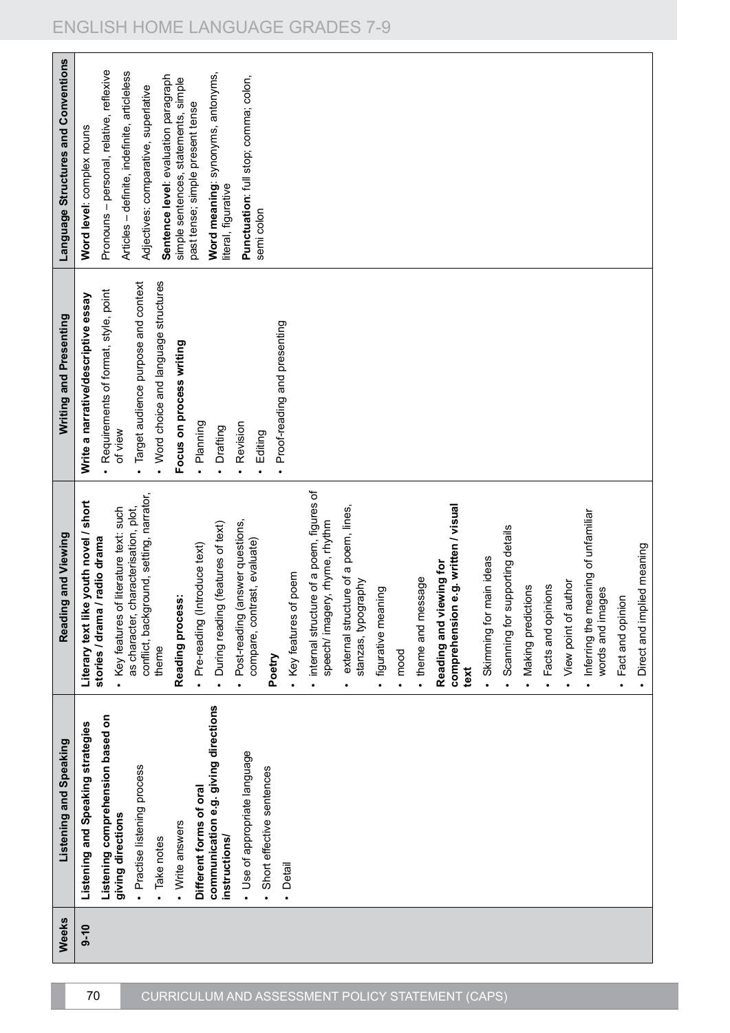| Weeks | Listening and Speaking | Reading and Viewing | Writing and Presenting | Language Structures and Conventions |
|---|---|---|---|---|
| 9-10 | **Listening and Speaking strategies**<br>**Listening comprehension based on giving directions**<br>• Practise listening process<br>• Take notes<br>• Write answers<br>**Different forms of oral communication e.g. giving directions instructions/**<br>• Use of appropriate language<br>• Short effective sentences<br>• Detail | **Literary text like youth novel / short stories / drama / radio drama**<br>• Key features of literature text: such as character, characterisation, plot, conflict, background, setting, narrator, theme<br>**Reading process:**<br>• Pre-reading (Introduce text)<br>• During reading (features of text)<br>• Post-reading (answer questions, compare, contrast, evaluate)<br>**Poetry**<br>• Key features of poem<br>• internal structure of a poem, figures of speech/ imagery, rhyme, rhythm<br>• external structure of a poem, lines, stanzas, typography<br>• figurative meaning<br>• mood<br>• theme and message<br>**Reading and viewing for comprehension e.g. written / visual text**<br>• Skimming for main ideas<br>• Scanning for supporting details<br>• Making predictions<br>• Facts and opinions<br>• View point of author<br>• Inferring the meaning of unfamiliar words and images<br>• Fact and opinion<br>• Direct and implied meaning | **Write a narrative/descriptive essay**<br>• Requirements of format, style, point of view<br>• Target audience purpose and context<br>• Word choice and language structures<br>**Focus on process writing**<br>• Planning<br>• Drafting<br>• Revision<br>• Editing<br>• Proof-reading and presenting | **Word level**: complex nouns<br>Pronouns – personal, relative, reflexive<br>Articles – definite, indefinite, articleless<br>Adjectives: comparative, superlative<br>**Sentence level**: evaluation paragraph simple sentences, statements, simple past tense; simple present tense<br>**Word meaning**: synonyms, antonyms, literal, figurative<br>**Punctuation**: full stop; comma; colon, semi colon |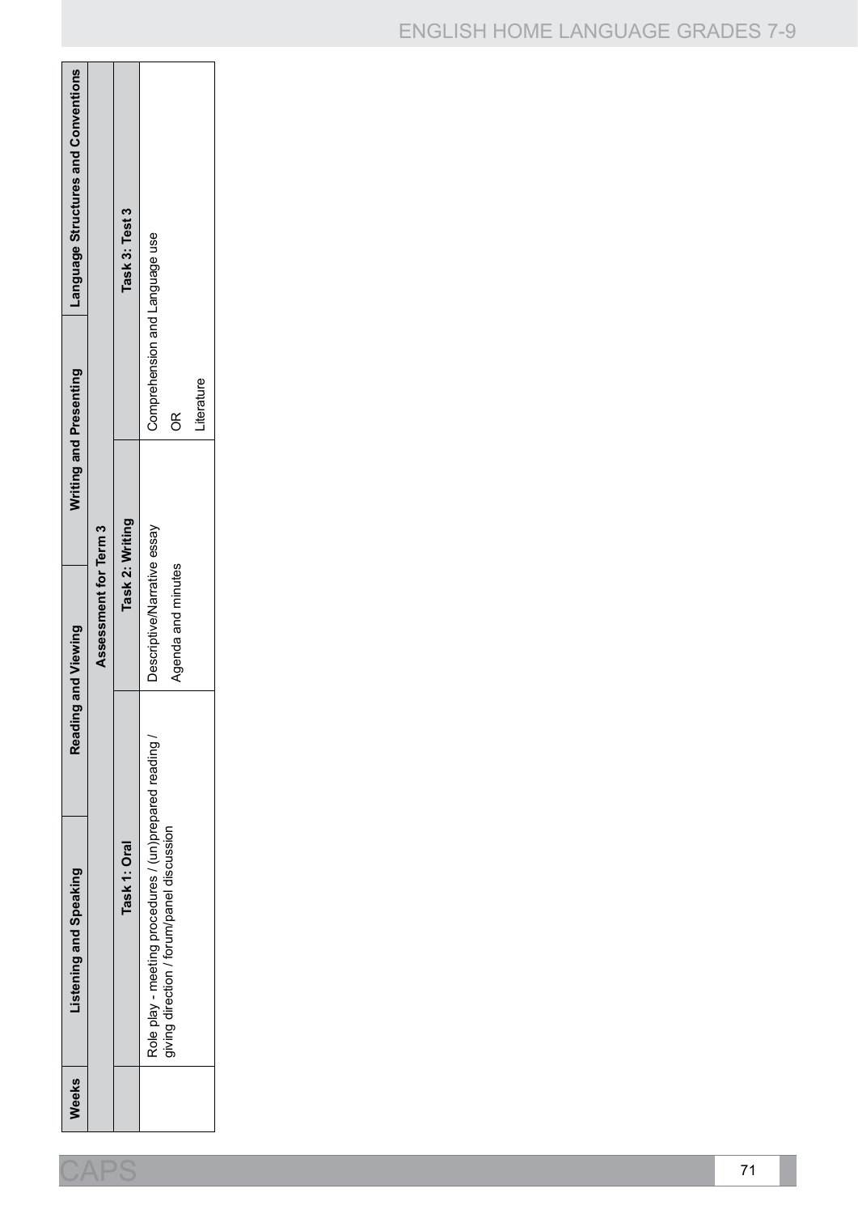| Weeks | Listening and Speaking | Reading and Viewing | Writing and Presenting | Language Structures and Conventions |
|---|---|---|---|---|
| | **Assessment for Term 3** | | | |
| | **Task 1: Oral** | **Task 2: Writing** | | **Task 3: Test 3** |
| | Role play - meeting procedures / (un)prepared reading / giving direction / forum/panel discussion | Descriptive/Narrative essay<br><br>Agenda and minutes | | Comprehension and Language use<br><br>OR<br><br>Literature |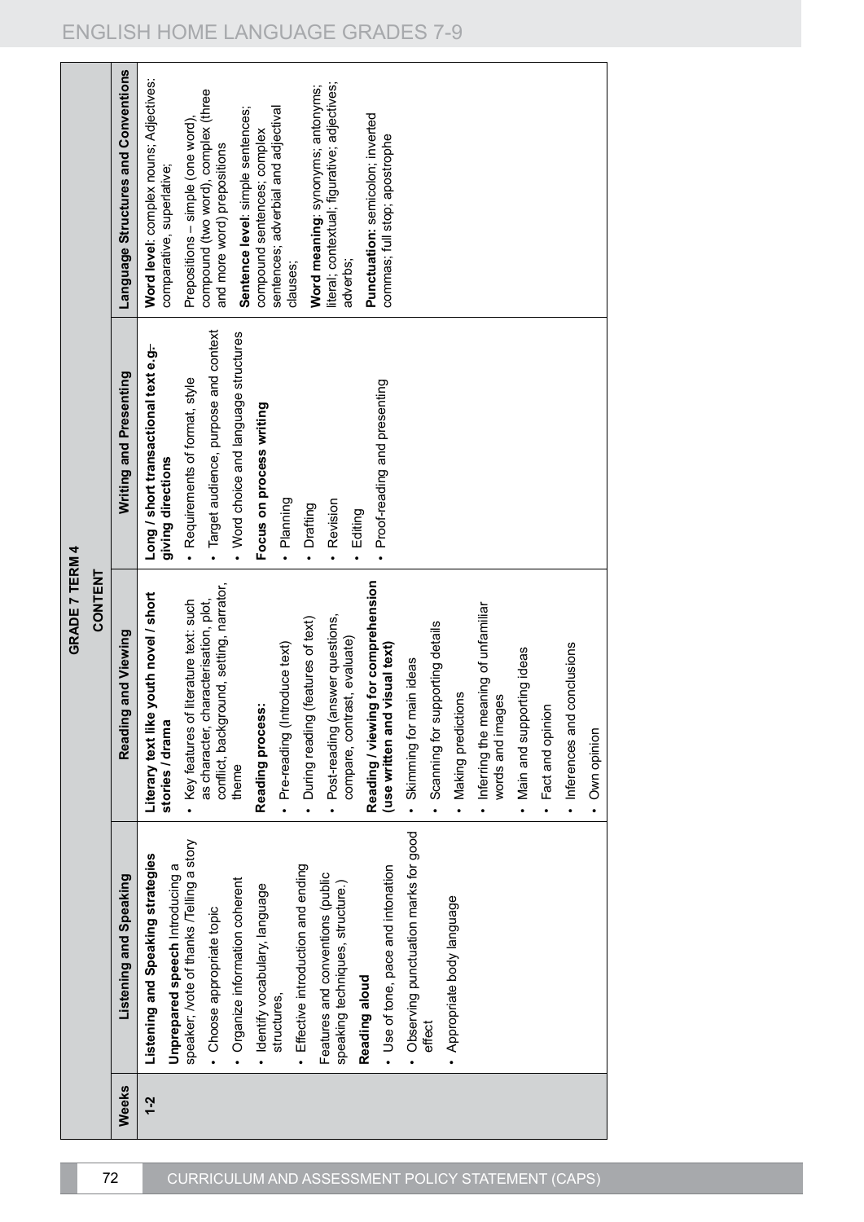## GRADE 7 TERM 4

| Weeks | CONTENT | | | |
|---|---|---|---|---|
| | **Listening and Speaking** | **Reading and Viewing** | **Writing and Presenting** | **Language Structures and Conventions** |
| **1-2** | **Listening and Speaking strategies**<br>**Unprepared speech** Introducing a speaker; /vote of thanks /Telling a story<br>• Choose appropriate topic<br>• Organize information coherent<br>• Identify vocabulary, language structures,<br>• Effective introduction and ending<br>Features and conventions (public speaking techniques, structure.)<br>**Reading aloud**<br>• Use of tone, pace and intonation<br>• Observing punctuation marks for good effect<br>• Appropriate body language | **Literary text like youth novel / short stories / drama**<br>• Key features of literature text: such as character, characterisation, plot, conflict, background, setting, narrator, theme<br>**Reading process:**<br>• Pre-reading (Introduce text)<br>• During reading (features of text)<br>• Post-reading (answer questions, compare, contrast, evaluate)<br>**Reading / viewing for comprehension (use written and visual text)**<br>• Skimming for main ideas<br>• Scanning for supporting details<br>• Making predictions<br>• Inferring the meaning of unfamiliar words and images<br>• Main and supporting ideas<br>• Fact and opinion<br>• Inferences and conclusions<br>• Own opinion | **Long / short transactional text e.g. giving directions**<br>• Requirements of format, style<br>• Target audience, purpose and context<br>• Word choice and language structures<br>**Focus on process writing**<br>• Planning<br>• Drafting<br>• Revision<br>• Editing<br>• Proof-reading and presenting | **Word level**: complex nouns; Adjectives: comparative, superlative;<br>Prepositions – simple (one word), compound (two word), complex (three and more word) prepositions<br>**Sentence level**: simple sentences; compound sentences; complex sentences; adverbial and adjectival clauses;<br>**Word meaning**: synonyms; antonyms; literal; contextual; figurative; adjectives; adverbs;<br>**Punctuation**: semicolon; inverted commas; full stop; apostrophe |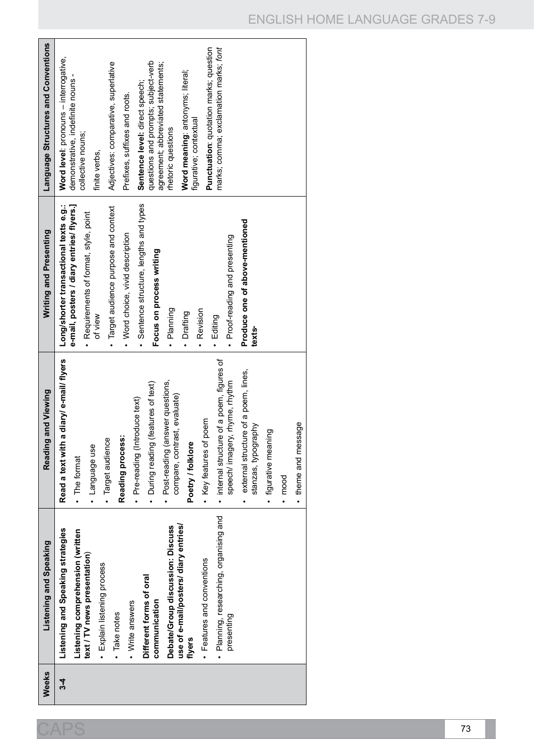| Weeks | Listening and Speaking | Reading and Viewing | Writing and Presenting | Language Structures and Conventions |
| --- | --- | --- | --- | --- |
| 3-4 | **Listening and Speaking strategies**<br>**Listening comprehension (written text / TV news presentation)**<br>• Explain listening process<br>• Take notes<br>• Write answers<br>**Different forms of oral communication**<br>**Debate/Group discussion: Discuss use of e-mail/posters/ diary entries/ flyers**<br>• Features and conventions<br>• Planning, researching, organising and presenting | **Read a text with a diary/ e-mail/ flyers**<br>• The format<br>• Language use<br>• Target audience<br>**Reading process:**<br>• Pre-reading (Introduce text)<br>• During reading (features of text)<br>• Post-reading (answer questions, compare, contrast, evaluate)<br>**Poetry / folklore**<br>• Key features of poem<br>• internal structure of a poem, figures of speech/ imagery, rhyme, rhythm<br>• external structure of a poem, lines, stanzas, typography<br>• figurative meaning<br>• mood<br>• theme and message | **Long/shorter transactional texts e.g.: e-mail, posters / diary entries/ flyers.]**<br>• Requirements of format, style, point of view<br>• Target audience purpose and context<br>• Word choice, vivid description<br>• Sentence structure, lengths and types<br>**Focus on process writing**<br>• Planning<br>• Drafting<br>• Revision<br>• Editing<br>• Proof-reading and presenting<br>**Produce one of above-mentioned texts-** | **Word level**: pronouns – interrogative, demonstrative, indefinite nouns - collective nouns;<br>finite verbs,<br>Adjectives: comparative, superlative<br>Prefixes, suffixes and roots.<br>**Sentence level:** direct speech; questions and prompts; subject-verb agreement; abbreviated statements; rhetoric questions<br>**Word meaning**: antonyms; literal; figurative; contextual<br>**Punctuation**: quotation marks; question marks; comma; exclamation marks; *font* |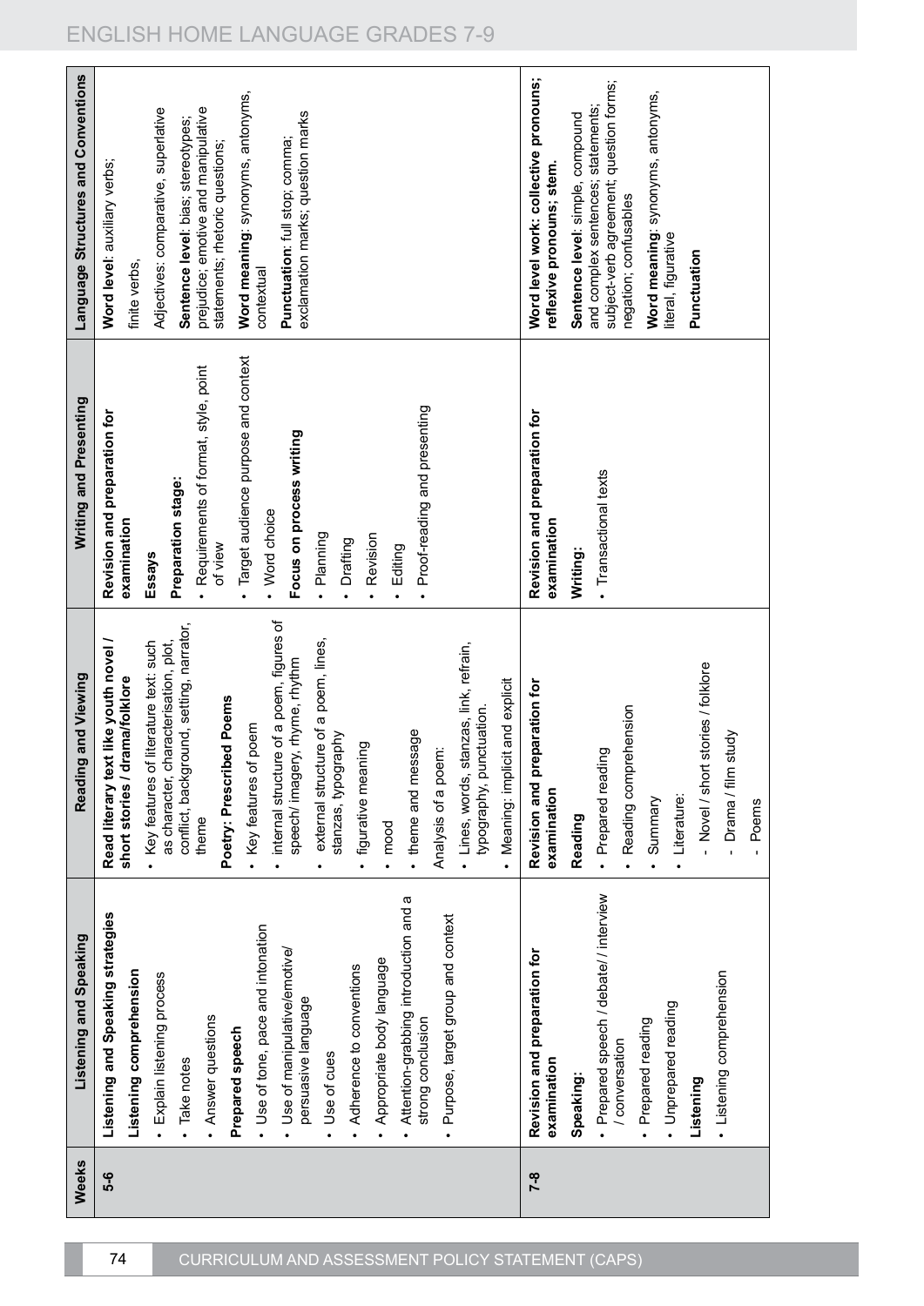| Weeks | Listening and Speaking | Reading and Viewing | Writing and Presenting | Language Structures and Conventions |
|---|---|---|---|---|
| 5-6 | **Listening and Speaking strategies**<br>**Listening comprehension**<br>• Explain listening process<br>• Take notes<br>• Answer questions<br>**Prepared speech**<br>• Use of tone, pace and intonation<br>• Use of manipulative/emotive/ persuasive language<br>• Use of cues<br>• Adherence to conventions<br>• Appropriate body language<br>• Attention-grabbing introduction and a strong conclusion<br>• Purpose, target group and context | **Read literary text like youth novel / short stories / drama/folklore**<br>• Key features of literature text: such as character, characterisation, plot, conflict, background, setting, narrator, theme<br>**Poetry: Prescribed Poems**<br>• Key features of poem<br>• internal structure of a poem, figures of speech/ imagery, rhyme, rhythm<br>• external structure of a poem, lines, stanzas, typography<br>• figurative meaning<br>• mood<br>• theme and message<br>Analysis of a poem:<br>• Lines, words, stanzas, link, refrain, typography, punctuation.<br>• Meaning: implicit and explicit | **Revision and preparation for examination**<br>**Essays**<br>**Preparation stage:**<br>• Requirements of format, style, point of view<br>• Target audience purpose and context<br>• Word choice<br>**Focus on process writing**<br>• Planning<br>• Drafting<br>• Revision<br>• Editing<br>• Proof-reading and presenting | **Word level**: auxiliary verbs;<br>finite verbs,<br>Adjectives: comparative, superlative<br>**Sentence level**: bias; stereotypes; prejudice; emotive and manipulative statements; rhetoric questions;<br>**Word meaning**: synonyms, antonyms, contextual<br>**Punctuation**: full stop; comma; exclamation marks; question marks |
| 7-8 | **Revision and preparation for examination**<br>**Speaking:**<br>• Prepared speech / debate/ / interview / conversation<br>• Prepared reading<br>• Unprepared reading<br>**Listening**<br>• Listening comprehension | **Revision and preparation for examination**<br>**Reading**<br>• Prepared reading<br>• Reading comprehension<br>• Summary<br>• Literature:<br>- Novel / short stories / folklore<br>- Drama / film study<br>- Poems | **Revision and preparation for examination**<br>**Writing:**<br>• Transactional texts | **Word level work: collective pronouns; reflexive pronouns; stem.**<br>**Sentence level**: simple, compound and complex sentences; statements; subject-verb agreement; question forms; negation; confusables<br>**Word meaning**: synonyms, antonyms, literal, figurative<br>**Punctuation** |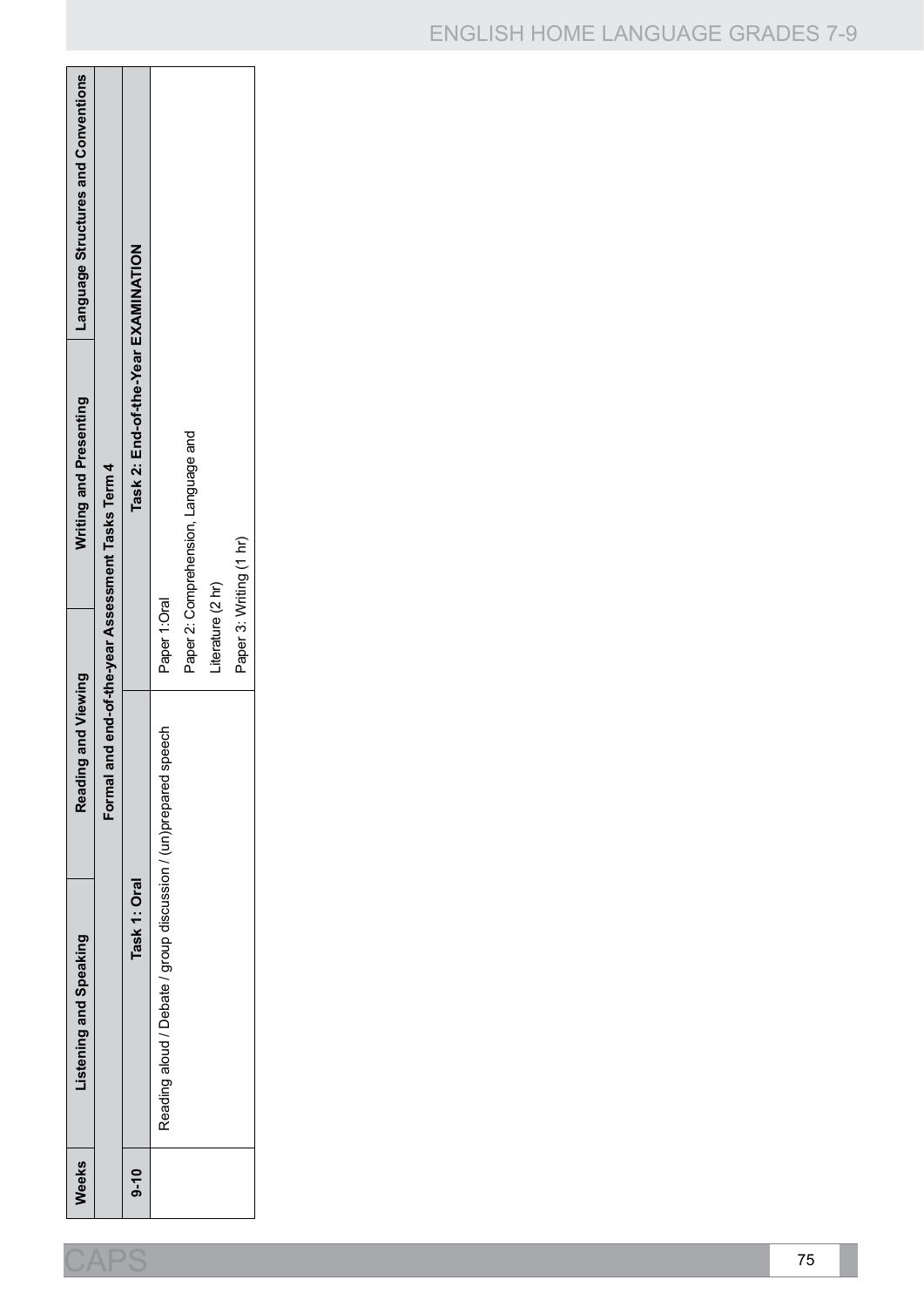| Weeks | Listening and Speaking | Reading and Viewing | Writing and Presenting | Language Structures and Conventions |
|---|---|---|---|---|
| | Formal and end-of-the-year Assessment Tasks Term 4 | | | |
| 9-10 | Task 1: Oral | | Task 2: End-of-the-Year EXAMINATION | |
| | Reading aloud / Debate / group discussion / (un)prepared speech | | Paper 1:Oral<br>Paper 2: Comprehension, Language and Literature (2 hr)<br>Paper 3: Writing (1 hr) | |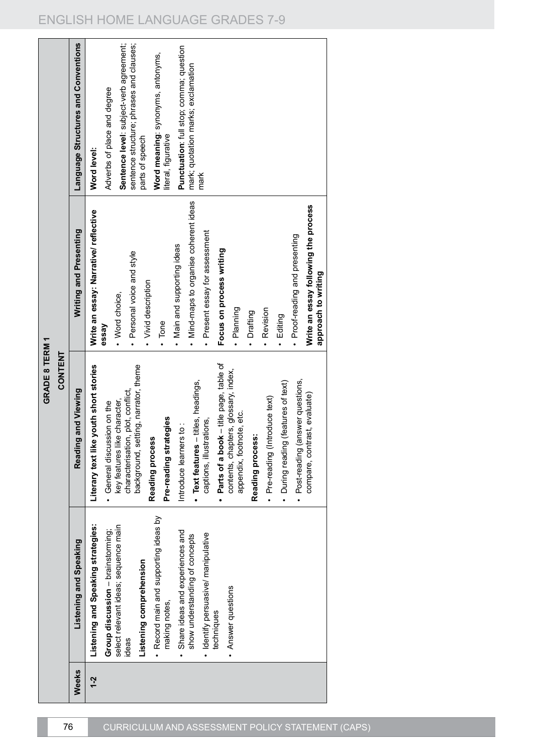## GRADE 8 TERM 1

### CONTENT

| Weeks | Listening and Speaking | Reading and Viewing | Writing and Presenting | Language Structures and Conventions |
|---|---|---|---|---|
| 1-2 | **Listening and Speaking strategies:**<br><br>**Group discussion** – brainstorming; select relevant ideas; sequence main ideas<br><br>**Listening comprehension**<br><br>• Record main and supporting ideas by making notes,<br>• Share ideas and experiences and show understanding of concepts<br>• Identify persuasive/ manipulative techniques<br>• Answer questions | **Literary text like youth short stories**<br><br>• General discussion on the key features like character, characterisation, plot, conflict, background, setting, narrator, theme<br><br>**Reading process**<br><br>**Pre-reading strategies**<br><br>Introduce learners to :<br><br>• **Text features** – titles, headings, captions, illustrations,<br>• **Parts of a book** – title page, table of contents, chapters, glossary, index, appendix, footnote, etc.<br><br>**Reading process:**<br><br>• Pre-reading (Introduce text)<br>• During reading (features of text)<br>• Post-reading (answer questions, compare, contrast, evaluate) | **Write an essay: Narrative/ reflective essay**<br><br>• Word choice,<br>• Personal voice and style<br>• Vivid description<br>• Tone<br>• Main and supporting ideas<br>• Mind-maps to organise coherent ideas<br>• Present essay for assessment<br><br>**Focus on process writing**<br><br>• Planning<br>• Drafting<br>• Revision<br>• Editing<br>• Proof-reading and presenting<br><br>**Write an essay following the process approach to writing** | **Word level:**<br><br>Adverbs of place and degree<br><br>**Sentence level**: subject-verb agreement; sentence structure; phrases and clauses; parts of speech<br><br>**Word meaning**: synonyms, antonyms, literal, figurative<br><br>**Punctuation**: full stop; comma; question mark; quotation marks; exclamation mark |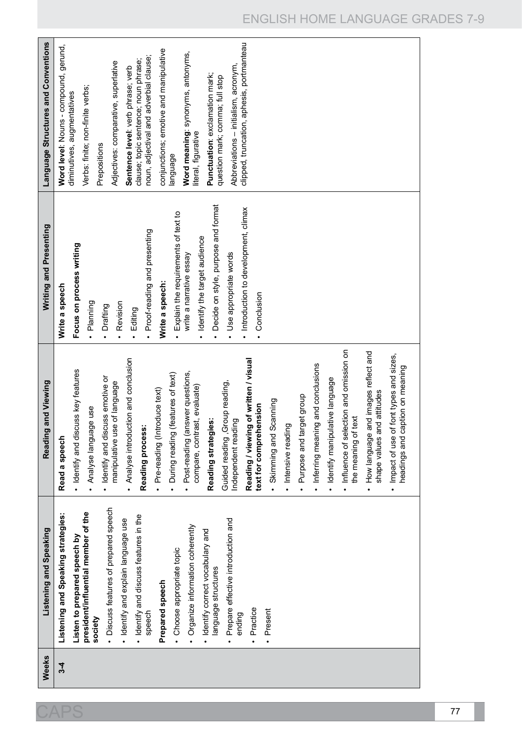| Weeks | Listening and Speaking | Reading and Viewing | Writing and Presenting | Language Structures and Conventions |
|---|---|---|---|---|
| 3-4 | **Listening and Speaking strategies:**<br>**Listen to prepared speech by president/influential member of the society**<br>• Discuss features of prepared speech<br>• Identify and explain language use<br>• Identify and discuss features in the speech<br>**Prepared speech**<br>• Choose appropriate topic<br>• Organize information coherently<br>• Identify correct vocabulary and language structures<br>• Prepare effective introduction and ending<br>• Practice<br>• Present | **Read a speech**<br>• Identify and discuss key features<br>• Analyse language use<br>• Identify and discuss emotive or manipulative use of language<br>• Analyse introduction and conclusion<br>**Reading process:**<br>• Pre-reading (Introduce text)<br>• During reading (features of text)<br>• Post-reading (answer questions, compare, contrast, evaluate)<br>**Reading strategies:**<br>Guided reading ,Group reading, Independent reading<br>**Reading / viewing of written / visual text for comprehension**<br>• Skimming and Scanning<br>• Intensive reading<br>• Purpose and target group<br>• Inferring meaning and conclusions<br>• Identify manipulative language<br>• Influence of selection and omission on the meaning of text<br>• How language and images reflect and shape values and attitudes<br>• Impact of use of font types and sizes, headings and caption on meaning | **Write a speech**<br>**Focus on process writing**<br>• Planning<br>• Drafting<br>• Revision<br>• Editing<br>• Proof-reading and presenting<br>**Write a speech:**<br>• Explain the requirements of text to write a narrative essay<br>• Identify the target audience<br>• Decide on style, purpose and format<br>• Use appropriate words<br>• Introduction to development, climax<br>• Conclusion | **Word level**: Nouns - compound, gerund, diminutives, augmentatives<br>Verbs: finite; non-finite verbs;<br>Prepositions<br>Adjectives: comparative, superlative<br>**Sentence level**: verb phrase; verb clause; topic sentence; noun phrase; noun, adjectival and adverbial clause; conjunctions; emotive and manipulative language<br>**Word meaning**: synonyms, antonyms, literal, figurative<br>**Punctuation**: exclamation mark; question mark; comma; full stop<br>Abbreviations – initialism, acronym, clipped, truncation, aphesis, portmanteau |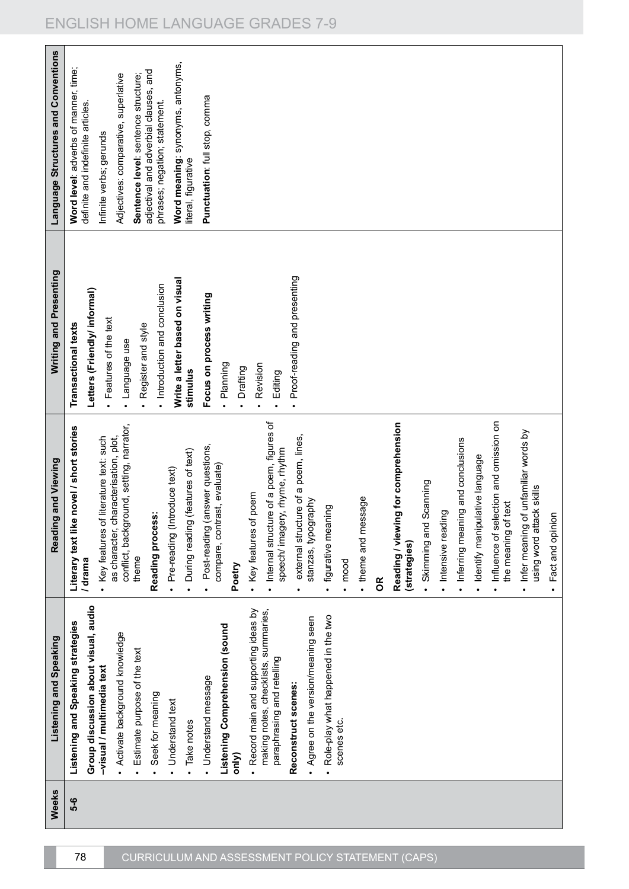| Weeks | Listening and Speaking | Reading and Viewing | Writing and Presenting | Language Structures and Conventions |
|---|---|---|---|---|
| 5-6 | **Listening and Speaking strategies**<br>**Group discussion about visual, audio –visual / multimedia text**<br>• Activate background knowledge<br>• Estimate purpose of the text<br>• Seek for meaning<br>• Understand text<br>• Take notes<br>• Understand message<br>**Listening Comprehension (sound only)**<br>• Record main and supporting ideas by making notes, checklists, summaries, paraphrasing and retelling<br>**Reconstruct scenes:**<br>• Agree on the version/meaning seen<br>• Role-play what happened in the two scenes etc. | **Literary text like novel / short stories / drama**<br>• Key features of literature text: such as character, characterisation, plot, conflict, background, setting, narrator, theme<br>**Reading process:**<br>• Pre-reading (Introduce text)<br>• During reading (features of text)<br>• Post-reading (answer questions, compare, contrast, evaluate)<br>**Poetry**<br>• Key features of poem<br>• Internal structure of a poem, figures of speech/ imagery, rhyme, rhythm<br>• external structure of a poem, lines, stanzas, typography<br>• figurative meaning<br>• mood<br>• theme and message<br>**OR**<br>**Reading / viewing for comprehension (strategies)**<br>• Skimming and Scanning<br>• Intensive reading<br>• Inferring meaning and conclusions<br>• Identify manipulative language<br>• Influence of selection and omission on the meaning of text<br>• Infer meaning of unfamiliar words by using word attack skills<br>• Fact and opinion | **Transactional texts**<br>**Letters (Friendly/ informal)**<br>• Features of the text<br>• Language use<br>• Register and style<br>• Introduction and conclusion<br>**Write a letter based on visual stimulus**<br>**Focus on process writing**<br>• Planning<br>• Drafting<br>• Revision<br>• Editing<br>• Proof-reading and presenting | **Word level**: adverbs of manner, time; definite and indefinite articles.<br>Infinite verbs; gerunds<br>Adjectives: comparative, superlative<br>**Sentence level**: sentence structure; adjectival and adverbial clauses, and phrases; negation; statement.<br>**Word meaning**: synonyms, antonyms, literal, figurative<br>**Punctuation**: full stop, comma |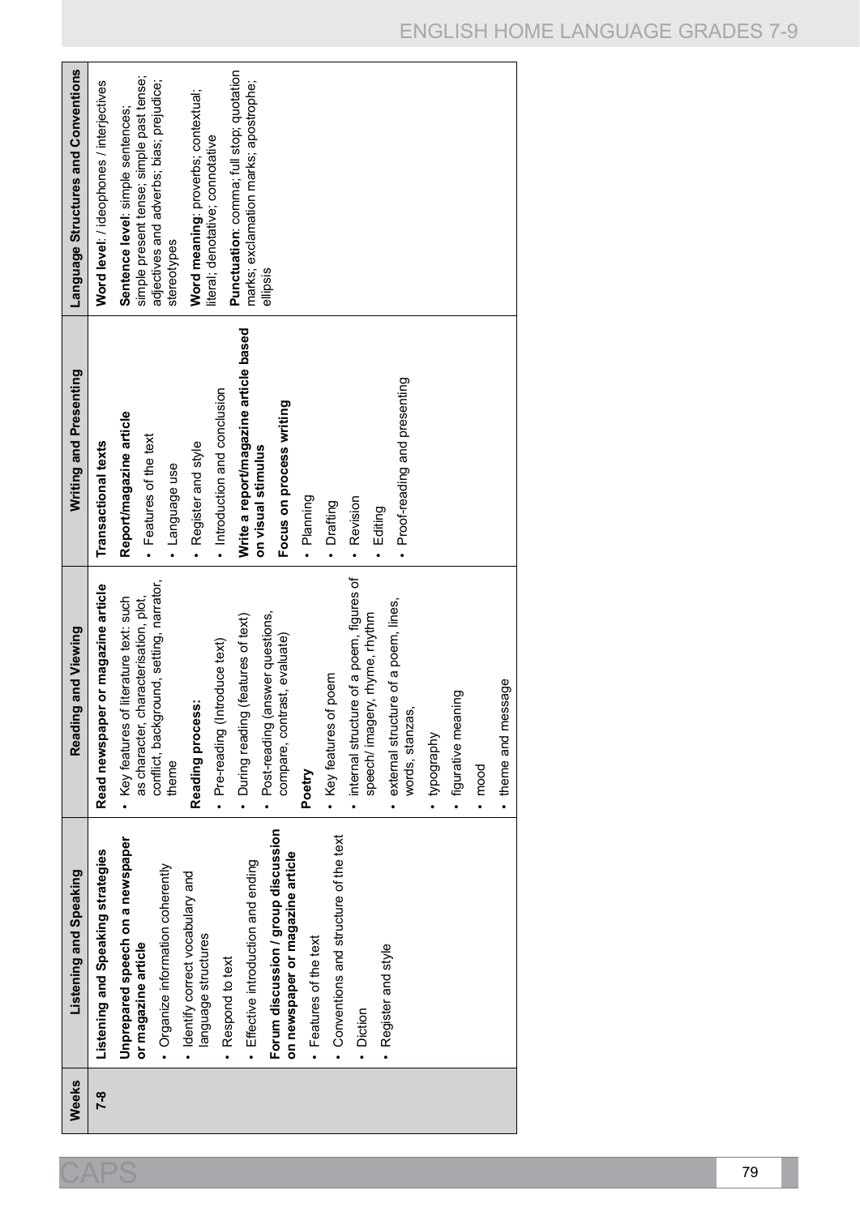| Weeks | Listening and Speaking | Reading and Viewing | Writing and Presenting | Language Structures and Conventions |
|---|---|---|---|---|
| 7-8 | **Listening and Speaking strategies**<br>**Unprepared speech on a newspaper or magazine article**<br>• Organize information coherently<br>• Identify correct vocabulary and language structures<br>• Respond to text<br>• Effective introduction and ending<br>**Forum discussion / group discussion on newspaper or magazine article**<br>• Features of the text<br>• Conventions and structure of the text<br>• Diction<br>• Register and style | **Read newspaper or magazine article**<br>• Key features of literature text: such as character, characterisation, plot, conflict, background, setting, narrator, theme<br>**Reading process:**<br>• Pre-reading (Introduce text)<br>• During reading (features of text)<br>• Post-reading (answer questions, compare, contrast, evaluate)<br>**Poetry**<br>• Key features of poem<br>• internal structure of a poem, figures of speech/ imagery, rhyme, rhythm<br>• external structure of a poem, lines, words, stanzas,<br>• typography<br>• figurative meaning<br>• mood<br>• theme and message | **Transactional texts**<br>**Report/magazine article**<br>• Features of the text<br>• Language use<br>• Register and style<br>• Introduction and conclusion<br>**Write a report/magazine article based on visual stimulus**<br>**Focus on process writing**<br>• Planning<br>• Drafting<br>• Revision<br>• Editing<br>• Proof-reading and presenting | **Word level**: / ideophones / interjectives<br>**Sentence level**: simple sentences; simple present tense; simple past tense; adjectives and adverbs; bias; prejudice; stereotypes<br>**Word meaning**: proverbs; contextual; literal; denotative; connotative<br>**Punctuation**: comma; full stop; quotation marks; exclamation marks; apostrophe; ellipsis |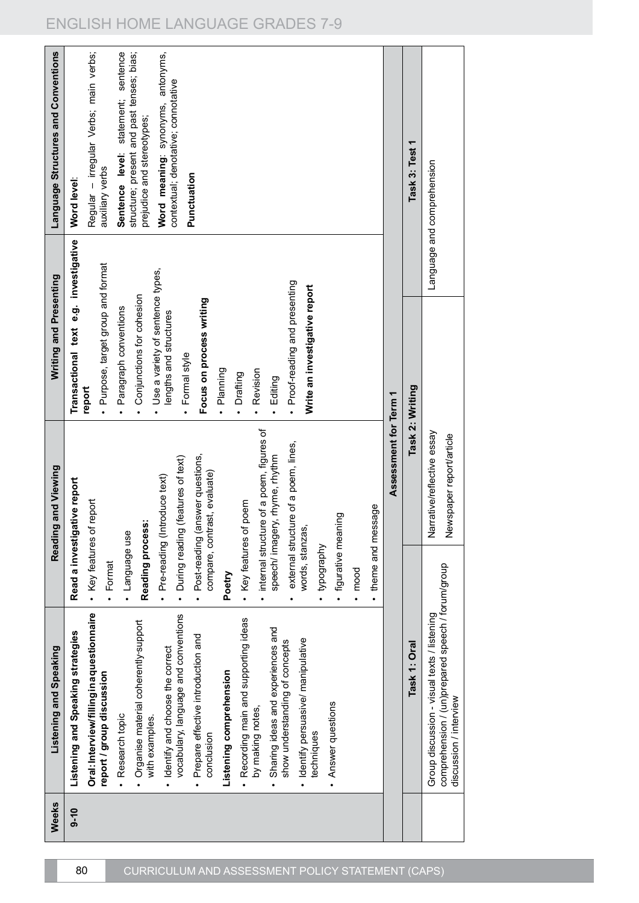| Weeks | Listening and Speaking | Reading and Viewing | Writing and Presenting | Language Structures and Conventions |
|---|---|---|---|---|
| 9-10 | **Listening and Speaking strategies**<br>**Oral: Interview/filling in a questionnaire report / group discussion**<br>• Research topic<br>• Organise material coherently-support with examples.<br>• Identify and choose the correct vocabulary, language and conventions<br>• Prepare effective introduction and conclusion<br>**Listening comprehension**<br>• Recording main and supporting ideas by making notes,<br>• Sharing ideas and experiences and show understanding of concepts<br>• Identify persuasive/ manipulative techniques<br>• Answer questions | **Read a investigative report**<br>• Key features of report<br>• Format<br>• Language use<br>**Reading process:**<br>• Pre-reading (Introduce text)<br>• During reading (features of text)<br>• Post-reading (answer questions, compare, contrast, evaluate)<br>**Poetry**<br>• Key features of poem<br>• internal structure of a poem, figures of speech/ imagery, rhyme, rhythm<br>• external structure of a poem, lines, words, stanzas,<br>• typography<br>• figurative meaning<br>• mood<br>• theme and message | **Transactional text e.g. investigative report**<br>• Purpose, target group and format<br>• Paragraph conventions<br>• Conjunctions for cohesion<br>• Use a variety of sentence types, lengths and structures<br>• Formal style<br>**Focus on process writing**<br>• Planning<br>• Drafting<br>• Revision<br>• Editing<br>• Proof-reading and presenting<br>**Write an investigative report** | **Word level**:<br>Regular – irregular Verbs; main verbs; auxiliary verbs<br>**Sentence level**: statement; sentence structure; present and past tenses; bias; prejudice and stereotypes;<br>**Word meaning**: synonyms, antonyms, contextual; denotative; connotative<br>**Punctuation** |

| Assessment for Term 1 | | | |
|---|---|---|---|
| **Task 1: Oral** | **Task 2: Writing** | | **Task 3: Test 1** |
| Group discussion - visual texts / listening comprehension / (un)prepared speech / forum/group discussion / interview | Narrative/reflective essay<br>Newspaper report/article | | Language and comprehension |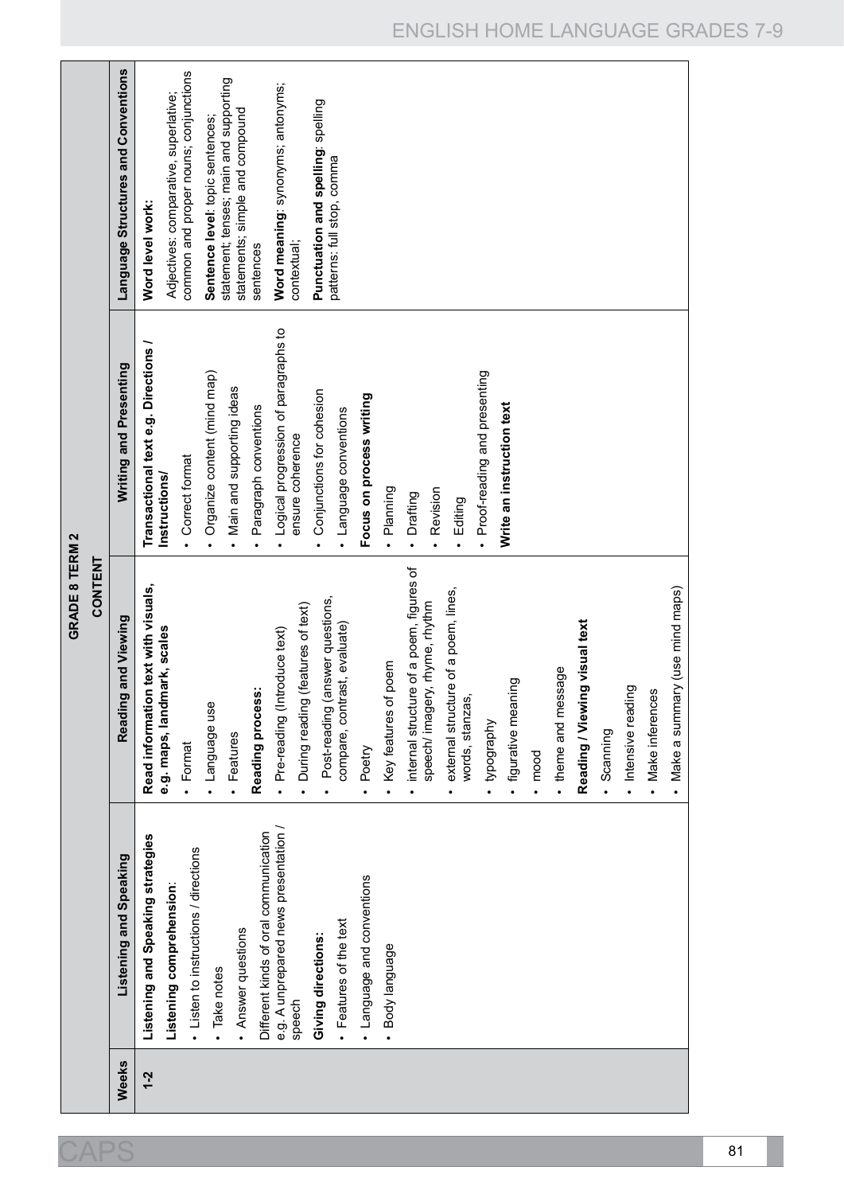## GRADE 8 TERM 2

| Weeks | CONTENT | | | |
|---|---|---|---|---|
| | Listening and Speaking | Reading and Viewing | Writing and Presenting | Language Structures and Conventions |
| 1-2 | **Listening and Speaking strategies**<br>**Listening comprehension**:<br>• Listen to instructions / directions<br>• Take notes<br>• Answer questions<br>Different kinds of oral communication e.g. A unprepared news presentation / speech<br>**Giving directions:**<br>• Features of the text<br>• Language and conventions<br>• Body language | **Read information text with visuals, e.g. maps, landmark, scales**<br>• Format<br>• Language use<br>• Features<br>**Reading process:**<br>• Pre-reading (Introduce text)<br>• During reading (features of text)<br>• Post-reading (answer questions, compare, contrast, evaluate)<br>• Poetry<br>• Key features of poem<br>• internal structure of a poem, figures of speech/ imagery, rhyme, rhythm<br>• external structure of a poem, lines, words, stanzas,<br>• typography<br>• figurative meaning<br>• mood<br>• theme and message<br>**Reading / Viewing visual text**<br>• Scanning<br>• Intensive reading<br>• Make inferences<br>• Make a summary (use mind maps) | **Transactional text e.g. Directions / Instructions/**<br>• Correct format<br>• Organize content (mind map)<br>• Main and supporting ideas<br>• Paragraph conventions<br>• Logical progression of paragraphs to ensure coherence<br>• Conjunctions for cohesion<br>• Language conventions<br>**Focus on process writing**<br>• Planning<br>• Drafting<br>• Revision<br>• Editing<br>• Proof-reading and presenting<br>**Write an instruction text** | **Word level work:**<br>Adjectives: comparative, superlative; common and proper nouns; conjunctions<br>**Sentence level**: topic sentences; statement; tenses; main and supporting statements; simple and compound sentences<br>**Word meaning**: synonyms; antonyms; contextual;<br>**Punctuation and spelling**: spelling patterns: full stop, comma |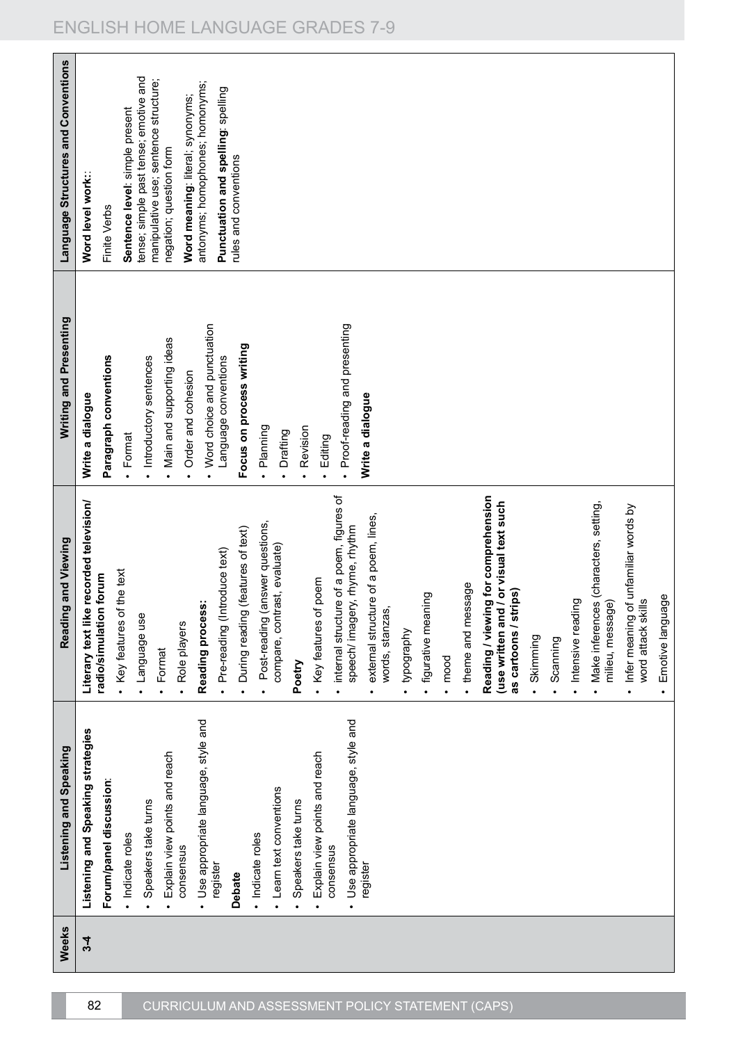| Weeks | Listening and Speaking | Reading and Viewing | Writing and Presenting | Language Structures and Conventions |
|---|---|---|---|---|
| 3-4 | **Listening and Speaking strategies**<br>**Forum/panel discussion**:<br>• Indicate roles<br>• Speakers take turns<br>• Explain view points and reach consensus<br>• Use appropriate language, style and register<br>**Debate**<br>• Indicate roles<br>• Learn text conventions<br>• Speakers take turns<br>• Explain view points and reach consensus<br>• Use appropriate language, style and register | **Literary text like recorded television/ radio/simulation forum**<br>• Key features of the text<br>• Language use<br>• Format<br>• Role players<br>**Reading process:**<br>• Pre-reading (Introduce text)<br>• During reading (features of text)<br>• Post-reading (answer questions, compare, contrast, evaluate)<br>**Poetry**<br>• Key features of poem<br>• internal structure of a poem, figures of speech/ imagery, rhyme, rhythm<br>• external structure of a poem, lines, words, stanzas,<br>• typography<br>• figurative meaning<br>• mood<br>• theme and message<br>**Reading / viewing for comprehension (use written and / or visual text such as cartoons / strips)**<br>• Skimming<br>• Scanning<br>• Intensive reading<br>• Make inferences (characters, setting, milieu, message)<br>• Infer meaning of unfamiliar words by word attack skills<br>• Emotive language | **Write a dialogue**<br>**Paragraph conventions**<br>• Format<br>• Introductory sentences<br>• Main and supporting ideas<br>• Order and cohesion<br>• Word choice and punctuation Language conventions<br>**Focus on process writing**<br>• Planning<br>• Drafting<br>• Revision<br>• Editing<br>• Proof-reading and presenting<br>**Write a dialogue** | **Word level work:**:<br>Finite Verbs<br>**Sentence level**: simple present tense; simple past tense; emotive and manipulative use; sentence structure; negation; question form<br>**Word meaning**: literal; synonyms; antonyms; homophones; homonyms;<br>**Punctuation and spelling**: spelling rules and conventions |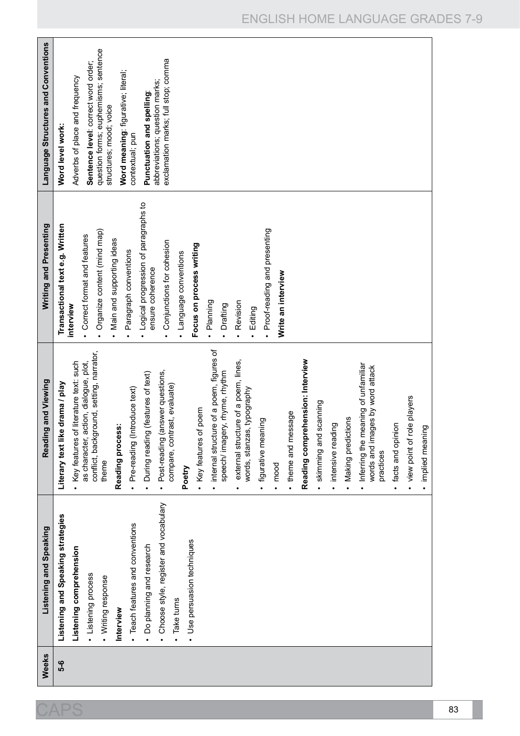| Weeks | Listening and Speaking | Reading and Viewing | Writing and Presenting | Language Structures and Conventions |
|---|---|---|---|---|
| 5-6 | **Listening and Speaking strategies**<br>**Listening comprehension**<br>• Listening process<br>• Writing response<br>**Interview**<br>• Teach features and conventions<br>• Do planning and research<br>• Choose style, register and vocabulary<br>• Take turns<br>• Use persuasion techniques | **Literary text like drama / play**<br>• Key features of literature text: such as character, action, dialogue, plot, conflict, background, setting, narrator, theme<br>**Reading process:**<br>• Pre-reading (Introduce text)<br>• During reading (features of text)<br>• Post-reading (answer questions, compare, contrast, evaluate)<br>**Poetry**<br>• Key features of poem<br>• internal structure of a poem, figures of speech/ imagery, rhyme, rhythm<br>• external structure of a poem, lines, words, stanzas, typography<br>• figurative meaning<br>• mood<br>• theme and message<br>**Reading comprehension: Interview**<br>• skimming and scanning<br>• intensive reading<br>• Making predictions<br>• Inferring the meaning of unfamiliar words and images by word attack practices<br>• facts and opinion<br>• view point of role players<br>• implied meaning | **Transactional text e.g. Written interview**<br>• Correct format and features<br>• Organize content (mind map)<br>• Main and supporting ideas<br>• Paragraph conventions<br>• Logical progression of paragraphs to ensure coherence<br>• Conjunctions for cohesion<br>• Language conventions<br>**Focus on process writing**<br>• Planning<br>• Drafting<br>• Revision<br>• Editing<br>• Proof-reading and presenting<br>**Write an interview** | **Word level work:**<br>Adverbs of place and frequency<br>**Sentence level**: correct word order; question forms; euphemisms; sentence structures; mood; voice<br>**Word meaning**: figurative; literal; contextual; pun<br>**Punctuation and spelling**: abbreviations; question marks; exclamation marks; full stop; comma |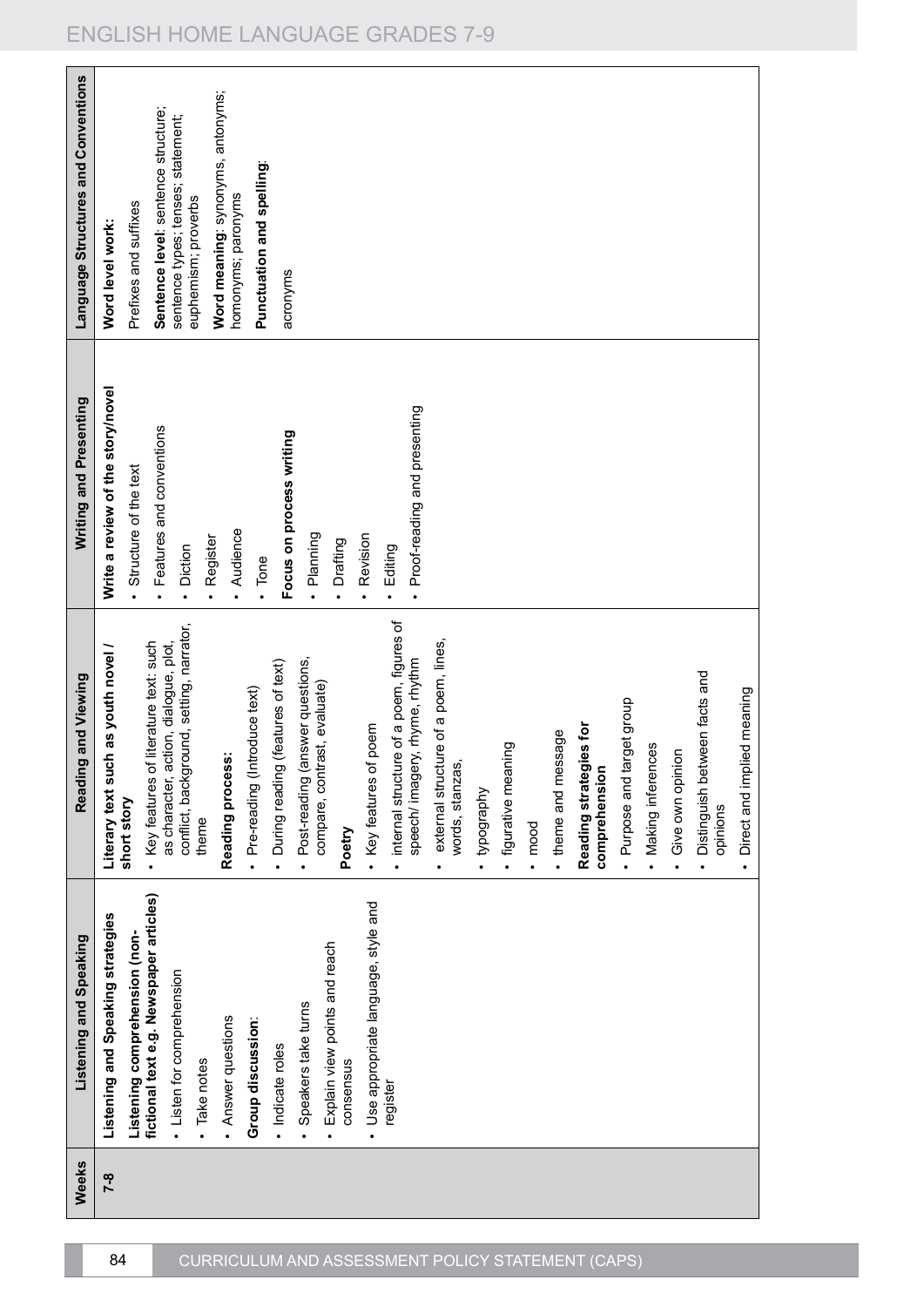| Weeks | Listening and Speaking | Reading and Viewing | Writing and Presenting | Language Structures and Conventions |
|---|---|---|---|---|
| 7-8 | **Listening and Speaking strategies**<br>**Listening comprehension (non-fictional text e.g. Newspaper articles)**<br>• Listen for comprehension<br>• Take notes<br>• Answer questions<br>**Group discussion**:<br>• Indicate roles<br>• Speakers take turns<br>• Explain view points and reach consensus<br>• Use appropriate language, style and register | **Literary text such as youth novel / short story**<br>• Key features of literature text: such as character, action, dialogue, plot, conflict, background, setting, narrator, theme<br>**Reading process:**<br>• Pre-reading (Introduce text)<br>• During reading (features of text)<br>• Post-reading (answer questions, compare, contrast, evaluate)<br>**Poetry**<br>• Key features of poem<br>• internal structure of a poem, figures of speech/ imagery, rhyme, rhythm<br>• external structure of a poem, lines, words, stanzas,<br>• typography<br>• figurative meaning<br>• mood<br>• theme and message<br>**Reading strategies for comprehension**<br>• Purpose and target group<br>• Making inferences<br>• Give own opinion<br>• Distinguish between facts and opinions<br>• Direct and implied meaning | **Write a review of the story/novel**<br>• Structure of the text<br>• Features and conventions<br>• Diction<br>• Register<br>• Audience<br>• Tone<br>**Focus on process writing**<br>• Planning<br>• Drafting<br>• Revision<br>• Editing<br>• Proof-reading and presenting | **Word level work:**<br>Prefixes and suffixes<br>**Sentence level**: sentence structure; sentence types; tenses; statement; euphemism; proverbs<br>**Word meaning**: synonyms, antonyms; homonyms; paronyms<br>**Punctuation and spelling**:<br>acronyms |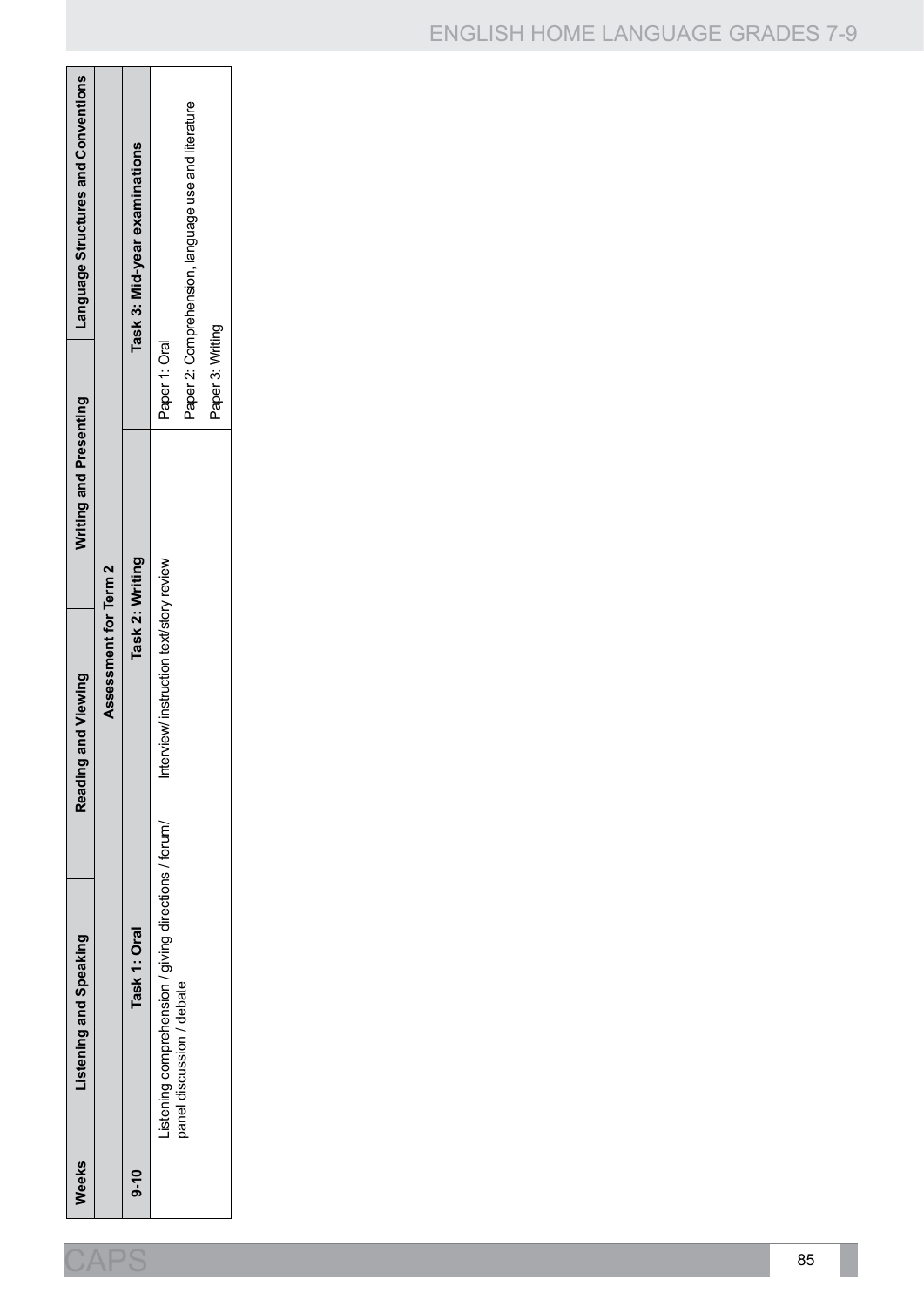| Weeks | Listening and Speaking | Reading and Viewing | Writing and Presenting | Language Structures and Conventions |
|---|---|---|---|---|
| | Assessment for Term 2 | | | |
| 9-10 | Task 1: Oral | Task 2: Writing | Task 3: Mid-year examinations | |
| | Listening comprehension / giving directions / forum/ panel discussion / debate | Interview/ instruction text/story review | Paper 1: Oral<br>Paper 2: Comprehension, language use and literature<br>Paper 3: Writing | |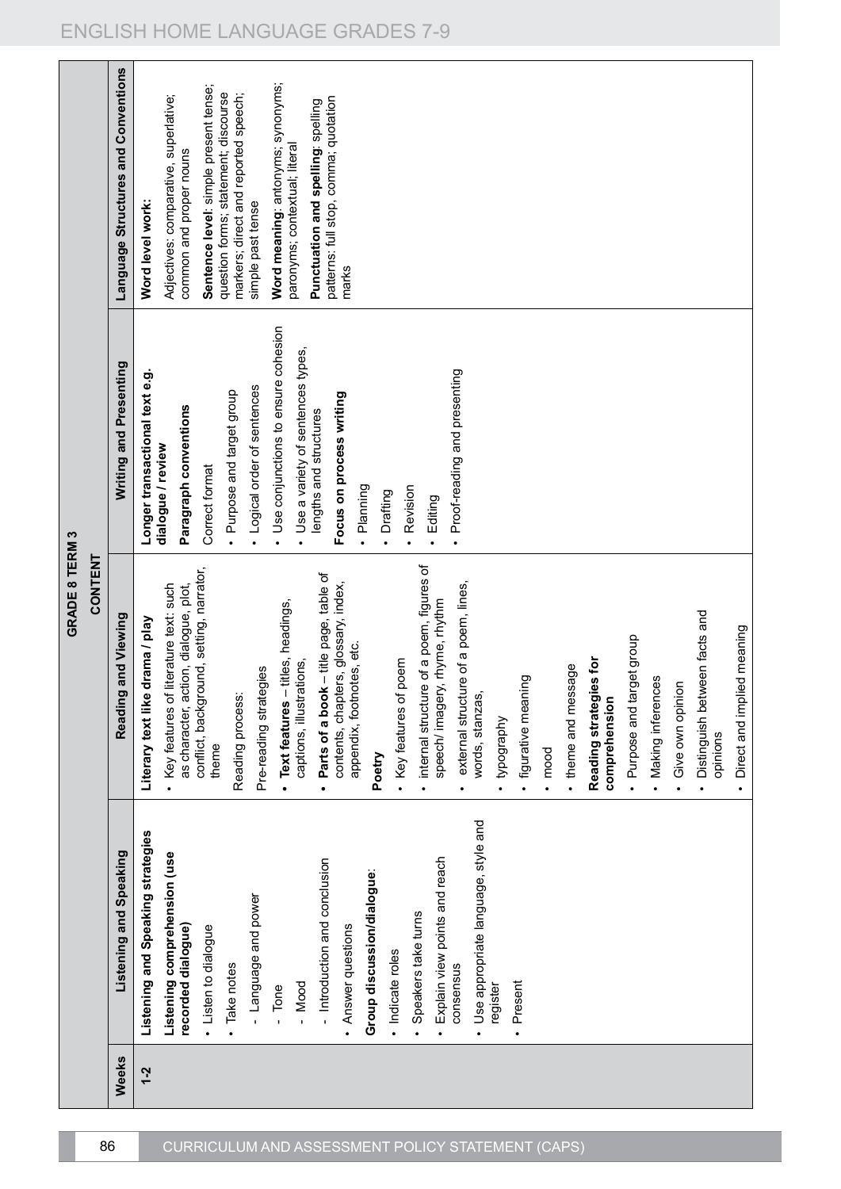## GRADE 8 TERM 3

| Weeks | CONTENT | | | |
|---|---|---|---|---|
| | Listening and Speaking | Reading and Viewing | Writing and Presenting | Language Structures and Conventions |
| 1-2 | **Listening and Speaking strategies**<br>**Listening comprehension (use recorded dialogue)**<br>• Listen to dialogue<br>• Take notes<br>- Language and power<br>- Tone<br>- Mood<br>- Introduction and conclusion<br>• Answer questions<br>**Group discussion/dialogue**:<br>• Indicate roles<br>• Speakers take turns<br>• Explain view points and reach consensus<br>• Use appropriate language, style and register<br>• Present | **Literary text like drama / play**<br>• Key features of literature text: such as character, action, dialogue, plot, conflict, background, setting, narrator, theme<br>Reading process:<br>Pre-reading strategies<br>• **Text features** – titles, headings, captions, illustrations,<br>• **Parts of a book** – title page, table of contents, chapters, glossary, index, appendix, footnotes, etc.<br>**Poetry**<br>• Key features of poem<br>• internal structure of a poem, figures of speech/ imagery, rhyme, rhythm<br>• external structure of a poem, lines, words, stanzas,<br>• typography<br>• figurative meaning<br>• mood<br>• theme and message<br>**Reading strategies for comprehension**<br>• Purpose and target group<br>• Making inferences<br>• Give own opinion<br>• Distinguish between facts and opinions<br>• Direct and implied meaning | **Longer transactional text e.g. dialogue / review**<br>**Paragraph conventions**<br>Correct format<br>• Purpose and target group<br>• Logical order of sentences<br>• Use conjunctions to ensure cohesion<br>• Use a variety of sentences types, lengths and structures<br>**Focus on process writing**<br>• Planning<br>• Drafting<br>• Revision<br>• Editing<br>• Proof-reading and presenting | **Word level work:**<br>Adjectives: comparative, superlative; common and proper nouns<br>**Sentence level**: simple present tense; question forms; statement; discourse markers; direct and reported speech; simple past tense<br>**Word meaning**: antonyms; synonyms; paronyms; contextual; literal<br>**Punctuation and spelling**: spelling patterns: full stop, comma; quotation marks |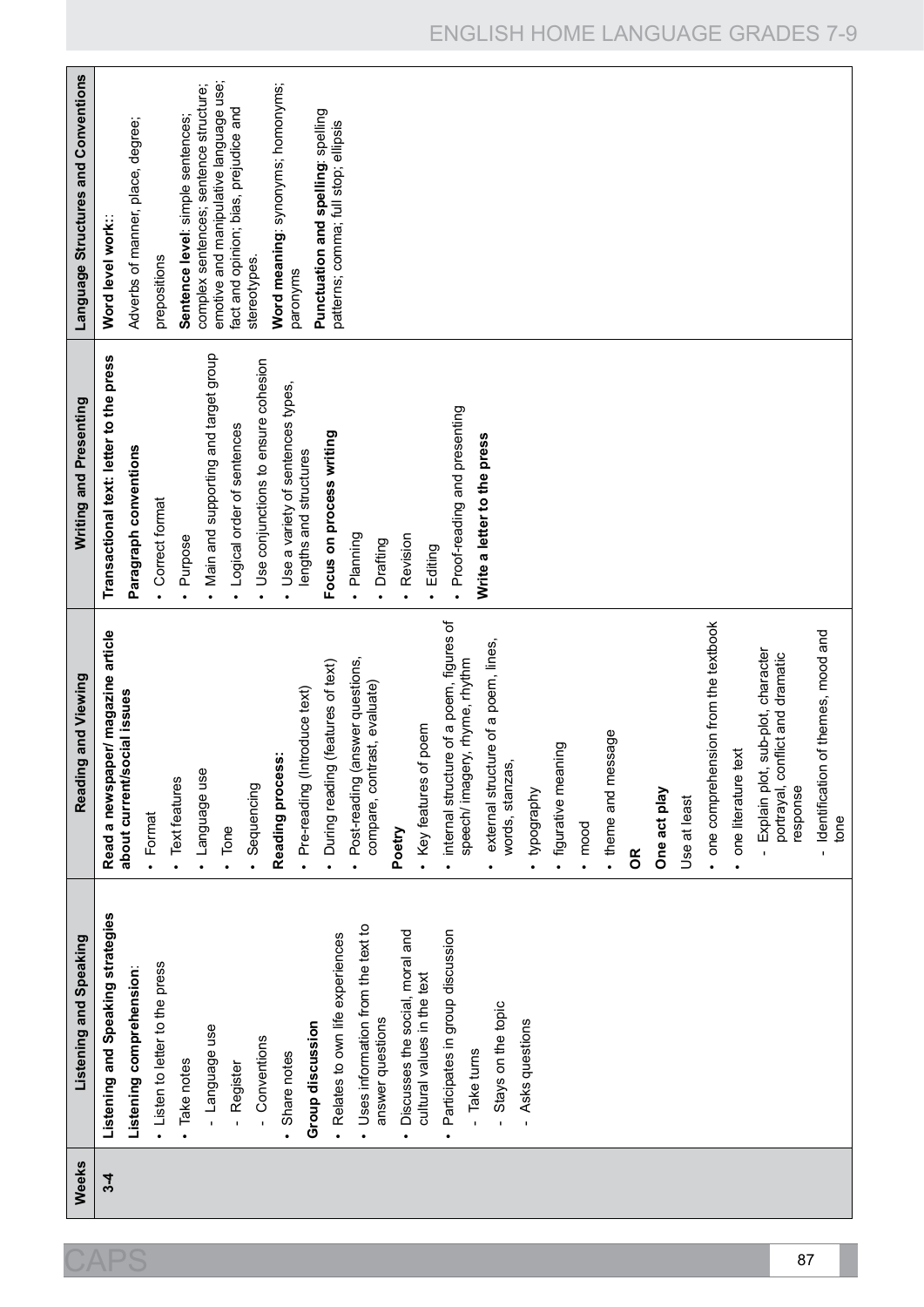| Weeks | Listening and Speaking | Reading and Viewing | Writing and Presenting | Language Structures and Conventions |
|---|---|---|---|---|
| 3-4 | **Listening and Speaking strategies**<br>**Listening comprehension**:<br>• Listen to letter to the press<br>• Take notes<br>- Language use<br>- Register<br>- Conventions<br>• Share notes<br>**Group discussion**<br>• Relates to own life experiences<br>• Uses information from the text to answer questions<br>• Discusses the social, moral and cultural values in the text<br>• Participates in group discussion<br>- Take turns<br>- Stays on the topic<br>- Asks questions | **Read a newspaper/ magazine article about current/social issues**<br>• Format<br>• Text features<br>• Language use<br>• Tone<br>• Sequencing<br>**Reading process:**<br>• Pre-reading (Introduce text)<br>• During reading (features of text)<br>• Post-reading (answer questions, compare, contrast, evaluate)<br>**Poetry**<br>• Key features of poem<br>• internal structure of a poem, figures of speech/ imagery, rhyme, rhythm<br>• external structure of a poem, lines, words, stanzas,<br>• typography<br>• figurative meaning<br>• mood<br>• theme and message<br>**OR**<br>**One act play**<br>Use at least<br>• one comprehension from the textbook<br>• one literature text<br>- Explain plot, sub-plot, character portrayal, conflict and dramatic response<br>- Identification of themes, mood and tone | **Transactional text: letter to the press**<br>**Paragraph conventions**<br>• Correct format<br>• Purpose<br>• Main and supporting and target group<br>• Logical order of sentences<br>• Use conjunctions to ensure cohesion<br>• Use a variety of sentences types, lengths and structures<br>**Focus on process writing**<br>• Planning<br>• Drafting<br>• Revision<br>• Editing<br>• Proof-reading and presenting<br>**Write a letter to the press** | **Word level work:**:<br>Adverbs of manner, place, degree;<br>prepositions<br>**Sentence level**: simple sentences; complex sentences; sentence structure; emotive and manipulative language use; fact and opinion; bias, prejudice and stereotypes.<br>**Word meaning**: synonyms; homonyms; paronyms<br>**Punctuation and spelling**: spelling patterns; comma; full stop; ellipsis |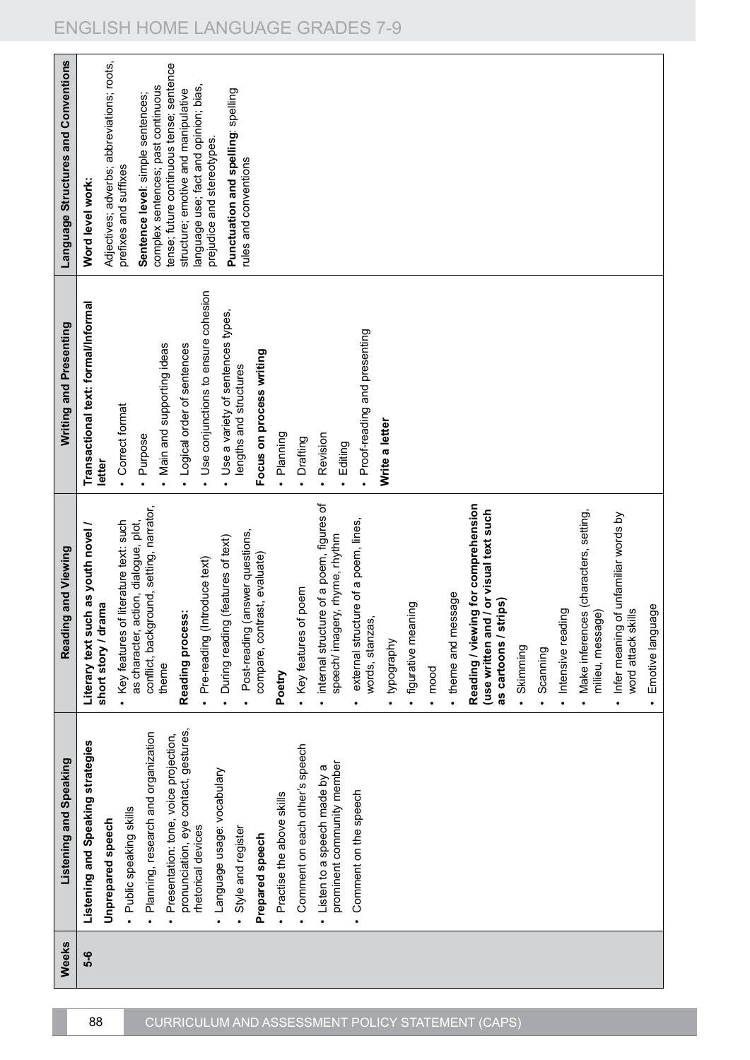| Weeks | Listening and Speaking | Reading and Viewing | Writing and Presenting | Language Structures and Conventions |
|---|---|---|---|---|
| 5-6 | **Listening and Speaking strategies**<br>**Unprepared speech**<br>• Public speaking skills<br>• Planning, research and organization<br>• Presentation: tone, voice projection, pronunciation, eye contact, gestures, rhetorical devices<br>• Language usage: vocabulary<br>• Style and register<br>**Prepared speech**<br>• Practise the above skills<br>• Comment on each other's speech<br>• Listen to a speech made by a prominent community member<br>• Comment on the speech | **Literary text such as youth novel / short story / drama**<br>• Key features of literature text: such as character, action, dialogue, plot, conflict, background, setting, narrator, theme<br>**Reading process:**<br>• Pre-reading (Introduce text)<br>• During reading (features of text)<br>• Post-reading (answer questions, compare, contrast, evaluate)<br>**Poetry**<br>• Key features of poem<br>• internal structure of a poem, figures of speech/ imagery, rhyme, rhythm<br>• external structure of a poem, lines, words, stanzas,<br>• typography<br>• figurative meaning<br>• mood<br>• theme and message<br>**Reading / viewing for comprehension (use written and / or visual text such as cartoons / strips)**<br>• Skimming<br>• Scanning<br>• Intensive reading<br>• Make inferences (characters, setting, milieu, message)<br>• Infer meaning of unfamiliar words by word attack skills<br>• Emotive language | **Transactional text: formal/Informal letter**<br>• Correct format<br>• Purpose<br>• Main and supporting ideas<br>• Logical order of sentences<br>• Use conjunctions to ensure cohesion<br>• Use a variety of sentences types, lengths and structures<br>**Focus on process writing**<br>• Planning<br>• Drafting<br>• Revision<br>• Editing<br>• Proof-reading and presenting<br>**Write a letter** | **Word level work:**<br>Adjectives; adverbs; abbreviations; roots, prefixes and suffixes<br>**Sentence level**: simple sentences; complex sentences; past continuous tense; future continuous tense; sentence structure; emotive and manipulative language use; fact and opinion; bias, prejudice and stereotypes.<br>**Punctuation and spelling**: spelling rules and conventions |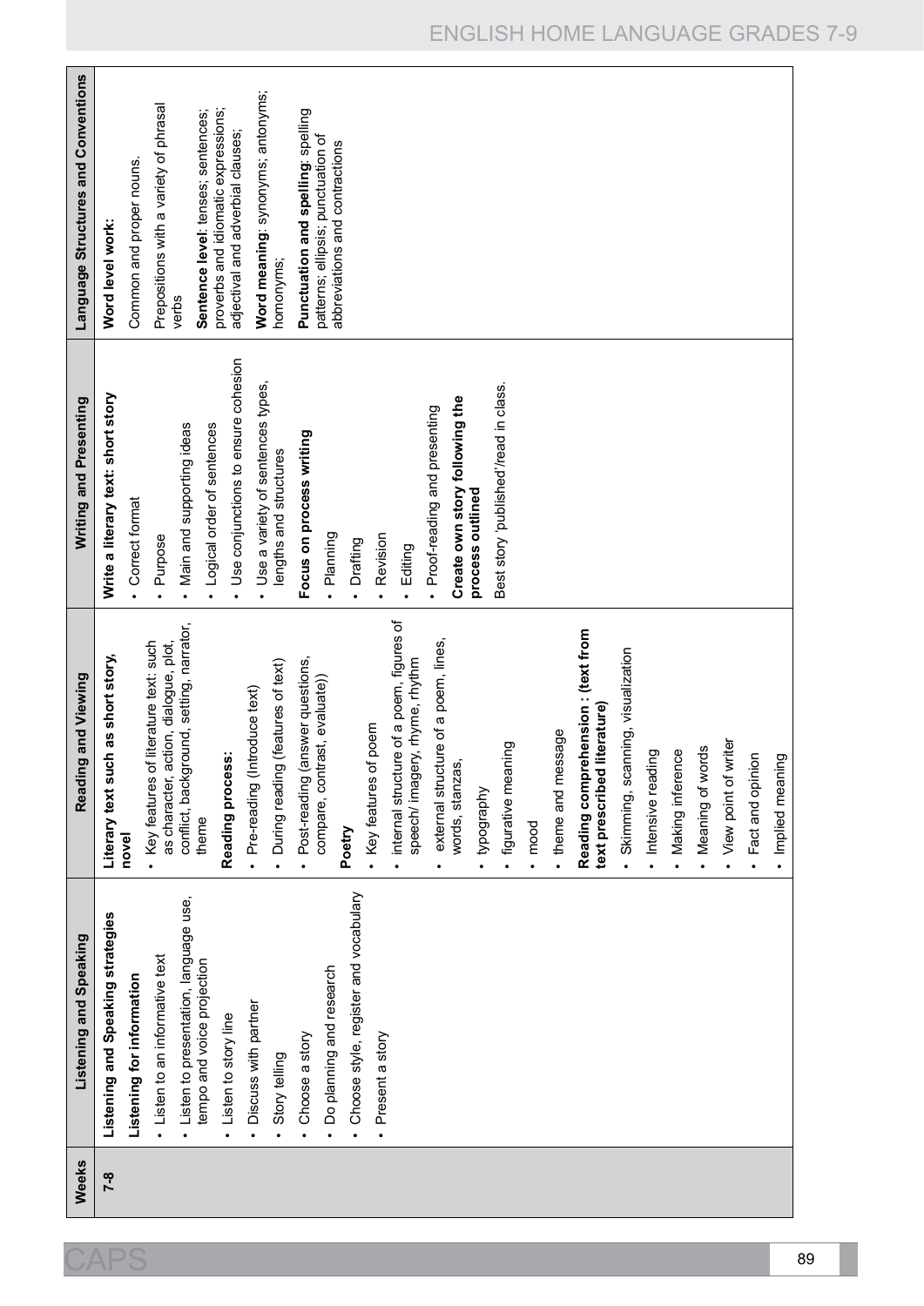| Weeks | Listening and Speaking | Reading and Viewing | Writing and Presenting | Language Structures and Conventions |
|---|---|---|---|---|
| 7-8 | **Listening and Speaking strategies**<br>**Listening for information**<br>• Listen to an informative text<br>• Listen to presentation, language use, tempo and voice projection<br>• Listen to story line<br>• Discuss with partner<br>• Story telling<br>• Choose a story<br>• Do planning and research<br>• Choose style, register and vocabulary<br>• Present a story | **Literary text such as short story, novel**<br>• Key features of literature text: such as character, action, dialogue, plot, conflict, background, setting, narrator, theme<br>**Reading process:**<br>• Pre-reading (Introduce text)<br>• During reading (features of text)<br>• Post-reading (answer questions, compare, contrast, evaluate))<br>**Poetry**<br>• Key features of poem<br>• internal structure of a poem, figures of speech/ imagery, rhyme, rhythm<br>• external structure of a poem, lines, words, stanzas,<br>• typography<br>• figurative meaning<br>• mood<br>• theme and message<br>**Reading comprehension : (text from text prescribed literature)**<br>• Skimming, scanning, visualization<br>• Intensive reading<br>• Making inference<br>• Meaning of words<br>• View point of writer<br>• Fact and opinion<br>• Implied meaning | **Write a literary text: short story**<br>• Correct format<br>• Purpose<br>• Main and supporting ideas<br>• Logical order of sentences<br>• Use conjunctions to ensure cohesion<br>• Use a variety of sentences types, lengths and structures<br>**Focus on process writing**<br>• Planning<br>• Drafting<br>• Revision<br>• Editing<br>• Proof-reading and presenting<br>**Create own story following the process outlined**<br>Best story 'published'/read in class. | **Word level work:**<br>Common and proper nouns.<br>Prepositions with a variety of phrasal verbs<br>**Sentence level**: tenses; sentences; proverbs and idiomatic expressions; adjectival and adverbial clauses;<br>**Word meaning**: synonyms; antonyms; homonyms;<br>**Punctuation and spelling**: spelling patterns; ellipsis; punctuation of abbreviations and contractions |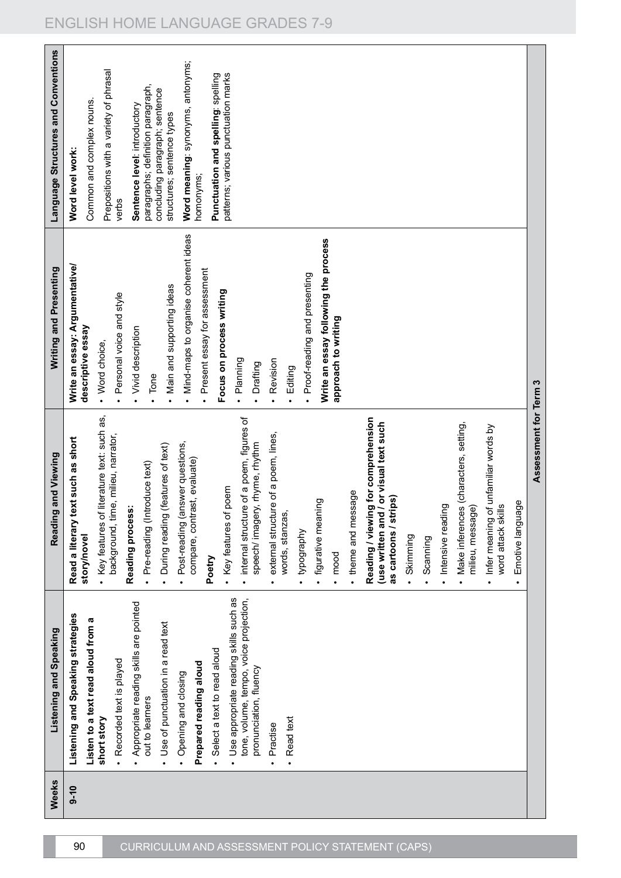| Weeks | Listening and Speaking | Reading and Viewing | Writing and Presenting | Language Structures and Conventions |
|---|---|---|---|---|
| 9-10 | **Listening and Speaking strategies**<br>**Listen to a text read aloud from a short story**<br>• Recorded text is played<br>• Appropriate reading skills are pointed out to learners<br>• Use of punctuation in a read text<br>• Opening and closing<br>**Prepared reading aloud**<br>• Select a text to read aloud<br>• Use appropriate reading skills such as tone, volume, tempo, voice projection, pronunciation, fluency<br>• Practise<br>• Read text | **Read a literary text such as short story/novel**<br>• Key features of literature text: such as, background, time, milieu, narrator,<br>**Reading process:**<br>• Pre-reading (Introduce text)<br>• During reading (features of text)<br>• Post-reading (answer questions, compare, contrast, evaluate)<br>**Poetry**<br>• Key features of poem<br>• internal structure of a poem, figures of speech/ imagery, rhyme, rhythm<br>• external structure of a poem, lines, words, stanzas,<br>• typography<br>• figurative meaning<br>• mood<br>• theme and message<br>**Reading / viewing for comprehension (use written and / or visual text such as cartoons / strips)**<br>• Skimming<br>• Scanning<br>• Intensive reading<br>• Make inferences (characters, setting, milieu, message)<br>• Infer meaning of unfamiliar words by word attack skills<br>• Emotive language | **Write an essay: Argumentative/ descriptive essay**<br>• Word choice,<br>• Personal voice and style<br>• Vivid description<br>• Tone<br>• Main and supporting ideas<br>• Mind-maps to organise coherent ideas<br>• Present essay for assessment<br>**Focus on process writing**<br>• Planning<br>• Drafting<br>• Revision<br>• Editing<br>• Proof-reading and presenting<br>**Write an essay following the process approach to writing** | **Word level work:**<br>Common and complex nouns.<br>Prepositions with a variety of phrasal verbs<br>**Sentence level**: introductory paragraphs; definition paragraph, concluding paragraph; sentence structures; sentence types<br>**Word meaning**: synonyms, antonyms; homonyms;<br>**Punctuation and spelling**: spelling patterns; various punctuation marks |
| | | **Assessment for Term 3** | | |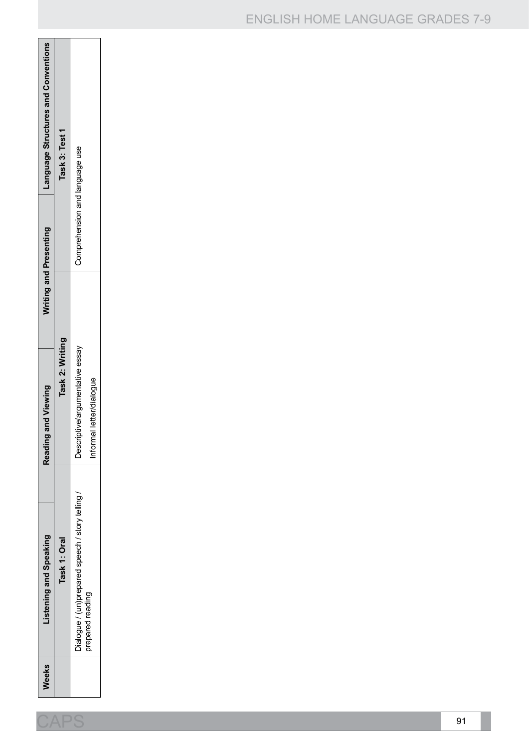| Weeks | Listening and Speaking | Reading and Viewing | Writing and Presenting | Language Structures and Conventions |
|---|---|---|---|---|
| | Task 1: Oral | Task 2: Writing | | Task 3: Test 1 |
| | Dialogue / (un)prepared speech / story telling / prepared reading | Descriptive/argumentative essay<br>Informal letter/dialogue | | Comprehension and language use |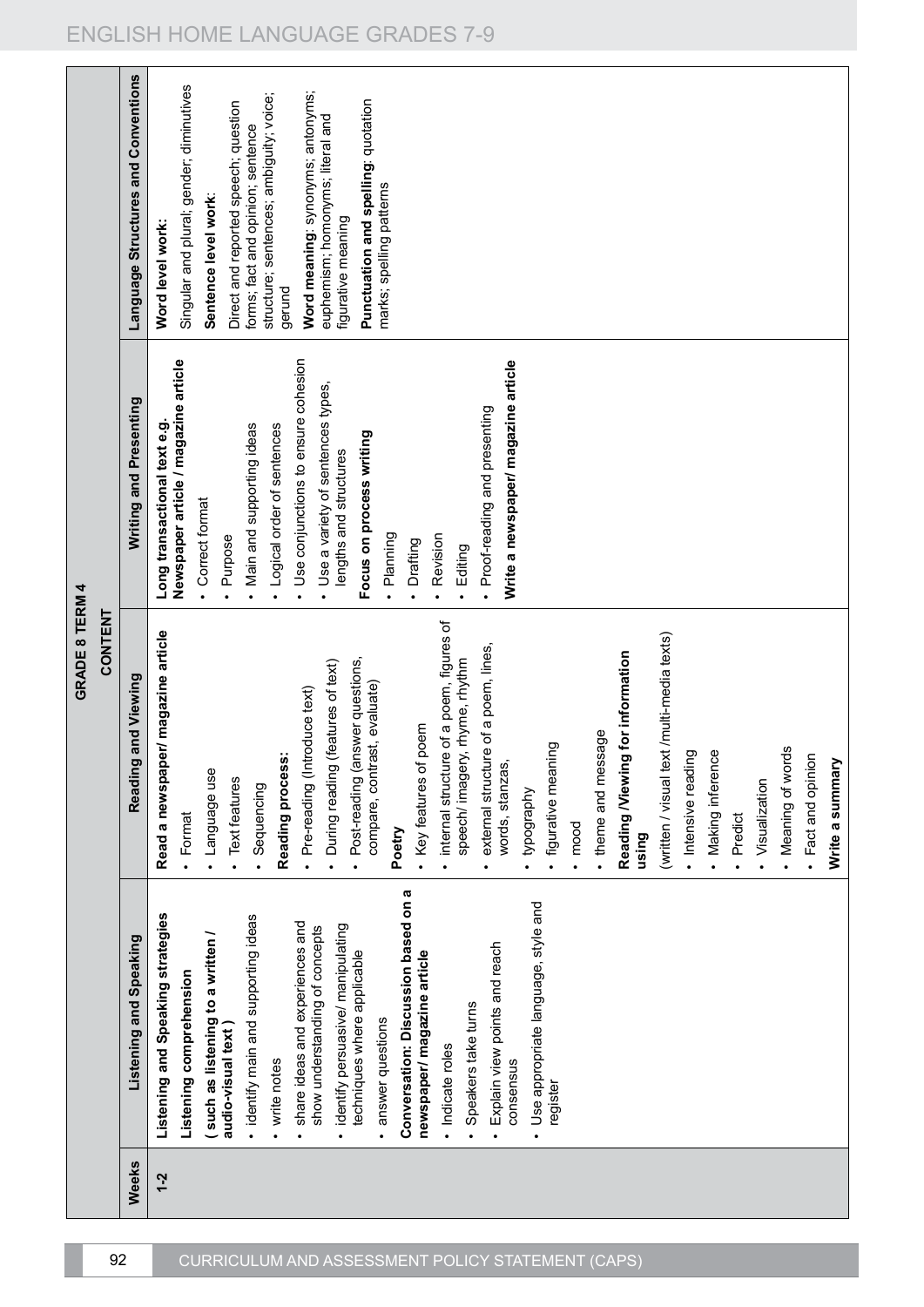## GRADE 8 TERM 4

| Weeks | CONTENT | | | |
|---|---|---|---|---|
| | **Listening and Speaking** | **Reading and Viewing** | **Writing and Presenting** | **Language Structures and Conventions** |
| 1-2 | **Listening and Speaking strategies**<br>**Listening comprehension**<br>**( such as listening to a written / audio-visual text )**<br>• identify main and supporting ideas<br>• write notes<br>• share ideas and experiences and show understanding of concepts<br>• identify persuasive/ manipulating techniques where applicable<br>• answer questions<br>**Conversation: Discussion based on a newspaper/ magazine article**<br>• Indicate roles<br>• Speakers take turns<br>• Explain view points and reach consensus<br>• Use appropriate language, style and register | **Read a newspaper/ magazine article**<br>• Format<br>• Language use<br>• Text features<br>• Sequencing<br>**Reading process:**<br>• Pre-reading (Introduce text)<br>• During reading (features of text)<br>• Post-reading (answer questions, compare, contrast, evaluate)<br>**Poetry**<br>• Key features of poem<br>• internal structure of a poem, figures of speech/ imagery, rhyme, rhythm<br>• external structure of a poem, lines, words, stanzas,<br>• typography<br>• figurative meaning<br>• mood<br>• theme and message<br>**Reading /Viewing for information using**<br>(written / visual text /multi-media texts)<br>• Intensive reading<br>• Making inference<br>• Predict<br>• Visualization<br>• Meaning of words<br>• Fact and opinion<br>**Write a summary** | **Long transactional text e.g. Newspaper article / magazine article**<br>• Correct format<br>• Purpose<br>• Main and supporting ideas<br>• Logical order of sentences<br>• Use conjunctions to ensure cohesion<br>• Use a variety of sentences types, lengths and structures<br>**Focus on process writing**<br>• Planning<br>• Drafting<br>• Revision<br>• Editing<br>• Proof-reading and presenting<br>**Write a newspaper/ magazine article** | **Word level work:**<br>Singular and plural; gender; diminutives<br>**Sentence level work:**<br>Direct and reported speech; question forms; fact and opinion; sentence structure; sentences; ambiguity; voice; gerund<br>**Word meaning**: synonyms; antonyms; euphemism; homonyms; literal and figurative meaning<br>**Punctuation and spelling**: quotation marks; spelling patterns |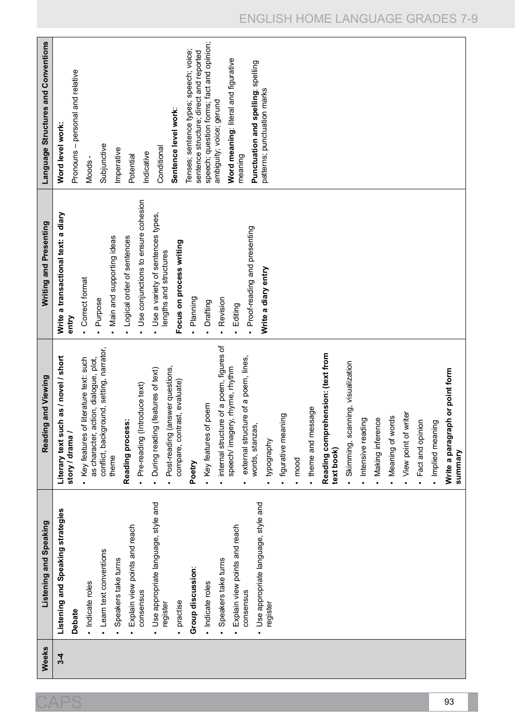| Weeks | Listening and Speaking | Reading and Viewing | Writing and Presenting | Language Structures and Conventions |
|---|---|---|---|---|
| 3-4 | **Listening and Speaking strategies**<br><br>**Debate**<br>• Indicate roles<br>• Learn text conventions<br>• Speakers take turns<br>• Explain view points and reach consensus<br>• Use appropriate language, style and register<br>• practise<br><br>**Group discussion**:<br>• Indicate roles<br>• Speakers take turns<br>• Explain view points and reach consensus<br>• Use appropriate language, style and register | **Literary text such as / novel / short story / drama /**<br>• Key features of literature text: such as character, action, dialogue, plot, conflict, background, setting, narrator, theme<br><br>**Reading process:**<br>• Pre-reading (Introduce text)<br>• During reading (features of text)<br>• Post-reading (answer questions, compare, contrast, evaluate)<br><br>**Poetry**<br>• Key features of poem<br>• internal structure of a poem, figures of speech/ imagery, rhyme, rhythm<br>• external structure of a poem, lines, words, stanzas,<br>• typography<br>• figurative meaning<br>• mood<br>• theme and message<br><br>**Reading comprehension: (text from text book)**<br>• Skimming, scanning, visualization<br>• Intensive reading<br>• Making inference<br>• Meaning of words<br>• View point of writer<br>• Fact and opinion<br>• Implied meaning<br><br>**Write a paragraph or point form summary** | **Write a transactional text: a diary entry**<br>• Correct format<br>• Purpose<br>• Main and supporting ideas<br>• Logical order of sentences<br>• Use conjunctions to ensure cohesion<br>• Use a variety of sentences types, lengths and structures<br><br>**Focus on process writing**<br>• Planning<br>• Drafting<br>• Revision<br>• Editing<br>• Proof-reading and presenting<br><br>**Write a diary entry** | **Word level work:**<br>Pronouns – personal and relative<br>Moods -<br>Subjunctive<br>Imperative<br>Potential<br>Indicative<br>Conditional<br><br>**Sentence level work:**<br>Tenses; sentence types; speech; voice; sentence structure; direct and reported speech; question forms; fact and opinion; ambiguity; voice; gerund<br><br>**Word meaning**: literal and figurative meaning<br><br>**Punctuation and spelling**: spelling patterns; punctuation marks |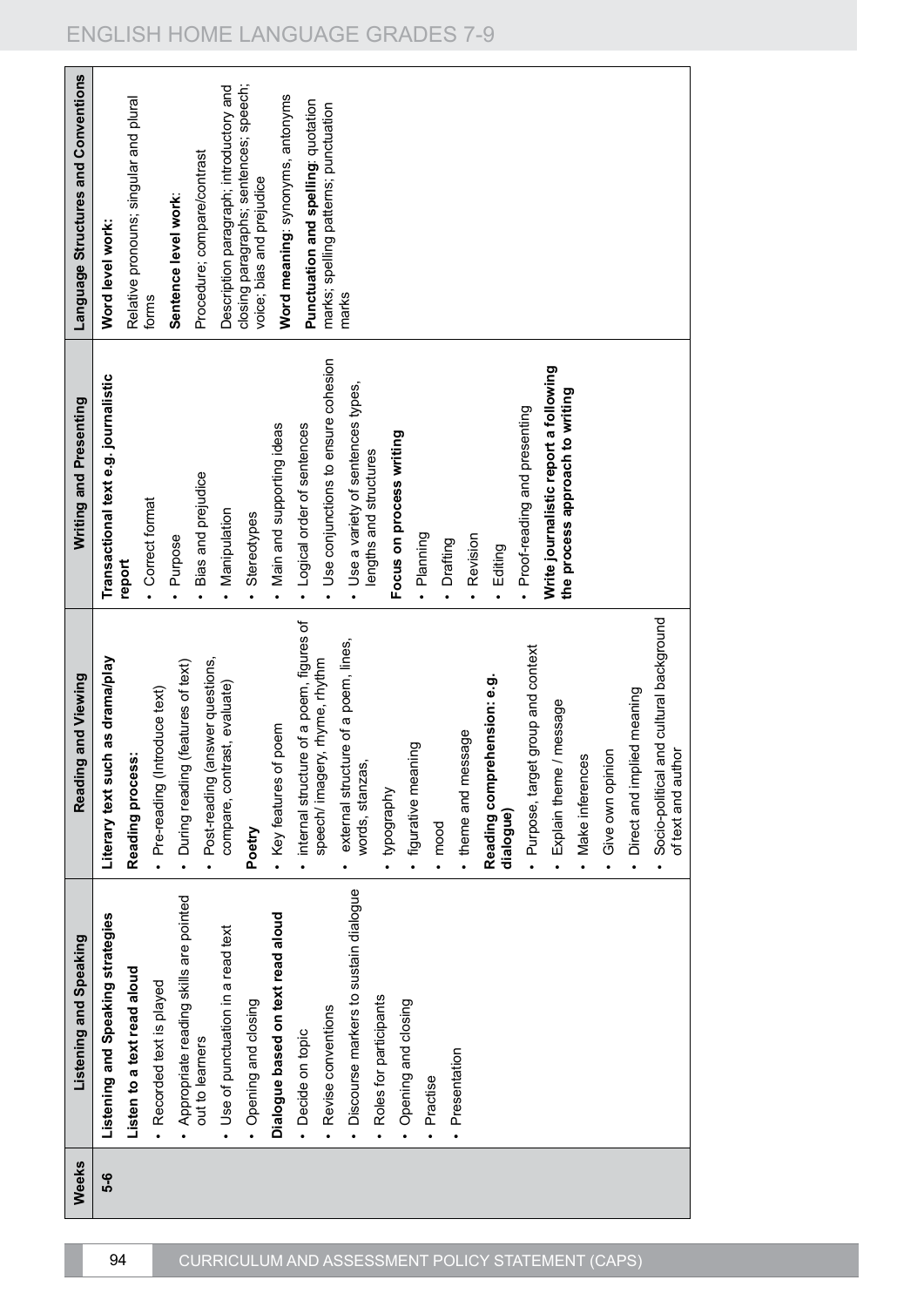| Weeks | Listening and Speaking | Reading and Viewing | Writing and Presenting | Language Structures and Conventions |
|---|---|---|---|---|
| 5-6 | **Listening and Speaking strategies**<br>**Listen to a text read aloud**<br>• Recorded text is played<br>• Appropriate reading skills are pointed out to learners<br>• Use of punctuation in a read text<br>• Opening and closing<br>**Dialogue based on text read aloud**<br>• Decide on topic<br>• Revise conventions<br>• Discourse markers to sustain dialogue<br>• Roles for participants<br>• Opening and closing<br>• Practise<br>• Presentation | **Literary text such as drama/play**<br>**Reading process:**<br>• Pre-reading (Introduce text)<br>• During reading (features of text)<br>• Post-reading (answer questions, compare, contrast, evaluate)<br>**Poetry**<br>• Key features of poem<br>• internal structure of a poem, figures of speech/ imagery, rhyme, rhythm<br>• external structure of a poem, lines, words, stanzas,<br>• typography<br>• figurative meaning<br>• mood<br>• theme and message<br>**Reading comprehension: e.g. dialogue)**<br>• Purpose, target group and context<br>• Explain theme / message<br>• Make inferences<br>• Give own opinion<br>• Direct and implied meaning<br>• Socio-political and cultural background of text and author | **Transactional text e.g. journalistic report**<br>• Correct format<br>• Purpose<br>• Bias and prejudice<br>• Manipulation<br>• Stereotypes<br>• Main and supporting ideas<br>• Logical order of sentences<br>• Use conjunctions to ensure cohesion<br>• Use a variety of sentences types, lengths and structures<br>**Focus on process writing**<br>• Planning<br>• Drafting<br>• Revision<br>• Editing<br>• Proof-reading and presenting<br>**Write journalistic report a following the process approach to writing** | **Word level work:**<br>Relative pronouns; singular and plural forms<br>**Sentence level work:**<br>Procedure; compare/contrast<br>Description paragraph; introductory and closing paragraphs; sentences; speech; voice; bias and prejudice<br>**Word meaning**: synonyms, antonyms<br>**Punctuation and spelling**: quotation marks; spelling patterns; punctuation marks |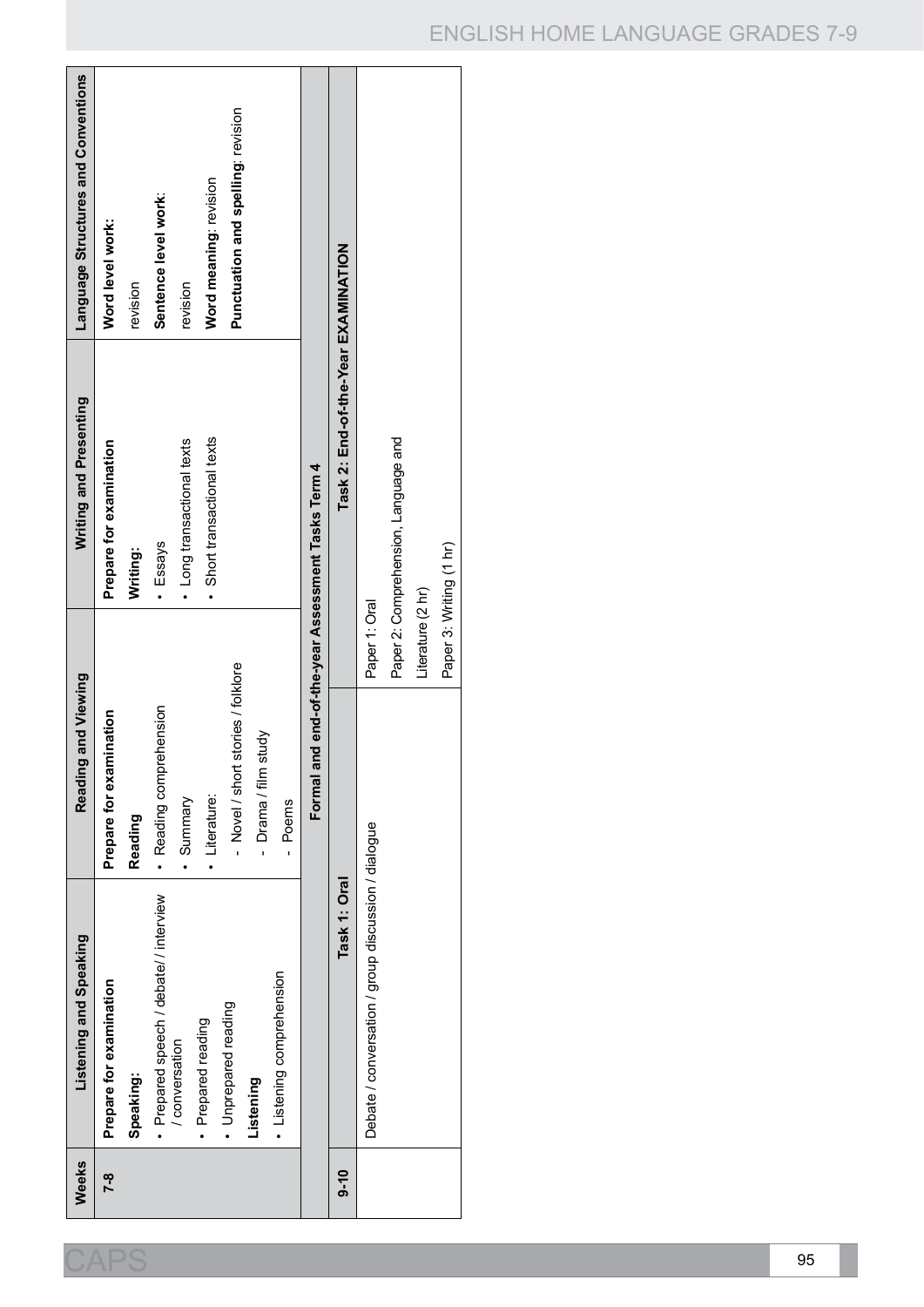| Weeks | Listening and Speaking | Reading and Viewing | Writing and Presenting | Language Structures and Conventions |
|---|---|---|---|---|
| 7-8 | **Prepare for examination**<br>**Speaking:**<br>• Prepared speech / debate/ / interview / conversation<br>• Prepared reading<br>• Unprepared reading<br>**Listening**<br>• Listening comprehension | **Prepare for examination**<br>**Reading**<br>• Reading comprehension<br>• Summary<br>• Literature:<br>- Novel / short stories / folklore<br>- Drama / film study<br>- Poems | **Prepare for examination**<br>**Writing:**<br>• Essays<br>• Long transactional texts<br>• Short transactional texts | **Word level work:**<br>revision<br>**Sentence level work**:<br>revision<br>**Word meaning**: revision<br>**Punctuation and spelling**: revision |
| | **Formal and end-of-the-year Assessment Tasks Term 4** | | | |
| 9-10 | **Task 1: Oral** | | **Task 2: End-of-the-Year EXAMINATION** | |
| | Debate / conversation / group discussion / dialogue | | Paper 1: Oral<br>Paper 2: Comprehension, Language and Literature (2 hr)<br>Paper 3: Writing (1 hr) | |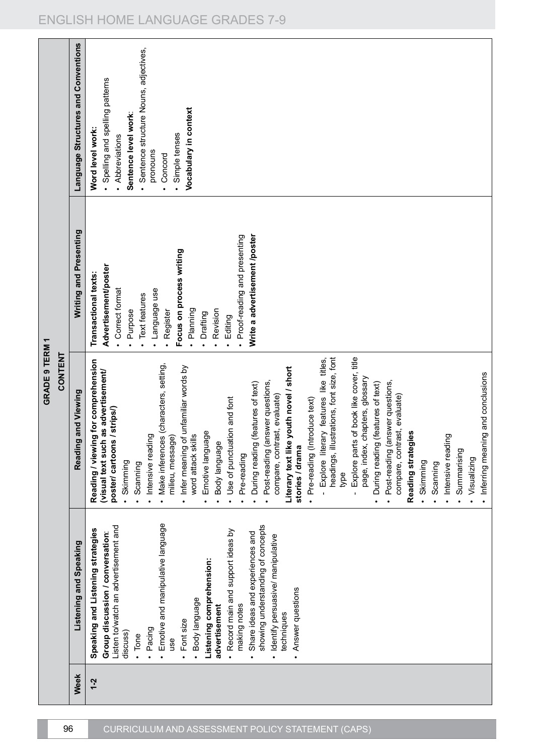## GRADE 9 TERM 1

| Week | CONTENT | | | |
|---|---|---|---|---|
| | **Listening and Speaking** | **Reading and Viewing** | **Writing and Presenting** | **Language Structures and Conventions** |
| 1-2 | **Speaking and Listening strategies**<br>**Group discussion / conversation**:<br>Listen to/watch an advertisement and discuss)<br>• Tone<br>• Pacing<br>• Emotive and manipulative language use<br>• Font size<br>• Body language<br>**Listening comprehension: advertisement**<br>• Record main and support ideas by making notes<br>• Share ideas and experiences and showing understanding of concepts<br>• Identify persuasive/ manipulative techniques<br>• Answer questions | **Reading / viewing for comprehension (visual text such as advertisement/ poster/ cartoons / strips/)**<br>• Skimming<br>• Scanning<br>• Intensive reading<br>• Make inferences (characters, setting, milieu, message)<br>• Infer meaning of unfamiliar words by word attack skills<br>• Emotive language<br>• Body language<br>• Use of punctuation and font<br>• Pre-reading<br>• During reading (features of text)<br>• Post-reading (answer questions, compare, contrast, evaluate)<br>**Literary text like youth novel / short stories / drama**<br>• Pre-reading (Introduce text)<br>- Explore literary features like titles, headings, illustrations, font size, font type<br>- Explore parts of book like cover, title page, index, chapters, glossary<br>• During reading (features of text)<br>• Post-reading (answer questions, compare, contrast, evaluate)<br>**Reading strategies**<br>• Skimming<br>• Scanning<br>• Intensive reading<br>• Summarising<br>• Visualizing<br>• Inferring meaning and conclusions | **Transactional texts:**<br>**Advertisement/poster**<br>• Correct format<br>• Purpose<br>• Text features<br>• Language use<br>• Register<br>**Focus on process writing**<br>• Planning<br>• Drafting<br>• Revision<br>• Editing<br>• Proof-reading and presenting<br>**Write a advertisement /poster** | **Word level work:**<br>• Spelling and spelling patterns<br>• Abbreviations<br>**Sentence level work**:<br>• Sentence structure Nouns, adjectives, pronouns<br>• Concord<br>• Simple tenses<br>**Vocabulary in context** |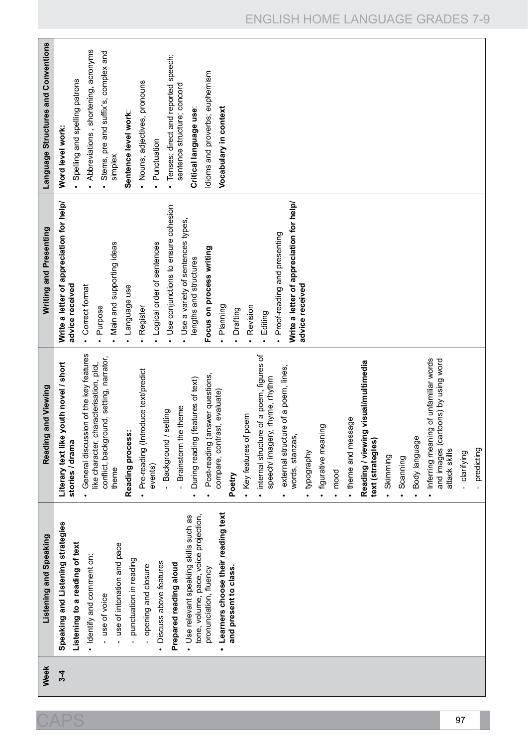| Week | Listening and Speaking | Reading and Viewing | Writing and Presenting | Language Structures and Conventions |
|---|---|---|---|---|
| 3-4 | **Speaking and Listening strategies**<br>**Listening to a reading of text**<br>• Identify and comment on:<br>- use of voice<br>- use of intonation and pace<br>- punctuation in reading<br>- opening and closure<br>• Discuss above features<br>**Prepared reading aloud**<br>• Use relevant speaking skills such as tone, volume, pace, voice projection, pronunciation, fluency<br>• **Learners choose their reading text and present to class.** | **Literary text like youth novel / short stories / drama**<br>• General discussion of the key features like character, characterisation, plot, conflict, background, setting, narrator, theme<br>**Reading process:**<br>• Pre-reading (Introduce text/predict events)<br>- Background / setting<br>- Brainstorm the theme<br>• During reading (features of text)<br>• Post-reading (answer questions, compare, contrast, evaluate)<br>**Poetry**<br>• Key features of poem<br>• internal structure of a poem, figures of speech/ imagery, rhyme, rhythm<br>• external structure of a poem, lines, words, stanzas,<br>• typography<br>• figurative meaning<br>• mood<br>• theme and message<br>**Reading / viewing visual/multimedia text (strategies)**<br>• Skimming<br>• Scanning<br>• Body language<br>• Inferring meaning of unfamiliar words and images (cartoons) by using word attack skills<br>- clarifying<br>- predicting | **Write a letter of appreciation for help/ advice received**<br>• Correct format<br>• Purpose<br>• Main and supporting ideas<br>• Language use<br>• Register<br>• Logical order of sentences<br>• Use conjunctions to ensure cohesion<br>• Use a variety of sentences types, lengths and structures<br>**Focus on process writing**<br>• Planning<br>• Drafting<br>• Revision<br>• Editing<br>• Proof-reading and presenting<br>**Write a letter of appreciation for help/ advice received** | **Word level work:**<br>• Spelling and spelling patrons<br>• Abbreviations , shortening, acronyms<br>• Stems, pre and suffix's, complex and simplex<br>**Sentence level work:**<br>• Nouns, adjectives, pronouns<br>• Punctuation<br>• Tenses; direct and reported speech; sentence structure; concord<br>**Critical language use:**<br>Idioms and proverbs; euphemism<br>**Vocabulary in context** |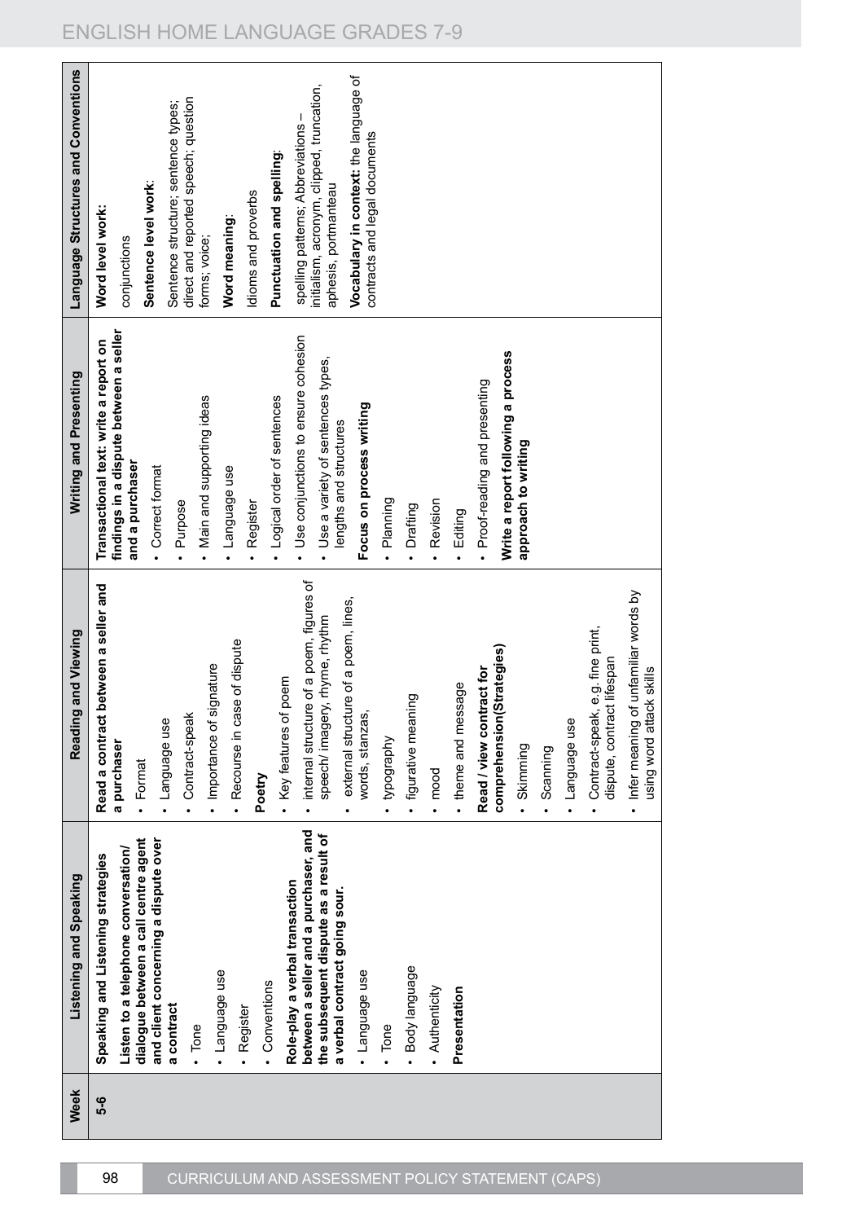| Week | Listening and Speaking | Reading and Viewing | Writing and Presenting | Language Structures and Conventions |
|---|---|---|---|---|
| 5-6 | **Speaking and Listening strategies**<br>**Listen to a telephone conversation/ dialogue between a call centre agent and client concerning a dispute over a contract**<br>• Tone<br>• Language use<br>• Register<br>• Conventions<br>**Role-play a verbal transaction between a seller and a purchaser, and the subsequent dispute as a result of a verbal contract going sour.**<br>• Language use<br>• Tone<br>• Body language<br>• Authenticity<br>**Presentation** | **Read a contract between a seller and a purchaser**<br>• Format<br>• Language use<br>• Contract-speak<br>• Importance of signature<br>• Recourse in case of dispute<br>**Poetry**<br>• Key features of poem<br>• internal structure of a poem, figures of speech/ imagery, rhyme, rhythm<br>• external structure of a poem, lines, words, stanzas,<br>• typography<br>• figurative meaning<br>• mood<br>• theme and message<br>**Read / view contract for comprehension(Strategies)**<br>• Skimming<br>• Scanning<br>• Language use<br>• Contract-speak, e.g. fine print, dispute, contract lifespan<br>• Infer meaning of unfamiliar words by using word attack skills | **Transactional text: write a report on findings in a dispute between a seller and a purchaser**<br>• Correct format<br>• Purpose<br>• Main and supporting ideas<br>• Language use<br>• Register<br>• Logical order of sentences<br>• Use conjunctions to ensure cohesion<br>• Use a variety of sentences types, lengths and structures<br>**Focus on process writing**<br>• Planning<br>• Drafting<br>• Revision<br>• Editing<br>• Proof-reading and presenting<br>**Write a report following a process approach to writing** | **Word level work:**<br>conjunctions<br>**Sentence level work:**<br>Sentence structure; sentence types; direct and reported speech; question forms; voice;<br>**Word meaning:**<br>Idioms and proverbs<br>**Punctuation and spelling:**<br>spelling patterns; Abbreviations – initialism, acronym, clipped, truncation, aphesis, portmanteau<br>**Vocabulary in context:** the language of contracts and legal documents |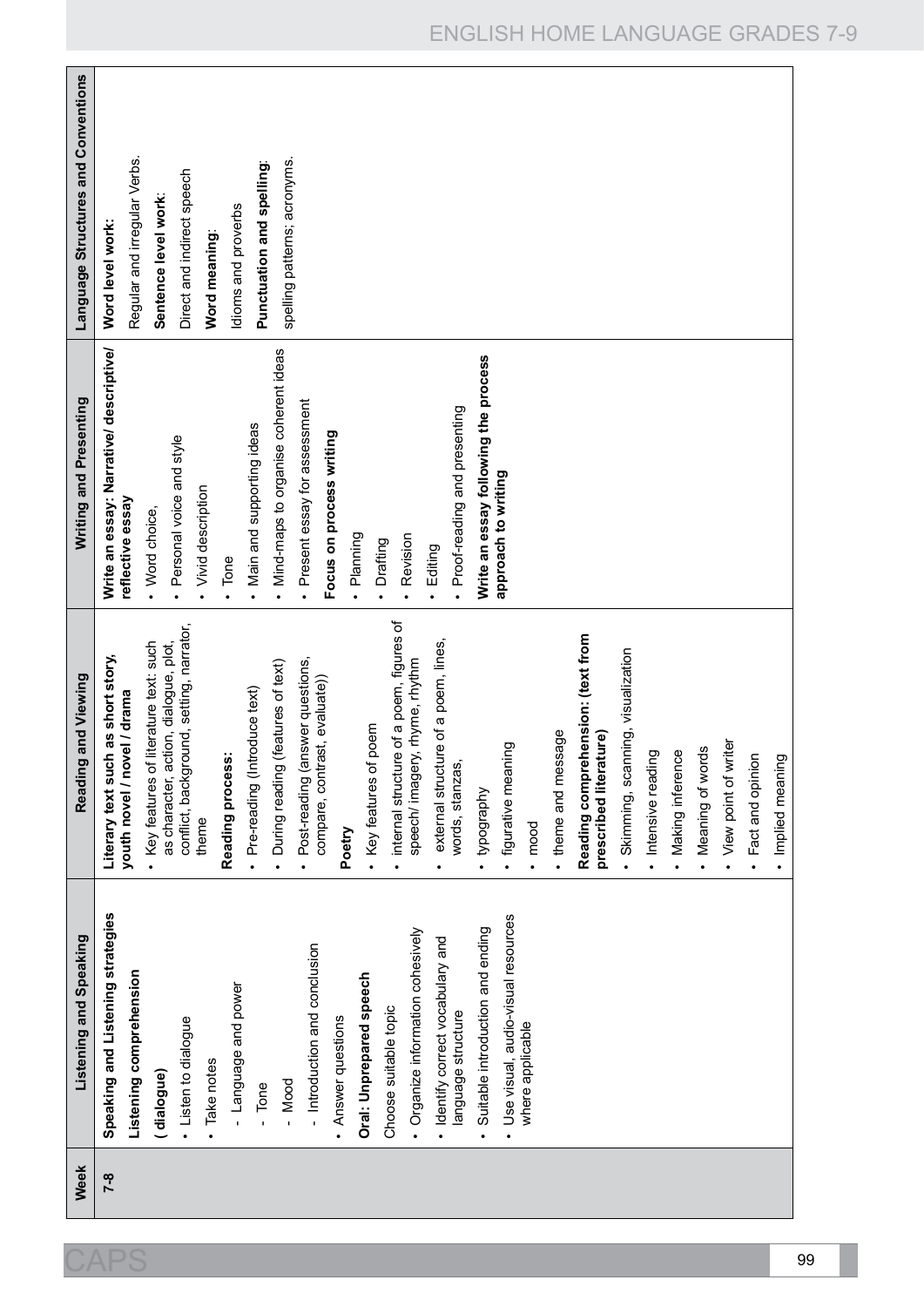| Week | Listening and Speaking | Reading and Viewing | Writing and Presenting | Language Structures and Conventions |
|---|---|---|---|---|
| 7-8 | **Speaking and Listening strategies**<br>**Listening comprehension**<br>**( dialogue)**<br>• Listen to dialogue<br>• Take notes<br>- Language and power<br>- Tone<br>- Mood<br>- Introduction and conclusion<br>• Answer questions<br>**Oral: Unprepared speech**<br>Choose suitable topic<br>• Organize information cohesively<br>• Identify correct vocabulary and language structure<br>• Suitable introduction and ending<br>• Use visual, audio-visual resources where applicable | **Literary text such as short story, youth novel / novel / drama**<br>• Key features of literature text: such as character, action, dialogue, plot, conflict, background, setting, narrator, theme<br>**Reading process:**<br>• Pre-reading (Introduce text)<br>• During reading (features of text)<br>• Post-reading (answer questions, compare, contrast, evaluate))<br>**Poetry**<br>• Key features of poem<br>• internal structure of a poem, figures of speech/ imagery, rhyme, rhythm<br>• external structure of a poem, lines, words, stanzas,<br>• typography<br>• figurative meaning<br>• mood<br>• theme and message<br>**Reading comprehension: (text from prescribed literature)**<br>• Skimming, scanning, visualization<br>• Intensive reading<br>• Making inference<br>• Meaning of words<br>• View point of writer<br>• Fact and opinion<br>• Implied meaning | **Write an essay: Narrative/ descriptive/ reflective essay**<br>• Word choice,<br>• Personal voice and style<br>• Vivid description<br>• Tone<br>• Main and supporting ideas<br>• Mind-maps to organise coherent ideas<br>• Present essay for assessment<br>**Focus on process writing**<br>• Planning<br>• Drafting<br>• Revision<br>• Editing<br>• Proof-reading and presenting<br>**Write an essay following the process approach to writing** | **Word level work:**<br>Regular and irregular Verbs.<br>**Sentence level work:**<br>Direct and indirect speech<br>**Word meaning:**<br>Idioms and proverbs<br>**Punctuation and spelling:**<br>spelling patterns; acronyms. |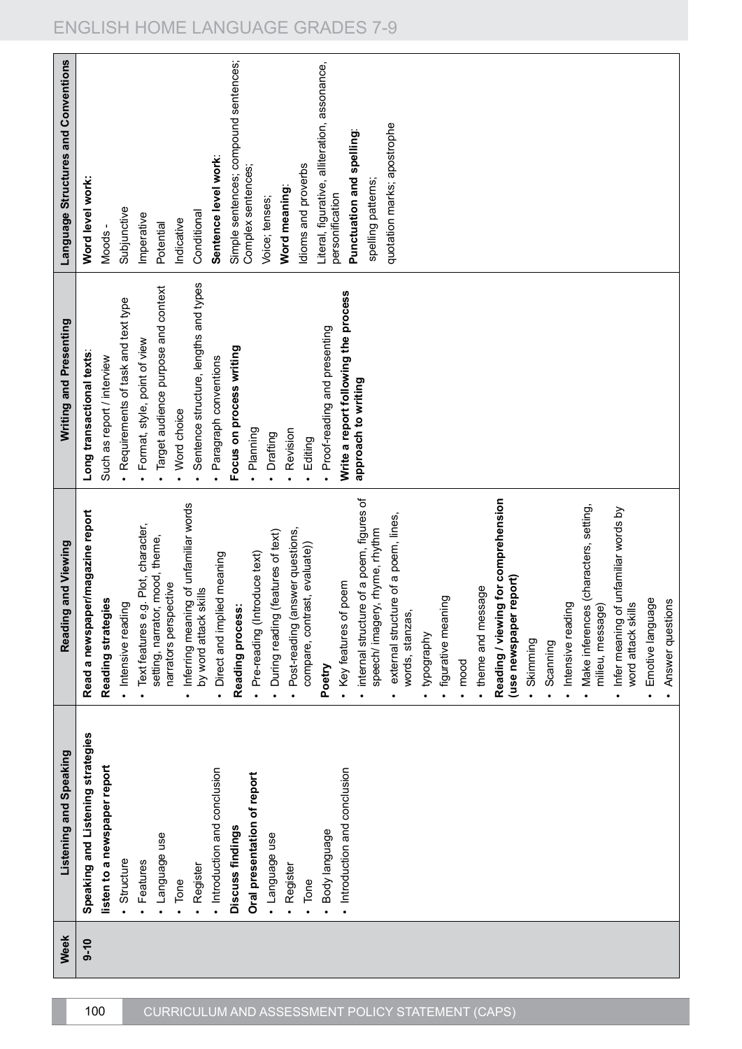| Week | Listening and Speaking | Reading and Viewing | Writing and Presenting | Language Structures and Conventions |
|---|---|---|---|---|
| 9-10 | **Speaking and Listening strategies**<br>**listen to a newspaper report**<br>• Structure<br>• Features<br>• Language use<br>• Tone<br>• Register<br>• Introduction and conclusion<br>**Discuss findings**<br>**Oral presentation of report**<br>• Language use<br>• Register<br>• Tone<br>• Body language<br>• Introduction and conclusion | **Read a newspaper/magazine report**<br>**Reading strategies**<br>• Intensive reading<br>• Text features e.g. Plot, character, setting, narrator, mood, theme, narrators perspective<br>• Inferring meaning of unfamiliar words by word attack skills<br>• Direct and implied meaning<br>**Reading process:**<br>• Pre-reading (Introduce text)<br>• During reading (features of text)<br>• Post-reading (answer questions, compare, contrast, evaluate))<br>**Poetry**<br>• Key features of poem<br>• internal structure of a poem, figures of speech/ imagery, rhyme, rhythm<br>• external structure of a poem, lines, words, stanzas,<br>• typography<br>• figurative meaning<br>• mood<br>• theme and message<br>**Reading / viewing for comprehension (use newspaper report)**<br>• Skimming<br>• Scanning<br>• Intensive reading<br>• Make inferences (characters, setting, milieu, message)<br>• Infer meaning of unfamiliar words by word attack skills<br>• Emotive language<br>• Answer questions | **Long transactional texts**:<br>Such as report / interview<br>• Requirements of task and text type<br>• Format, style, point of view<br>• Target audience purpose and context<br>• Word choice<br>• Sentence structure, lengths and types<br>• Paragraph conventions<br>**Focus on process writing**<br>• Planning<br>• Drafting<br>• Revision<br>• Editing<br>• Proof-reading and presenting<br>**Write a report following the process approach to writing** | **Word level work:**<br>Moods -<br>Subjunctive<br>Imperative<br>Potential<br>Indicative<br>Conditional<br>**Sentence level work**:<br>Simple sentences; compound sentences; Complex sentences;<br>Voice; tenses;<br>**Word meaning**:<br>Idioms and proverbs<br>Literal, figurative, alliteration, assonance, personification<br>**Punctuation and spelling**:<br>spelling patterns;<br>quotation marks; apostrophe |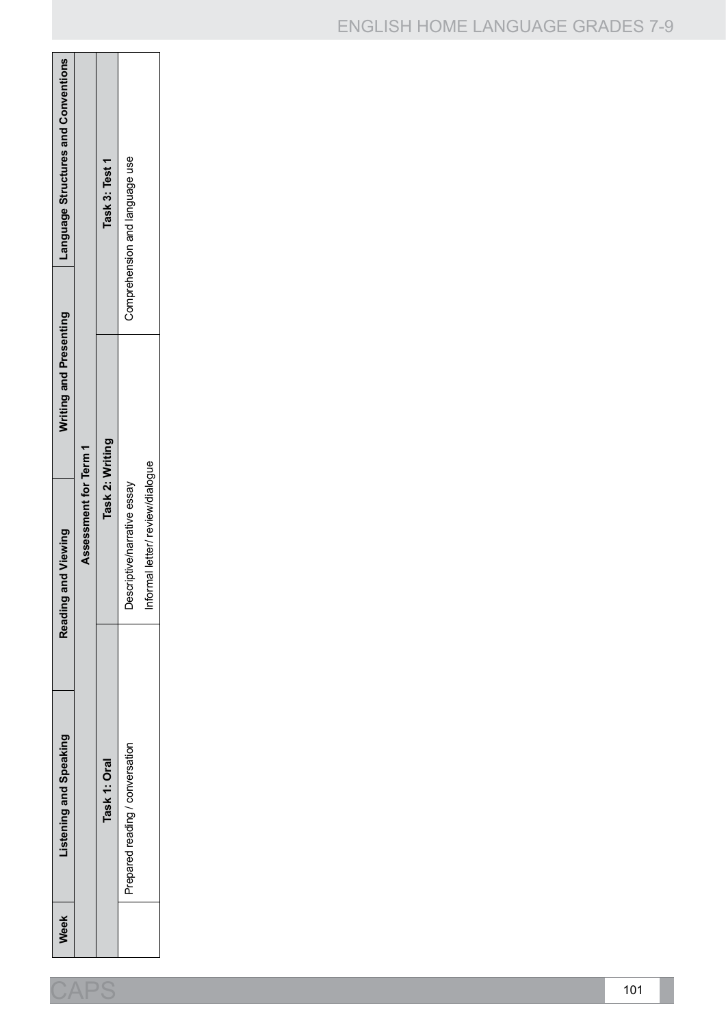| Week | Listening and Speaking | Reading and Viewing | Writing and Presenting | Language Structures and Conventions |
|---|---|---|---|---|
| | Assessment for Term 1 | | | |
| | Task 1: Oral | Task 2: Writing | | Task 3: Test 1 |
| | Prepared reading / conversation | Descriptive/narrative essay<br>Informal letter/ review/dialogue | | Comprehension and language use |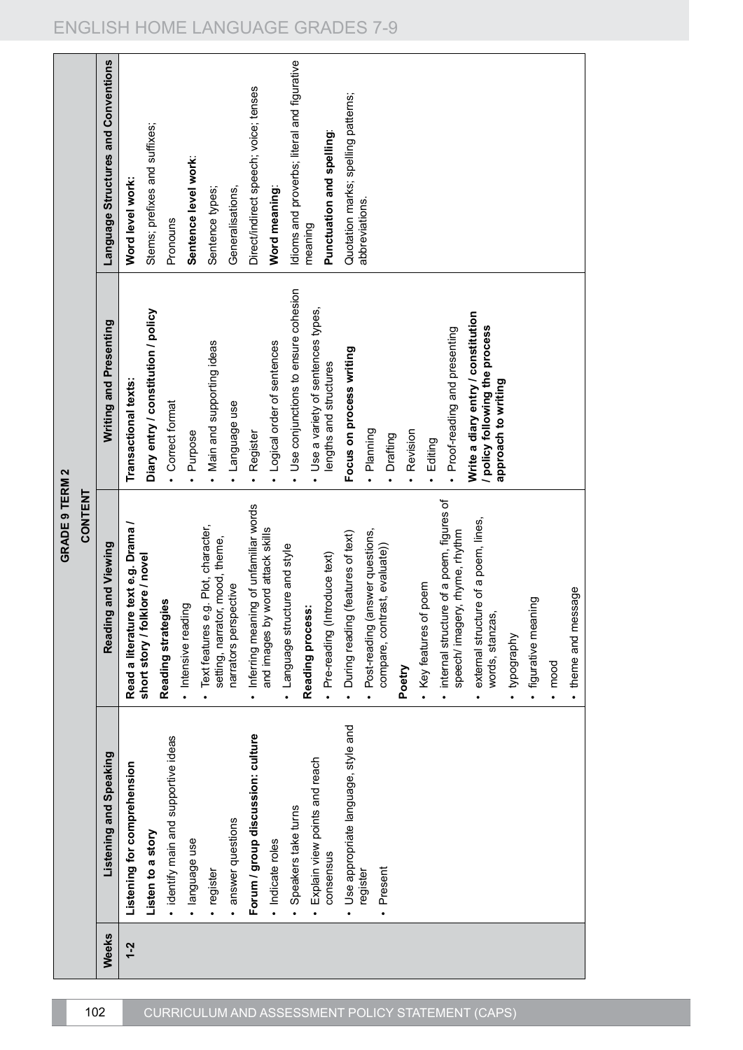# GRADE 9 TERM 2

| Weeks | CONTENT | | | |
|---|---|---|---|---|
| | **Listening and Speaking** | **Reading and Viewing** | **Writing and Presenting** | **Language Structures and Conventions** |
| 1-2 | **Listening for comprehension**<br>**Listen to a story**<br>• identify main and supportive ideas<br>• language use<br>• register<br>• answer questions<br>**Forum / group discussion: culture**<br>• Indicate roles<br>• Speakers take turns<br>• Explain view points and reach consensus<br>• Use appropriate language, style and register<br>• Present | **Read a literature text e.g. Drama / short story / folklore / novel**<br>**Reading strategies**<br>• Intensive reading<br>• Text features e.g. Plot, character, setting, narrator, mood, theme, narrators perspective<br>• Inferring meaning of unfamiliar words and images by word attack skills<br>• Language structure and style<br>**Reading process:**<br>• Pre-reading (Introduce text)<br>• During reading (features of text)<br>• Post-reading (answer questions, compare, contrast, evaluate))<br>**Poetry**<br>• Key features of poem<br>• internal structure of a poem, figures of speech/ imagery, rhyme, rhythm<br>• external structure of a poem, lines, words, stanzas,<br>• typography<br>• figurative meaning<br>• mood<br>• theme and message | **Transactional texts:**<br>**Diary entry / constitution / policy**<br>• Correct format<br>• Purpose<br>• Main and supporting ideas<br>• Language use<br>• Register<br>• Logical order of sentences<br>• Use conjunctions to ensure cohesion<br>• Use a variety of sentences types, lengths and structures<br>**Focus on process writing**<br>• Planning<br>• Drafting<br>• Revision<br>• Editing<br>• Proof-reading and presenting<br>**Write a diary entry / constitution / policy following the process approach to writing** | **Word level work:**<br>Stems; prefixes and suffixes;<br>Pronouns<br>**Sentence level work**:<br>Sentence types;<br>Generalisations,<br>Direct/indirect speech; voice; tenses<br>**Word meaning**:<br>Idioms and proverbs; literal and figurative meaning<br>**Punctuation and spelling**:<br>Quotation marks; spelling patterns; abbreviations. |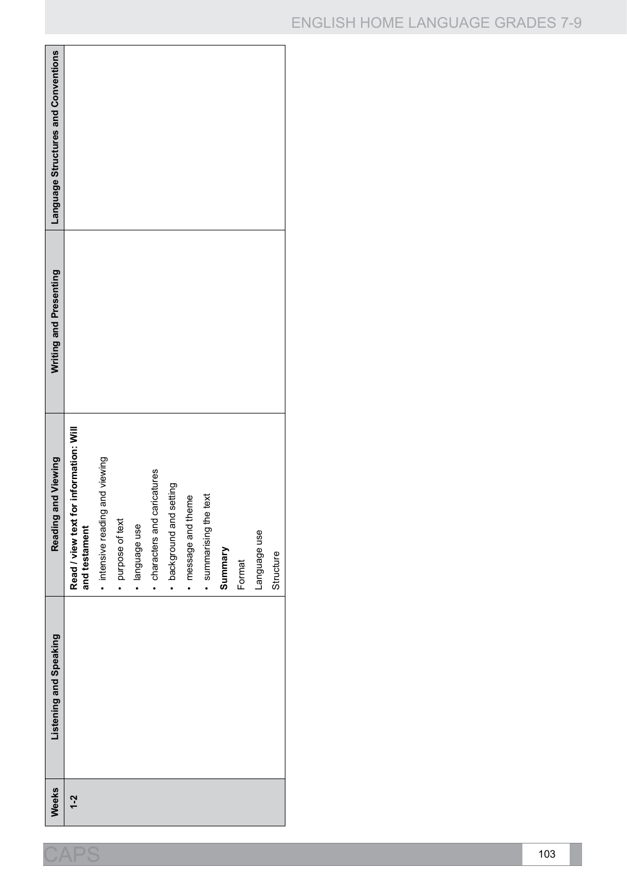| Weeks | Listening and Speaking | Reading and Viewing | Writing and Presenting | Language Structures and Conventions |
|---|---|---|---|---|
| 1-2 | | **Read / view text for information: Will and testament**<br>• intensive reading and viewing<br>• purpose of text<br>• language use<br>• characters and caricatures<br>• background and setting<br>• message and theme<br>• summarising the text<br>**Summary**<br>Format<br>Language use<br>Structure | | |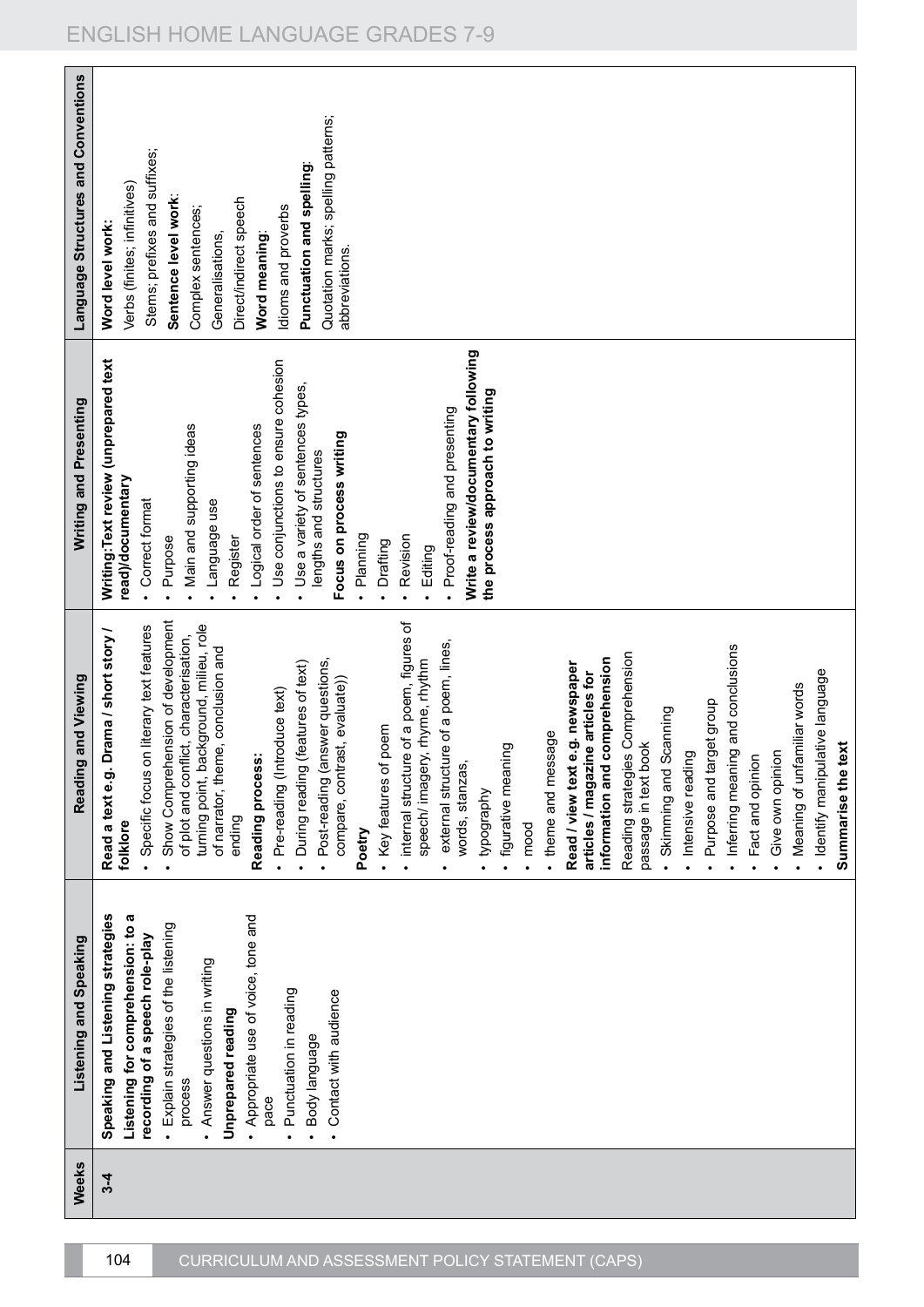| Weeks | Listening and Speaking | Reading and Viewing | Writing and Presenting | Language Structures and Conventions |
|---|---|---|---|---|
| 3-4 | **Speaking and Listening strategies**<br>**Listening for comprehension: to a recording of a speech role-play**<br>• Explain strategies of the listening process<br>• Answer questions in writing<br>**Unprepared reading**<br>• Appropriate use of voice, tone and pace<br>• Punctuation in reading<br>• Body language<br>• Contact with audience | **Read a text e.g. Drama / short story / folklore**<br>• Specific focus on literary text features<br>• Show Comprehension of development of plot and conflict, characterisation, turning point, background, milieu, role of narrator, theme, conclusion and ending<br>**Reading process:**<br>• Pre-reading (Introduce text)<br>• During reading (features of text)<br>• Post-reading (answer questions, compare, contrast, evaluate))<br>**Poetry**<br>• Key features of poem<br>• internal structure of a poem, figures of speech/ imagery, rhyme, rhythm<br>• external structure of a poem, lines, words, stanzas,<br>• typography<br>• figurative meaning<br>• mood<br>• theme and message<br>**Read / view text e.g. newspaper articles / magazine articles for information and comprehension**<br>Reading strategies Comprehension passage in text book<br>• Skimming and Scanning<br>• Intensive reading<br>• Purpose and target group<br>• Inferring meaning and conclusions<br>• Fact and opinion<br>• Give own opinion<br>• Meaning of unfamiliar words<br>• Identify manipulative language<br>**Summarise the text** | **Writing:Text review (unprepared text read)/documentary**<br>• Correct format<br>• Purpose<br>• Main and supporting ideas<br>• Language use<br>• Register<br>• Logical order of sentences<br>• Use conjunctions to ensure cohesion<br>• Use a variety of sentences types, lengths and structures<br>**Focus on process writing**<br>• Planning<br>• Drafting<br>• Revision<br>• Editing<br>• Proof-reading and presenting<br>**Write a review/documentary following the process approach to writing** | **Word level work:**<br>Verbs (finites; infinitives)<br>Stems; prefixes and suffixes;<br>**Sentence level work:**<br>Complex sentences;<br>Generalisations,<br>Direct/indirect speech<br>**Word meaning:**<br>Idioms and proverbs<br>**Punctuation and spelling:**<br>Quotation marks; spelling patterns; abbreviations. |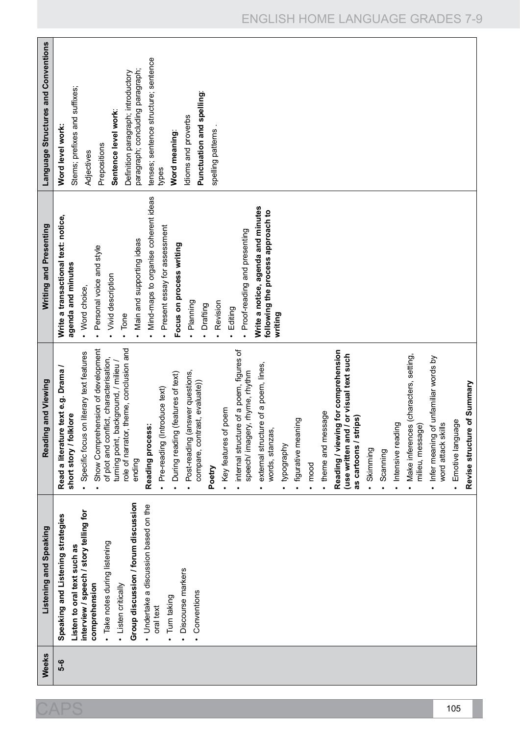| Weeks | Listening and Speaking | Reading and Viewing | Writing and Presenting | Language Structures and Conventions |
|---|---|---|---|---|
| 5-6 | **Speaking and Listening strategies**<br>**Listen to oral text such as interview / speech / story telling for comprehension**<br>• Take notes during listening<br>• Listen critically<br>**Group discussion / forum discussion**<br>• Undertake a discussion based on the oral text<br>• Turn taking<br>• Discourse markers<br>• Conventions | **Read a literature text e.g. Drama / short story / folklore**<br>• Specific focus on literary text features<br>• Show Comprehension of development of plot and conflict, characterisation, turning point, background, / milieu / role of narrator, theme, conclusion and ending<br>**Reading process:**<br>• Pre-reading (Introduce text)<br>• During reading (features of text)<br>• Post-reading (answer questions, compare, contrast, evaluate))<br>**Poetry**<br>• Key features of poem<br>• internal structure of a poem, figures of speech/ imagery, rhyme, rhythm<br>• external structure of a poem, lines, words, stanzas,<br>• typography<br>• figurative meaning<br>• mood<br>• theme and message<br>**Reading / viewing for comprehension (use written and / or visual text such as cartoons / strips)**<br>• Skimming<br>• Scanning<br>• Intensive reading<br>• Make inferences (characters, setting, milieu, message)<br>• Infer meaning of unfamiliar words by word attack skills<br>• Emotive language<br>**Revise structure of Summary** | **Write a transactional text: notice, agenda and minutes**<br>• Word choice,<br>• Personal voice and style<br>• Vivid description<br>• Tone<br>• Main and supporting ideas<br>• Mind-maps to organise coherent ideas<br>• Present essay for assessment<br>**Focus on process writing**<br>• Planning<br>• Drafting<br>• Revision<br>• Editing<br>• Proof-reading and presenting<br>**Write a notice, agenda and minutes following the process approach to writing** | **Word level work:**<br>Stems; prefixes and suffixes;<br>Adjectives<br>Prepositions<br>**Sentence level work:**<br>Definition paragraph; introductory paragraph; concluding paragraph; tenses; sentence structure; sentence types<br>**Word meaning:**<br>Idioms and proverbs<br>**Punctuation and spelling:**<br>spelling patterns . |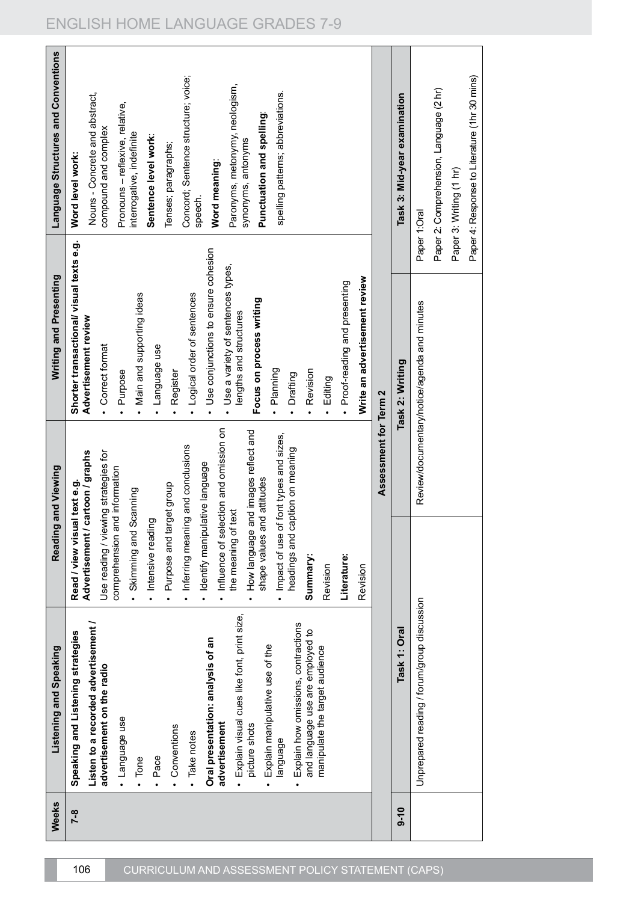| Weeks | Listening and Speaking | Reading and Viewing | Writing and Presenting | Language Structures and Conventions |
|---|---|---|---|---|
| 7-8 | **Speaking and Listening strategies**<br>**Listen to a recorded advertisement / advertisement on the radio**<br>• Language use<br>• Tone<br>• Pace<br>• Conventions<br>• Take notes<br>**Oral presentation: analysis of an advertisement**<br>• Explain visual cues like font, print size, picture shots<br>• Explain manipulative use of the language<br>• Explain how omissions, contractions and language use are employed to manipulate the target audience | **Read / view visual text e.g. Advertisement / cartoon / graphs**<br>Use reading / viewing strategies for comprehension and information<br>• Skimming and Scanning<br>• Intensive reading<br>• Purpose and target group<br>• Inferring meaning and conclusions<br>• Identify manipulative language<br>• Influence of selection and omission on the meaning of text<br>• How language and images reflect and shape values and attitudes<br>• Impact of use of font types and sizes, headings and caption on meaning<br>**Summary:**<br>Revision<br>**Literature:**<br>Revision | **Shorter transactional/ visual texts e.g. Advertisement review**<br>• Correct format<br>• Purpose<br>• Main and supporting ideas<br>• Language use<br>• Register<br>• Logical order of sentences<br>• Use conjunctions to ensure cohesion<br>• Use a variety of sentences types, lengths and structures<br>**Focus on process writing**<br>• Planning<br>• Drafting<br>• Revision<br>• Editing<br>• Proof-reading and presenting<br>**Write an advertisement review** | **Word level work:**<br>Nouns - Concrete and abstract, compound and complex<br>Pronouns – reflexive, relative, interrogative, indefinite<br>**Sentence level work**:<br>Tenses; paragraphs;<br>Concord; Sentence structure; voice; speech.<br>**Word meaning**:<br>Paronyms, metonymy, neologism, synonyms, antonyms<br>**Punctuation and spelling**:<br>spelling patterns; abbreviations. |
| | **Assessment for Term 2** | | | |
| 9-10 | **Task 1: Oral** | | **Task 2: Writing** | **Task 3: Mid-year examination** |
| | Unprepared reading / forum/group discussion | | Review/documentary/notice/agenda and minutes | Paper 1:Oral<br>Paper 2: Comprehension, Language (2 hr)<br>Paper 3: Writing (1 hr)<br>Paper 4: Response to Literature (1hr 30 mins) |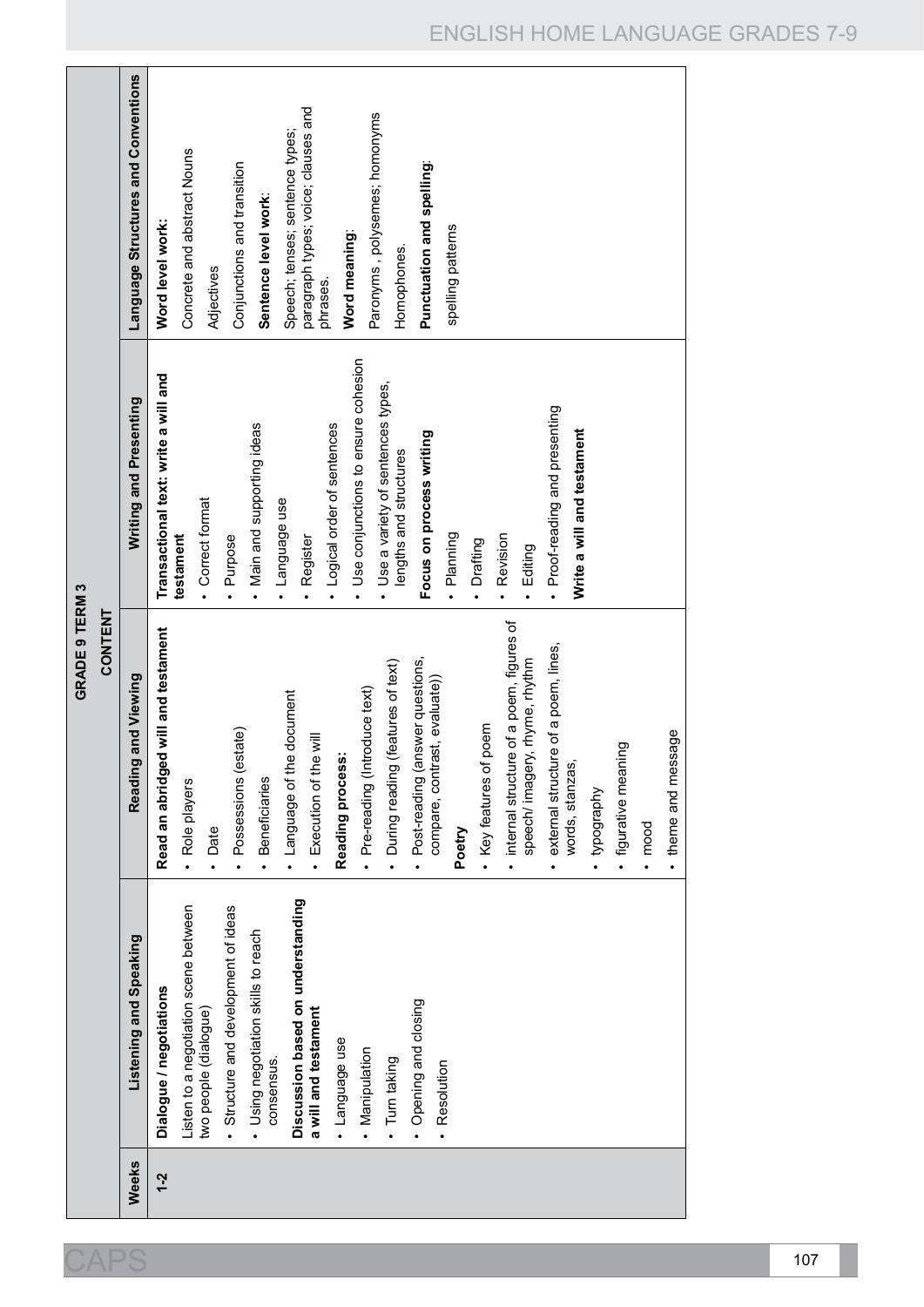## GRADE 9 TERM 3

### CONTENT

| Weeks | Listening and Speaking | Reading and Viewing | Writing and Presenting | Language Structures and Conventions |
|---|---|---|---|---|
| 1-2 | **Dialogue / negotiations**<br>Listen to a negotiation scene between two people (dialogue)<br>• Structure and development of ideas<br>• Using negotiation skills to reach consensus.<br>**Discussion based on understanding a will and testament**<br>• Language use<br>• Manipulation<br>• Turn taking<br>• Opening and closing<br>• Resolution | **Read an abridged will and testament**<br>• Role players<br>• Date<br>• Possessions (estate)<br>• Beneficiaries<br>• Language of the document<br>• Execution of the will<br>**Reading process:**<br>• Pre-reading (Introduce text)<br>• During reading (features of text)<br>• Post-reading (answer questions, compare, contrast, evaluate))<br>**Poetry**<br>• Key features of poem<br>• internal structure of a poem, figures of speech/ imagery, rhyme, rhythm<br>• external structure of a poem, lines, words, stanzas,<br>• typography<br>• figurative meaning<br>• mood<br>• theme and message | **Transactional text: write a will and testament**<br>• Correct format<br>• Purpose<br>• Main and supporting ideas<br>• Language use<br>• Register<br>• Logical order of sentences<br>• Use conjunctions to ensure cohesion<br>• Use a variety of sentences types, lengths and structures<br>**Focus on process writing**<br>• Planning<br>• Drafting<br>• Revision<br>• Editing<br>• Proof-reading and presenting<br>**Write a will and testament** | **Word level work:**<br>Concrete and abstract Nouns<br>Adjectives<br>Conjunctions and transition<br>**Sentence level work:**<br>Speech; tenses; sentence types; paragraph types; voice; clauses and phrases.<br>**Word meaning:**<br>Paronyms , polysemes; homonyms<br>Homophones.<br>**Punctuation and spelling:**<br>spelling patterns |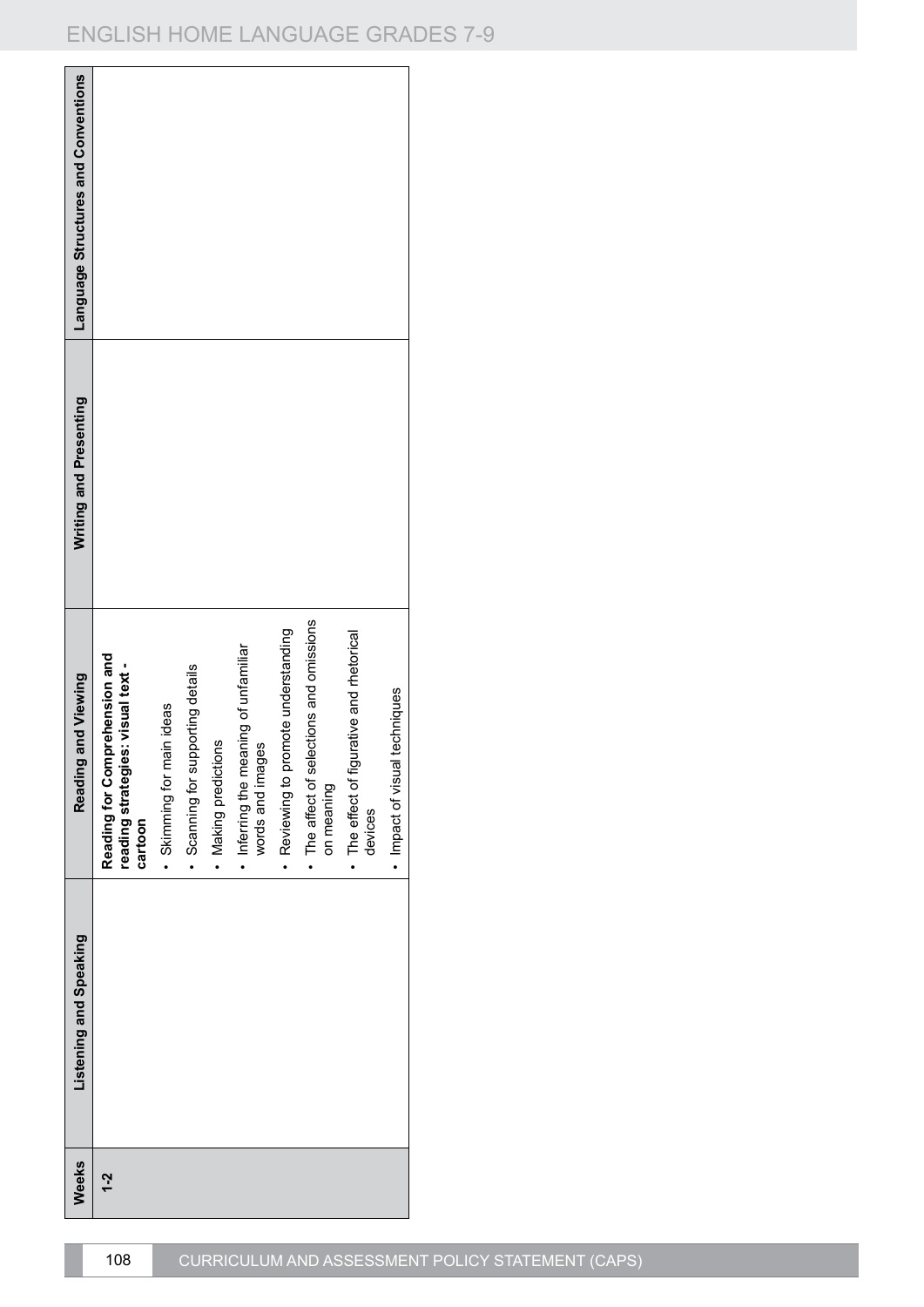| Weeks | Listening and Speaking | Reading and Viewing | Writing and Presenting | Language Structures and Conventions |
|---|---|---|---|---|
| 1-2 | | **Reading for Comprehension and reading strategies: visual text - cartoon**<br>• Skimming for main ideas<br>• Scanning for supporting details<br>• Making predictions<br>• Inferring the meaning of unfamiliar words and images<br>• Reviewing to promote understanding<br>• The affect of selections and omissions on meaning<br>• The effect of figurative and rhetorical devices<br>• Impact of visual techniques | | |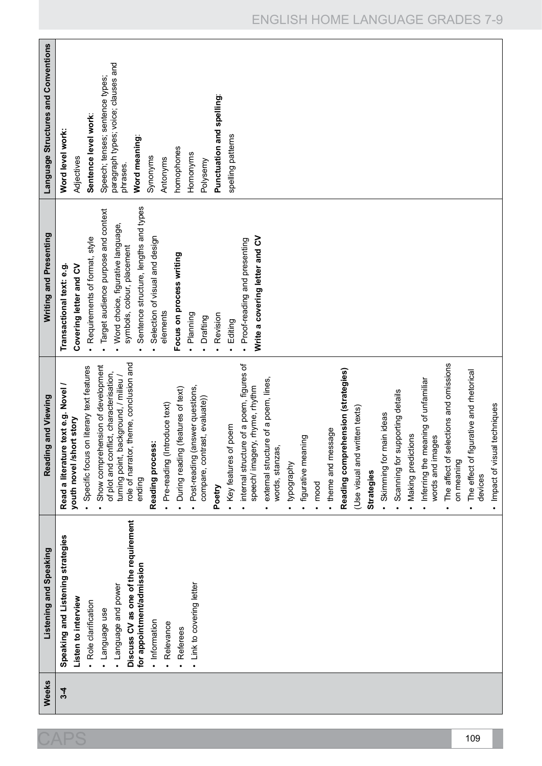| Weeks | Listening and Speaking | Reading and Viewing | Writing and Presenting | Language Structures and Conventions |
|---|---|---|---|---|
| 3-4 | **Speaking and Listening strategies**<br>**Listen to interview**<br>• Role clarification<br>• Language use<br>• Language and power<br>**Discuss CV as one of the requirement for appointment/admission**<br>• Information<br>• Relevance<br>• Referees<br>• Link to covering letter | **Read a literature text e.g. Novel / youth novel /short story**<br>• Specific focus on literary text features<br>• Show comprehension of development of plot and conflict, characterisation, turning point, background, / milieu / role of narrator, theme, conclusion and ending<br>**Reading process:**<br>• Pre-reading (Introduce text)<br>• During reading (features of text)<br>• Post-reading (answer questions, compare, contrast, evaluate))<br>**Poetry**<br>• Key features of poem<br>• internal structure of a poem, figures of speech/ imagery, rhyme, rhythm<br>• external structure of a poem, lines, words, stanzas,<br>• typography<br>• figurative meaning<br>• mood<br>• theme and message<br>**Reading comprehension (strategies)**<br>(Use visual and written texts)<br>**Strategies**<br>• Skimming for main ideas<br>• Scanning for supporting details<br>• Making predictions<br>• Inferring the meaning of unfamiliar words and images<br>• The affect of selections and omissions on meaning<br>• The effect of figurative and rhetorical devices<br>• Impact of visual techniques | **Transactional text: e.g.**<br>**Covering letter and CV**<br>• Requirements of format, style<br>• Target audience purpose and context<br>• Word choice, figurative language, symbols, colour, placement<br>• Sentence structure, lengths and types<br>• Selection of visual and design elements<br>**Focus on process writing**<br>• Planning<br>• Drafting<br>• Revision<br>• Editing<br>• Proof-reading and presenting<br>**Write a covering letter and CV** | **Word level work:**<br>Adjectives<br>**Sentence level work:**<br>Speech; tenses; sentence types; paragraph types; voice; clauses and phrases.<br>**Word meaning:**<br>Synonyms<br>Antonyms<br>homophones<br>Homonyms<br>Polysemy<br>**Punctuation and spelling:**<br>spelling patterns |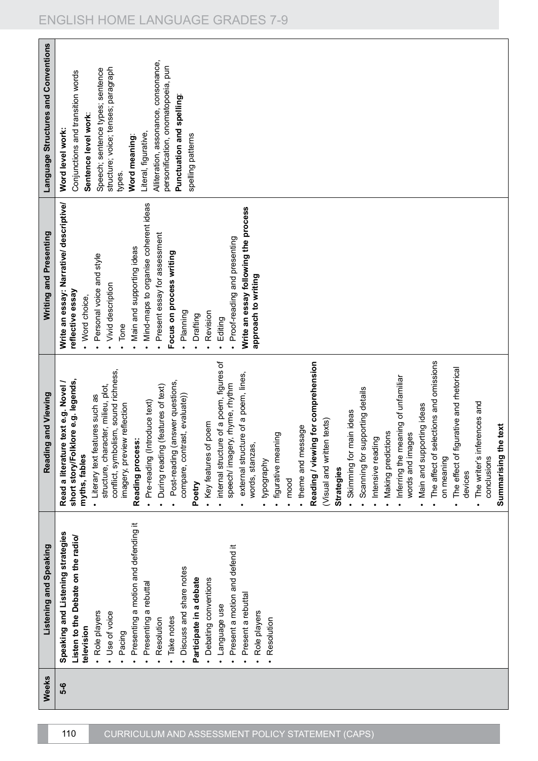| Weeks | Listening and Speaking | Reading and Viewing | Writing and Presenting | Language Structures and Conventions |
|---|---|---|---|---|
| 5-6 | **Speaking and Listening strategies**<br>**Listen to the Debate on the radio/ television**<br>• Role players<br>• Use of voice<br>• Pacing<br>• Presenting a motion and defending it<br>• Presenting a rebuttal<br>• Resolution<br>• Take notes<br>• Discuss and share notes<br>**Participate in a debate**<br>• Debating conventions<br>• Language use<br>• Present a motion and defend it<br>• Present a rebuttal<br>• Role players<br>• Resolution | **Read a literature text e.g. Novel / short story/Folklore e.g. legends, myths, fables**<br>• Literary text features such as structure, character, milieu, plot, conflict, symbolism, sound richness, imagery, preview reflection<br>**Reading process:**<br>• Pre-reading (Introduce text)<br>• During reading (features of text)<br>• Post-reading (answer questions, compare, contrast, evaluate))<br>**Poetry**<br>• Key features of poem<br>• internal structure of a poem, figures of speech/ imagery, rhyme, rhythm<br>• external structure of a poem, lines, words, stanzas,<br>• typography<br>• figurative meaning<br>• mood<br>• theme and message<br>**Reading / viewing for comprehension**<br>(Visual and written texts)<br>**Strategies**<br>• Skimming for main ideas<br>• Scanning for supporting details<br>• Intensive reading<br>• Making predictions<br>• Inferring the meaning of unfamiliar words and images<br>• Main and supporting ideas<br>• The affect of selections and omissions on meaning<br>• The effect of figurative and rhetorical devices<br>• The writer's inferences and conclusions<br>**Summarising the text** | **Write an essay: Narrative/ descriptive/ reflective essay**<br>• Word choice,<br>• Personal voice and style<br>• Vivid description<br>• Tone<br>• Main and supporting ideas<br>• Mind-maps to organise coherent ideas<br>• Present essay for assessment<br>**Focus on process writing**<br>• Planning<br>• Drafting<br>• Revision<br>• Editing<br>• Proof-reading and presenting<br>**Write an essay following the process approach to writing** | **Word level work:**<br>Conjunctions and transition words<br>**Sentence level work:**<br>Speech; sentence types; sentence structure; voice; tenses; paragraph types.<br>**Word meaning:**<br>Literal, figurative,<br>Alliteration, assonance, consonance, personification, onomatopoeia, pun<br>**Punctuation and spelling:**<br>spelling patterns |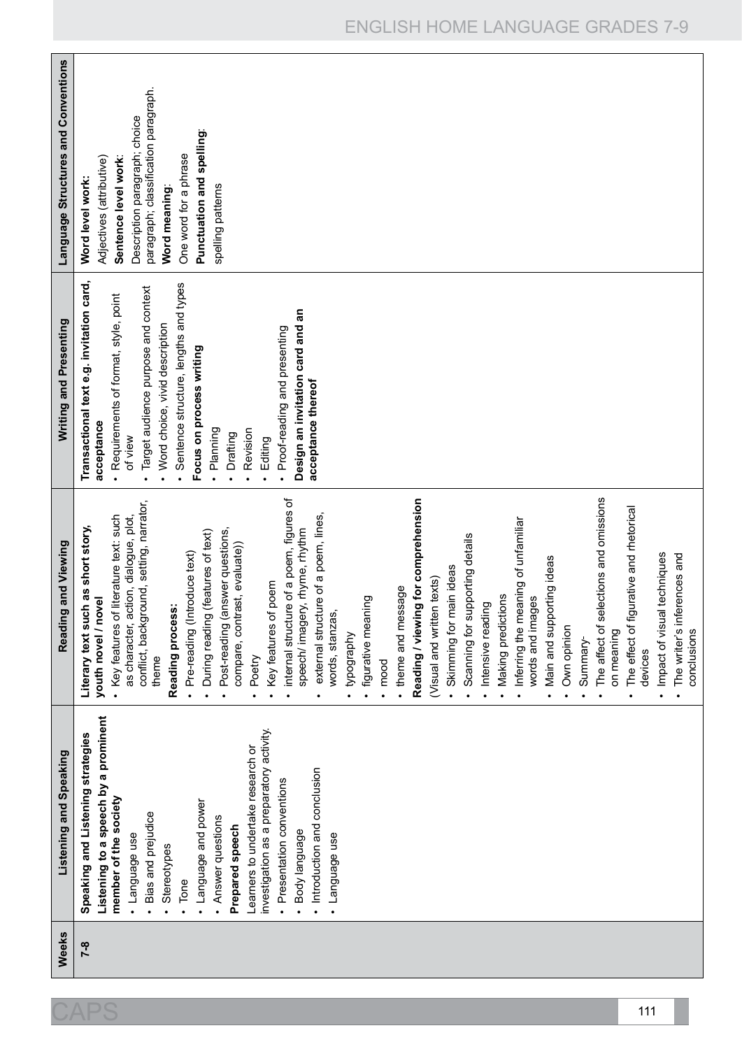| Weeks | Listening and Speaking | Reading and Viewing | Writing and Presenting | Language Structures and Conventions |
|---|---|---|---|---|
| 7-8 | **Speaking and Listening strategies**<br>**Listening to a speech by a prominent member of the society**<br>• Language use<br>• Bias and prejudice<br>• Stereotypes<br>• Tone<br>• Language and power<br>• Answer questions<br>**Prepared speech**<br>Learners to undertake research or investigation as a preparatory activity.<br>• Presentation conventions<br>• Body language<br>• Introduction and conclusion<br>• Language use | **Literary text such as short story, youth novel / novel**<br>• Key features of literature text: such as character, action, dialogue, plot, conflict, background, setting, narrator, theme<br>**Reading process:**<br>• Pre-reading (Introduce text)<br>• During reading (features of text)<br>• Post-reading (answer questions, compare, contrast, evaluate))<br>• Poetry<br>• Key features of poem<br>• internal structure of a poem, figures of speech/ imagery, rhyme, rhythm<br>• external structure of a poem, lines, words, stanzas,<br>• typography<br>• figurative meaning<br>• mood<br>• theme and message<br>**Reading / viewing for comprehension**<br>(Visual and written texts)<br>• Skimming for main ideas<br>• Scanning for supporting details<br>• Intensive reading<br>• Making predictions<br>• Inferring the meaning of unfamiliar words and images<br>• Main and supporting ideas<br>• Own opinion<br>• Summary-<br>• The affect of selections and omissions on meaning<br>• The effect of figurative and rhetorical devices<br>• Impact of visual techniques<br>• The writer's inferences and conclusions | **Transactional text e.g. invitation card, acceptance**<br>• Requirements of format, style, point of view<br>• Target audience purpose and context<br>• Word choice, vivid description<br>• Sentence structure, lengths and types<br>**Focus on process writing**<br>• Planning<br>• Drafting<br>• Revision<br>• Editing<br>• Proof-reading and presenting<br>**Design an invitation card and an acceptance thereof** | **Word level work:**<br>Adjectives (attributive)<br>**Sentence level work:**<br>Description paragraph; choice paragraph; classification paragraph.<br>**Word meaning**:<br>One word for a phrase<br>**Punctuation and spelling**:<br>spelling patterns |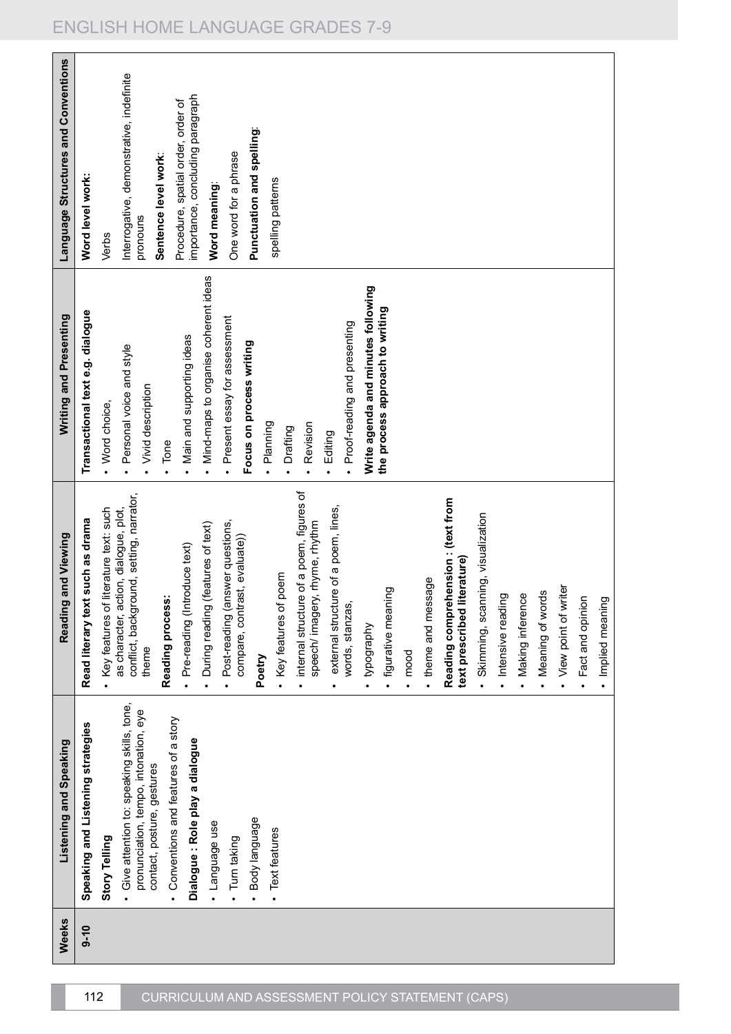| Weeks | Listening and Speaking | Reading and Viewing | Writing and Presenting | Language Structures and Conventions |
|---|---|---|---|---|
| 9-10 | **Speaking and Listening strategies**<br>**Story Telling**<br>• Give attention to: speaking skills, tone, pronunciation, tempo, intonation, eye contact, posture, gestures<br>• Conventions and features of a story<br>**Dialogue : Role play a dialogue**<br>• Language use<br>• Turn taking<br>• Body language<br>• Text features | **Read literary text such as drama**<br>• Key features of literature text: such as character, action, dialogue, plot, conflict, background, setting, narrator, theme<br>**Reading process:**<br>• Pre-reading (Introduce text)<br>• During reading (features of text)<br>• Post-reading (answer questions, compare, contrast, evaluate))<br>**Poetry**<br>• Key features of poem<br>• internal structure of a poem, figures of speech/ imagery, rhyme, rhythm<br>• external structure of a poem, lines, words, stanzas,<br>• typography<br>• figurative meaning<br>• mood<br>• theme and message<br>**Reading comprehension : (text from text prescribed literature)**<br>• Skimming, scanning, visualization<br>• Intensive reading<br>• Making inference<br>• Meaning of words<br>• View point of writer<br>• Fact and opinion<br>• Implied meaning | **Transactional text e.g. dialogue**<br>• Word choice,<br>• Personal voice and style<br>• Vivid description<br>• Tone<br>• Main and supporting ideas<br>• Mind-maps to organise coherent ideas<br>• Present essay for assessment<br>**Focus on process writing**<br>• Planning<br>• Drafting<br>• Revision<br>• Editing<br>• Proof-reading and presenting<br>**Write agenda and minutes following the process approach to writing** | **Word level work:**<br>Verbs<br>Interrogative, demonstrative, indefinite pronouns<br>**Sentence level work**:<br>Procedure, spatial order, order of importance, concluding paragraph<br>**Word meaning**:<br>One word for a phrase<br>**Punctuation and spelling**:<br>spelling patterns |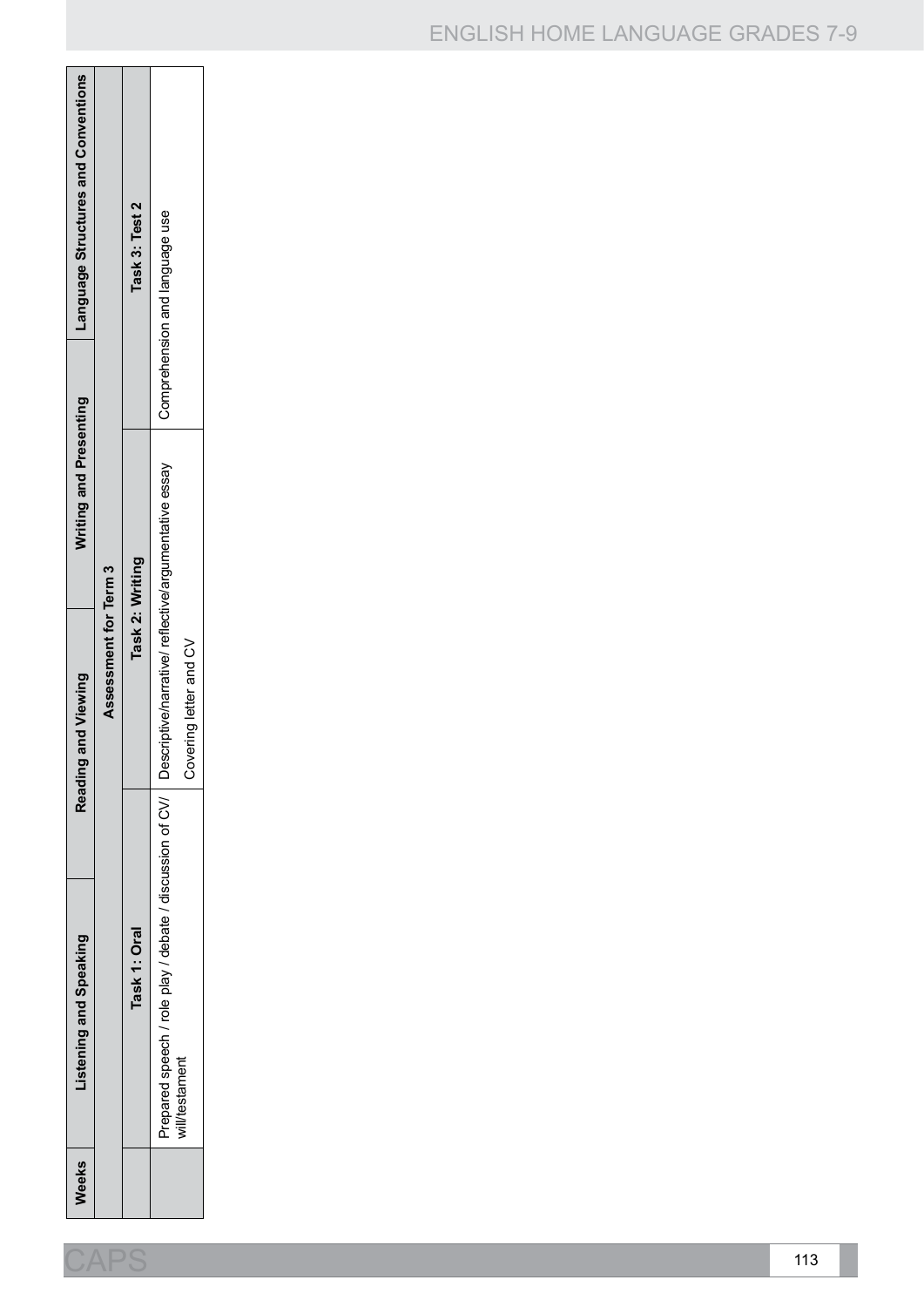| Weeks | Listening and Speaking | Reading and Viewing | Writing and Presenting | Language Structures and Conventions |
|---|---|---|---|---|
| | **Assessment for Term 3** | | | |
| | **Task 1: Oral** | **Task 2: Writing** | | **Task 3: Test 2** |
| | Prepared speech / role play / debate / discussion of CV/ will/testament | Descriptive/narrative/ reflective/argumentative essay<br>Covering letter and CV | | Comprehension and language use |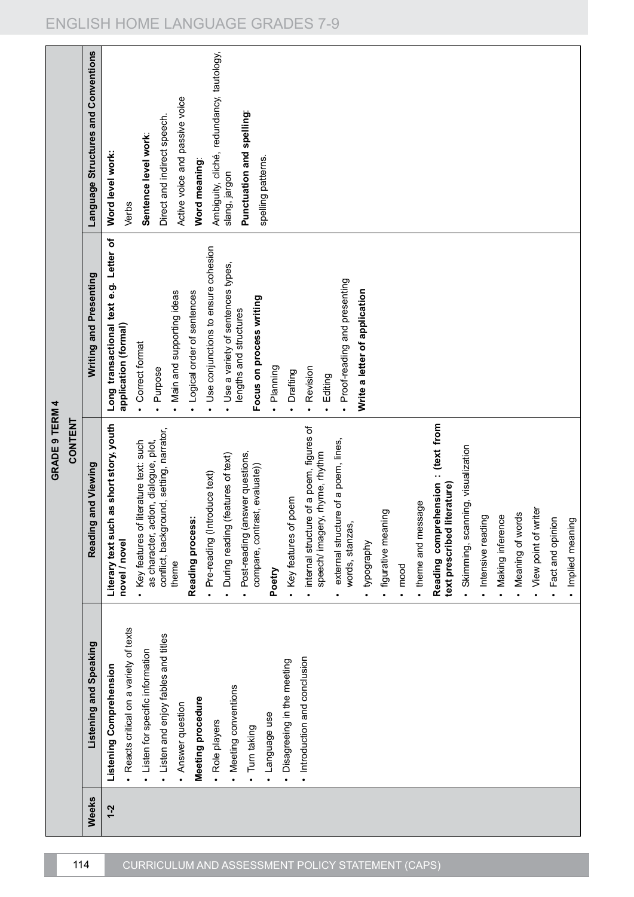## GRADE 9 TERM 4

| Weeks | CONTENT | | | |
|---|---|---|---|---|
| | **Listening and Speaking** | **Reading and Viewing** | **Writing and Presenting** | **Language Structures and Conventions** |
| 1-2 | **Listening Comprehension**<br>• Reacts critical on a variety of texts<br>• Listen for specific information<br>• Listen and enjoy fables and titles<br>• Answer question<br>**Meeting procedure**<br>• Role players<br>• Meeting conventions<br>• Turn taking<br>• Language use<br>• Disagreeing in the meeting<br>• Introduction and conclusion | **Literary text such as short story, youth novel / novel**<br>• Key features of literature text: such as character, action, dialogue, plot, conflict, background, setting, narrator, theme<br>**Reading process:**<br>• Pre-reading (Introduce text)<br>• During reading (features of text)<br>• Post-reading (answer questions, compare, contrast, evaluate))<br>**Poetry**<br>• Key features of poem<br>• internal structure of a poem, figures of speech/ imagery, rhyme, rhythm<br>• external structure of a poem, lines, words, stanzas,<br>• typography<br>• figurative meaning<br>• mood<br>• theme and message<br>**Reading comprehension : (text from text prescribed literature)**<br>• Skimming, scanning, visualization<br>• Intensive reading<br>• Making inference<br>• Meaning of words<br>• View point of writer<br>• Fact and opinion<br>• Implied meaning | **Long transactional text e.g. Letter of application (formal)**<br>• Correct format<br>• Purpose<br>• Main and supporting ideas<br>• Logical order of sentences<br>• Use conjunctions to ensure cohesion<br>• Use a variety of sentences types, lengths and structures<br>**Focus on process writing**<br>• Planning<br>• Drafting<br>• Revision<br>• Editing<br>• Proof-reading and presenting<br>**Write a letter of application** | **Word level work:**<br>Verbs<br>**Sentence level work:**<br>Direct and indirect speech.<br>Active voice and passive voice<br>**Word meaning:**<br>Ambiguity, cliché, redundancy, tautology, slang, jargon<br>**Punctuation and spelling:**<br>spelling patterns. |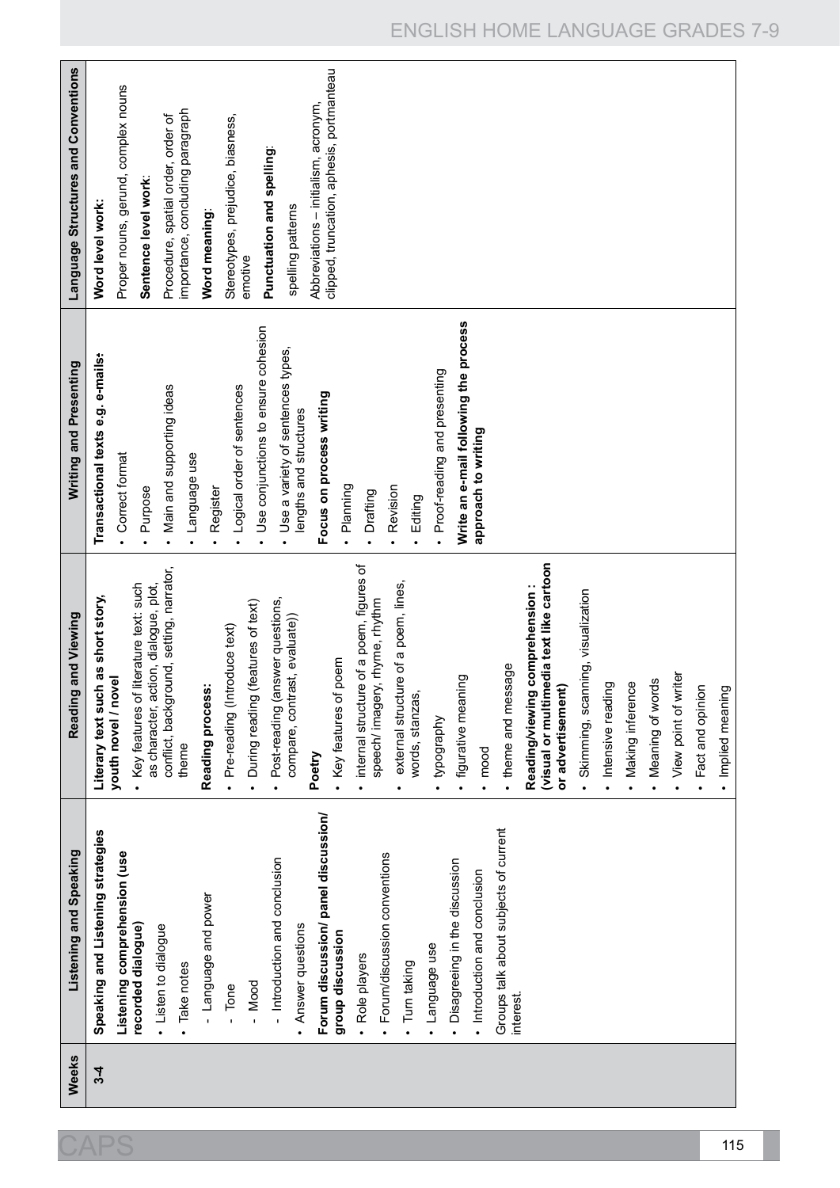| Weeks | Listening and Speaking | Reading and Viewing | Writing and Presenting | Language Structures and Conventions |
|---|---|---|---|---|
| 3-4 | **Speaking and Listening strategies**<br>**Listening comprehension (use recorded dialogue)**<br>• Listen to dialogue<br>• Take notes<br>- Language and power<br>- Tone<br>- Mood<br>- Introduction and conclusion<br>• Answer questions<br>**Forum discussion/ panel discussion/ group discussion**<br>• Role players<br>• Forum/discussion conventions<br>• Turn taking<br>• Language use<br>• Disagreeing in the discussion<br>• Introduction and conclusion<br>Groups talk about subjects of current interest. | **Literary text such as short story, youth novel / novel**<br>• Key features of literature text: such as character, action, dialogue, plot, conflict, background, setting, narrator, theme<br>**Reading process:**<br>• Pre-reading (Introduce text)<br>• During reading (features of text)<br>• Post-reading (answer questions, compare, contrast, evaluate))<br>**Poetry**<br>• Key features of poem<br>• internal structure of a poem, figures of speech/ imagery, rhyme, rhythm<br>• external structure of a poem, lines, words, stanzas,<br>• typography<br>• figurative meaning<br>• mood<br>• theme and message<br>**Reading/viewing comprehension : (visual or multimedia text like cartoon or advertisement)**<br>• Skimming, scanning, visualization<br>• Intensive reading<br>• Making inference<br>• Meaning of words<br>• View point of writer<br>• Fact and opinion<br>• Implied meaning | **Transactional texts e.g. e-mails:**<br>• Correct format<br>• Purpose<br>• Main and supporting ideas<br>• Language use<br>• Register<br>• Logical order of sentences<br>• Use conjunctions to ensure cohesion<br>• Use a variety of sentences types, lengths and structures<br>**Focus on process writing**<br>• Planning<br>• Drafting<br>• Revision<br>• Editing<br>• Proof-reading and presenting<br>**Write an e-mail following the process approach to writing** | **Word level work:**<br>Proper nouns, gerund, complex nouns<br>**Sentence level work**:<br>Procedure, spatial order, order of importance, concluding paragraph<br>**Word meaning**:<br>Stereotypes, prejudice, biasness, emotive<br>**Punctuation and spelling**:<br>spelling patterns<br>Abbreviations – initialism, acronym, clipped, truncation, aphesis, portmanteau |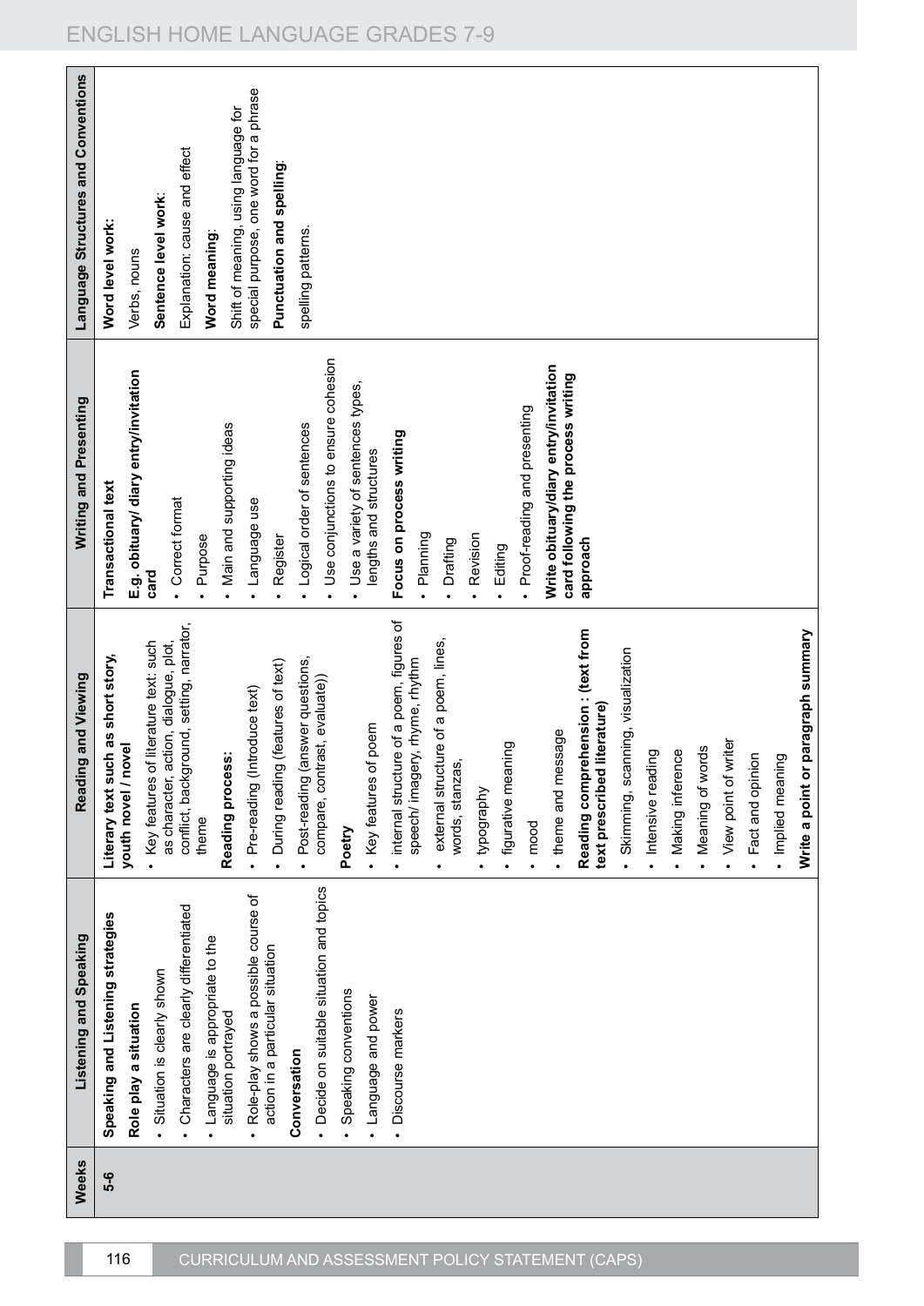| Weeks | Listening and Speaking | Reading and Viewing | Writing and Presenting | Language Structures and Conventions |
|---|---|---|---|---|
| 5-6 | **Speaking and Listening strategies**<br>**Role play a situation**<br>• Situation is clearly shown<br>• Characters are clearly differentiated<br>• Language is appropriate to the situation portrayed<br>• Role-play shows a possible course of action in a particular situation<br>**Conversation**<br>• Decide on suitable situation and topics<br>• Speaking conventions<br>• Language and power<br>• Discourse markers | **Literary text such as short story, youth novel / novel**<br>• Key features of literature text: such as character, action, dialogue, plot, conflict, background, setting, narrator, theme<br>**Reading process:**<br>• Pre-reading (Introduce text)<br>• During reading (features of text)<br>• Post-reading (answer questions, compare, contrast, evaluate))<br>**Poetry**<br>• Key features of poem<br>• internal structure of a poem, figures of speech/ imagery, rhyme, rhythm<br>• external structure of a poem, lines, words, stanzas,<br>• typography<br>• figurative meaning<br>• mood<br>• theme and message<br>**Reading comprehension : (text from text prescribed literature)**<br>• Skimming, scanning, visualization<br>• Intensive reading<br>• Making inference<br>• Meaning of words<br>• View point of writer<br>• Fact and opinion<br>• Implied meaning<br>**Write a point or paragraph summary** | **Transactional text**<br>**E.g. obituary/ diary entry/invitation card**<br>• Correct format<br>• Purpose<br>• Main and supporting ideas<br>• Language use<br>• Register<br>• Logical order of sentences<br>• Use conjunctions to ensure cohesion<br>• Use a variety of sentences types, lengths and structures<br>**Focus on process writing**<br>• Planning<br>• Drafting<br>• Revision<br>• Editing<br>• Proof-reading and presenting<br>**Write obituary/diary entry/invitation card following the process writing approach** | **Word level work:**<br>Verbs, nouns<br>**Sentence level work:**<br>Explanation: cause and effect<br>**Word meaning:**<br>Shift of meaning, using language for special purpose, one word for a phrase<br>**Punctuation and spelling:**<br>spelling patterns. |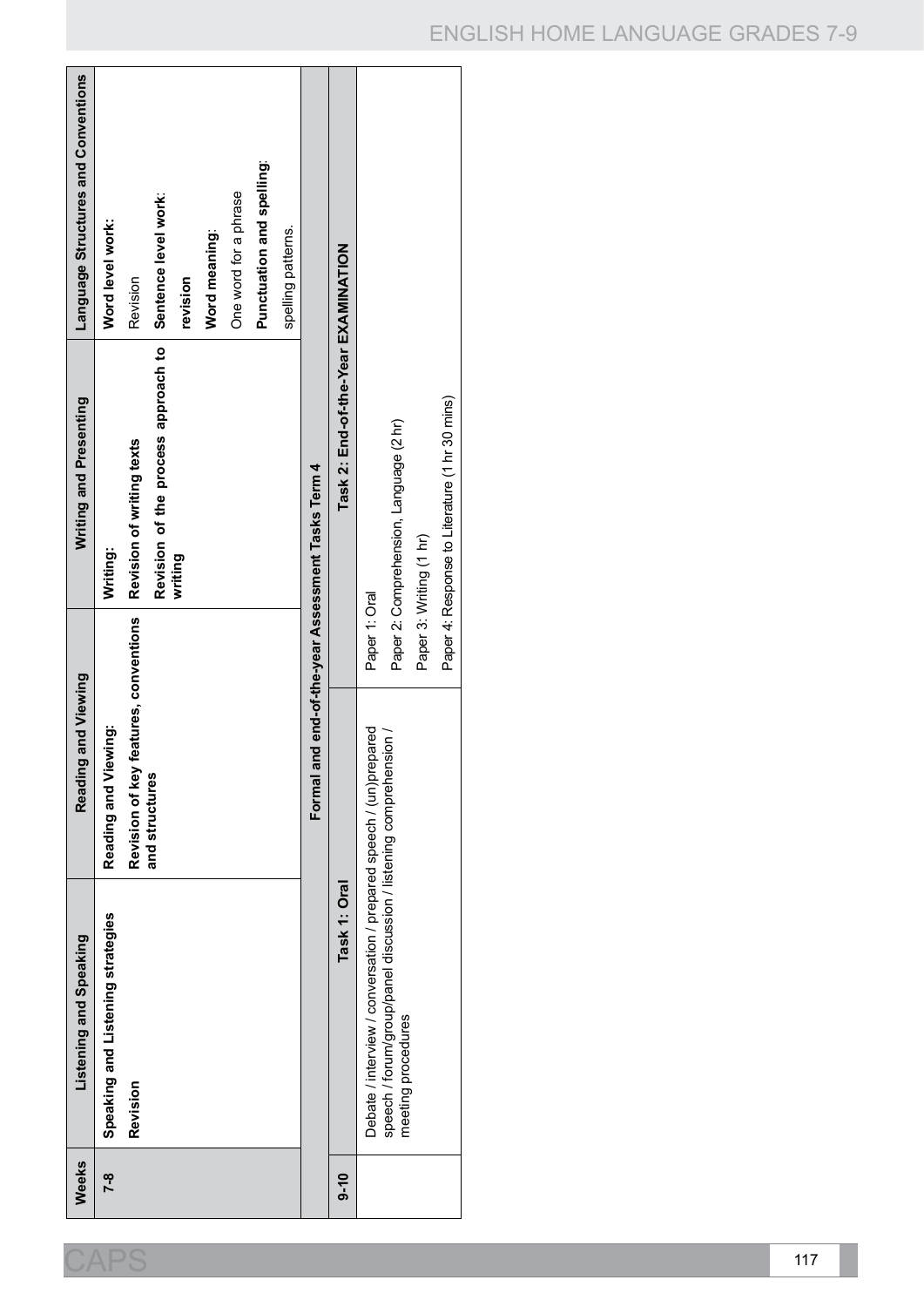| Weeks | Listening and Speaking | Reading and Viewing | Writing and Presenting | Language Structures and Conventions |
|---|---|---|---|---|
| 7-8 | **Speaking and Listening strategies**<br>**Revision** | **Reading and Viewing:**<br>**Revision of key features, conventions and structures** | **Writing:**<br>**Revision of writing texts**<br>**Revision of the process approach to writing** | **Word level work:**<br>Revision<br>**Sentence level work:**<br>**revision**<br>**Word meaning:**<br>One word for a phrase<br>**Punctuation and spelling:**<br>spelling patterns. |
| | **Formal and end-of-the-year Assessment Tasks Term 4** | | | |
| 9-10 | **Task 1: Oral** | | **Task 2: End-of-the-Year EXAMINATION** | |
| | Debate / interview / conversation / prepared speech / (un)prepared speech / forum/group/panel discussion / listening comprehension / meeting procedures | | Paper 1: Oral<br>Paper 2: Comprehension, Language (2 hr)<br>Paper 3: Writing (1 hr)<br>Paper 4: Response to Literature (1 hr 30 mins) | |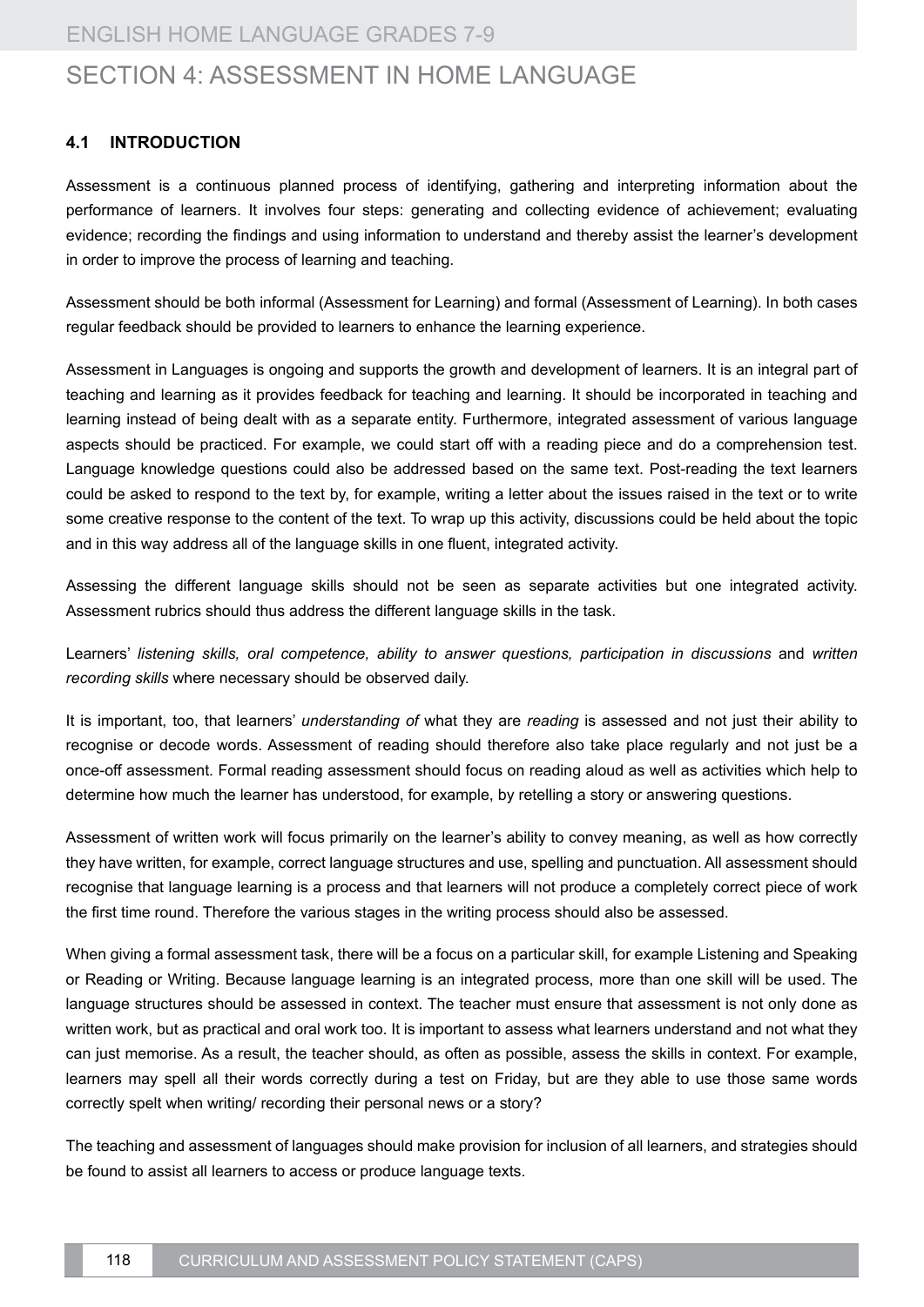# SECTION 4: ASSESSMENT IN HOME LANGUAGE

## 4.1 INTRODUCTION

Assessment is a continuous planned process of identifying, gathering and interpreting information about the performance of learners. It involves four steps: generating and collecting evidence of achievement; evaluating evidence; recording the findings and using information to understand and thereby assist the learner's development in order to improve the process of learning and teaching.

Assessment should be both informal (Assessment for Learning) and formal (Assessment of Learning). In both cases regular feedback should be provided to learners to enhance the learning experience.

Assessment in Languages is ongoing and supports the growth and development of learners. It is an integral part of teaching and learning as it provides feedback for teaching and learning. It should be incorporated in teaching and learning instead of being dealt with as a separate entity. Furthermore, integrated assessment of various language aspects should be practiced. For example, we could start off with a reading piece and do a comprehension test. Language knowledge questions could also be addressed based on the same text. Post-reading the text learners could be asked to respond to the text by, for example, writing a letter about the issues raised in the text or to write some creative response to the content of the text. To wrap up this activity, discussions could be held about the topic and in this way address all of the language skills in one fluent, integrated activity.

Assessing the different language skills should not be seen as separate activities but one integrated activity. Assessment rubrics should thus address the different language skills in the task.

Learners' *listening skills, oral competence, ability to answer questions, participation in discussions* and *written recording skills* where necessary should be observed daily.

It is important, too, that learners' *understanding of* what they are *reading* is assessed and not just their ability to recognise or decode words. Assessment of reading should therefore also take place regularly and not just be a once-off assessment. Formal reading assessment should focus on reading aloud as well as activities which help to determine how much the learner has understood, for example, by retelling a story or answering questions.

Assessment of written work will focus primarily on the learner's ability to convey meaning, as well as how correctly they have written, for example, correct language structures and use, spelling and punctuation. All assessment should recognise that language learning is a process and that learners will not produce a completely correct piece of work the first time round. Therefore the various stages in the writing process should also be assessed.

When giving a formal assessment task, there will be a focus on a particular skill, for example Listening and Speaking or Reading or Writing. Because language learning is an integrated process, more than one skill will be used. The language structures should be assessed in context. The teacher must ensure that assessment is not only done as written work, but as practical and oral work too. It is important to assess what learners understand and not what they can just memorise. As a result, the teacher should, as often as possible, assess the skills in context. For example, learners may spell all their words correctly during a test on Friday, but are they able to use those same words correctly spelt when writing/ recording their personal news or a story?

The teaching and assessment of languages should make provision for inclusion of all learners, and strategies should be found to assist all learners to access or produce language texts.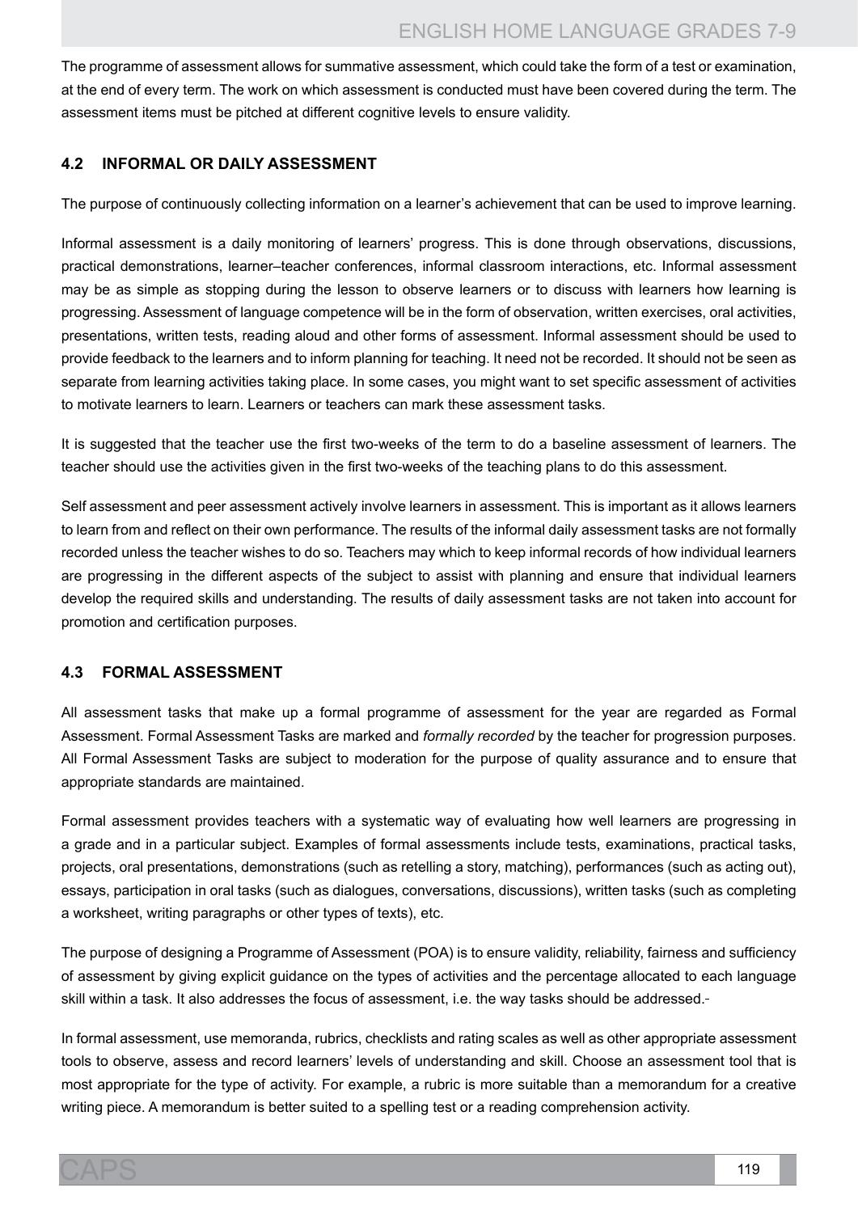The programme of assessment allows for summative assessment, which could take the form of a test or examination, at the end of every term. The work on which assessment is conducted must have been covered during the term. The assessment items must be pitched at different cognitive levels to ensure validity.

## 4.2 INFORMAL OR DAILY ASSESSMENT

The purpose of continuously collecting information on a learner's achievement that can be used to improve learning.

Informal assessment is a daily monitoring of learners' progress. This is done through observations, discussions, practical demonstrations, learner–teacher conferences, informal classroom interactions, etc. Informal assessment may be as simple as stopping during the lesson to observe learners or to discuss with learners how learning is progressing. Assessment of language competence will be in the form of observation, written exercises, oral activities, presentations, written tests, reading aloud and other forms of assessment. Informal assessment should be used to provide feedback to the learners and to inform planning for teaching. It need not be recorded. It should not be seen as separate from learning activities taking place. In some cases, you might want to set specific assessment of activities to motivate learners to learn. Learners or teachers can mark these assessment tasks.

It is suggested that the teacher use the first two-weeks of the term to do a baseline assessment of learners. The teacher should use the activities given in the first two-weeks of the teaching plans to do this assessment.

Self assessment and peer assessment actively involve learners in assessment. This is important as it allows learners to learn from and reflect on their own performance. The results of the informal daily assessment tasks are not formally recorded unless the teacher wishes to do so. Teachers may which to keep informal records of how individual learners are progressing in the different aspects of the subject to assist with planning and ensure that individual learners develop the required skills and understanding. The results of daily assessment tasks are not taken into account for promotion and certification purposes.

## 4.3 FORMAL ASSESSMENT

All assessment tasks that make up a formal programme of assessment for the year are regarded as Formal Assessment. Formal Assessment Tasks are marked and *formally recorded* by the teacher for progression purposes. All Formal Assessment Tasks are subject to moderation for the purpose of quality assurance and to ensure that appropriate standards are maintained.

Formal assessment provides teachers with a systematic way of evaluating how well learners are progressing in a grade and in a particular subject. Examples of formal assessments include tests, examinations, practical tasks, projects, oral presentations, demonstrations (such as retelling a story, matching), performances (such as acting out), essays, participation in oral tasks (such as dialogues, conversations, discussions), written tasks (such as completing a worksheet, writing paragraphs or other types of texts), etc.

The purpose of designing a Programme of Assessment (POA) is to ensure validity, reliability, fairness and sufficiency of assessment by giving explicit guidance on the types of activities and the percentage allocated to each language skill within a task. It also addresses the focus of assessment, i.e. the way tasks should be addressed.

In formal assessment, use memoranda, rubrics, checklists and rating scales as well as other appropriate assessment tools to observe, assess and record learners' levels of understanding and skill. Choose an assessment tool that is most appropriate for the type of activity. For example, a rubric is more suitable than a memorandum for a creative writing piece. A memorandum is better suited to a spelling test or a reading comprehension activity.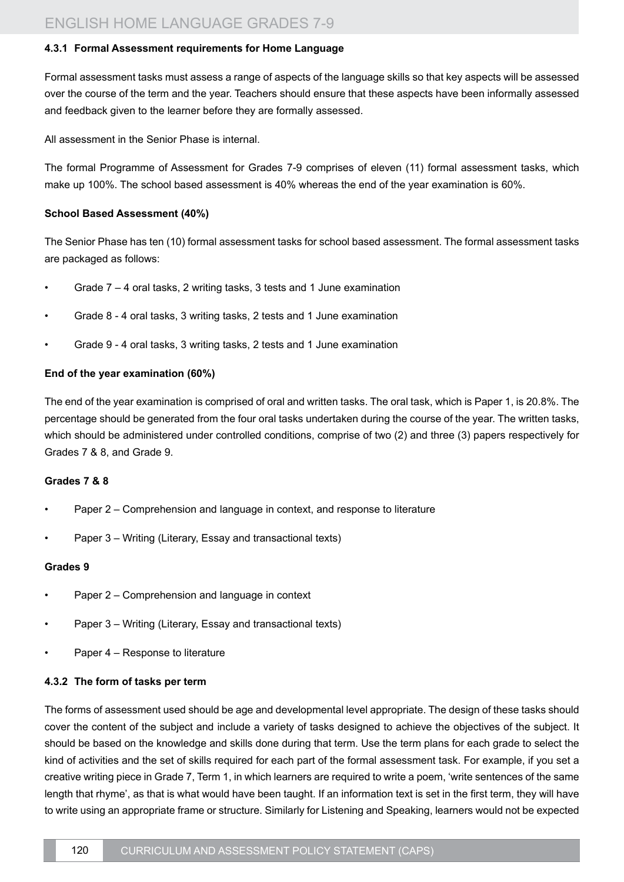#### 4.3.1 Formal Assessment requirements for Home Language

Formal assessment tasks must assess a range of aspects of the language skills so that key aspects will be assessed over the course of the term and the year. Teachers should ensure that these aspects have been informally assessed and feedback given to the learner before they are formally assessed.

All assessment in the Senior Phase is internal.

The formal Programme of Assessment for Grades 7-9 comprises of eleven (11) formal assessment tasks, which make up 100%. The school based assessment is 40% whereas the end of the year examination is 60%.

**School Based Assessment (40%)**

The Senior Phase has ten (10) formal assessment tasks for school based assessment. The formal assessment tasks are packaged as follows:

- Grade 7 – 4 oral tasks, 2 writing tasks, 3 tests and 1 June examination
- Grade 8 - 4 oral tasks, 3 writing tasks, 2 tests and 1 June examination
- Grade 9 - 4 oral tasks, 3 writing tasks, 2 tests and 1 June examination

**End of the year examination (60%)**

The end of the year examination is comprised of oral and written tasks. The oral task, which is Paper 1, is 20.8%. The percentage should be generated from the four oral tasks undertaken during the course of the year. The written tasks, which should be administered under controlled conditions, comprise of two (2) and three (3) papers respectively for Grades 7 & 8, and Grade 9.

**Grades 7 & 8**

- Paper 2 – Comprehension and language in context, and response to literature
- Paper 3 – Writing (Literary, Essay and transactional texts)

**Grades 9**

- Paper 2 – Comprehension and language in context
- Paper 3 – Writing (Literary, Essay and transactional texts)
- Paper 4 – Response to literature

#### 4.3.2 The form of tasks per term

The forms of assessment used should be age and developmental level appropriate. The design of these tasks should cover the content of the subject and include a variety of tasks designed to achieve the objectives of the subject. It should be based on the knowledge and skills done during that term. Use the term plans for each grade to select the kind of activities and the set of skills required for each part of the formal assessment task. For example, if you set a creative writing piece in Grade 7, Term 1, in which learners are required to write a poem, 'write sentences of the same length that rhyme', as that is what would have been taught. If an information text is set in the first term, they will have to write using an appropriate frame or structure. Similarly for Listening and Speaking, learners would not be expected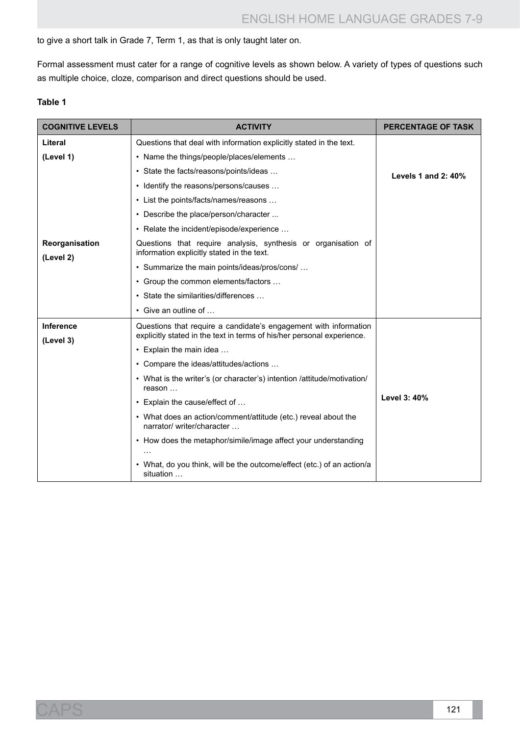to give a short talk in Grade 7, Term 1, as that is only taught later on.

Formal assessment must cater for a range of cognitive levels as shown below. A variety of types of questions such as multiple choice, cloze, comparison and direct questions should be used.

**Table 1**

| COGNITIVE LEVELS | ACTIVITY | PERCENTAGE OF TASK |
|---|---|---|
| **Literal (Level 1)** | Questions that deal with information explicitly stated in the text.<br>• Name the things/people/places/elements …<br>• State the facts/reasons/points/ideas …<br>• Identify the reasons/persons/causes …<br>• List the points/facts/names/reasons …<br>• Describe the place/person/character ...<br>• Relate the incident/episode/experience … | **Levels 1 and 2: 40%** |
| **Reorganisation (Level 2)** | Questions that require analysis, synthesis or organisation of information explicitly stated in the text.<br>• Summarize the main points/ideas/pros/cons/ …<br>• Group the common elements/factors …<br>• State the similarities/differences …<br>• Give an outline of … | |
| **Inference (Level 3)** | Questions that require a candidate's engagement with information explicitly stated in the text in terms of his/her personal experience.<br>• Explain the main idea …<br>• Compare the ideas/attitudes/actions …<br>• What is the writer's (or character's) intention /attitude/motivation/ reason …<br>• Explain the cause/effect of …<br>• What does an action/comment/attitude (etc.) reveal about the narrator/ writer/character …<br>• How does the metaphor/simile/image affect your understanding …<br>• What, do you think, will be the outcome/effect (etc.) of an action/a situation … | **Level 3: 40%** |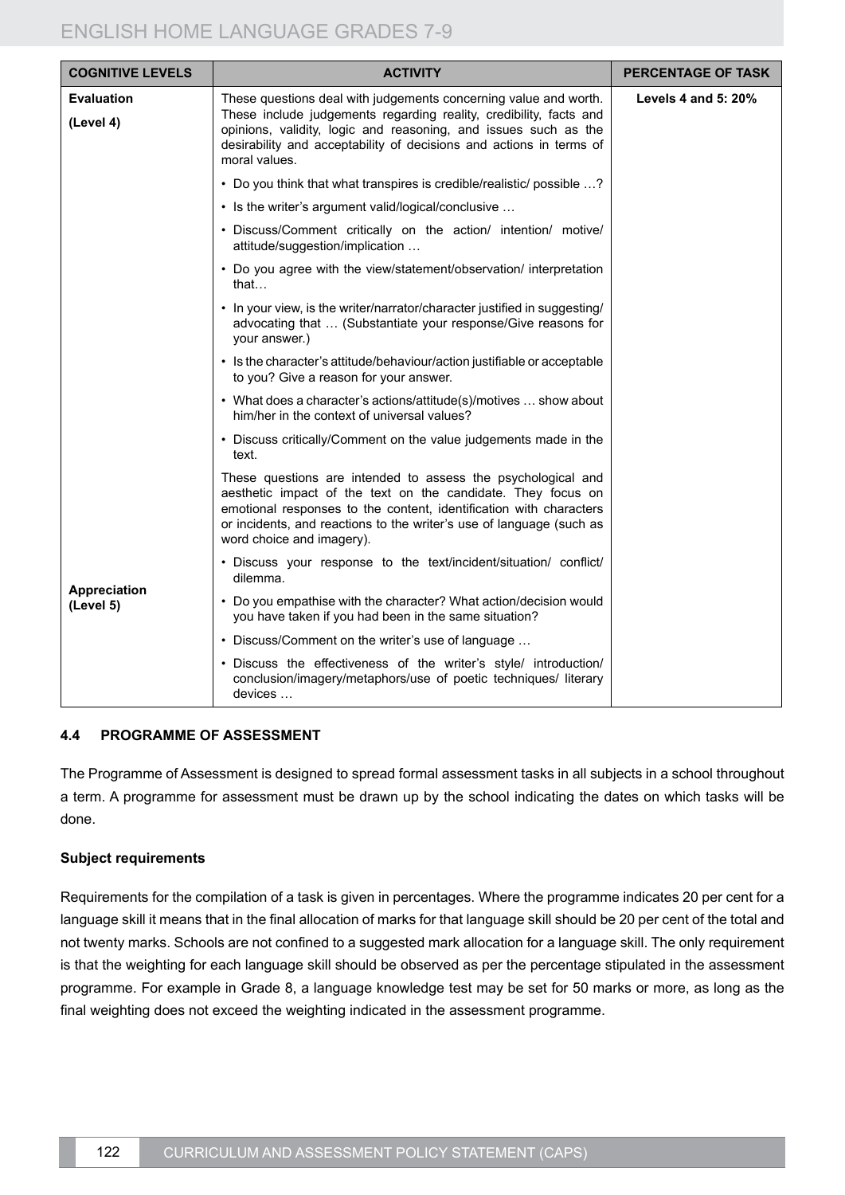| COGNITIVE LEVELS | ACTIVITY | PERCENTAGE OF TASK |
|---|---|---|
| **Evaluation**<br><br>**(Level 4)** | These questions deal with judgements concerning value and worth. These include judgements regarding reality, credibility, facts and opinions, validity, logic and reasoning, and issues such as the desirability and acceptability of decisions and actions in terms of moral values.<br><br>• Do you think that what transpires is credible/realistic/ possible …?<br>• Is the writer's argument valid/logical/conclusive …<br>• Discuss/Comment critically on the action/ intention/ motive/ attitude/suggestion/implication …<br>• Do you agree with the view/statement/observation/ interpretation that…<br>• In your view, is the writer/narrator/character justified in suggesting/ advocating that … (Substantiate your response/Give reasons for your answer.)<br>• Is the character's attitude/behaviour/action justifiable or acceptable to you? Give a reason for your answer.<br>• What does a character's actions/attitude(s)/motives … show about him/her in the context of universal values?<br>• Discuss critically/Comment on the value judgements made in the text. | **Levels 4 and 5: 20%** |
| **Appreciation (Level 5)** | These questions are intended to assess the psychological and aesthetic impact of the text on the candidate. They focus on emotional responses to the content, identification with characters or incidents, and reactions to the writer's use of language (such as word choice and imagery).<br><br>• Discuss your response to the text/incident/situation/ conflict/ dilemma.<br>• Do you empathise with the character? What action/decision would you have taken if you had been in the same situation?<br>• Discuss/Comment on the writer's use of language …<br>• Discuss the effectiveness of the writer's style/ introduction/ conclusion/imagery/metaphors/use of poetic techniques/ literary devices … | |

### 4.4 PROGRAMME OF ASSESSMENT

The Programme of Assessment is designed to spread formal assessment tasks in all subjects in a school throughout a term. A programme for assessment must be drawn up by the school indicating the dates on which tasks will be done.

**Subject requirements**

Requirements for the compilation of a task is given in percentages. Where the programme indicates 20 per cent for a language skill it means that in the final allocation of marks for that language skill should be 20 per cent of the total and not twenty marks. Schools are not confined to a suggested mark allocation for a language skill. The only requirement is that the weighting for each language skill should be observed as per the percentage stipulated in the assessment programme. For example in Grade 8, a language knowledge test may be set for 50 marks or more, as long as the final weighting does not exceed the weighting indicated in the assessment programme.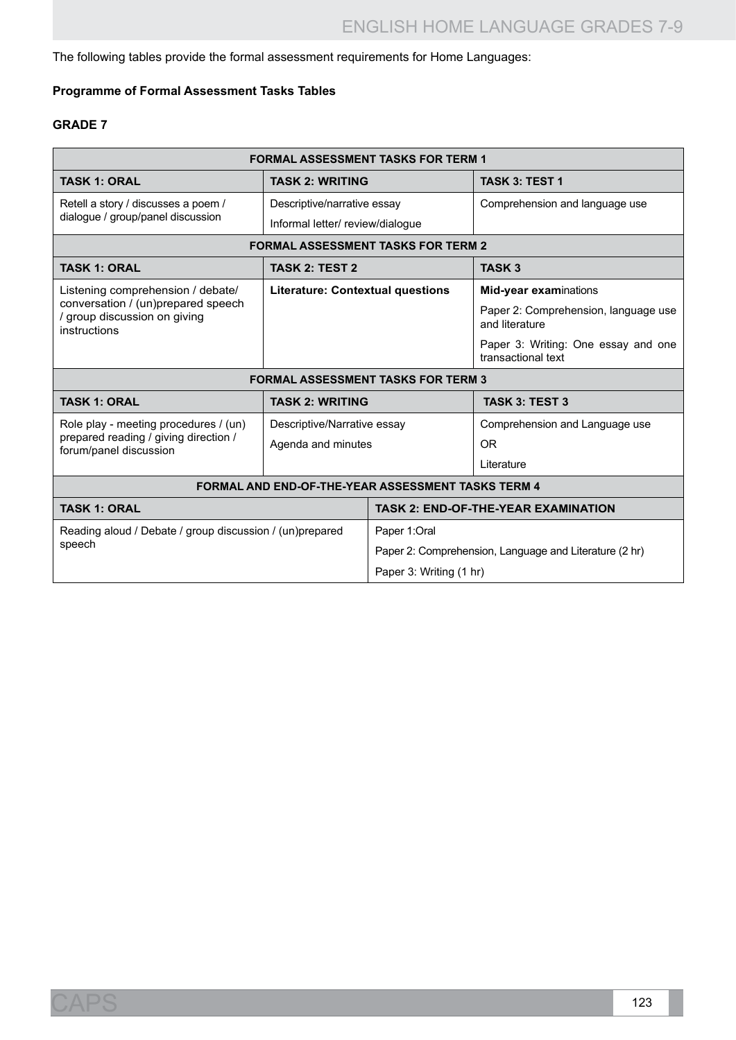The following tables provide the formal assessment requirements for Home Languages:

**Programme of Formal Assessment Tasks Tables**

**GRADE 7**

| **FORMAL ASSESSMENT TASKS FOR TERM 1** | | |
|---|---|---|
| **TASK 1: ORAL** | **TASK 2: WRITING** | **TASK 3: TEST 1** |
| Retell a story / discusses a poem / dialogue / group/panel discussion | Descriptive/narrative essay<br>Informal letter/ review/dialogue | Comprehension and language use |
| **FORMAL ASSESSMENT TASKS FOR TERM 2** | | |
| **TASK 1: ORAL** | **TASK 2: TEST 2** | **TASK 3** |
| Listening comprehension / debate/ conversation / (un)prepared speech / group discussion on giving instructions | **Literature: Contextual questions** | **Mid-year exam**inations<br>Paper 2: Comprehension, language use and literature<br>Paper 3: Writing: One essay and one transactional text |
| **FORMAL ASSESSMENT TASKS FOR TERM 3** | | |
| **TASK 1: ORAL** | **TASK 2: WRITING** | **TASK 3: TEST 3** |
| Role play - meeting procedures / (un) prepared reading / giving direction / forum/panel discussion | Descriptive/Narrative essay<br>Agenda and minutes | Comprehension and Language use<br>OR<br>Literature |

| **FORMAL AND END-OF-THE-YEAR ASSESSMENT TASKS TERM 4** | |
|---|---|
| **TASK 1: ORAL** | **TASK 2: END-OF-THE-YEAR EXAMINATION** |
| Reading aloud / Debate / group discussion / (un)prepared speech | Paper 1:Oral<br>Paper 2: Comprehension, Language and Literature (2 hr)<br>Paper 3: Writing (1 hr) |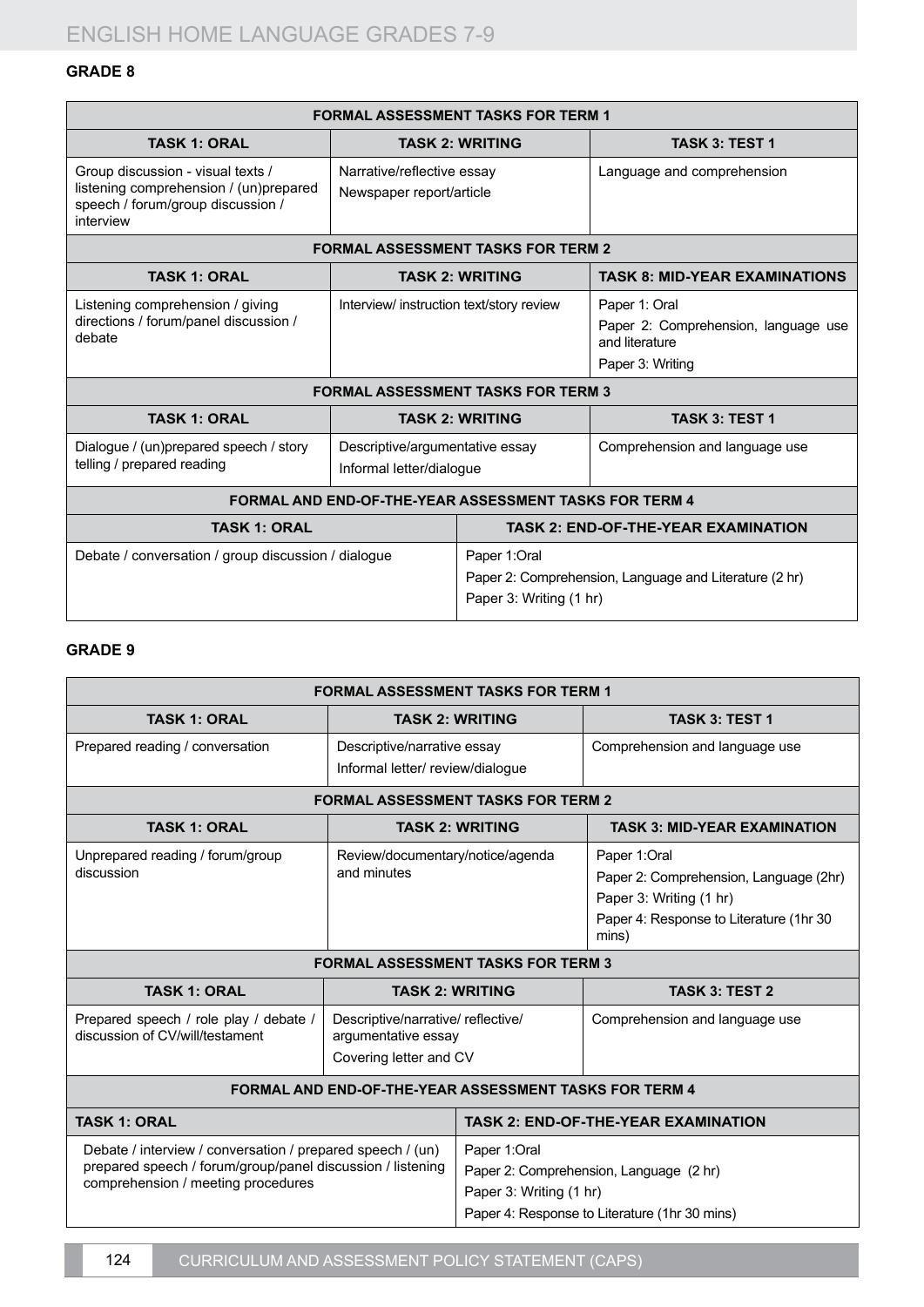## GRADE 8

| FORMAL ASSESSMENT TASKS FOR TERM 1 | | |
|---|---|---|
| **TASK 1: ORAL** | **TASK 2: WRITING** | **TASK 3: TEST 1** |
| Group discussion - visual texts / listening comprehension / (un)prepared speech / forum/group discussion / interview | Narrative/reflective essay<br>Newspaper report/article | Language and comprehension |
| **FORMAL ASSESSMENT TASKS FOR TERM 2** | | |
| **TASK 1: ORAL** | **TASK 2: WRITING** | **TASK 8: MID-YEAR EXAMINATIONS** |
| Listening comprehension / giving directions / forum/panel discussion / debate | Interview/ instruction text/story review | Paper 1: Oral<br>Paper 2: Comprehension, language use and literature<br>Paper 3: Writing |
| **FORMAL ASSESSMENT TASKS FOR TERM 3** | | |
| **TASK 1: ORAL** | **TASK 2: WRITING** | **TASK 3: TEST 1** |
| Dialogue / (un)prepared speech / story telling / prepared reading | Descriptive/argumentative essay<br>Informal letter/dialogue | Comprehension and language use |

| FORMAL AND END-OF-THE-YEAR ASSESSMENT TASKS FOR TERM 4 | |
|---|---|
| **TASK 1: ORAL** | **TASK 2: END-OF-THE-YEAR EXAMINATION** |
| Debate / conversation / group discussion / dialogue | Paper 1:Oral<br>Paper 2: Comprehension, Language and Literature (2 hr)<br>Paper 3: Writing (1 hr) |

## GRADE 9

| FORMAL ASSESSMENT TASKS FOR TERM 1 | | |
|---|---|---|
| **TASK 1: ORAL** | **TASK 2: WRITING** | **TASK 3: TEST 1** |
| Prepared reading / conversation | Descriptive/narrative essay<br>Informal letter/ review/dialogue | Comprehension and language use |
| **FORMAL ASSESSMENT TASKS FOR TERM 2** | | |
| **TASK 1: ORAL** | **TASK 2: WRITING** | **TASK 3: MID-YEAR EXAMINATION** |
| Unprepared reading / forum/group discussion | Review/documentary/notice/agenda and minutes | Paper 1:Oral<br>Paper 2: Comprehension, Language (2hr)<br>Paper 3: Writing (1 hr)<br>Paper 4: Response to Literature (1hr 30 mins) |
| **FORMAL ASSESSMENT TASKS FOR TERM 3** | | |
| **TASK 1: ORAL** | **TASK 2: WRITING** | **TASK 3: TEST 2** |
| Prepared speech / role play / debate / discussion of CV/will/testament | Descriptive/narrative/ reflective/ argumentative essay<br>Covering letter and CV | Comprehension and language use |

| FORMAL AND END-OF-THE-YEAR ASSESSMENT TASKS FOR TERM 4 | |
|---|---|
| **TASK 1: ORAL** | **TASK 2: END-OF-THE-YEAR EXAMINATION** |
| Debate / interview / conversation / prepared speech / (un) prepared speech / forum/group/panel discussion / listening comprehension / meeting procedures | Paper 1:Oral<br>Paper 2: Comprehension, Language (2 hr)<br>Paper 3: Writing (1 hr)<br>Paper 4: Response to Literature (1hr 30 mins) |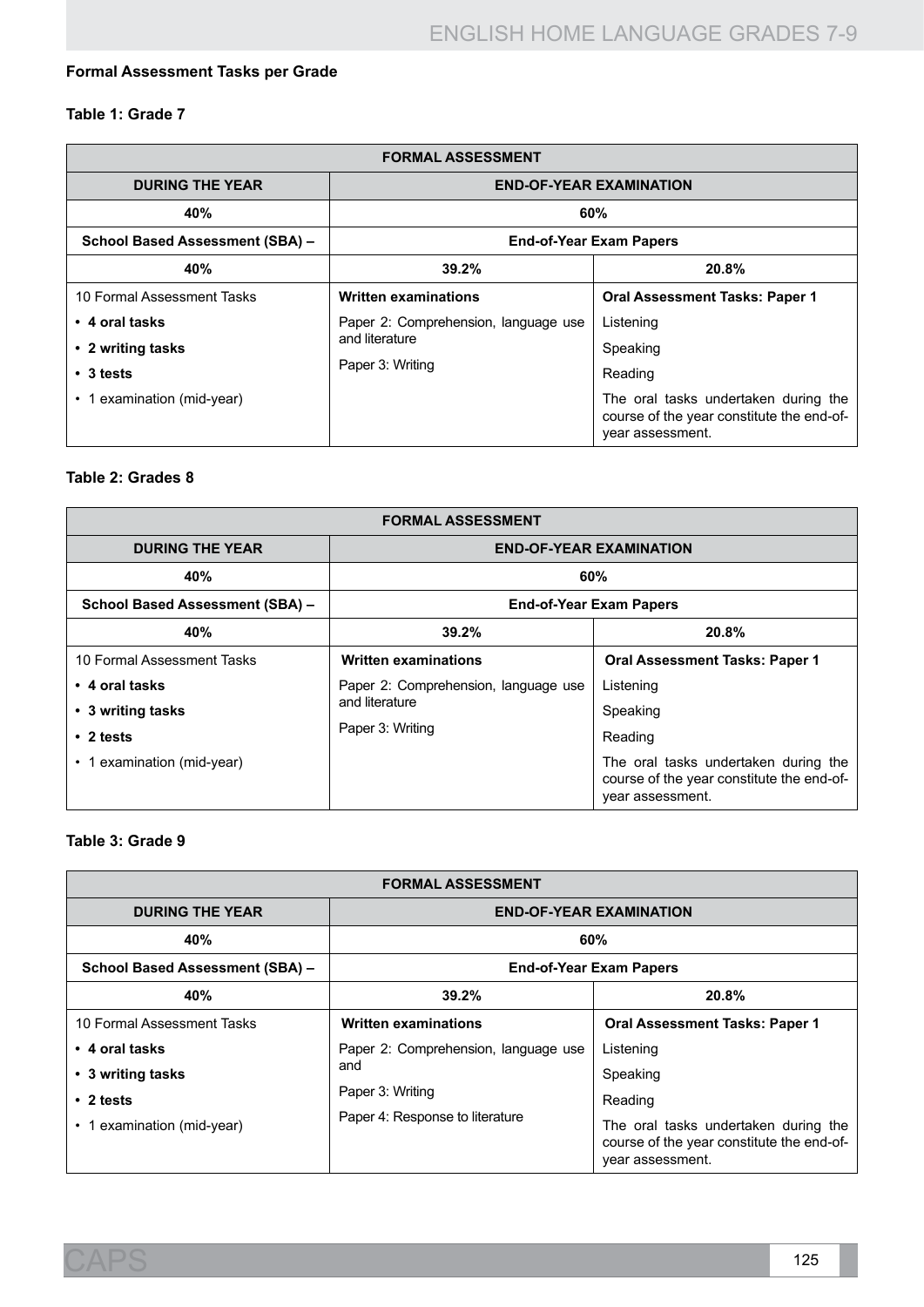### Formal Assessment Tasks per Grade

#### Table 1: Grade 7

| FORMAL ASSESSMENT | | |
|---|---|---|
| **DURING THE YEAR** | **END-OF-YEAR EXAMINATION** | |
| **40%** | **60%** | |
| **School Based Assessment (SBA) –** | **End-of-Year Exam Papers** | |
| **40%** | **39.2%** | **20.8%** |
| 10 Formal Assessment Tasks<br>• **4 oral tasks**<br>• **2 writing tasks**<br>• **3 tests**<br>• 1 examination (mid-year) | **Written examinations**<br>Paper 2: Comprehension, language use and literature<br>Paper 3: Writing | **Oral Assessment Tasks: Paper 1**<br>Listening<br>Speaking<br>Reading<br>The oral tasks undertaken during the course of the year constitute the end-of-year assessment. |

#### Table 2: Grades 8

| FORMAL ASSESSMENT | | |
|---|---|---|
| **DURING THE YEAR** | **END-OF-YEAR EXAMINATION** | |
| **40%** | **60%** | |
| **School Based Assessment (SBA) –** | **End-of-Year Exam Papers** | |
| **40%** | **39.2%** | **20.8%** |
| 10 Formal Assessment Tasks<br>• **4 oral tasks**<br>• **3 writing tasks**<br>• **2 tests**<br>• 1 examination (mid-year) | **Written examinations**<br>Paper 2: Comprehension, language use and literature<br>Paper 3: Writing | **Oral Assessment Tasks: Paper 1**<br>Listening<br>Speaking<br>Reading<br>The oral tasks undertaken during the course of the year constitute the end-of-year assessment. |

#### Table 3: Grade 9

| FORMAL ASSESSMENT | | |
|---|---|---|
| **DURING THE YEAR** | **END-OF-YEAR EXAMINATION** | |
| **40%** | **60%** | |
| **School Based Assessment (SBA) –** | **End-of-Year Exam Papers** | |
| **40%** | **39.2%** | **20.8%** |
| 10 Formal Assessment Tasks<br>• **4 oral tasks**<br>• **3 writing tasks**<br>• **2 tests**<br>• 1 examination (mid-year) | **Written examinations**<br>Paper 2: Comprehension, language use and<br>Paper 3: Writing<br>Paper 4: Response to literature | **Oral Assessment Tasks: Paper 1**<br>Listening<br>Speaking<br>Reading<br>The oral tasks undertaken during the course of the year constitute the end-of-year assessment. |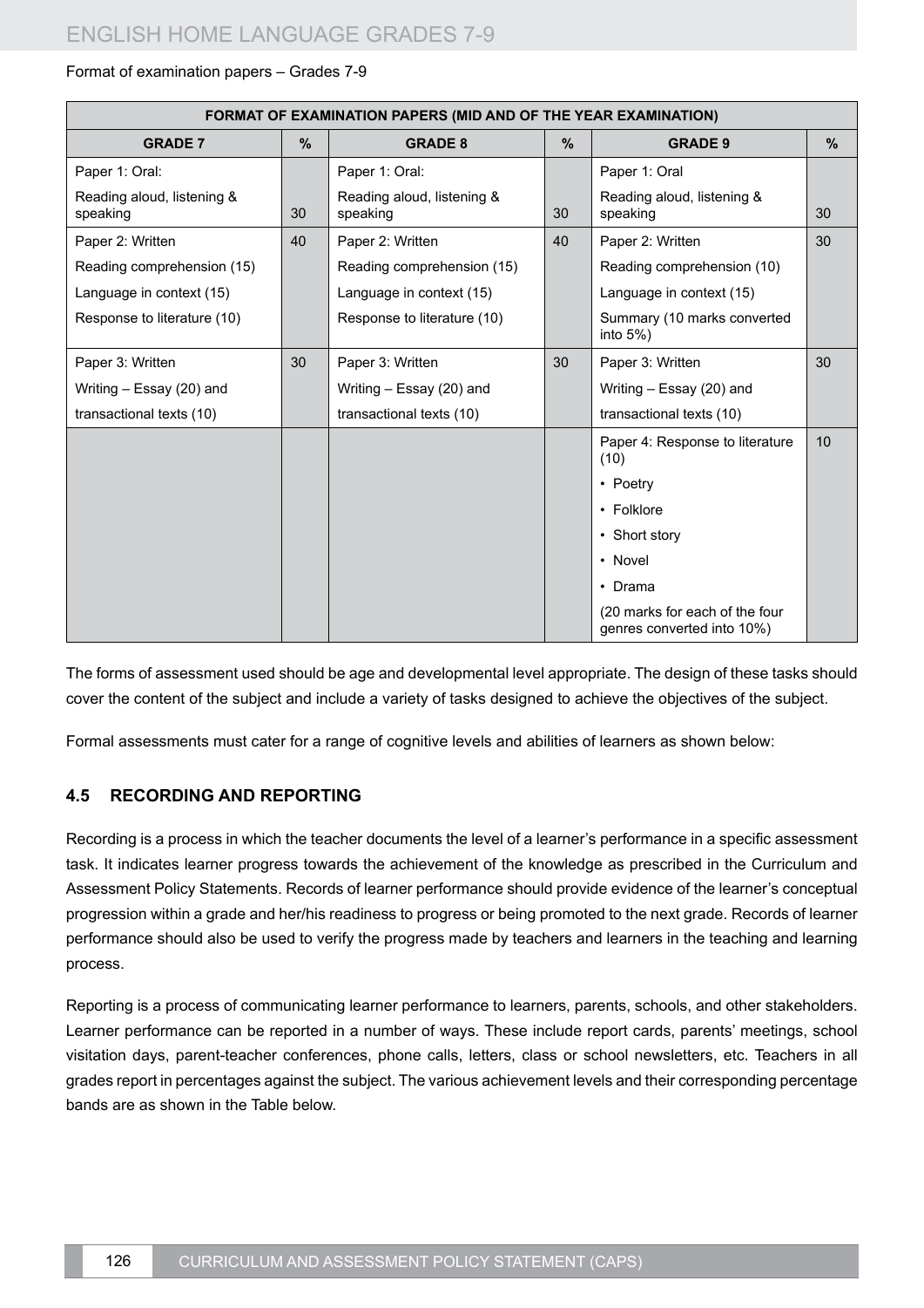Format of examination papers – Grades 7-9

| FORMAT OF EXAMINATION PAPERS (MID AND OF THE YEAR EXAMINATION) | | | | | |
|---|---|---|---|---|---|
| **GRADE 7** | **%** | **GRADE 8** | **%** | **GRADE 9** | **%** |
| Paper 1: Oral:<br>Reading aloud, listening & speaking | 30 | Paper 1: Oral:<br>Reading aloud, listening & speaking | 30 | Paper 1: Oral<br>Reading aloud, listening & speaking | 30 |
| Paper 2: Written<br>Reading comprehension (15)<br>Language in context (15)<br>Response to literature (10) | 40 | Paper 2: Written<br>Reading comprehension (15)<br>Language in context (15)<br>Response to literature (10) | 40 | Paper 2: Written<br>Reading comprehension (10)<br>Language in context (15)<br>Summary (10 marks converted into 5%) | 30 |
| Paper 3: Written<br>Writing – Essay (20) and<br>transactional texts (10) | 30 | Paper 3: Written<br>Writing – Essay (20) and<br>transactional texts (10) | 30 | Paper 3: Written<br>Writing – Essay (20) and<br>transactional texts (10) | 30 |
| | | | | Paper 4: Response to literature (10)<br>• Poetry<br>• Folklore<br>• Short story<br>• Novel<br>• Drama<br>(20 marks for each of the four genres converted into 10%) | 10 |

The forms of assessment used should be age and developmental level appropriate. The design of these tasks should cover the content of the subject and include a variety of tasks designed to achieve the objectives of the subject.

Formal assessments must cater for a range of cognitive levels and abilities of learners as shown below:

### 4.5 RECORDING AND REPORTING

Recording is a process in which the teacher documents the level of a learner's performance in a specific assessment task. It indicates learner progress towards the achievement of the knowledge as prescribed in the Curriculum and Assessment Policy Statements. Records of learner performance should provide evidence of the learner's conceptual progression within a grade and her/his readiness to progress or being promoted to the next grade. Records of learner performance should also be used to verify the progress made by teachers and learners in the teaching and learning process.

Reporting is a process of communicating learner performance to learners, parents, schools, and other stakeholders. Learner performance can be reported in a number of ways. These include report cards, parents' meetings, school visitation days, parent-teacher conferences, phone calls, letters, class or school newsletters, etc. Teachers in all grades report in percentages against the subject. The various achievement levels and their corresponding percentage bands are as shown in the Table below.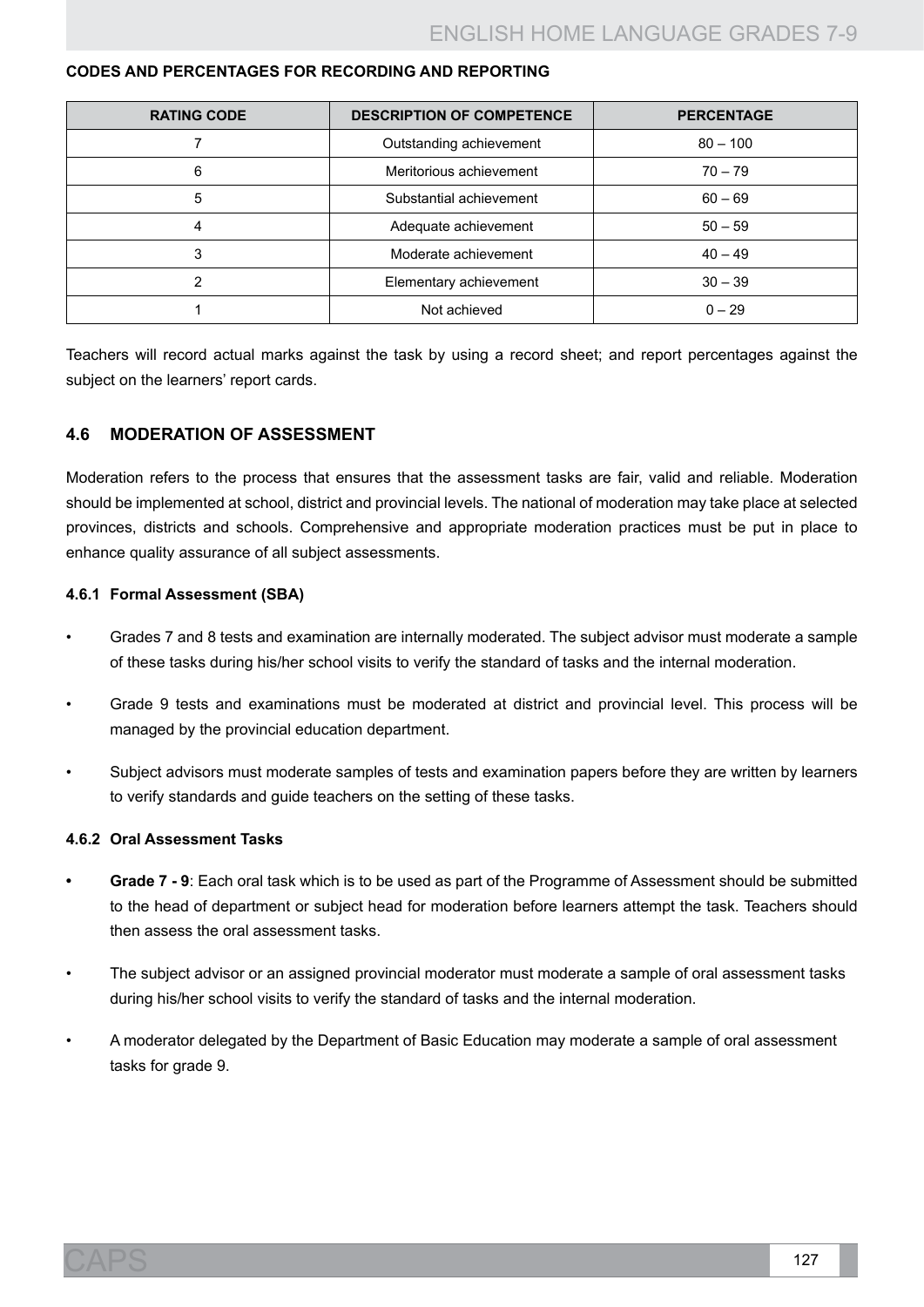**CODES AND PERCENTAGES FOR RECORDING AND REPORTING**

| RATING CODE | DESCRIPTION OF COMPETENCE | PERCENTAGE |
|---|---|---|
| 7 | Outstanding achievement | 80 – 100 |
| 6 | Meritorious achievement | 70 – 79 |
| 5 | Substantial achievement | 60 – 69 |
| 4 | Adequate achievement | 50 – 59 |
| 3 | Moderate achievement | 40 – 49 |
| 2 | Elementary achievement | 30 – 39 |
| 1 | Not achieved | 0 – 29 |

Teachers will record actual marks against the task by using a record sheet; and report percentages against the subject on the learners' report cards.

## 4.6 MODERATION OF ASSESSMENT

Moderation refers to the process that ensures that the assessment tasks are fair, valid and reliable. Moderation should be implemented at school, district and provincial levels. The national of moderation may take place at selected provinces, districts and schools. Comprehensive and appropriate moderation practices must be put in place to enhance quality assurance of all subject assessments.

### 4.6.1 Formal Assessment (SBA)

- Grades 7 and 8 tests and examination are internally moderated. The subject advisor must moderate a sample of these tasks during his/her school visits to verify the standard of tasks and the internal moderation.
- Grade 9 tests and examinations must be moderated at district and provincial level. This process will be managed by the provincial education department.
- Subject advisors must moderate samples of tests and examination papers before they are written by learners to verify standards and guide teachers on the setting of these tasks.

### 4.6.2 Oral Assessment Tasks

- **Grade 7 - 9**: Each oral task which is to be used as part of the Programme of Assessment should be submitted to the head of department or subject head for moderation before learners attempt the task. Teachers should then assess the oral assessment tasks.
- The subject advisor or an assigned provincial moderator must moderate a sample of oral assessment tasks during his/her school visits to verify the standard of tasks and the internal moderation.
- A moderator delegated by the Department of Basic Education may moderate a sample of oral assessment tasks for grade 9.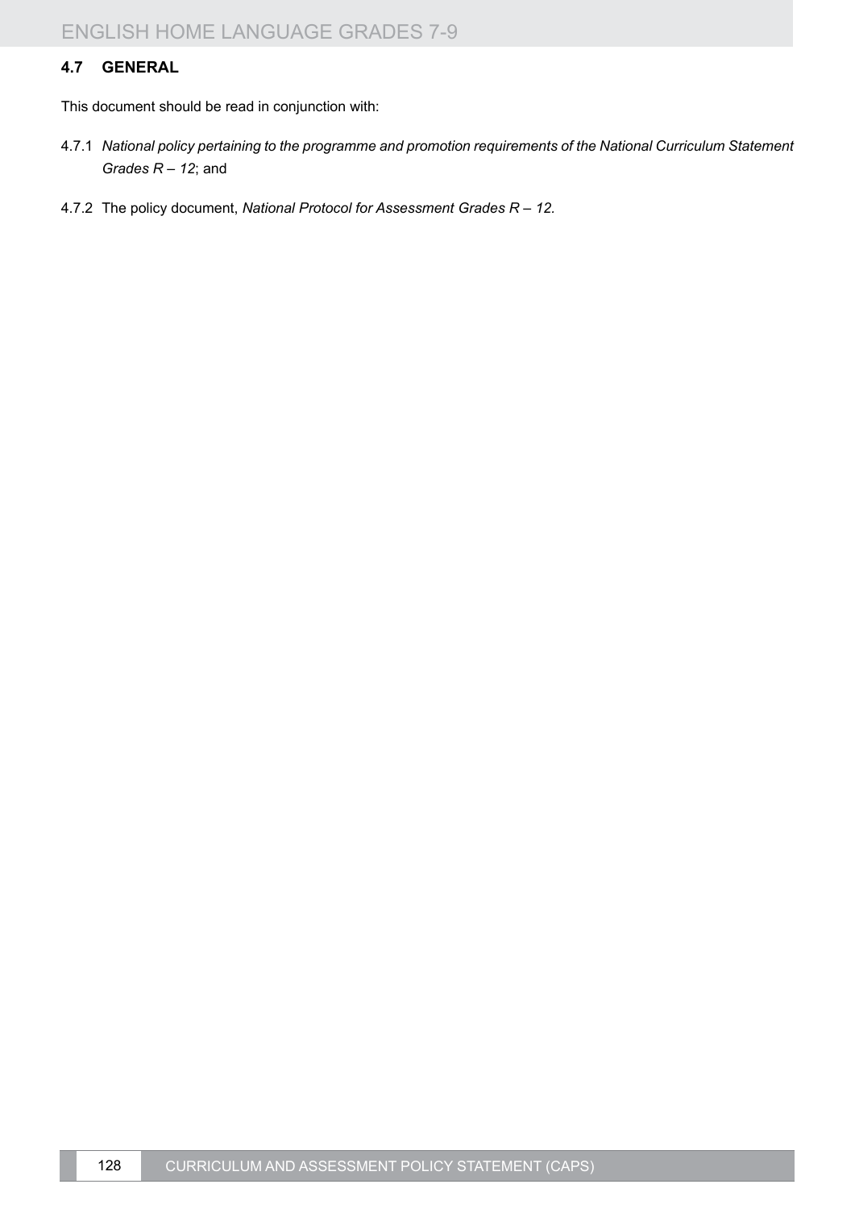## 4.7 GENERAL

This document should be read in conjunction with:

4.7.1 *National policy pertaining to the programme and promotion requirements of the National Curriculum Statement Grades R – 12*; and

4.7.2 The policy document, *National Protocol for Assessment Grades R – 12.*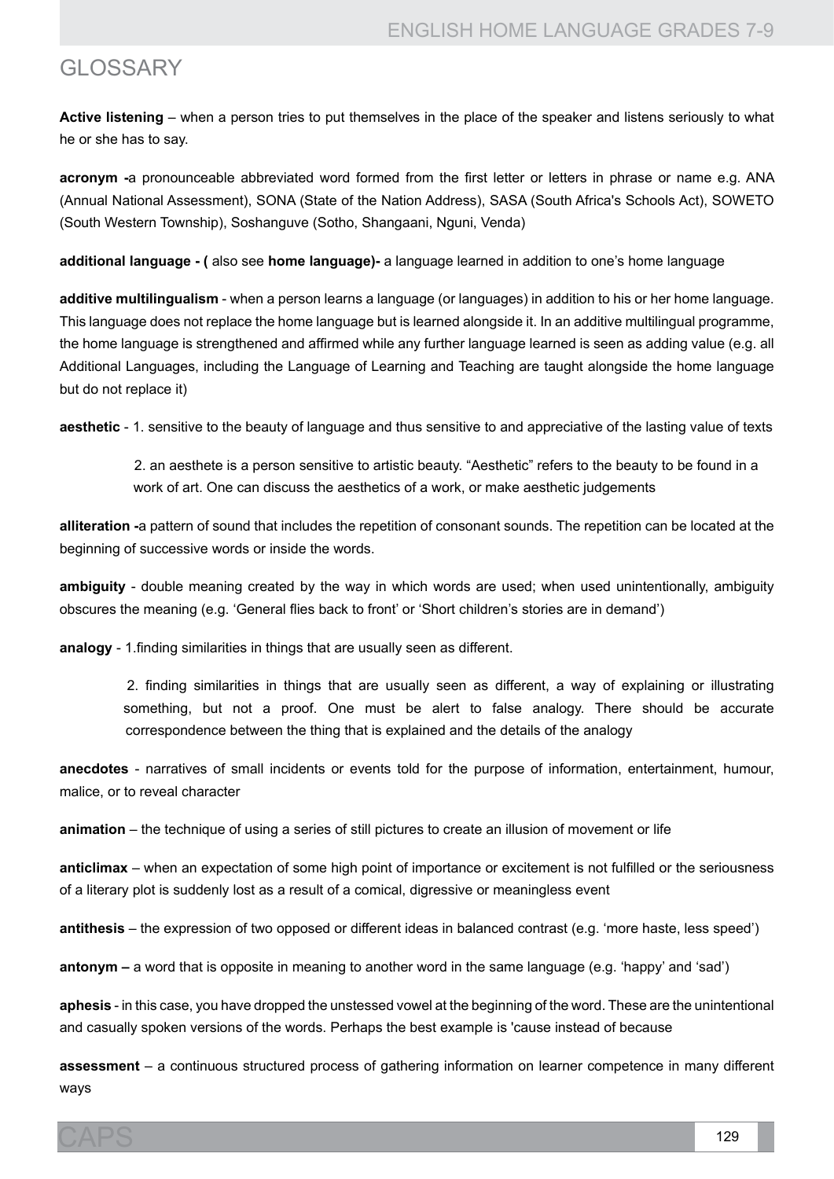# GLOSSARY

**Active listening** – when a person tries to put themselves in the place of the speaker and listens seriously to what he or she has to say.

**acronym -**a pronounceable abbreviated word formed from the first letter or letters in phrase or name e.g. ANA (Annual National Assessment), SONA (State of the Nation Address), SASA (South Africa's Schools Act), SOWETO (South Western Township), Soshanguve (Sotho, Shangaani, Nguni, Venda)

**additional language - (** also see **home language)-** a language learned in addition to one's home language

**additive multilingualism** - when a person learns a language (or languages) in addition to his or her home language. This language does not replace the home language but is learned alongside it. In an additive multilingual programme, the home language is strengthened and affirmed while any further language learned is seen as adding value (e.g. all Additional Languages, including the Language of Learning and Teaching are taught alongside the home language but do not replace it)

**aesthetic** - 1. sensitive to the beauty of language and thus sensitive to and appreciative of the lasting value of texts

2. an aesthete is a person sensitive to artistic beauty. "Aesthetic" refers to the beauty to be found in a work of art. One can discuss the aesthetics of a work, or make aesthetic judgements

**alliteration -**a pattern of sound that includes the repetition of consonant sounds. The repetition can be located at the beginning of successive words or inside the words.

**ambiguity** - double meaning created by the way in which words are used; when used unintentionally, ambiguity obscures the meaning (e.g. 'General flies back to front' or 'Short children's stories are in demand')

**analogy** - 1.finding similarities in things that are usually seen as different.

2. finding similarities in things that are usually seen as different, a way of explaining or illustrating something, but not a proof. One must be alert to false analogy. There should be accurate correspondence between the thing that is explained and the details of the analogy

**anecdotes** - narratives of small incidents or events told for the purpose of information, entertainment, humour, malice, or to reveal character

**animation** – the technique of using a series of still pictures to create an illusion of movement or life

**anticlimax** – when an expectation of some high point of importance or excitement is not fulfilled or the seriousness of a literary plot is suddenly lost as a result of a comical, digressive or meaningless event

**antithesis** – the expression of two opposed or different ideas in balanced contrast (e.g. 'more haste, less speed')

**antonym –** a word that is opposite in meaning to another word in the same language (e.g. 'happy' and 'sad')

**aphesis** - in this case, you have dropped the unstessed vowel at the beginning of the word. These are the unintentional and casually spoken versions of the words. Perhaps the best example is 'cause instead of because

**assessment** – a continuous structured process of gathering information on learner competence in many different ways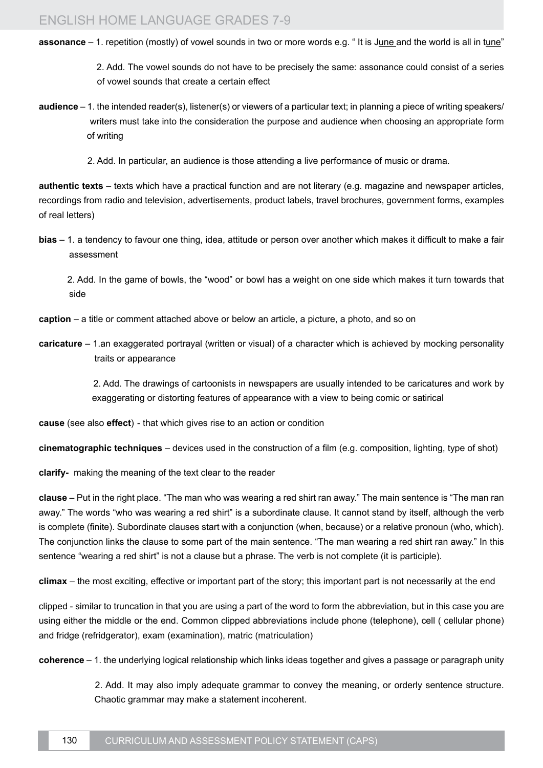**assonance** – 1. repetition (mostly) of vowel sounds in two or more words e.g. " It is June and the world is all in tune"

2. Add. The vowel sounds do not have to be precisely the same: assonance could consist of a series of vowel sounds that create a certain effect

**audience** – 1. the intended reader(s), listener(s) or viewers of a particular text; in planning a piece of writing speakers/ writers must take into the consideration the purpose and audience when choosing an appropriate form of writing

2. Add. In particular, an audience is those attending a live performance of music or drama.

**authentic texts** – texts which have a practical function and are not literary (e.g. magazine and newspaper articles, recordings from radio and television, advertisements, product labels, travel brochures, government forms, examples of real letters)

**bias** – 1. a tendency to favour one thing, idea, attitude or person over another which makes it difficult to make a fair assessment

2. Add. In the game of bowls, the "wood" or bowl has a weight on one side which makes it turn towards that side

**caption** – a title or comment attached above or below an article, a picture, a photo, and so on

**caricature** – 1.an exaggerated portrayal (written or visual) of a character which is achieved by mocking personality traits or appearance

2. Add. The drawings of cartoonists in newspapers are usually intended to be caricatures and work by exaggerating or distorting features of appearance with a view to being comic or satirical

**cause** (see also **effect**) - that which gives rise to an action or condition

**cinematographic techniques** – devices used in the construction of a film (e.g. composition, lighting, type of shot)

**clarify-** making the meaning of the text clear to the reader

**clause** – Put in the right place. "The man who was wearing a red shirt ran away." The main sentence is "The man ran away." The words "who was wearing a red shirt" is a subordinate clause. It cannot stand by itself, although the verb is complete (finite). Subordinate clauses start with a conjunction (when, because) or a relative pronoun (who, which). The conjunction links the clause to some part of the main sentence. "The man wearing a red shirt ran away." In this sentence "wearing a red shirt" is not a clause but a phrase. The verb is not complete (it is participle).

**climax** – the most exciting, effective or important part of the story; this important part is not necessarily at the end

clipped - similar to truncation in that you are using a part of the word to form the abbreviation, but in this case you are using either the middle or the end. Common clipped abbreviations include phone (telephone), cell ( cellular phone) and fridge (refridgerator), exam (examination), matric (matriculation)

**coherence** – 1. the underlying logical relationship which links ideas together and gives a passage or paragraph unity

2. Add. It may also imply adequate grammar to convey the meaning, or orderly sentence structure. Chaotic grammar may make a statement incoherent.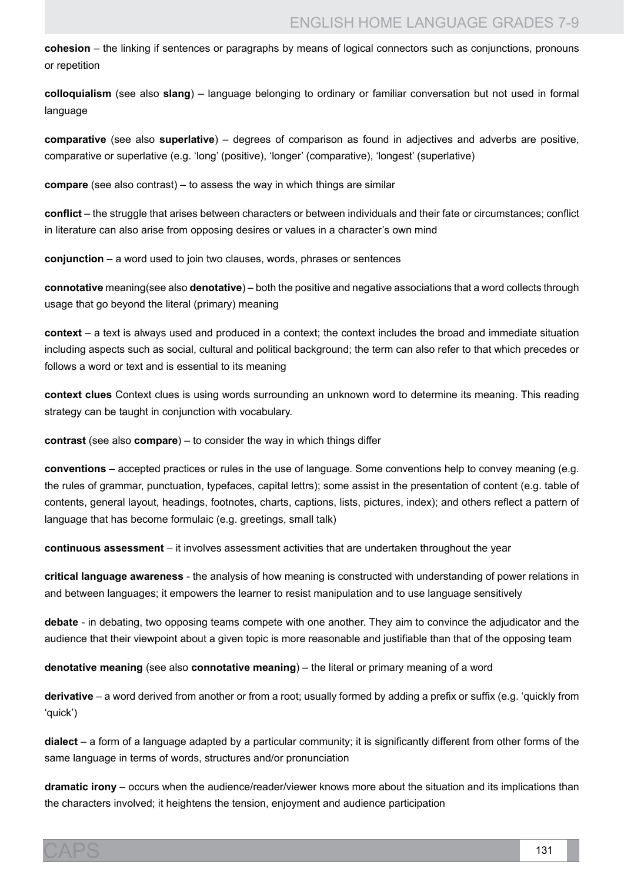**cohesion** – the linking if sentences or paragraphs by means of logical connectors such as conjunctions, pronouns or repetition

**colloquialism** (see also **slang**) – language belonging to ordinary or familiar conversation but not used in formal language

**comparative** (see also **superlative**) – degrees of comparison as found in adjectives and adverbs are positive, comparative or superlative (e.g. 'long' (positive), 'longer' (comparative), 'longest' (superlative)

**compare** (see also contrast) – to assess the way in which things are similar

**conflict** – the struggle that arises between characters or between individuals and their fate or circumstances; conflict in literature can also arise from opposing desires or values in a character's own mind

**conjunction** – a word used to join two clauses, words, phrases or sentences

**connotative** meaning(see also **denotative**) – both the positive and negative associations that a word collects through usage that go beyond the literal (primary) meaning

**context** – a text is always used and produced in a context; the context includes the broad and immediate situation including aspects such as social, cultural and political background; the term can also refer to that which precedes or follows a word or text and is essential to its meaning

**context clues** Context clues is using words surrounding an unknown word to determine its meaning. This reading strategy can be taught in conjunction with vocabulary.

**contrast** (see also **compare**) – to consider the way in which things differ

**conventions** – accepted practices or rules in the use of language. Some conventions help to convey meaning (e.g. the rules of grammar, punctuation, typefaces, capital lettrs); some assist in the presentation of content (e.g. table of contents, general layout, headings, footnotes, charts, captions, lists, pictures, index); and others reflect a pattern of language that has become formulaic (e.g. greetings, small talk)

**continuous assessment** – it involves assessment activities that are undertaken throughout the year

**critical language awareness** - the analysis of how meaning is constructed with understanding of power relations in and between languages; it empowers the learner to resist manipulation and to use language sensitively

**debate** - in debating, two opposing teams compete with one another. They aim to convince the adjudicator and the audience that their viewpoint about a given topic is more reasonable and justifiable than that of the opposing team

**denotative meaning** (see also **connotative meaning**) – the literal or primary meaning of a word

**derivative** – a word derived from another or from a root; usually formed by adding a prefix or suffix (e.g. 'quickly from 'quick')

**dialect** – a form of a language adapted by a particular community; it is significantly different from other forms of the same language in terms of words, structures and/or pronunciation

**dramatic irony** – occurs when the audience/reader/viewer knows more about the situation and its implications than the characters involved; it heightens the tension, enjoyment and audience participation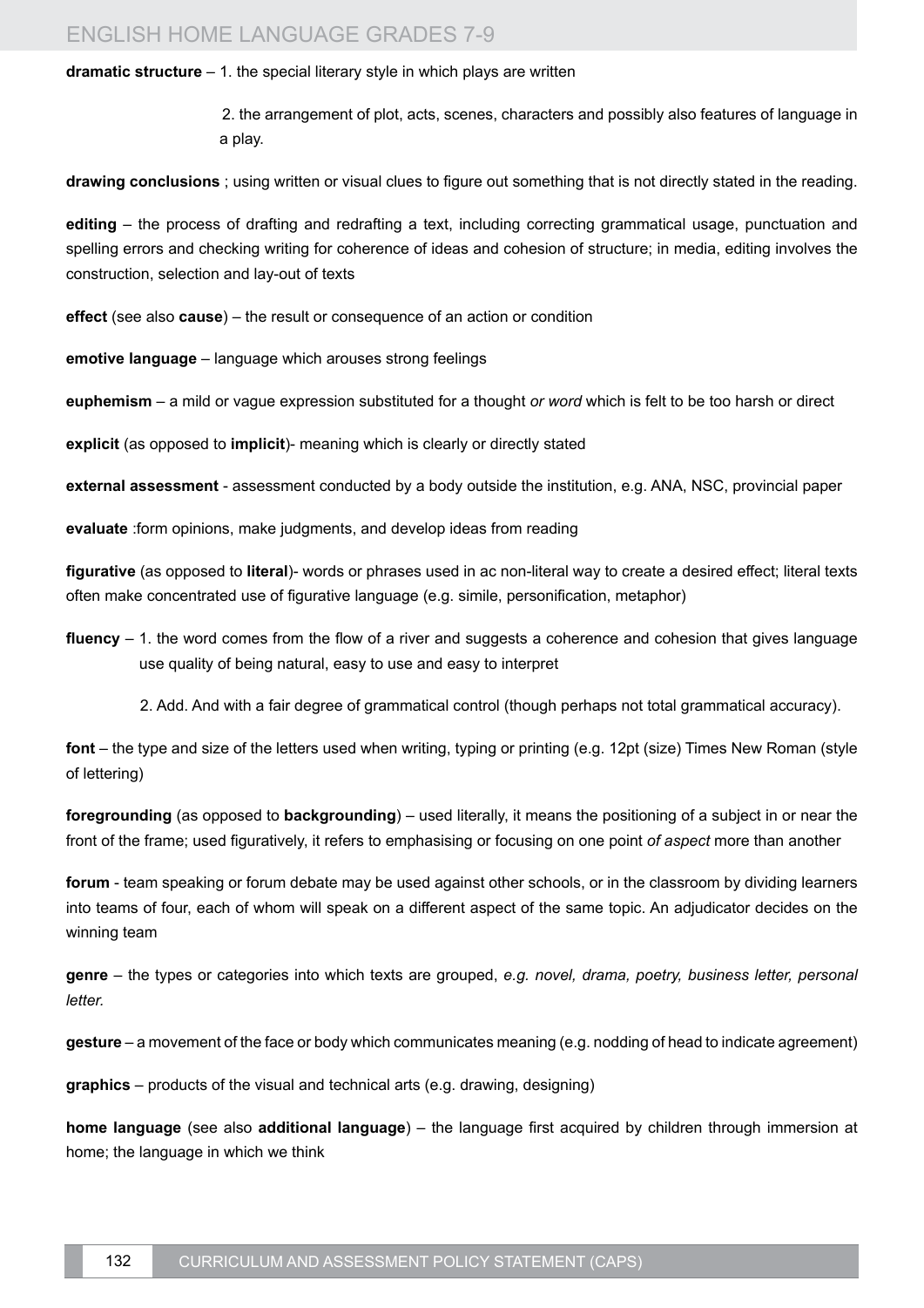**dramatic structure** – 1. the special literary style in which plays are written

2. the arrangement of plot, acts, scenes, characters and possibly also features of language in a play.

**drawing conclusions** ; using written or visual clues to figure out something that is not directly stated in the reading.

**editing** – the process of drafting and redrafting a text, including correcting grammatical usage, punctuation and spelling errors and checking writing for coherence of ideas and cohesion of structure; in media, editing involves the construction, selection and lay-out of texts

**effect** (see also **cause**) – the result or consequence of an action or condition

**emotive language** – language which arouses strong feelings

**euphemism** – a mild or vague expression substituted for a thought *or word* which is felt to be too harsh or direct

**explicit** (as opposed to **implicit**)- meaning which is clearly or directly stated

**external assessment** - assessment conducted by a body outside the institution, e.g. ANA, NSC, provincial paper

**evaluate** :form opinions, make judgments, and develop ideas from reading

**figurative** (as opposed to **literal**)- words or phrases used in ac non-literal way to create a desired effect; literal texts often make concentrated use of figurative language (e.g. simile, personification, metaphor)

**fluency** – 1. the word comes from the flow of a river and suggests a coherence and cohesion that gives language use quality of being natural, easy to use and easy to interpret

2. Add. And with a fair degree of grammatical control (though perhaps not total grammatical accuracy).

**font** – the type and size of the letters used when writing, typing or printing (e.g. 12pt (size) Times New Roman (style of lettering)

**foregrounding** (as opposed to **backgrounding**) – used literally, it means the positioning of a subject in or near the front of the frame; used figuratively, it refers to emphasising or focusing on one point *of aspect* more than another

**forum** - team speaking or forum debate may be used against other schools, or in the classroom by dividing learners into teams of four, each of whom will speak on a different aspect of the same topic. An adjudicator decides on the winning team

**genre** – the types or categories into which texts are grouped, *e.g. novel, drama, poetry, business letter, personal letter.*

**gesture** – a movement of the face or body which communicates meaning (e.g. nodding of head to indicate agreement)

**graphics** – products of the visual and technical arts (e.g. drawing, designing)

**home language** (see also **additional language**) – the language first acquired by children through immersion at home; the language in which we think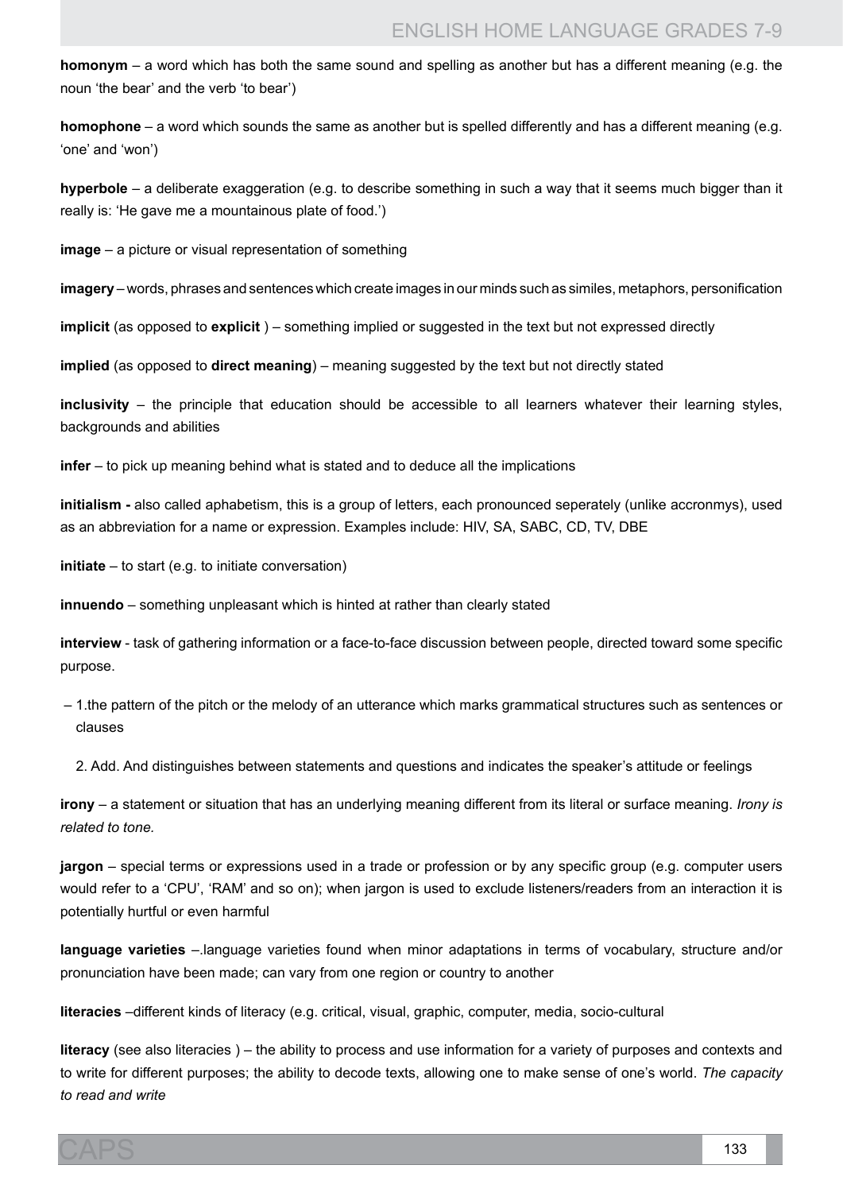**homonym** – a word which has both the same sound and spelling as another but has a different meaning (e.g. the noun 'the bear' and the verb 'to bear')

**homophone** – a word which sounds the same as another but is spelled differently and has a different meaning (e.g. 'one' and 'won')

**hyperbole** – a deliberate exaggeration (e.g. to describe something in such a way that it seems much bigger than it really is: 'He gave me a mountainous plate of food.')

**image** – a picture or visual representation of something

**imagery** – words, phrases and sentences which create images in our minds such as similes, metaphors, personification

**implicit** (as opposed to **explicit** ) – something implied or suggested in the text but not expressed directly

**implied** (as opposed to **direct meaning**) – meaning suggested by the text but not directly stated

**inclusivity** – the principle that education should be accessible to all learners whatever their learning styles, backgrounds and abilities

**infer** – to pick up meaning behind what is stated and to deduce all the implications

**initialism -** also called aphabetism, this is a group of letters, each pronounced seperately (unlike accronmys), used as an abbreviation for a name or expression. Examples include: HIV, SA, SABC, CD, TV, DBE

**initiate** – to start (e.g. to initiate conversation)

**innuendo** – something unpleasant which is hinted at rather than clearly stated

**interview** - task of gathering information or a face-to-face discussion between people, directed toward some specific purpose.

– 1.the pattern of the pitch or the melody of an utterance which marks grammatical structures such as sentences or clauses

2. Add. And distinguishes between statements and questions and indicates the speaker's attitude or feelings

**irony** – a statement or situation that has an underlying meaning different from its literal or surface meaning. *Irony is related to tone.*

**jargon** – special terms or expressions used in a trade or profession or by any specific group (e.g. computer users would refer to a 'CPU', 'RAM' and so on); when jargon is used to exclude listeners/readers from an interaction it is potentially hurtful or even harmful

**language varieties** –.language varieties found when minor adaptations in terms of vocabulary, structure and/or pronunciation have been made; can vary from one region or country to another

**literacies** –different kinds of literacy (e.g. critical, visual, graphic, computer, media, socio-cultural

**literacy** (see also literacies ) – the ability to process and use information for a variety of purposes and contexts and to write for different purposes; the ability to decode texts, allowing one to make sense of one's world. *The capacity to read and write*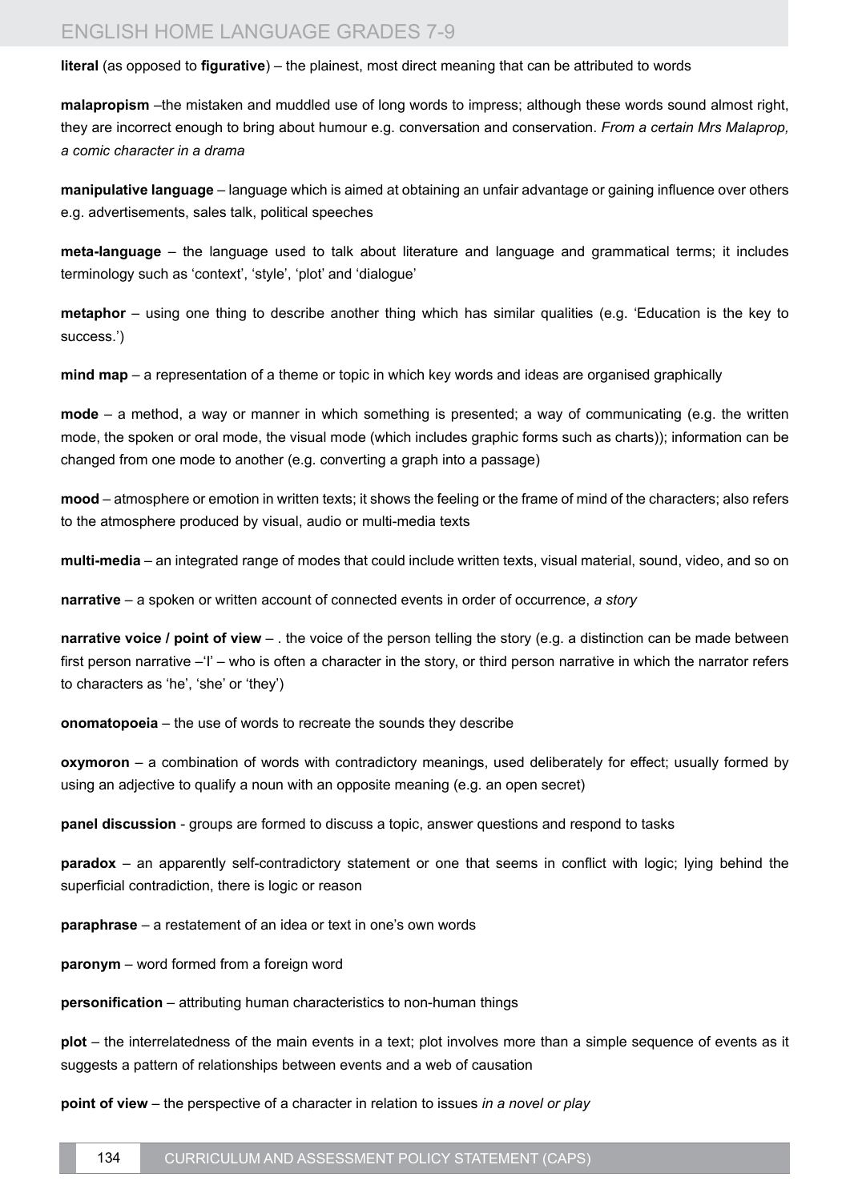**literal** (as opposed to **figurative**) – the plainest, most direct meaning that can be attributed to words

**malapropism** –the mistaken and muddled use of long words to impress; although these words sound almost right, they are incorrect enough to bring about humour e.g. conversation and conservation. *From a certain Mrs Malaprop, a comic character in a drama*

**manipulative language** – language which is aimed at obtaining an unfair advantage or gaining influence over others e.g. advertisements, sales talk, political speeches

**meta-language** – the language used to talk about literature and language and grammatical terms; it includes terminology such as 'context', 'style', 'plot' and 'dialogue'

**metaphor** – using one thing to describe another thing which has similar qualities (e.g. 'Education is the key to success.')

**mind map** – a representation of a theme or topic in which key words and ideas are organised graphically

**mode** – a method, a way or manner in which something is presented; a way of communicating (e.g. the written mode, the spoken or oral mode, the visual mode (which includes graphic forms such as charts)); information can be changed from one mode to another (e.g. converting a graph into a passage)

**mood** – atmosphere or emotion in written texts; it shows the feeling or the frame of mind of the characters; also refers to the atmosphere produced by visual, audio or multi-media texts

**multi-media** – an integrated range of modes that could include written texts, visual material, sound, video, and so on

**narrative** – a spoken or written account of connected events in order of occurrence, *a story*

**narrative voice / point of view** – . the voice of the person telling the story (e.g. a distinction can be made between first person narrative –'I' – who is often a character in the story, or third person narrative in which the narrator refers to characters as 'he', 'she' or 'they')

**onomatopoeia** – the use of words to recreate the sounds they describe

**oxymoron** – a combination of words with contradictory meanings, used deliberately for effect; usually formed by using an adjective to qualify a noun with an opposite meaning (e.g. an open secret)

**panel discussion** - groups are formed to discuss a topic, answer questions and respond to tasks

**paradox** – an apparently self-contradictory statement or one that seems in conflict with logic; lying behind the superficial contradiction, there is logic or reason

**paraphrase** – a restatement of an idea or text in one's own words

**paronym** – word formed from a foreign word

**personification** – attributing human characteristics to non-human things

**plot** – the interrelatedness of the main events in a text; plot involves more than a simple sequence of events as it suggests a pattern of relationships between events and a web of causation

**point of view** – the perspective of a character in relation to issues *in a novel or play*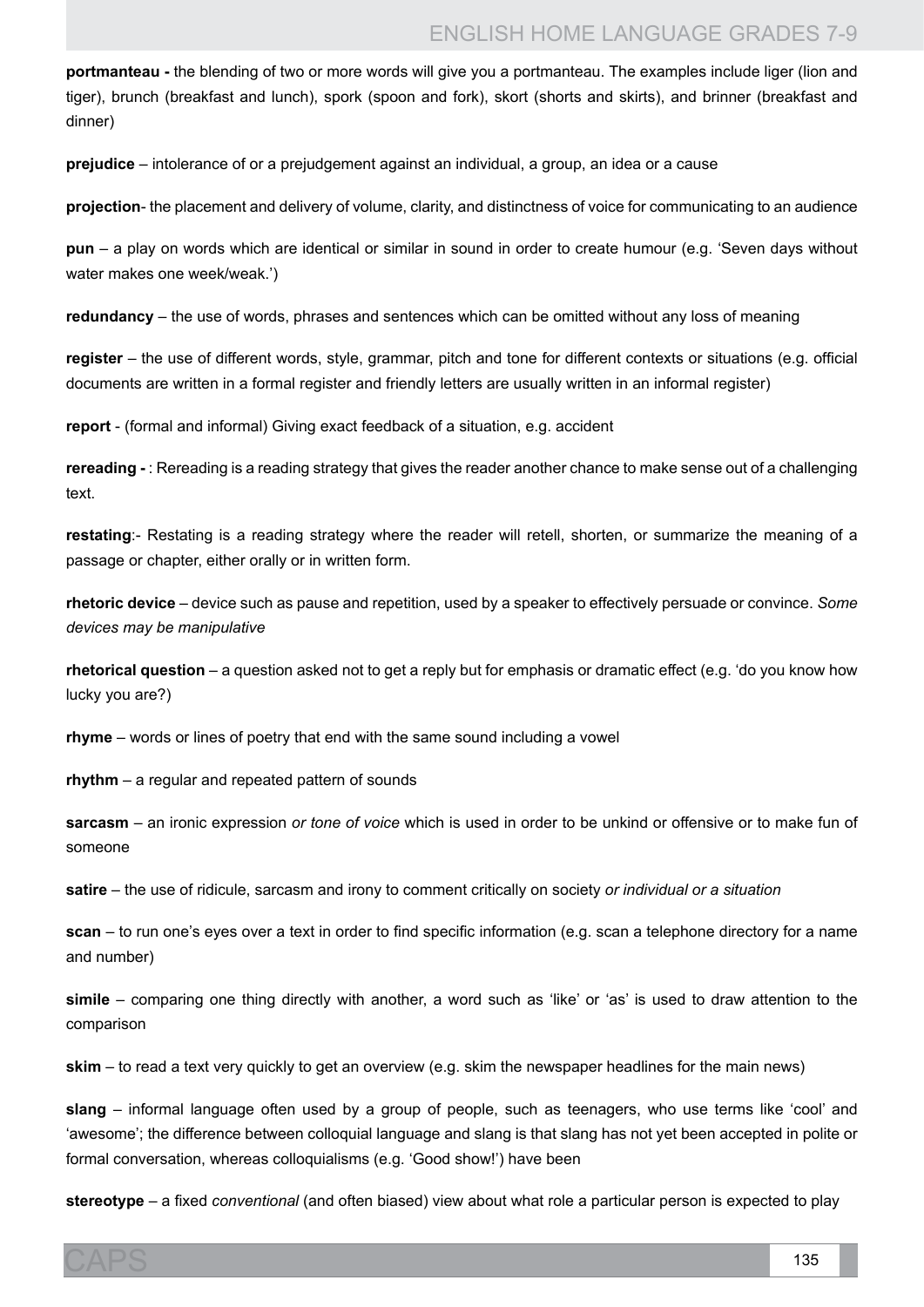**portmanteau -** the blending of two or more words will give you a portmanteau. The examples include liger (lion and tiger), brunch (breakfast and lunch), spork (spoon and fork), skort (shorts and skirts), and brinner (breakfast and dinner)

**prejudice** – intolerance of or a prejudgement against an individual, a group, an idea or a cause

**projection**- the placement and delivery of volume, clarity, and distinctness of voice for communicating to an audience

**pun** – a play on words which are identical or similar in sound in order to create humour (e.g. 'Seven days without water makes one week/weak.')

**redundancy** – the use of words, phrases and sentences which can be omitted without any loss of meaning

**register** – the use of different words, style, grammar, pitch and tone for different contexts or situations (e.g. official documents are written in a formal register and friendly letters are usually written in an informal register)

**report** - (formal and informal) Giving exact feedback of a situation, e.g. accident

**rereading -** : Rereading is a reading strategy that gives the reader another chance to make sense out of a challenging text.

**restating**:- Restating is a reading strategy where the reader will retell, shorten, or summarize the meaning of a passage or chapter, either orally or in written form.

**rhetoric device** – device such as pause and repetition, used by a speaker to effectively persuade or convince. *Some devices may be manipulative*

**rhetorical question** – a question asked not to get a reply but for emphasis or dramatic effect (e.g. 'do you know how lucky you are?)

**rhyme** – words or lines of poetry that end with the same sound including a vowel

**rhythm** – a regular and repeated pattern of sounds

**sarcasm** – an ironic expression *or tone of voice* which is used in order to be unkind or offensive or to make fun of someone

**satire** – the use of ridicule, sarcasm and irony to comment critically on society *or individual or a situation*

**scan** – to run one's eyes over a text in order to find specific information (e.g. scan a telephone directory for a name and number)

**simile** – comparing one thing directly with another, a word such as 'like' or 'as' is used to draw attention to the comparison

**skim** – to read a text very quickly to get an overview (e.g. skim the newspaper headlines for the main news)

**slang** – informal language often used by a group of people, such as teenagers, who use terms like 'cool' and 'awesome'; the difference between colloquial language and slang is that slang has not yet been accepted in polite or formal conversation, whereas colloquialisms (e.g. 'Good show!') have been

**stereotype** – a fixed *conventional* (and often biased) view about what role a particular person is expected to play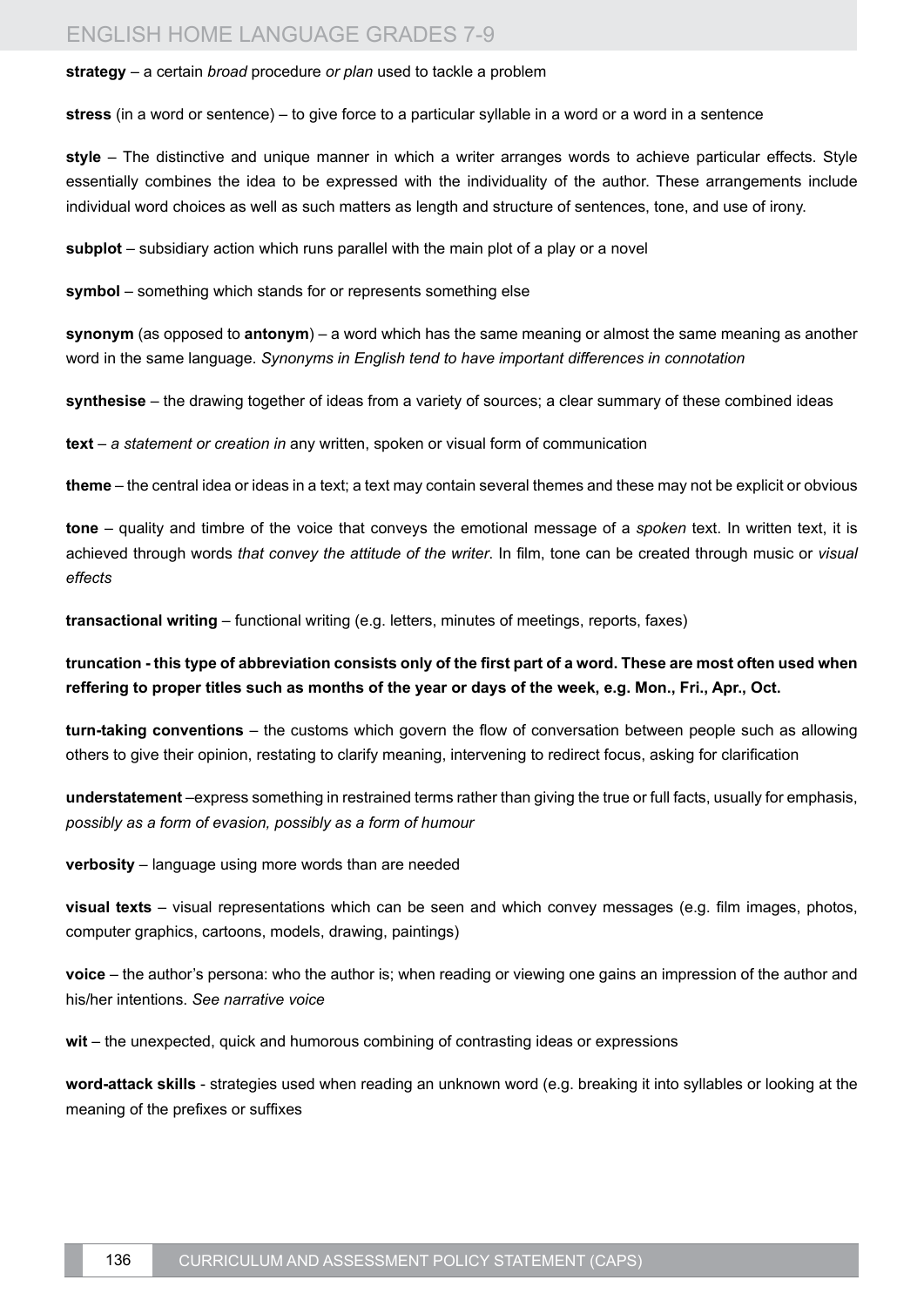**strategy** – a certain *broad* procedure *or plan* used to tackle a problem

**stress** (in a word or sentence) – to give force to a particular syllable in a word or a word in a sentence

**style** – The distinctive and unique manner in which a writer arranges words to achieve particular effects. Style essentially combines the idea to be expressed with the individuality of the author. These arrangements include individual word choices as well as such matters as length and structure of sentences, tone, and use of irony.

**subplot** – subsidiary action which runs parallel with the main plot of a play or a novel

**symbol** – something which stands for or represents something else

**synonym** (as opposed to **antonym**) – a word which has the same meaning or almost the same meaning as another word in the same language. *Synonyms in English tend to have important differences in connotation*

**synthesise** – the drawing together of ideas from a variety of sources; a clear summary of these combined ideas

**text** – *a statement or creation in* any written, spoken or visual form of communication

**theme** – the central idea or ideas in a text; a text may contain several themes and these may not be explicit or obvious

**tone** – quality and timbre of the voice that conveys the emotional message of a *spoken* text. In written text, it is achieved through words *that convey the attitude of the writer*. In film, tone can be created through music or *visual effects*

**transactional writing** – functional writing (e.g. letters, minutes of meetings, reports, faxes)

**truncation - this type of abbreviation consists only of the first part of a word. These are most often used when reffering to proper titles such as months of the year or days of the week, e.g. Mon., Fri., Apr., Oct.**

**turn-taking conventions** – the customs which govern the flow of conversation between people such as allowing others to give their opinion, restating to clarify meaning, intervening to redirect focus, asking for clarification

**understatement** –express something in restrained terms rather than giving the true or full facts, usually for emphasis, *possibly as a form of evasion, possibly as a form of humour*

**verbosity** – language using more words than are needed

**visual texts** – visual representations which can be seen and which convey messages (e.g. film images, photos, computer graphics, cartoons, models, drawing, paintings)

**voice** – the author's persona: who the author is; when reading or viewing one gains an impression of the author and his/her intentions. *See narrative voice*

**wit** – the unexpected, quick and humorous combining of contrasting ideas or expressions

**word-attack skills** - strategies used when reading an unknown word (e.g. breaking it into syllables or looking at the meaning of the prefixes or suffixes